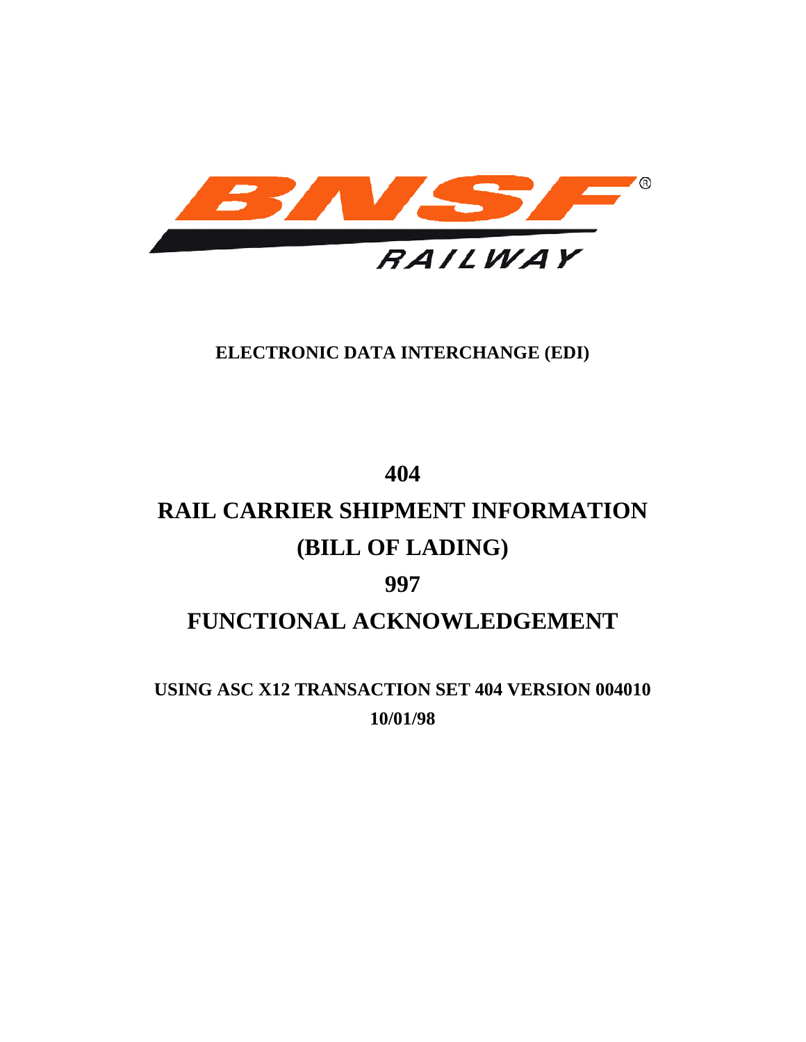BNSF RAILWAY

**ELECTRONIC DATA INTERCHANGE (EDI)**

# 404

# RAIL CARRIER SHIPMENT INFORMATION

# (BILL OF LADING)

# 997

# FUNCTIONAL ACKNOWLEDGEMENT

**USING ASC X12 TRANSACTION SET 404 VERSION 004010**

**10/01/98**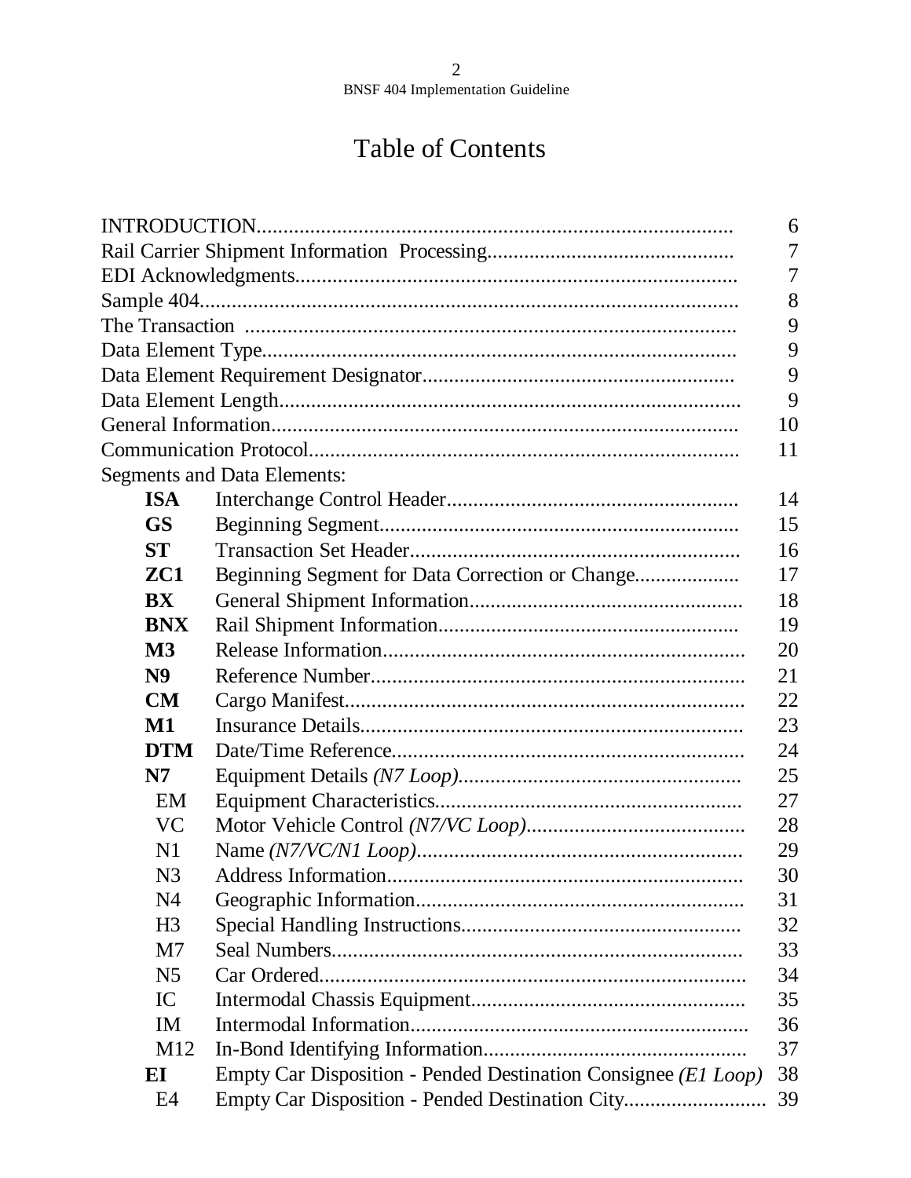# Table of Contents

| | | |
|---|---|---|
| INTRODUCTION | | 6 |
| Rail Carrier Shipment Information Processing | | 7 |
| EDI Acknowledgments | | 7 |
| Sample 404 | | 8 |
| The Transaction | | 9 |
| Data Element Type | | 9 |
| Data Element Requirement Designator | | 9 |
| Data Element Length | | 9 |
| General Information | | 10 |
| Communication Protocol | | 11 |
| Segments and Data Elements: | | |
| **ISA** | Interchange Control Header | 14 |
| **GS** | Beginning Segment | 15 |
| **ST** | Transaction Set Header | 16 |
| **ZC1** | Beginning Segment for Data Correction or Change | 17 |
| **BX** | General Shipment Information | 18 |
| **BNX** | Rail Shipment Information | 19 |
| **M3** | Release Information | 20 |
| **N9** | Reference Number | 21 |
| **CM** | Cargo Manifest | 22 |
| **M1** | Insurance Details | 23 |
| **DTM** | Date/Time Reference | 24 |
| **N7** | Equipment Details *(N7 Loop)* | 25 |
| EM | Equipment Characteristics | 27 |
| VC | Motor Vehicle Control *(N7/VC Loop)* | 28 |
| N1 | Name *(N7/VC/N1 Loop)* | 29 |
| N3 | Address Information | 30 |
| N4 | Geographic Information | 31 |
| H3 | Special Handling Instructions | 32 |
| M7 | Seal Numbers | 33 |
| N5 | Car Ordered | 34 |
| IC | Intermodal Chassis Equipment | 35 |
| IM | Intermodal Information | 36 |
| M12 | In-Bond Identifying Information | 37 |
| **EI** | Empty Car Disposition - Pended Destination Consignee *(E1 Loop)* | 38 |
| E4 | Empty Car Disposition - Pended Destination City | 39 |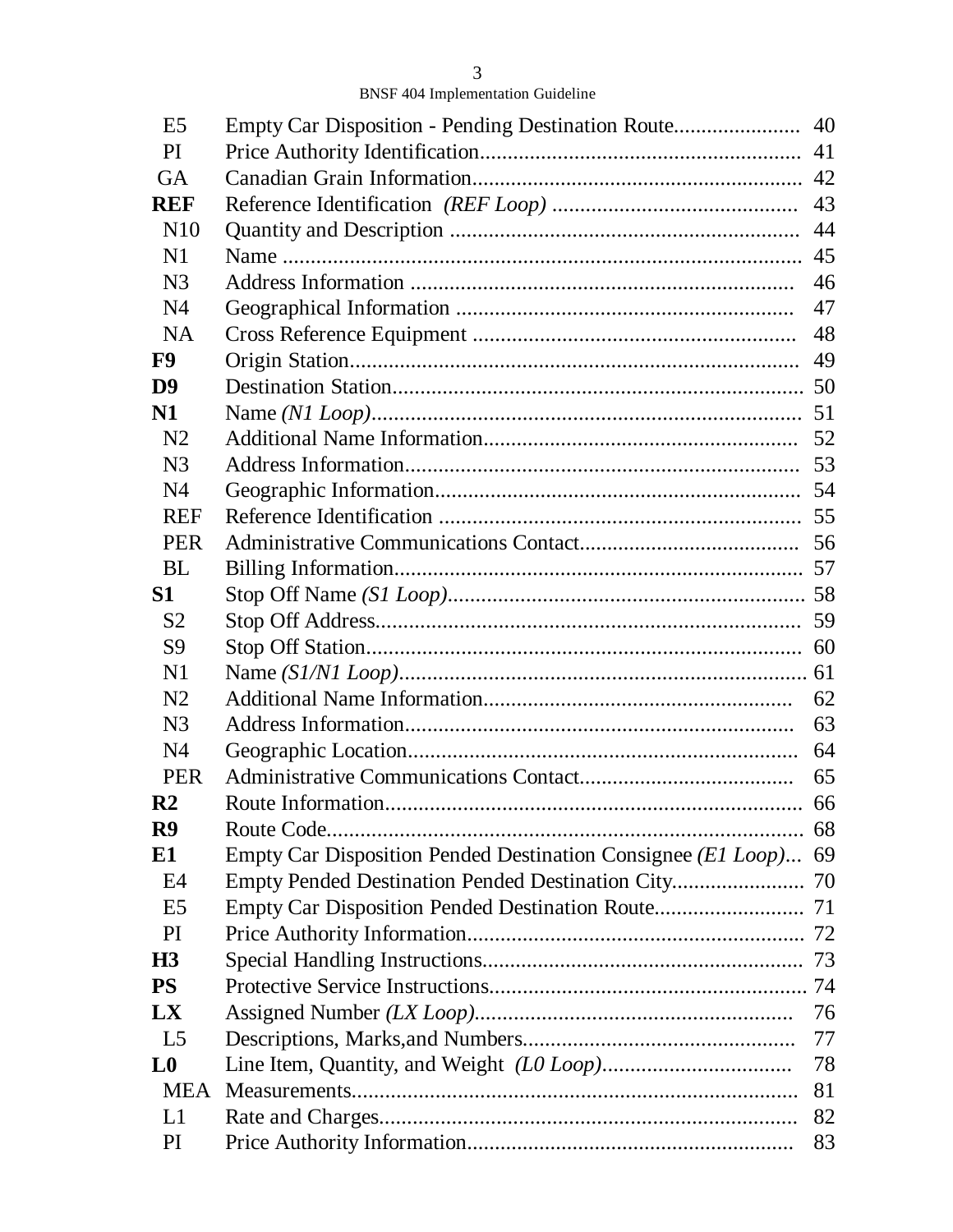| | | |
|---|---|---|
| E5 | Empty Car Disposition - Pending Destination Route | 40 |
| PI | Price Authority Identification | 41 |
| GA | Canadian Grain Information | 42 |
| **REF** | Reference Identification *(REF Loop)* | 43 |
| N10 | Quantity and Description | 44 |
| N1 | Name | 45 |
| N3 | Address Information | 46 |
| N4 | Geographical Information | 47 |
| NA | Cross Reference Equipment | 48 |
| **F9** | Origin Station | 49 |
| **D9** | Destination Station | 50 |
| **N1** | Name *(N1 Loop)* | 51 |
| N2 | Additional Name Information | 52 |
| N3 | Address Information | 53 |
| N4 | Geographic Information | 54 |
| REF | Reference Identification | 55 |
| PER | Administrative Communications Contact | 56 |
| BL | Billing Information | 57 |
| **S1** | Stop Off Name *(S1 Loop)* | 58 |
| S2 | Stop Off Address | 59 |
| S9 | Stop Off Station | 60 |
| N1 | Name *(S1/N1 Loop)* | 61 |
| N2 | Additional Name Information | 62 |
| N3 | Address Information | 63 |
| N4 | Geographic Location | 64 |
| PER | Administrative Communications Contact | 65 |
| **R2** | Route Information | 66 |
| **R9** | Route Code | 68 |
| **E1** | Empty Car Disposition Pended Destination Consignee *(E1 Loop)* | 69 |
| E4 | Empty Pended Destination Pended Destination City | 70 |
| E5 | Empty Car Disposition Pended Destination Route | 71 |
| PI | Price Authority Information | 72 |
| **H3** | Special Handling Instructions | 73 |
| **PS** | Protective Service Instructions | 74 |
| **LX** | Assigned Number *(LX Loop)* | 76 |
| L5 | Descriptions, Marks,and Numbers | 77 |
| **L0** | Line Item, Quantity, and Weight *(L0 Loop)* | 78 |
| MEA | Measurements | 81 |
| L1 | Rate and Charges | 82 |
| PI | Price Authority Information | 83 |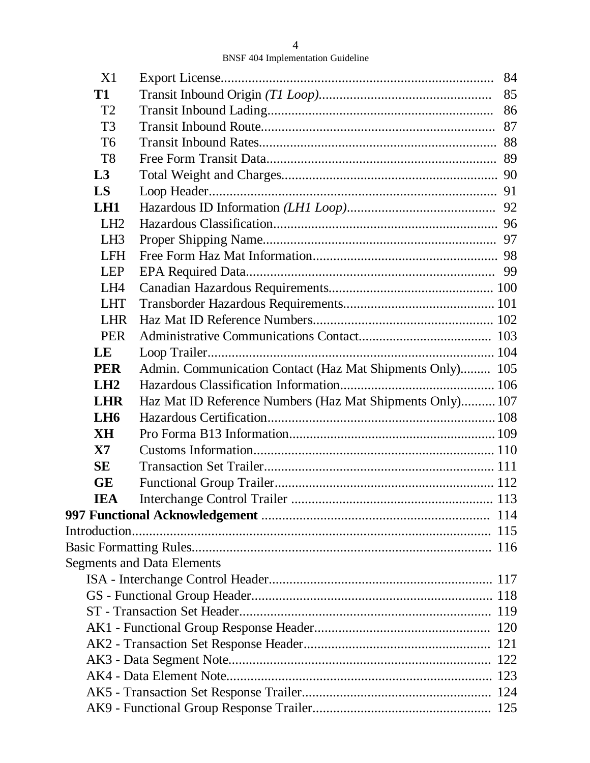| | | |
|---|---|---|
| X1 | Export License | 84 |
| **T1** | Transit Inbound Origin *(T1 Loop)* | 85 |
| T2 | Transit Inbound Lading | 86 |
| T3 | Transit Inbound Route | 87 |
| T6 | Transit Inbound Rates | 88 |
| T8 | Free Form Transit Data | 89 |
| **L3** | Total Weight and Charges | 90 |
| **LS** | Loop Header | 91 |
| **LH1** | Hazardous ID Information *(LH1 Loop)* | 92 |
| LH2 | Hazardous Classification | 96 |
| LH3 | Proper Shipping Name | 97 |
| LFH | Free Form Haz Mat Information | 98 |
| LEP | EPA Required Data | 99 |
| LH4 | Canadian Hazardous Requirements | 100 |
| LHT | Transborder Hazardous Requirements | 101 |
| LHR | Haz Mat ID Reference Numbers | 102 |
| PER | Administrative Communications Contact | 103 |
| **LE** | Loop Trailer | 104 |
| **PER** | Admin. Communication Contact (Haz Mat Shipments Only) | 105 |
| **LH2** | Hazardous Classification Information | 106 |
| **LHR** | Haz Mat ID Reference Numbers (Haz Mat Shipments Only) | 107 |
| **LH6** | Hazardous Certification | 108 |
| **XH** | Pro Forma B13 Information | 109 |
| **X7** | Customs Information | 110 |
| **SE** | Transaction Set Trailer | 111 |
| **GE** | Functional Group Trailer | 112 |
| **IEA** | Interchange Control Trailer | 113 |

**997 Functional Acknowledgement** ........ 114

Introduction ........ 115

Basic Formatting Rules ........ 116

Segments and Data Elements

- ISA - Interchange Control Header ........ 117
- GS - Functional Group Header ........ 118
- ST - Transaction Set Header ........ 119
- AK1 - Functional Group Response Header ........ 120
- AK2 - Transaction Set Response Header ........ 121
- AK3 - Data Segment Note ........ 122
- AK4 - Data Element Note ........ 123
- AK5 - Transaction Set Response Trailer ........ 124
- AK9 - Functional Group Response Trailer ........ 125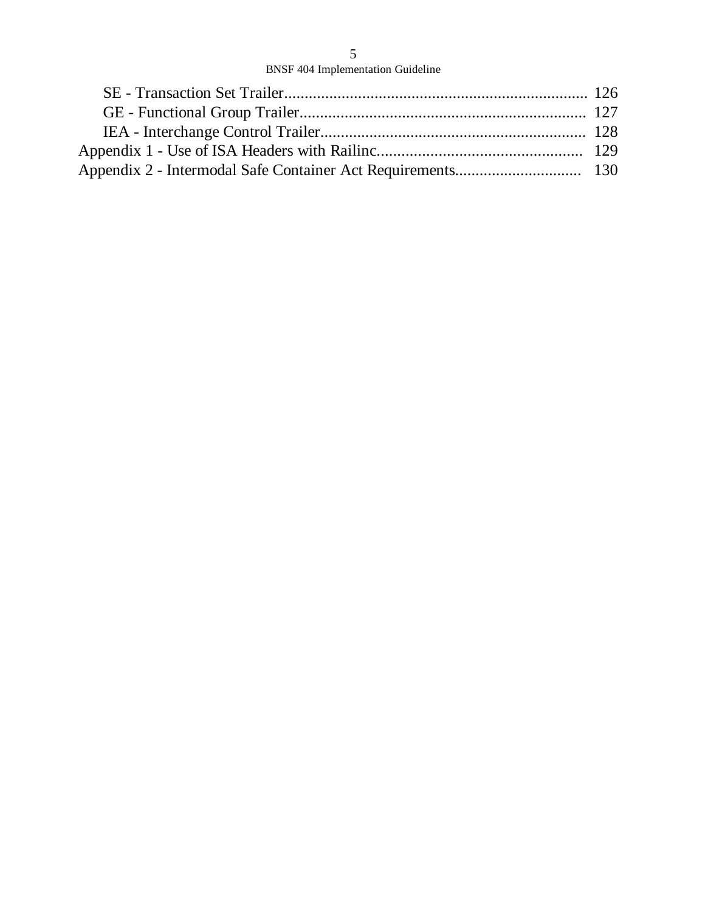SE - Transaction Set Trailer........................................................................ 126
GE - Functional Group Trailer..................................................................... 127
IEA - Interchange Control Trailer................................................................ 128
Appendix 1 - Use of ISA Headers with Railinc................................................. 129
Appendix 2 - Intermodal Safe Container Act Requirements.............................. 130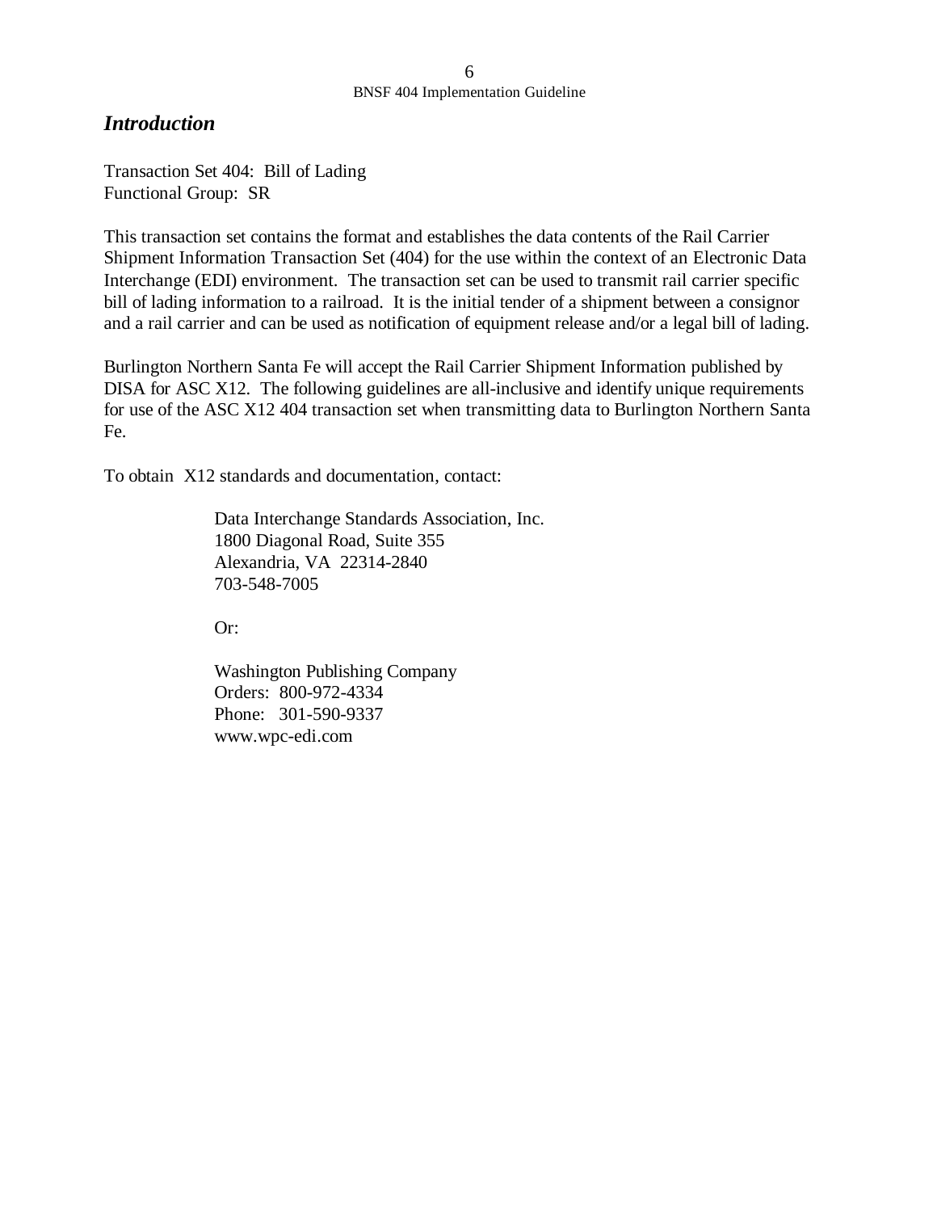## *Introduction*

Transaction Set 404: Bill of Lading
Functional Group: SR

This transaction set contains the format and establishes the data contents of the Rail Carrier Shipment Information Transaction Set (404) for the use within the context of an Electronic Data Interchange (EDI) environment. The transaction set can be used to transmit rail carrier specific bill of lading information to a railroad. It is the initial tender of a shipment between a consignor and a rail carrier and can be used as notification of equipment release and/or a legal bill of lading.

Burlington Northern Santa Fe will accept the Rail Carrier Shipment Information published by DISA for ASC X12. The following guidelines are all-inclusive and identify unique requirements for use of the ASC X12 404 transaction set when transmitting data to Burlington Northern Santa Fe.

To obtain X12 standards and documentation, contact:

> Data Interchange Standards Association, Inc.
> 1800 Diagonal Road, Suite 355
> Alexandria, VA 22314-2840
> 703-548-7005
>
> Or:
>
> Washington Publishing Company
> Orders: 800-972-4334
> Phone: 301-590-9337
> www.wpc-edi.com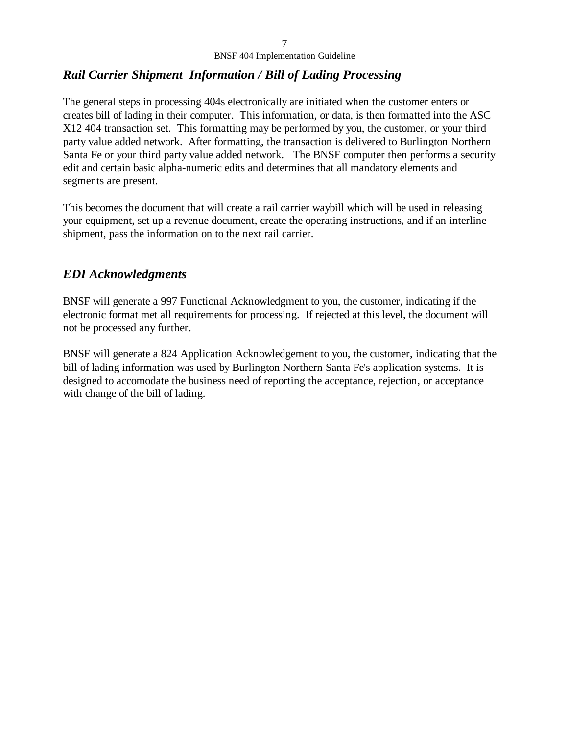## *Rail Carrier Shipment Information / Bill of Lading Processing*

The general steps in processing 404s electronically are initiated when the customer enters or creates bill of lading in their computer. This information, or data, is then formatted into the ASC X12 404 transaction set. This formatting may be performed by you, the customer, or your third party value added network. After formatting, the transaction is delivered to Burlington Northern Santa Fe or your third party value added network. The BNSF computer then performs a security edit and certain basic alpha-numeric edits and determines that all mandatory elements and segments are present.

This becomes the document that will create a rail carrier waybill which will be used in releasing your equipment, set up a revenue document, create the operating instructions, and if an interline shipment, pass the information on to the next rail carrier.

## *EDI Acknowledgments*

BNSF will generate a 997 Functional Acknowledgment to you, the customer, indicating if the electronic format met all requirements for processing. If rejected at this level, the document will not be processed any further.

BNSF will generate a 824 Application Acknowledgement to you, the customer, indicating that the bill of lading information was used by Burlington Northern Santa Fe's application systems. It is designed to accomodate the business need of reporting the acceptance, rejection, or acceptance with change of the bill of lading.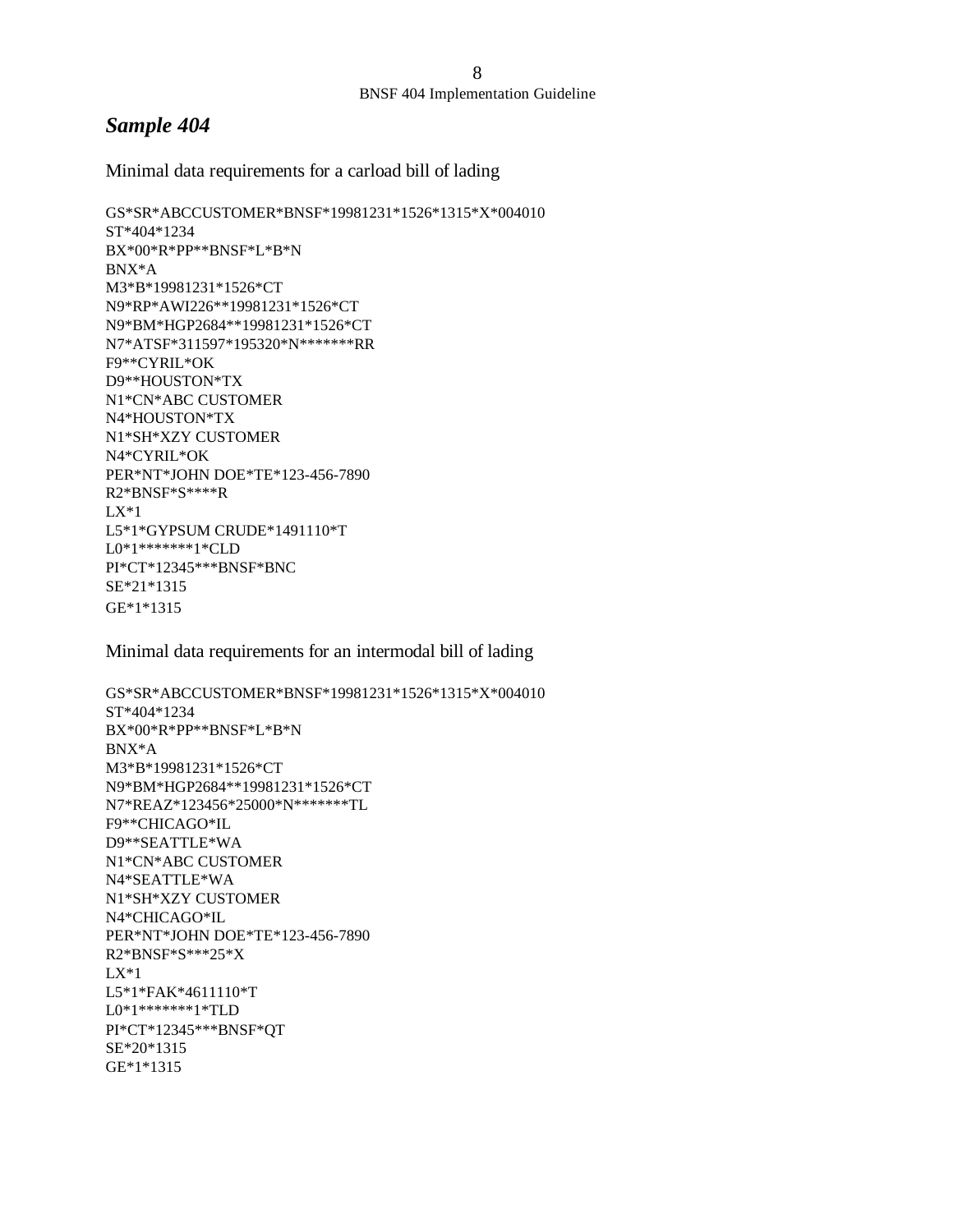## *Sample 404*

Minimal data requirements for a carload bill of lading

```
GS*SR*ABCCUSTOMER*BNSF*19981231*1526*1315*X*004010
ST*404*1234
BX*00*R*PP**BNSF*L*B*N
BNX*A
M3*B*19981231*1526*CT
N9*RP*AWI226**19981231*1526*CT
N9*BM*HGP2684**19981231*1526*CT
N7*ATSF*311597*195320*N*******RR
F9**CYRIL*OK
D9**HOUSTON*TX
N1*CN*ABC CUSTOMER
N4*HOUSTON*TX
N1*SH*XZY CUSTOMER
N4*CYRIL*OK
PER*NT*JOHN DOE*TE*123-456-7890
R2*BNSF*S****R
LX*1
L5*1*GYPSUM CRUDE*1491110*T
L0*1*******1*CLD
PI*CT*12345***BNSF*BNC
SE*21*1315
GE*1*1315
```

Minimal data requirements for an intermodal bill of lading

```
GS*SR*ABCCUSTOMER*BNSF*19981231*1526*1315*X*004010
ST*404*1234
BX*00*R*PP**BNSF*L*B*N
BNX*A
M3*B*19981231*1526*CT
N9*BM*HGP2684**19981231*1526*CT
N7*REAZ*123456*25000*N*******TL
F9**CHICAGO*IL
D9**SEATTLE*WA
N1*CN*ABC CUSTOMER
N4*SEATTLE*WA
N1*SH*XZY CUSTOMER
N4*CHICAGO*IL
PER*NT*JOHN DOE*TE*123-456-7890
R2*BNSF*S***25*X
LX*1
L5*1*FAK*4611110*T
L0*1*******1*TLD
PI*CT*12345***BNSF*QT
SE*20*1315
GE*1*1315
```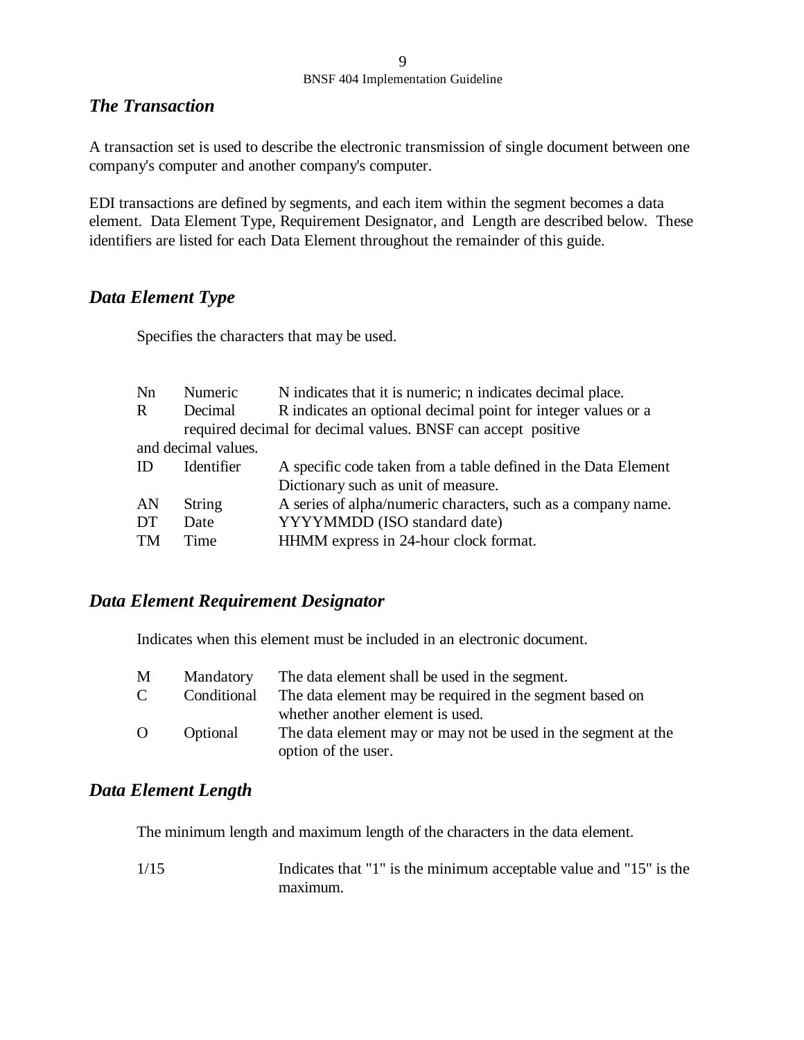## *The Transaction*

A transaction set is used to describe the electronic transmission of single document between one company's computer and another company's computer.

EDI transactions are defined by segments, and each item within the segment becomes a data element. Data Element Type, Requirement Designator, and Length are described below. These identifiers are listed for each Data Element throughout the remainder of this guide.

## *Data Element Type*

Specifies the characters that may be used.

| | | |
|---|---|---|
| Nn | Numeric | N indicates that it is numeric; n indicates decimal place. |
| R | Decimal | R indicates an optional decimal point for integer values or a required decimal for decimal values. BNSF can accept positive and decimal values. |
| ID | Identifier | A specific code taken from a table defined in the Data Element Dictionary such as unit of measure. |
| AN | String | A series of alpha/numeric characters, such as a company name. |
| DT | Date | YYYYMMDD (ISO standard date) |
| TM | Time | HHMM express in 24-hour clock format. |

## *Data Element Requirement Designator*

Indicates when this element must be included in an electronic document.

| | | |
|---|---|---|
| M | Mandatory | The data element shall be used in the segment. |
| C | Conditional | The data element may be required in the segment based on whether another element is used. |
| O | Optional | The data element may or may not be used in the segment at the option of the user. |

## *Data Element Length*

The minimum length and maximum length of the characters in the data element.

| | |
|---|---|
| 1/15 | Indicates that "1" is the minimum acceptable value and "15" is the maximum. |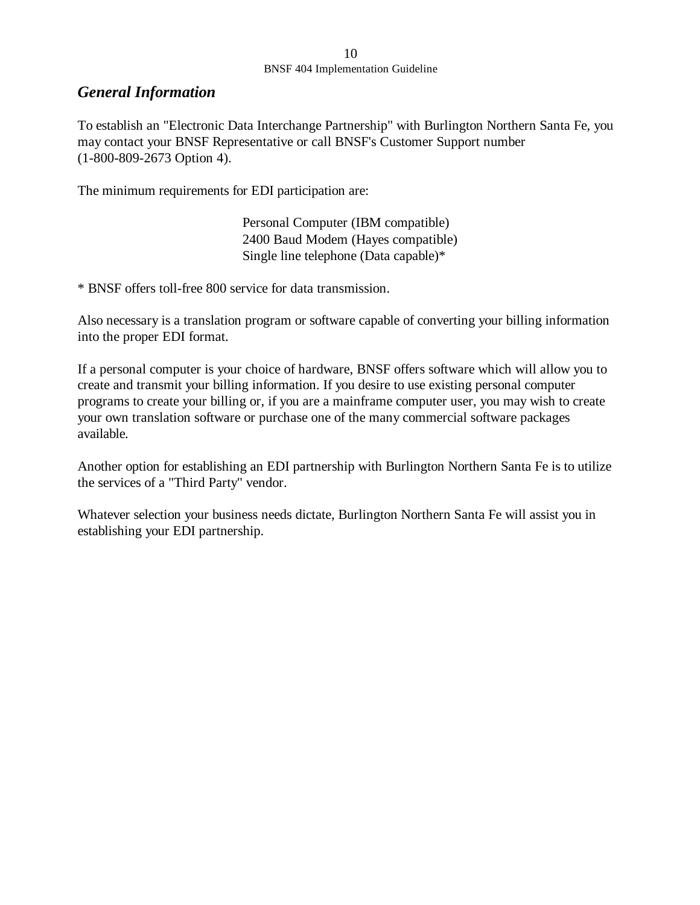## *General Information*

To establish an "Electronic Data Interchange Partnership" with Burlington Northern Santa Fe, you may contact your BNSF Representative or call BNSF's Customer Support number (1-800-809-2673 Option 4).

The minimum requirements for EDI participation are:

> Personal Computer (IBM compatible)
> 2400 Baud Modem (Hayes compatible)
> Single line telephone (Data capable)*

* BNSF offers toll-free 800 service for data transmission.

Also necessary is a translation program or software capable of converting your billing information into the proper EDI format.

If a personal computer is your choice of hardware, BNSF offers software which will allow you to create and transmit your billing information. If you desire to use existing personal computer programs to create your billing or, if you are a mainframe computer user, you may wish to create your own translation software or purchase one of the many commercial software packages available.

Another option for establishing an EDI partnership with Burlington Northern Santa Fe is to utilize the services of a "Third Party" vendor.

Whatever selection your business needs dictate, Burlington Northern Santa Fe will assist you in establishing your EDI partnership.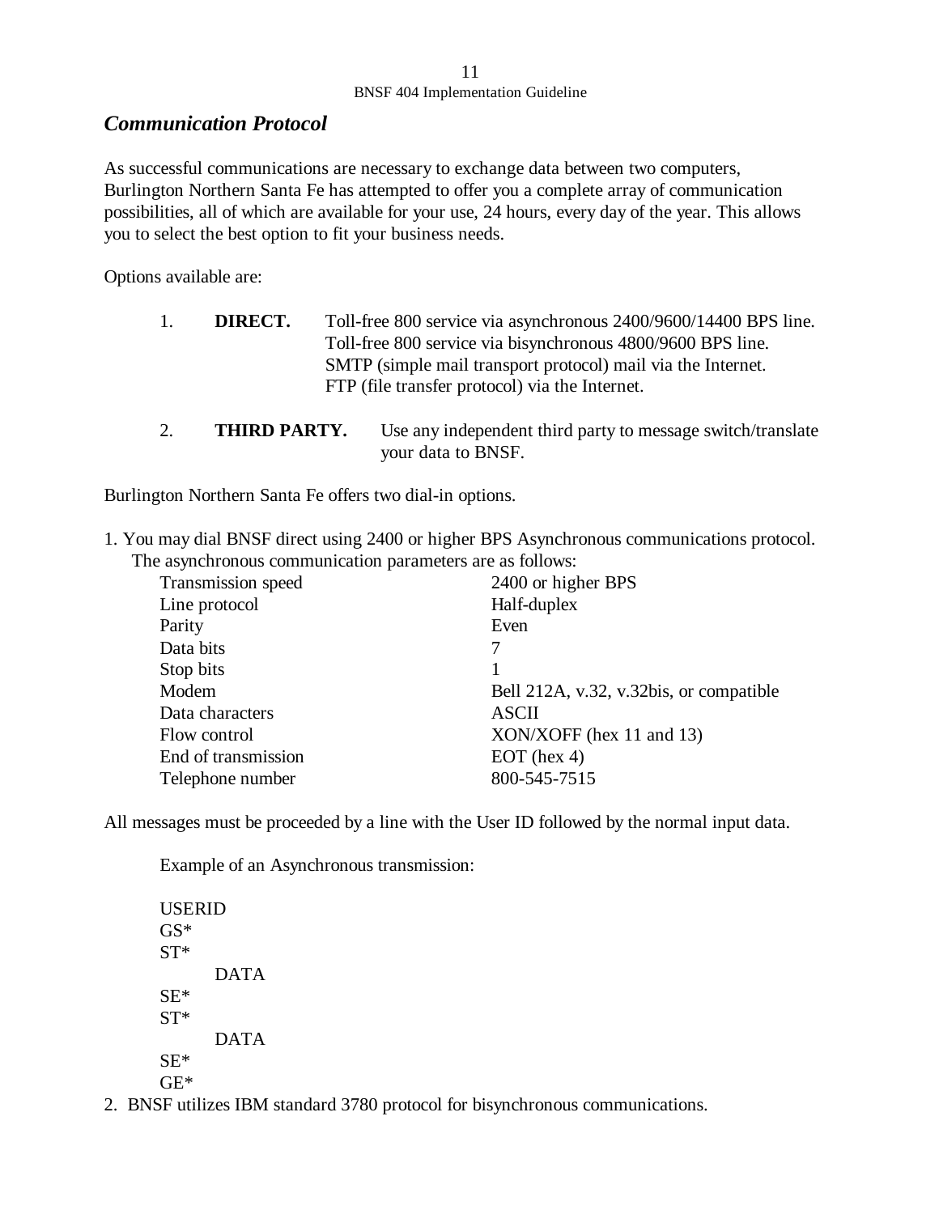## *Communication Protocol*

As successful communications are necessary to exchange data between two computers, Burlington Northern Santa Fe has attempted to offer you a complete array of communication possibilities, all of which are available for your use, 24 hours, every day of the year. This allows you to select the best option to fit your business needs.

Options available are:

1. **DIRECT.** Toll-free 800 service via asynchronous 2400/9600/14400 BPS line.
   Toll-free 800 service via bisynchronous 4800/9600 BPS line.
   SMTP (simple mail transport protocol) mail via the Internet.
   FTP (file transfer protocol) via the Internet.

2. **THIRD PARTY.** Use any independent third party to message switch/translate your data to BNSF.

Burlington Northern Santa Fe offers two dial-in options.

1. You may dial BNSF direct using 2400 or higher BPS Asynchronous communications protocol. The asynchronous communication parameters are as follows:

| | |
|---|---|
| Transmission speed | 2400 or higher BPS |
| Line protocol | Half-duplex |
| Parity | Even |
| Data bits | 7 |
| Stop bits | 1 |
| Modem | Bell 212A, v.32, v.32bis, or compatible |
| Data characters | ASCII |
| Flow control | XON/XOFF (hex 11 and 13) |
| End of transmission | EOT (hex 4) |
| Telephone number | 800-545-7515 |

All messages must be proceeded by a line with the User ID followed by the normal input data.

Example of an Asynchronous transmission:

```
USERID
GS*
ST*
      DATA
SE*
ST*
      DATA
SE*
GE*
```

2. BNSF utilizes IBM standard 3780 protocol for bisynchronous communications.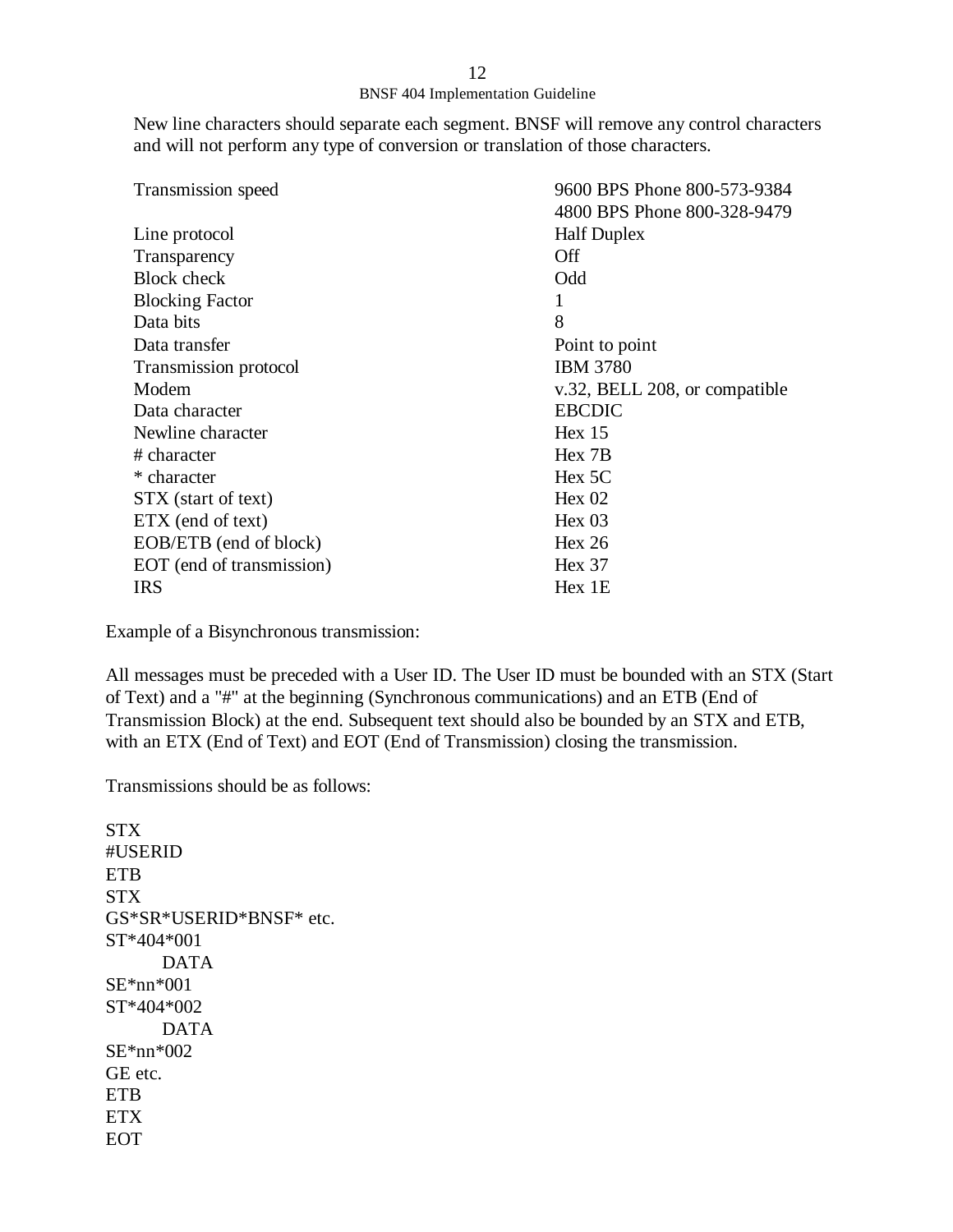New line characters should separate each segment. BNSF will remove any control characters and will not perform any type of conversion or translation of those characters.

| | |
|---|---|
| Transmission speed | 9600 BPS Phone 800-573-9384<br>4800 BPS Phone 800-328-9479 |
| Line protocol | Half Duplex |
| Transparency | Off |
| Block check | Odd |
| Blocking Factor | 1 |
| Data bits | 8 |
| Data transfer | Point to point |
| Transmission protocol | IBM 3780 |
| Modem | v.32, BELL 208, or compatible |
| Data character | EBCDIC |
| Newline character | Hex 15 |
| # character | Hex 7B |
| * character | Hex 5C |
| STX (start of text) | Hex 02 |
| ETX (end of text) | Hex 03 |
| EOB/ETB (end of block) | Hex 26 |
| EOT (end of transmission) | Hex 37 |
| IRS | Hex 1E |

Example of a Bisynchronous transmission:

All messages must be preceded with a User ID. The User ID must be bounded with an STX (Start of Text) and a "#" at the beginning (Synchronous communications) and an ETB (End of Transmission Block) at the end. Subsequent text should also be bounded by an STX and ETB, with an ETX (End of Text) and EOT (End of Transmission) closing the transmission.

Transmissions should be as follows:

```
STX
#USERID
ETB
STX
GS*SR*USERID*BNSF* etc.
ST*404*001
        DATA
SE*nn*001
ST*404*002
        DATA
SE*nn*002
GE etc.
ETB
ETX
EOT
```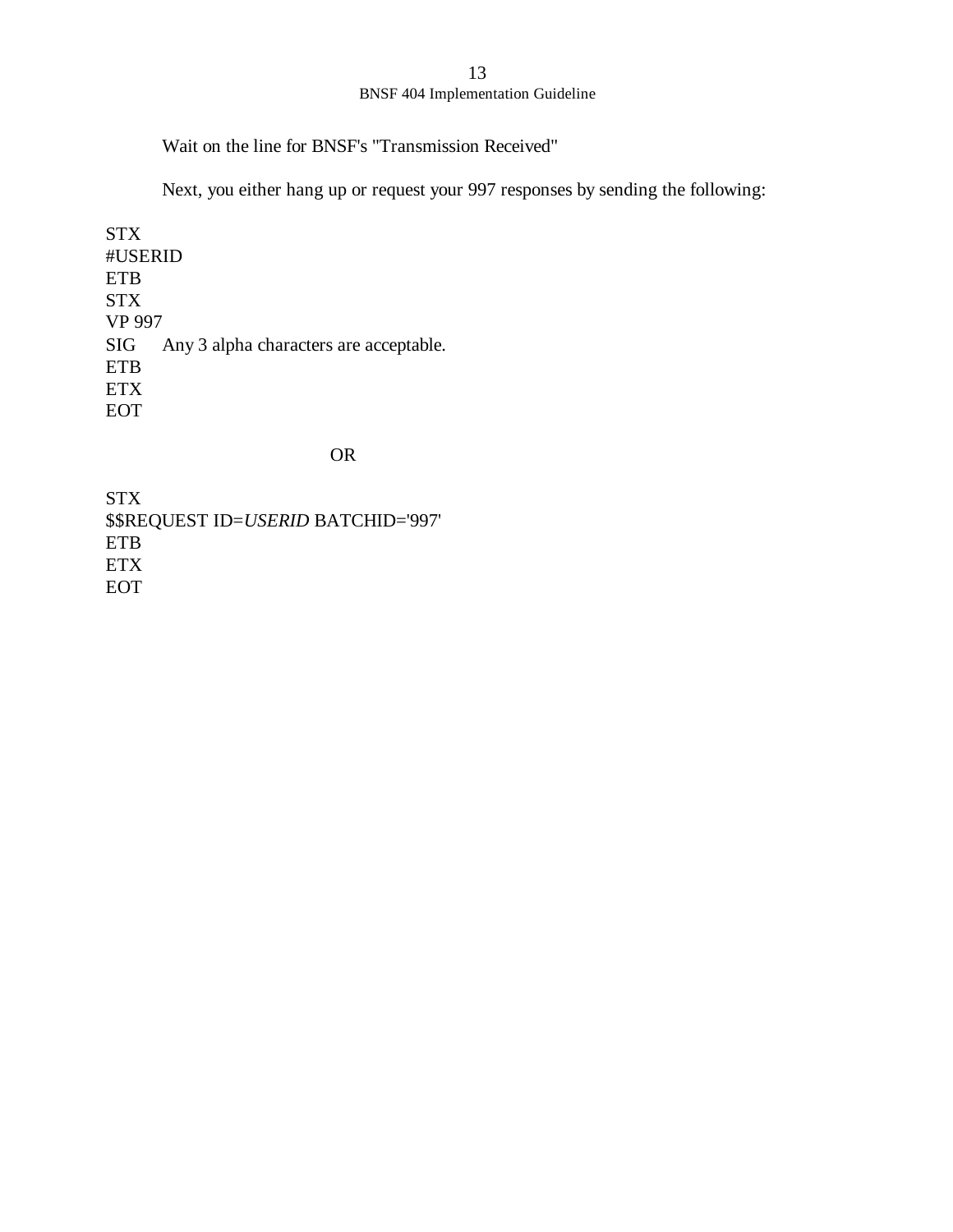Wait on the line for BNSF's "Transmission Received"

Next, you either hang up or request your 997 responses by sending the following:

STX  
#USERID  
ETB  
STX  
VP 997  
SIG    Any 3 alpha characters are acceptable.  
ETB  
ETX  
EOT

OR

STX  
$$REQUEST ID=*USERID* BATCHID='997'  
ETB  
ETX  
EOT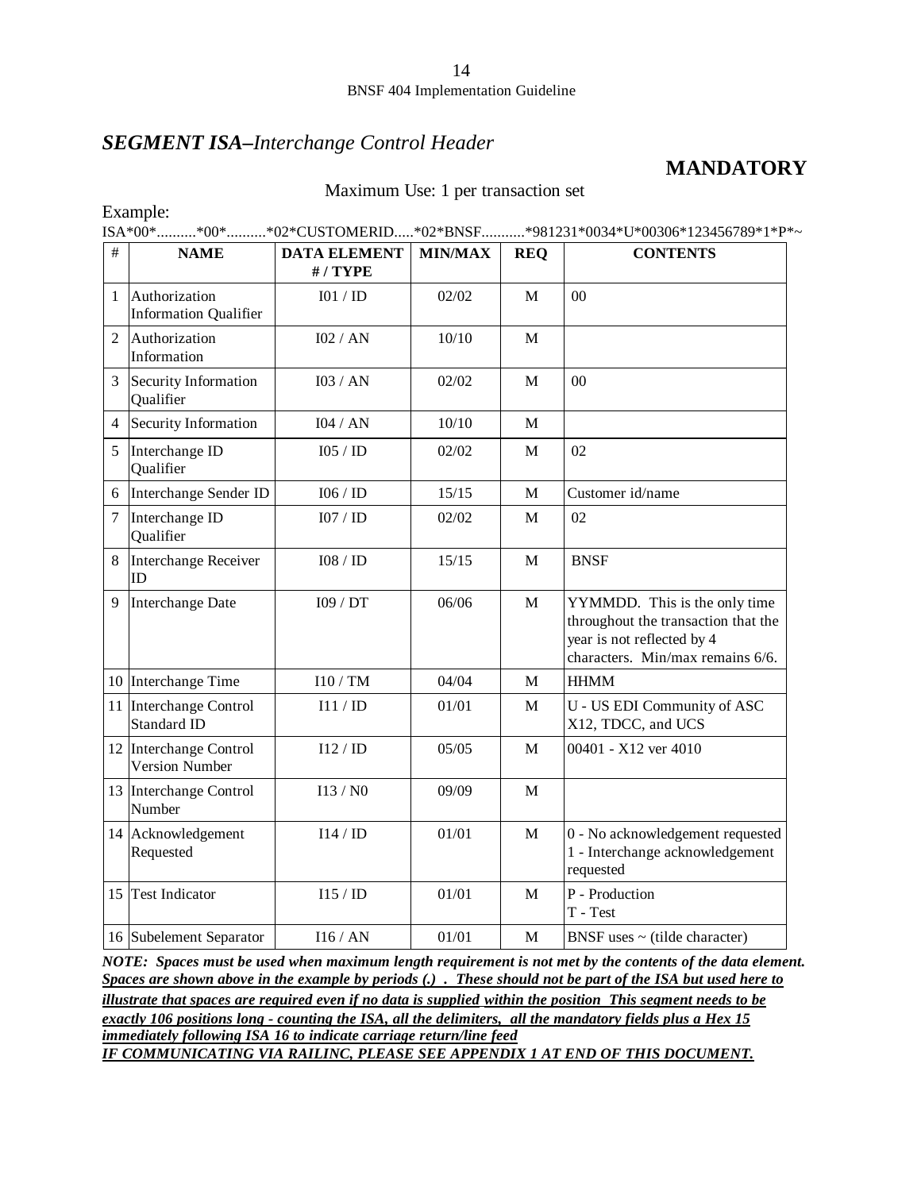## ***SEGMENT ISA–Interchange Control Header***

**MANDATORY**

Maximum Use: 1 per transaction set

Example:

ISA*00*..........*00*..........*02*CUSTOMERID.....*02*BNSF...........*981231*0034*U*00306*123456789*1*P*~

| # | NAME | DATA ELEMENT # / TYPE | MIN/MAX | REQ | CONTENTS |
|---|---|---|---|---|---|
| 1 | Authorization Information Qualifier | I01 / ID | 02/02 | M | 00 |
| 2 | Authorization Information | I02 / AN | 10/10 | M | |
| 3 | Security Information Qualifier | I03 / AN | 02/02 | M | 00 |
| 4 | Security Information | I04 / AN | 10/10 | M | |
| 5 | Interchange ID Qualifier | I05 / ID | 02/02 | M | 02 |
| 6 | Interchange Sender ID | I06 / ID | 15/15 | M | Customer id/name |
| 7 | Interchange ID Qualifier | I07 / ID | 02/02 | M | 02 |
| 8 | Interchange Receiver ID | I08 / ID | 15/15 | M | BNSF |
| 9 | Interchange Date | I09 / DT | 06/06 | M | YYMMDD. This is the only time throughout the transaction that the year is not reflected by 4 characters. Min/max remains 6/6. |
| 10 | Interchange Time | I10 / TM | 04/04 | M | HHMM |
| 11 | Interchange Control Standard ID | I11 / ID | 01/01 | M | U - US EDI Community of ASC X12, TDCC, and UCS |
| 12 | Interchange Control Version Number | I12 / ID | 05/05 | M | 00401 - X12 ver 4010 |
| 13 | Interchange Control Number | I13 / N0 | 09/09 | M | |
| 14 | Acknowledgement Requested | I14 / ID | 01/01 | M | 0 - No acknowledgement requested<br>1 - Interchange acknowledgement requested |
| 15 | Test Indicator | I15 / ID | 01/01 | M | P - Production<br>T - Test |
| 16 | Subelement Separator | I16 / AN | 01/01 | M | BNSF uses ~ (tilde character) |

***NOTE: Spaces must be used when maximum length requirement is not met by the contents of the data element. Spaces are shown above in the example by periods (.) . These should not be part of the ISA but used here to illustrate that spaces are required even if no data is supplied within the position This segment needs to be exactly 106 positions long - counting the ISA, all the delimiters, all the mandatory fields plus a Hex 15 immediately following ISA 16 to indicate carriage return/line feed***

***IF COMMUNICATING VIA RAILINC, PLEASE SEE APPENDIX 1 AT END OF THIS DOCUMENT.***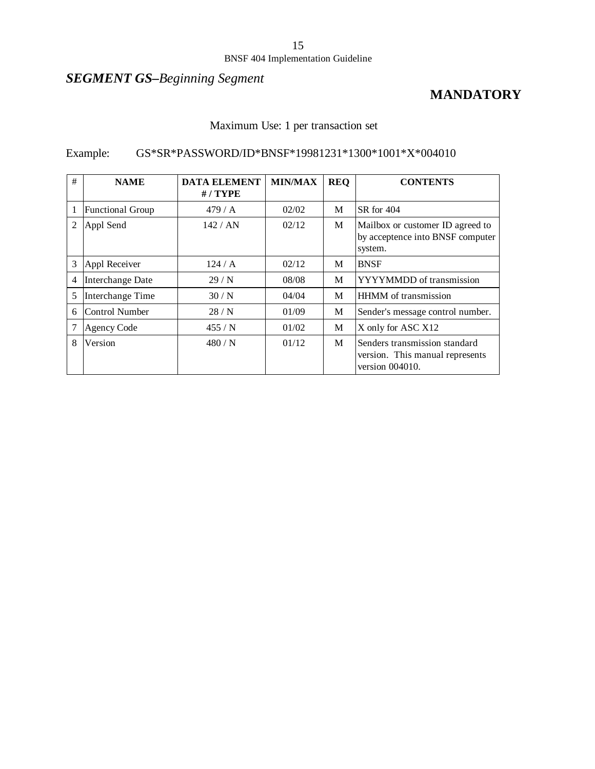## *SEGMENT GS–Beginning Segment*

**MANDATORY**

Maximum Use: 1 per transaction set

Example: GS*SR*PASSWORD/ID*BNSF*19981231*1300*1001*X*004010

| # | NAME | DATA ELEMENT # / TYPE | MIN/MAX | REQ | CONTENTS |
|---|---|---|---|---|---|
| 1 | Functional Group | 479 / A | 02/02 | M | SR for 404 |
| 2 | Appl Send | 142 / AN | 02/12 | M | Mailbox or customer ID agreed to by acceptence into BNSF computer system. |
| 3 | Appl Receiver | 124 / A | 02/12 | M | BNSF |
| 4 | Interchange Date | 29 / N | 08/08 | M | YYYYMMDD of transmission |
| 5 | Interchange Time | 30 / N | 04/04 | M | HHMM of transmission |
| 6 | Control Number | 28 / N | 01/09 | M | Sender's message control number. |
| 7 | Agency Code | 455 / N | 01/02 | M | X only for ASC X12 |
| 8 | Version | 480 / N | 01/12 | M | Senders transmission standard version. This manual represents version 004010. |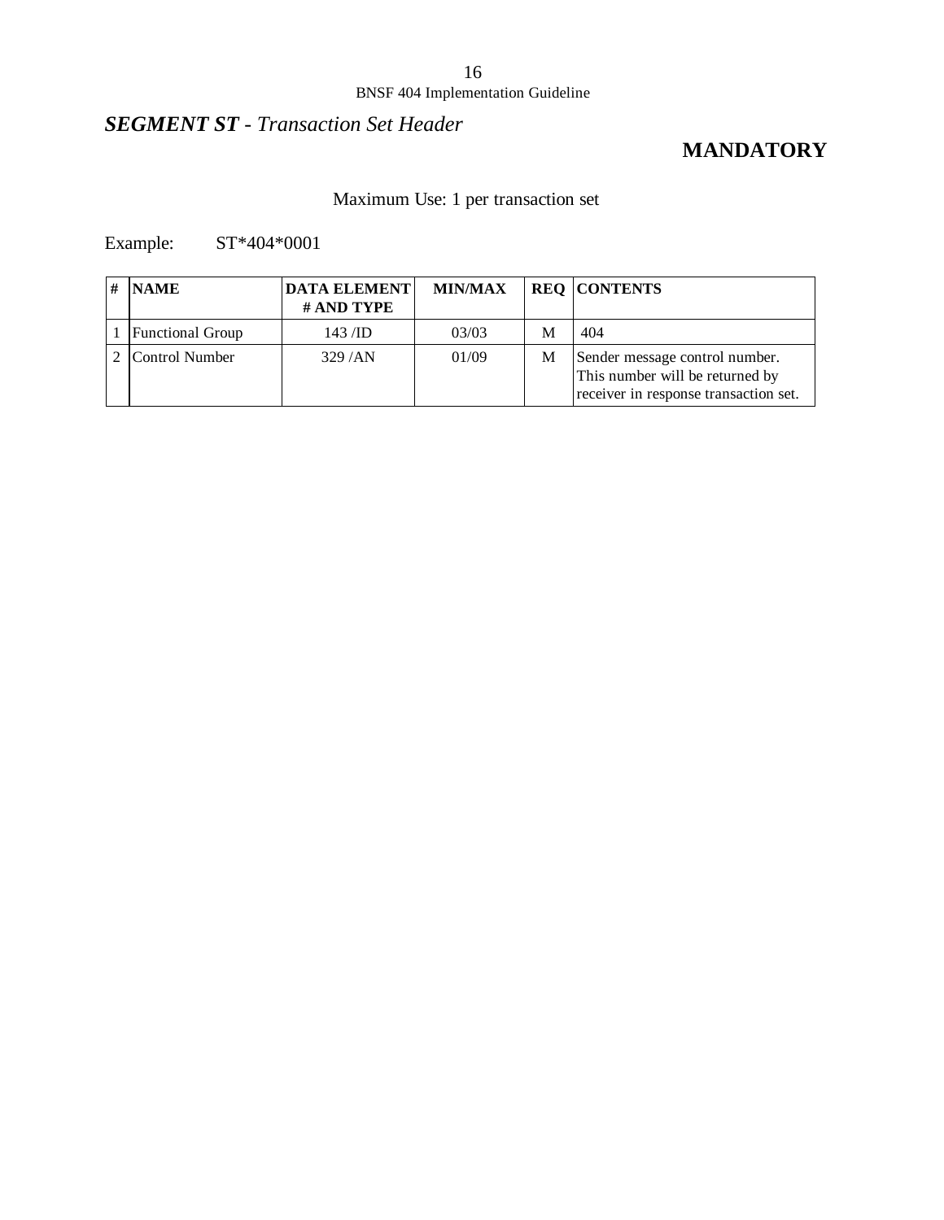## *SEGMENT ST - Transaction Set Header*

**MANDATORY**

Maximum Use: 1 per transaction set

Example: ST*404*0001

| # | NAME | DATA ELEMENT # AND TYPE | MIN/MAX | REQ | CONTENTS |
|---|---|---|---|---|---|
| 1 | Functional Group | 143 /ID | 03/03 | M | 404 |
| 2 | Control Number | 329 /AN | 01/09 | M | Sender message control number. This number will be returned by receiver in response transaction set. |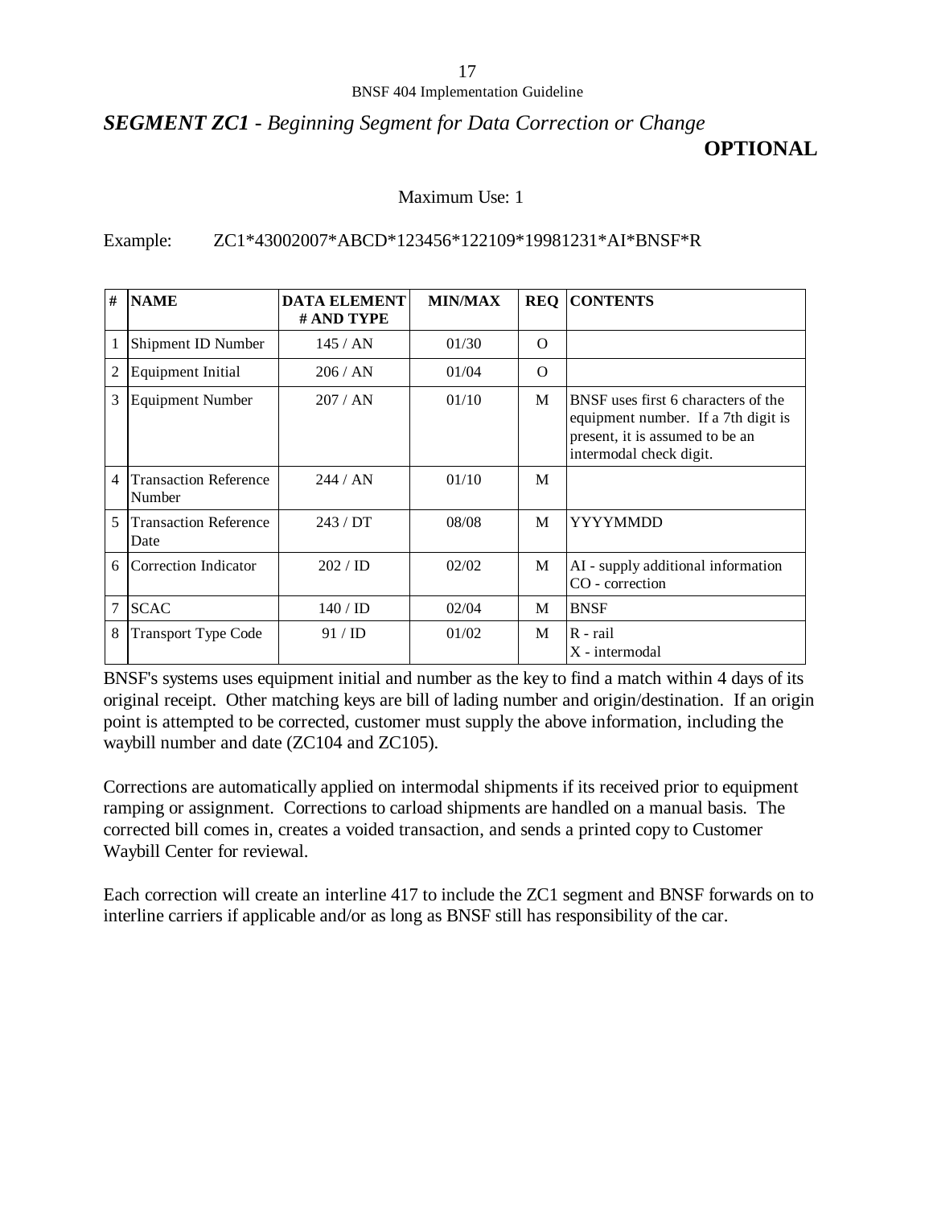## *SEGMENT ZC1 - Beginning Segment for Data Correction or Change*

**OPTIONAL**

Maximum Use: 1

Example: ZC1*43002007*ABCD*123456*122109*19981231*AI*BNSF*R

| # | NAME | DATA ELEMENT # AND TYPE | MIN/MAX | REQ | CONTENTS |
|---|---|---|---|---|---|
| 1 | Shipment ID Number | 145 / AN | 01/30 | O | |
| 2 | Equipment Initial | 206 / AN | 01/04 | O | |
| 3 | Equipment Number | 207 / AN | 01/10 | M | BNSF uses first 6 characters of the equipment number. If a 7th digit is present, it is assumed to be an intermodal check digit. |
| 4 | Transaction Reference Number | 244 / AN | 01/10 | M | |
| 5 | Transaction Reference Date | 243 / DT | 08/08 | M | YYYYMMDD |
| 6 | Correction Indicator | 202 / ID | 02/02 | M | AI - supply additional information<br>CO - correction |
| 7 | SCAC | 140 / ID | 02/04 | M | BNSF |
| 8 | Transport Type Code | 91 / ID | 01/02 | M | R - rail<br>X - intermodal |

BNSF's systems uses equipment initial and number as the key to find a match within 4 days of its original receipt. Other matching keys are bill of lading number and origin/destination. If an origin point is attempted to be corrected, customer must supply the above information, including the waybill number and date (ZC104 and ZC105).

Corrections are automatically applied on intermodal shipments if its received prior to equipment ramping or assignment. Corrections to carload shipments are handled on a manual basis. The corrected bill comes in, creates a voided transaction, and sends a printed copy to Customer Waybill Center for reviewal.

Each correction will create an interline 417 to include the ZC1 segment and BNSF forwards on to interline carriers if applicable and/or as long as BNSF still has responsibility of the car.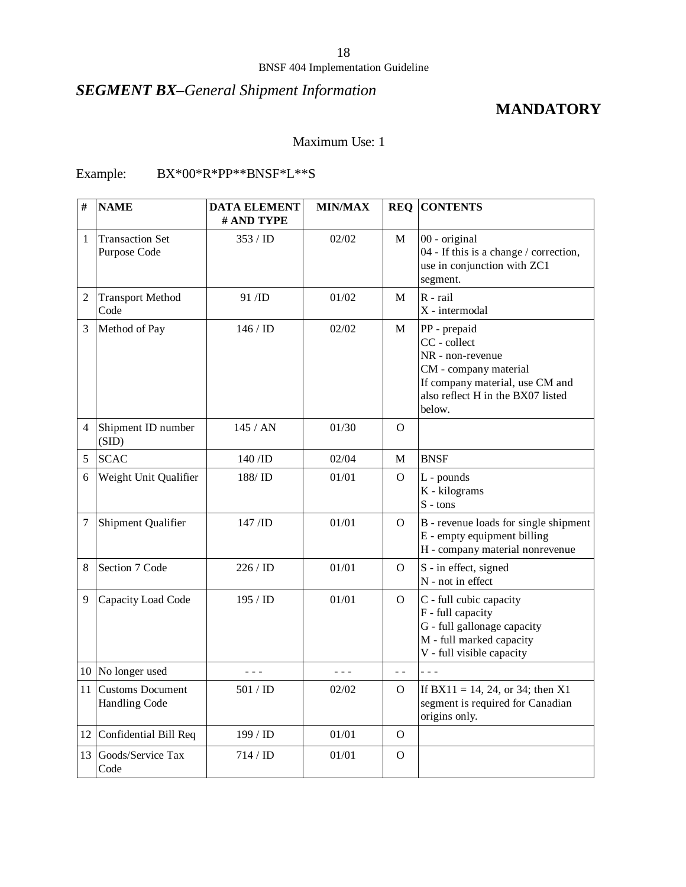## *SEGMENT BX–General Shipment Information*

**MANDATORY**

Maximum Use: 1

Example: BX*00*R*PP**BNSF*L**S

| # | NAME | DATA ELEMENT # AND TYPE | MIN/MAX | REQ | CONTENTS |
|---|---|---|---|---|---|
| 1 | Transaction Set Purpose Code | 353 / ID | 02/02 | M | 00 - original<br>04 - If this is a change / correction, use in conjunction with ZC1 segment. |
| 2 | Transport Method Code | 91 /ID | 01/02 | M | R - rail<br>X - intermodal |
| 3 | Method of Pay | 146 / ID | 02/02 | M | PP - prepaid<br>CC - collect<br>NR - non-revenue<br>CM - company material<br>If company material, use CM and also reflect H in the BX07 listed below. |
| 4 | Shipment ID number (SID) | 145 / AN | 01/30 | O | |
| 5 | SCAC | 140 /ID | 02/04 | M | BNSF |
| 6 | Weight Unit Qualifier | 188/ ID | 01/01 | O | L - pounds<br>K - kilograms<br>S - tons |
| 7 | Shipment Qualifier | 147 /ID | 01/01 | O | B - revenue loads for single shipment<br>E - empty equipment billing<br>H - company material nonrevenue |
| 8 | Section 7 Code | 226 / ID | 01/01 | O | S - in effect, signed<br>N - not in effect |
| 9 | Capacity Load Code | 195 / ID | 01/01 | O | C - full cubic capacity<br>F - full capacity<br>G - full gallonage capacity<br>M - full marked capacity<br>V - full visible capacity |
| 10 | No longer used | - - - | - - - | - - | - - - |
| 11 | Customs Document Handling Code | 501 / ID | 02/02 | O | If BX11 = 14, 24, or 34; then X1 segment is required for Canadian origins only. |
| 12 | Confidential Bill Req | 199 / ID | 01/01 | O | |
| 13 | Goods/Service Tax Code | 714 / ID | 01/01 | O | |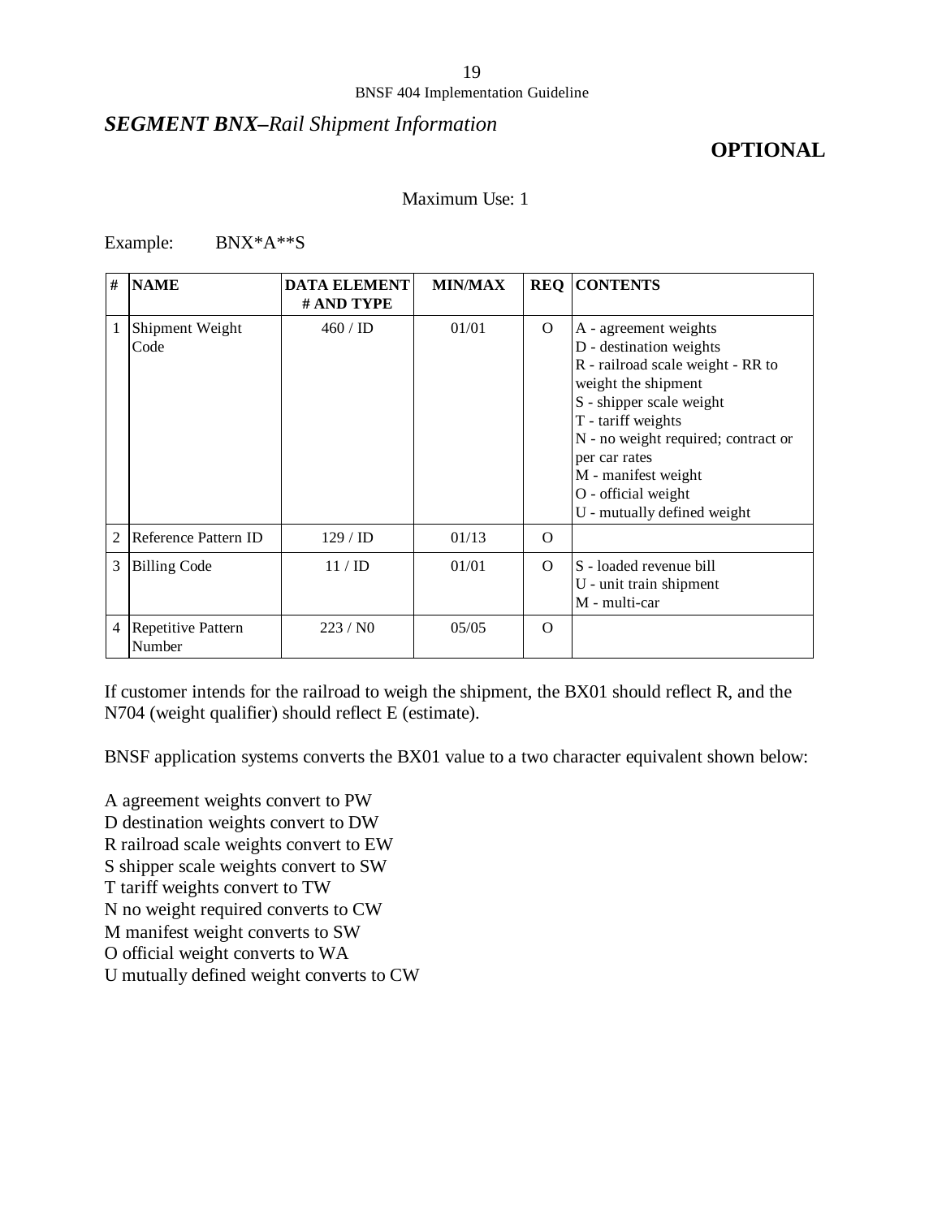## *SEGMENT BNX–Rail Shipment Information*

**OPTIONAL**

Maximum Use: 1

Example: BNX*A**S

| # | NAME | DATA ELEMENT # AND TYPE | MIN/MAX | REQ | CONTENTS |
|---|---|---|---|---|---|
| 1 | Shipment Weight Code | 460 / ID | 01/01 | O | A - agreement weights<br>D - destination weights<br>R - railroad scale weight - RR to weight the shipment<br>S - shipper scale weight<br>T - tariff weights<br>N - no weight required; contract or per car rates<br>M - manifest weight<br>O - official weight<br>U - mutually defined weight |
| 2 | Reference Pattern ID | 129 / ID | 01/13 | O | |
| 3 | Billing Code | 11 / ID | 01/01 | O | S - loaded revenue bill<br>U - unit train shipment<br>M - multi-car |
| 4 | Repetitive Pattern Number | 223 / N0 | 05/05 | O | |

If customer intends for the railroad to weigh the shipment, the BX01 should reflect R, and the N704 (weight qualifier) should reflect E (estimate).

BNSF application systems converts the BX01 value to a two character equivalent shown below:

A agreement weights convert to PW
D destination weights convert to DW
R railroad scale weights convert to EW
S shipper scale weights convert to SW
T tariff weights convert to TW
N no weight required converts to CW
M manifest weight converts to SW
O official weight converts to WA
U mutually defined weight converts to CW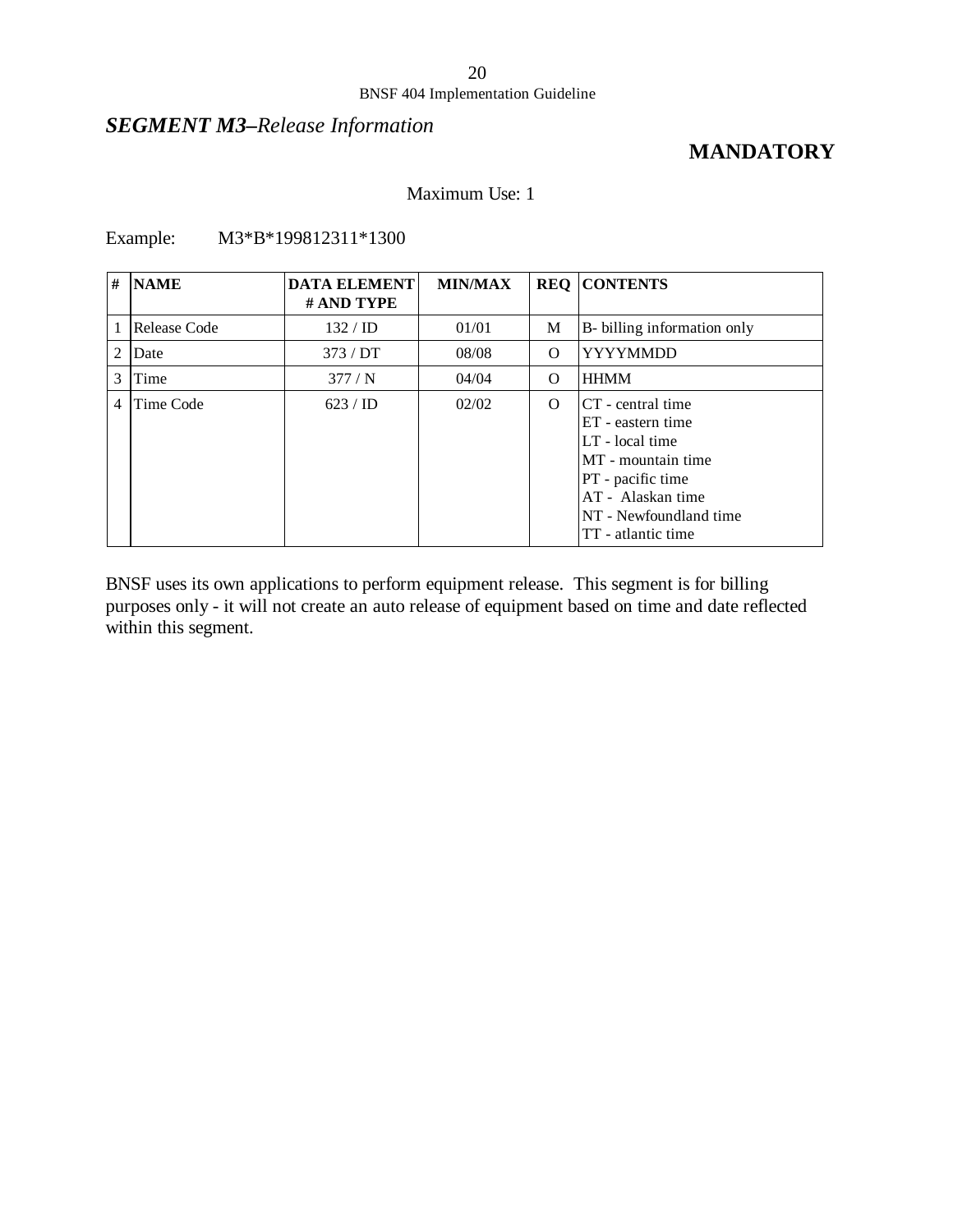## *SEGMENT M3–Release Information*

**MANDATORY**

Maximum Use: 1

Example: M3*B*199812311*1300

| # | NAME | DATA ELEMENT # AND TYPE | MIN/MAX | REQ | CONTENTS |
|---|---|---|---|---|---|
| 1 | Release Code | 132 / ID | 01/01 | M | B- billing information only |
| 2 | Date | 373 / DT | 08/08 | O | YYYYMMDD |
| 3 | Time | 377 / N | 04/04 | O | HHMM |
| 4 | Time Code | 623 / ID | 02/02 | O | CT - central time<br>ET - eastern time<br>LT - local time<br>MT - mountain time<br>PT - pacific time<br>AT - Alaskan time<br>NT - Newfoundland time<br>TT - atlantic time |

BNSF uses its own applications to perform equipment release. This segment is for billing purposes only - it will not create an auto release of equipment based on time and date reflected within this segment.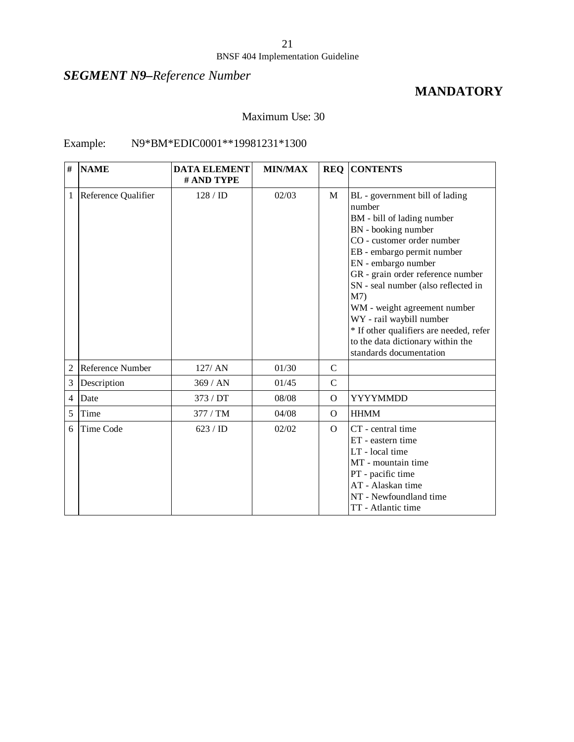## *SEGMENT N9–Reference Number*

**MANDATORY**

Maximum Use: 30

Example: N9*BM*EDIC0001**19981231*1300

| # | NAME | DATA ELEMENT # AND TYPE | MIN/MAX | REQ | CONTENTS |
|---|---|---|---|---|---|
| 1 | Reference Qualifier | 128 / ID | 02/03 | M | BL - government bill of lading number<br>BM - bill of lading number<br>BN - booking number<br>CO - customer order number<br>EB - embargo permit number<br>EN - embargo number<br>GR - grain order reference number<br>SN - seal number (also reflected in M7)<br>WM - weight agreement number<br>WY - rail waybill number<br>* If other qualifiers are needed, refer to the data dictionary within the standards documentation |
| 2 | Reference Number | 127/ AN | 01/30 | C | |
| 3 | Description | 369 / AN | 01/45 | C | |
| 4 | Date | 373 / DT | 08/08 | O | YYYYMMDD |
| 5 | Time | 377 / TM | 04/08 | O | HHMM |
| 6 | Time Code | 623 / ID | 02/02 | O | CT - central time<br>ET - eastern time<br>LT - local time<br>MT - mountain time<br>PT - pacific time<br>AT - Alaskan time<br>NT - Newfoundland time<br>TT - Atlantic time |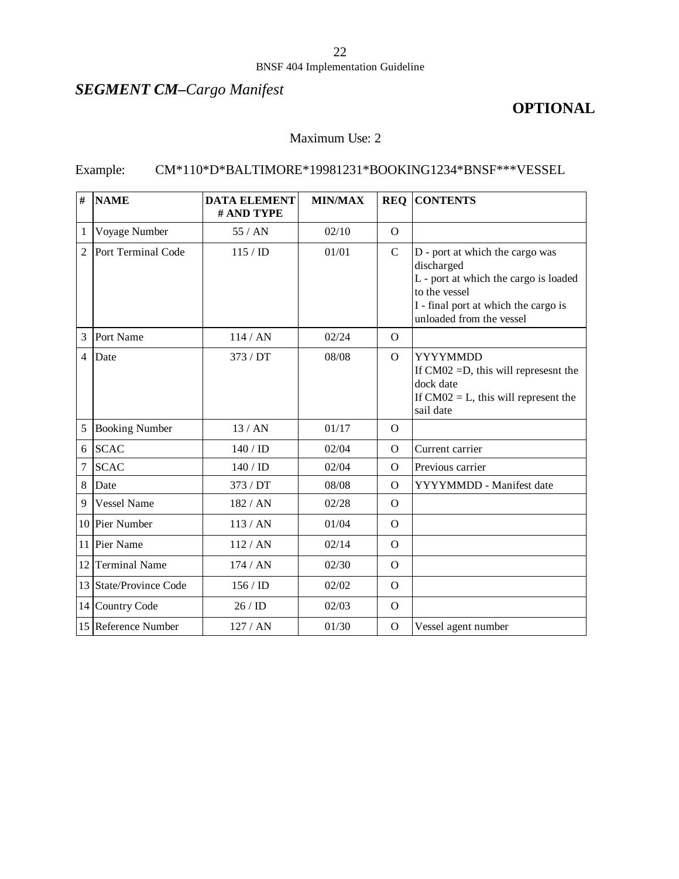## *SEGMENT CM–Cargo Manifest*

**OPTIONAL**

Maximum Use: 2

Example: CM*110*D*BALTIMORE*19981231*BOOKING1234*BNSF***VESSEL

| # | NAME | DATA ELEMENT # AND TYPE | MIN/MAX | REQ | CONTENTS |
|---|---|---|---|---|---|
| 1 | Voyage Number | 55 / AN | 02/10 | O | |
| 2 | Port Terminal Code | 115 / ID | 01/01 | C | D - port at which the cargo was discharged<br>L - port at which the cargo is loaded to the vessel<br>I - final port at which the cargo is unloaded from the vessel |
| 3 | Port Name | 114 / AN | 02/24 | O | |
| 4 | Date | 373 / DT | 08/08 | O | YYYYMMDD<br>If CM02 =D, this will represesnt the dock date<br>If CM02 = L, this will represent the sail date |
| 5 | Booking Number | 13 / AN | 01/17 | O | |
| 6 | SCAC | 140 / ID | 02/04 | O | Current carrier |
| 7 | SCAC | 140 / ID | 02/04 | O | Previous carrier |
| 8 | Date | 373 / DT | 08/08 | O | YYYYMMDD - Manifest date |
| 9 | Vessel Name | 182 / AN | 02/28 | O | |
| 10 | Pier Number | 113 / AN | 01/04 | O | |
| 11 | Pier Name | 112 / AN | 02/14 | O | |
| 12 | Terminal Name | 174 / AN | 02/30 | O | |
| 13 | State/Province Code | 156 / ID | 02/02 | O | |
| 14 | Country Code | 26 / ID | 02/03 | O | |
| 15 | Reference Number | 127 / AN | 01/30 | O | Vessel agent number |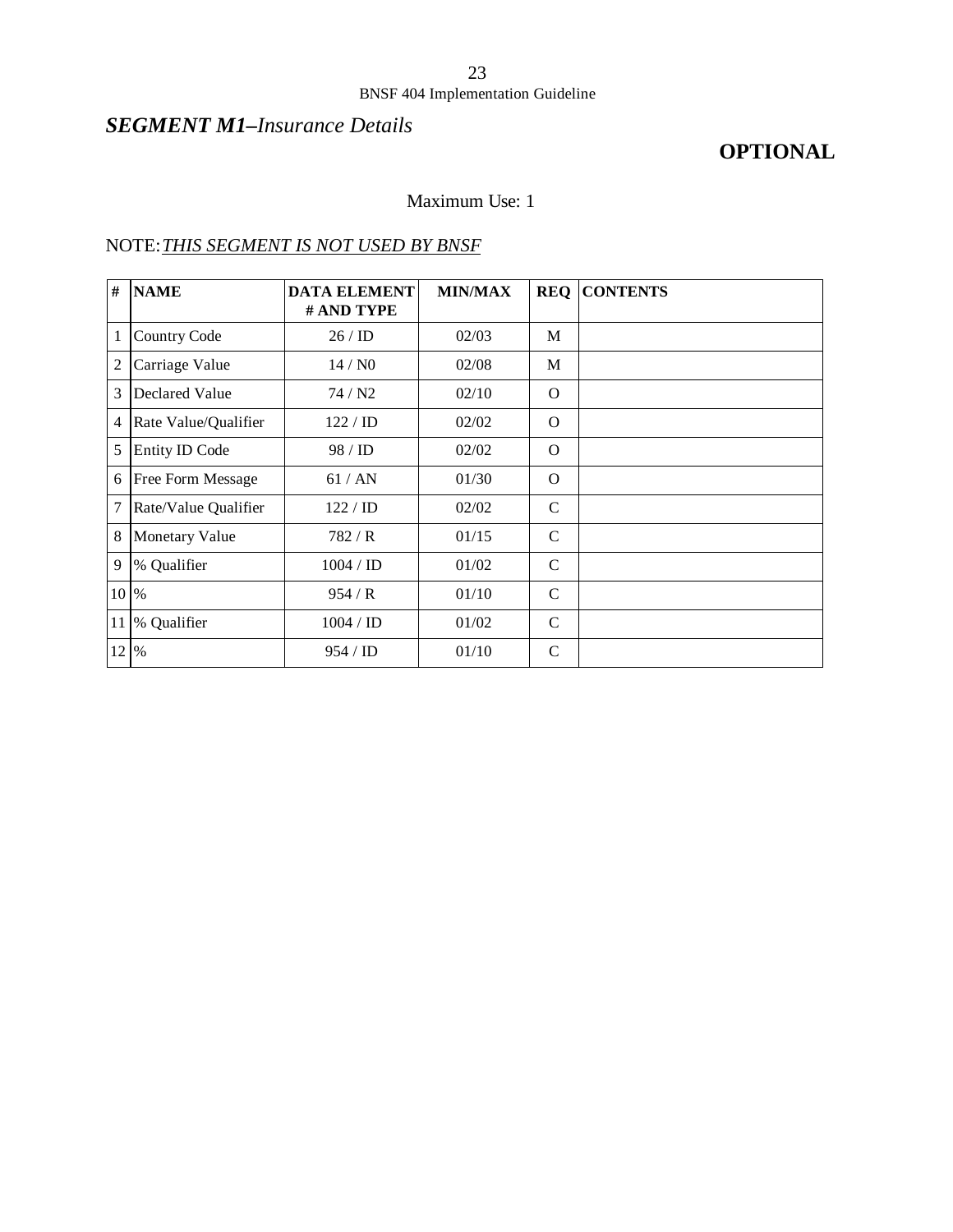## *SEGMENT M1–Insurance Details*

**OPTIONAL**

Maximum Use: 1

NOTE: *THIS SEGMENT IS NOT USED BY BNSF*

| # | NAME | DATA ELEMENT # AND TYPE | MIN/MAX | REQ | CONTENTS |
|---|---|---|---|---|---|
| 1 | Country Code | 26 / ID | 02/03 | M | |
| 2 | Carriage Value | 14 / N0 | 02/08 | M | |
| 3 | Declared Value | 74 / N2 | 02/10 | O | |
| 4 | Rate Value/Qualifier | 122 / ID | 02/02 | O | |
| 5 | Entity ID Code | 98 / ID | 02/02 | O | |
| 6 | Free Form Message | 61 / AN | 01/30 | O | |
| 7 | Rate/Value Qualifier | 122 / ID | 02/02 | C | |
| 8 | Monetary Value | 782 / R | 01/15 | C | |
| 9 | % Qualifier | 1004 / ID | 01/02 | C | |
| 10 | % | 954 / R | 01/10 | C | |
| 11 | % Qualifier | 1004 / ID | 01/02 | C | |
| 12 | % | 954 / ID | 01/10 | C | |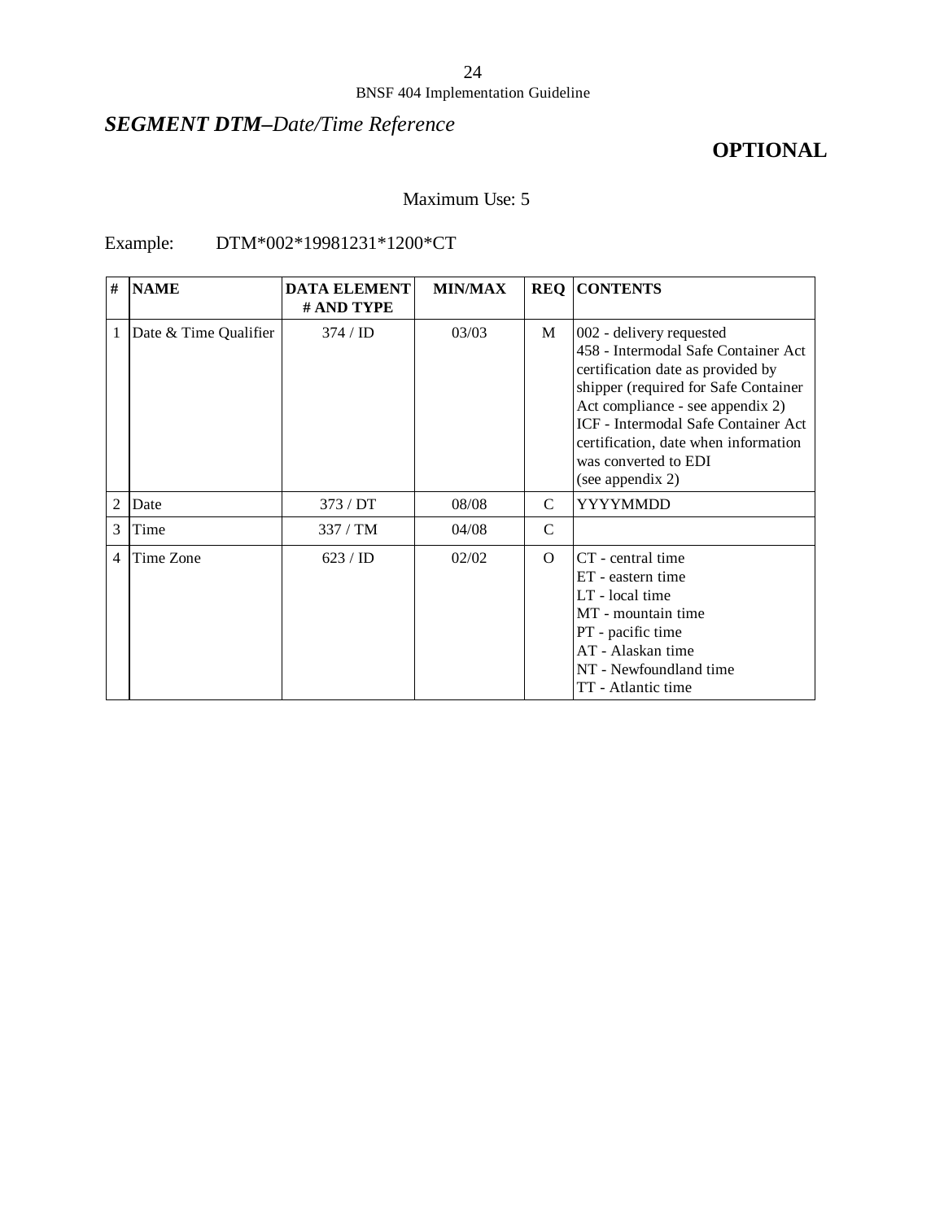## *SEGMENT DTM–Date/Time Reference*

**OPTIONAL**

Maximum Use: 5

Example: DTM*002*19981231*1200*CT

| # | NAME | DATA ELEMENT # AND TYPE | MIN/MAX | REQ | CONTENTS |
|---|---|---|---|---|---|
| 1 | Date & Time Qualifier | 374 / ID | 03/03 | M | 002 - delivery requested<br>458 - Intermodal Safe Container Act certification date as provided by shipper (required for Safe Container Act compliance - see appendix 2)<br>ICF - Intermodal Safe Container Act certification, date when information was converted to EDI<br>(see appendix 2) |
| 2 | Date | 373 / DT | 08/08 | C | YYYYMMDD |
| 3 | Time | 337 / TM | 04/08 | C | |
| 4 | Time Zone | 623 / ID | 02/02 | O | CT - central time<br>ET - eastern time<br>LT - local time<br>MT - mountain time<br>PT - pacific time<br>AT - Alaskan time<br>NT - Newfoundland time<br>TT - Atlantic time |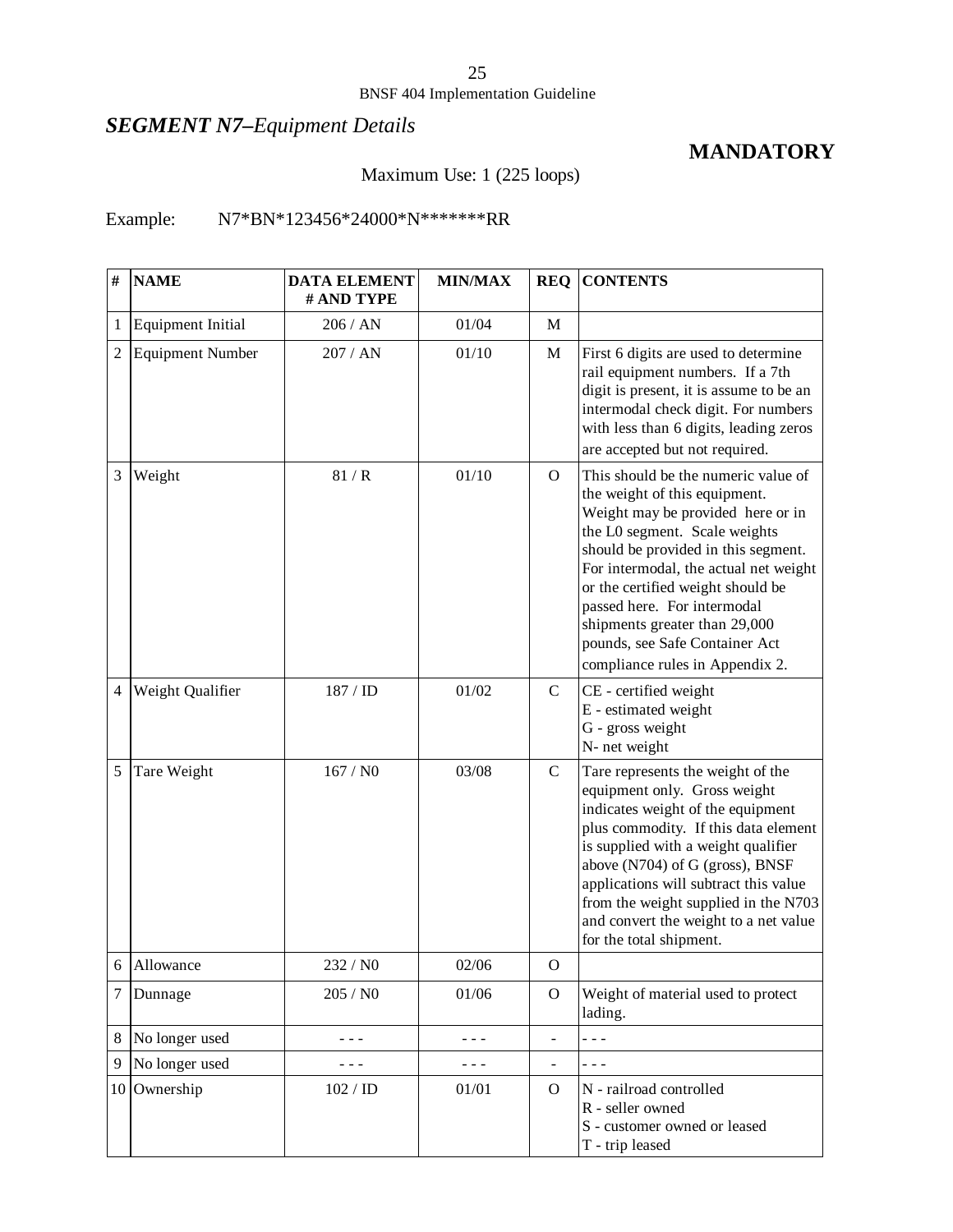## *SEGMENT N7–Equipment Details*

**MANDATORY**

Maximum Use: 1 (225 loops)

Example: N7*BN*123456*24000*N*******RR

| # | NAME | DATA ELEMENT # AND TYPE | MIN/MAX | REQ | CONTENTS |
|---|---|---|---|---|---|
| 1 | Equipment Initial | 206 / AN | 01/04 | M | |
| 2 | Equipment Number | 207 / AN | 01/10 | M | First 6 digits are used to determine rail equipment numbers. If a 7th digit is present, it is assume to be an intermodal check digit. For numbers with less than 6 digits, leading zeros are accepted but not required. |
| 3 | Weight | 81 / R | 01/10 | O | This should be the numeric value of the weight of this equipment. Weight may be provided here or in the L0 segment. Scale weights should be provided in this segment. For intermodal, the actual net weight or the certified weight should be passed here. For intermodal shipments greater than 29,000 pounds, see Safe Container Act compliance rules in Appendix 2. |
| 4 | Weight Qualifier | 187 / ID | 01/02 | C | CE - certified weight<br>E - estimated weight<br>G - gross weight<br>N- net weight |
| 5 | Tare Weight | 167 / N0 | 03/08 | C | Tare represents the weight of the equipment only. Gross weight indicates weight of the equipment plus commodity. If this data element is supplied with a weight qualifier above (N704) of G (gross), BNSF applications will subtract this value from the weight supplied in the N703 and convert the weight to a net value for the total shipment. |
| 6 | Allowance | 232 / N0 | 02/06 | O | |
| 7 | Dunnage | 205 / N0 | 01/06 | O | Weight of material used to protect lading. |
| 8 | No longer used | - - - | - - - | - | - - - |
| 9 | No longer used | - - - | - - - | - | - - - |
| 10 | Ownership | 102 / ID | 01/01 | O | N - railroad controlled<br>R - seller owned<br>S - customer owned or leased<br>T - trip leased |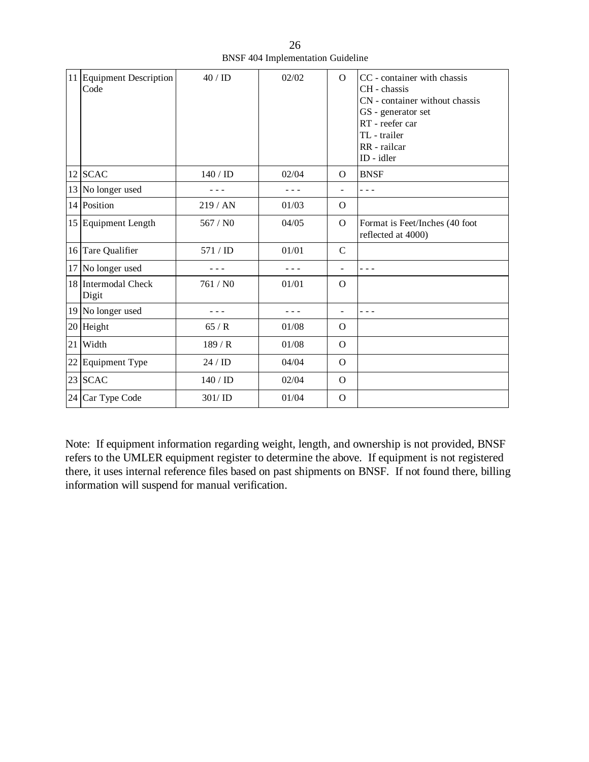| | | | | | |
|---|---|---|---|---|---|
| 11 | Equipment Description Code | 40 / ID | 02/02 | O | CC - container with chassis<br>CH - chassis<br>CN - container without chassis<br>GS - generator set<br>RT - reefer car<br>TL - trailer<br>RR - railcar<br>ID - idler |
| 12 | SCAC | 140 / ID | 02/04 | O | BNSF |
| 13 | No longer used | - - - | - - - | - | - - - |
| 14 | Position | 219 / AN | 01/03 | O | |
| 15 | Equipment Length | 567 / N0 | 04/05 | O | Format is Feet/Inches (40 foot reflected at 4000) |
| 16 | Tare Qualifier | 571 / ID | 01/01 | C | |
| 17 | No longer used | - - - | - - - | - | - - - |
| 18 | Intermodal Check Digit | 761 / N0 | 01/01 | O | |
| 19 | No longer used | - - - | - - - | - | - - - |
| 20 | Height | 65 / R | 01/08 | O | |
| 21 | Width | 189 / R | 01/08 | O | |
| 22 | Equipment Type | 24 / ID | 04/04 | O | |
| 23 | SCAC | 140 / ID | 02/04 | O | |
| 24 | Car Type Code | 301/ ID | 01/04 | O | |

Note: If equipment information regarding weight, length, and ownership is not provided, BNSF refers to the UMLER equipment register to determine the above. If equipment is not registered there, it uses internal reference files based on past shipments on BNSF. If not found there, billing information will suspend for manual verification.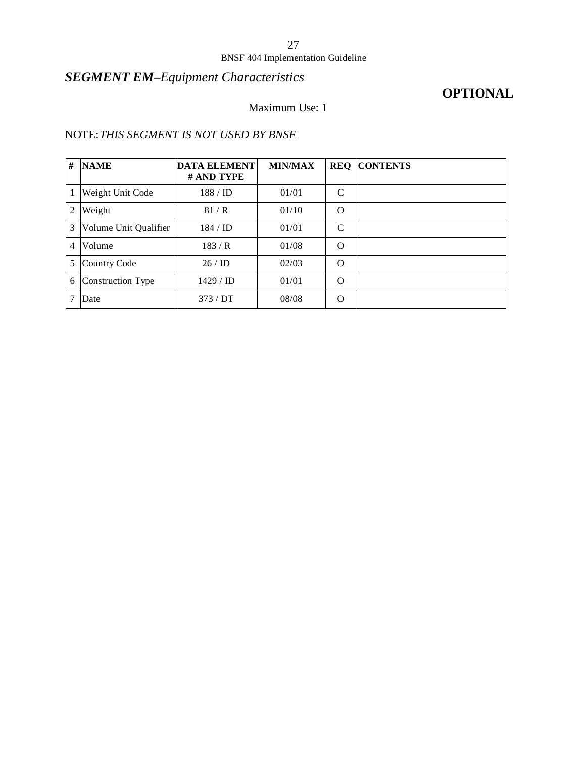## ***SEGMENT EM****–Equipment Characteristics*

**OPTIONAL**

Maximum Use: 1

NOTE: *THIS SEGMENT IS NOT USED BY BNSF*

| # | NAME | DATA ELEMENT # AND TYPE | MIN/MAX | REQ | CONTENTS |
|---|---|---|---|---|---|
| 1 | Weight Unit Code | 188 / ID | 01/01 | C | |
| 2 | Weight | 81 / R | 01/10 | O | |
| 3 | Volume Unit Qualifier | 184 / ID | 01/01 | C | |
| 4 | Volume | 183 / R | 01/08 | O | |
| 5 | Country Code | 26 / ID | 02/03 | O | |
| 6 | Construction Type | 1429 / ID | 01/01 | O | |
| 7 | Date | 373 / DT | 08/08 | O | |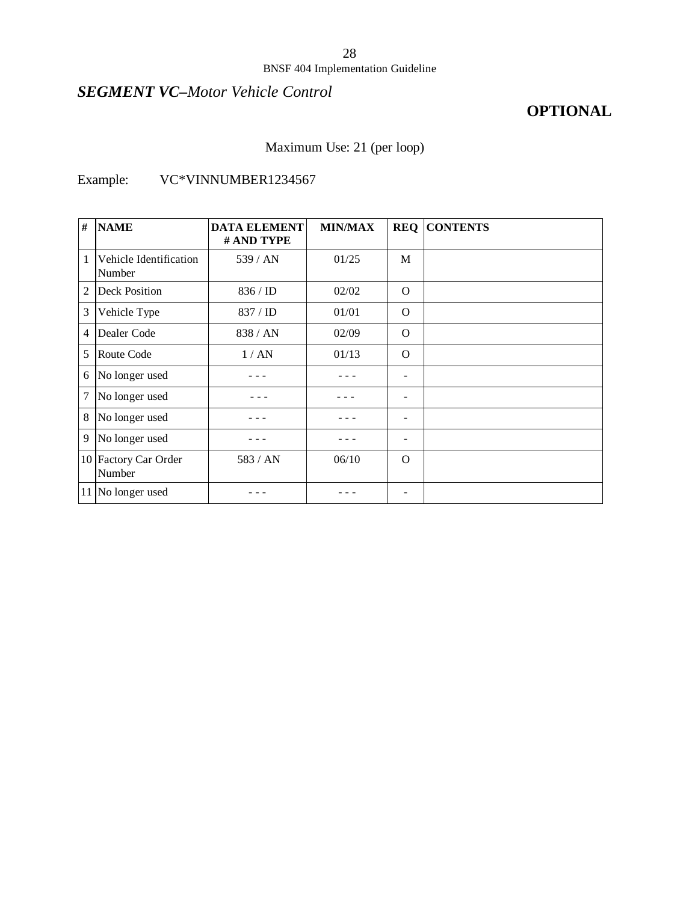## *SEGMENT VC–Motor Vehicle Control*

**OPTIONAL**

Maximum Use: 21 (per loop)

Example: VC*VINNUMBER1234567

| # | NAME | DATA ELEMENT # AND TYPE | MIN/MAX | REQ | CONTENTS |
|---|---|---|---|---|---|
| 1 | Vehicle Identification Number | 539 / AN | 01/25 | M | |
| 2 | Deck Position | 836 / ID | 02/02 | O | |
| 3 | Vehicle Type | 837 / ID | 01/01 | O | |
| 4 | Dealer Code | 838 / AN | 02/09 | O | |
| 5 | Route Code | 1 / AN | 01/13 | O | |
| 6 | No longer used | - - - | - - - | - | |
| 7 | No longer used | - - - | - - - | - | |
| 8 | No longer used | - - - | - - - | - | |
| 9 | No longer used | - - - | - - - | - | |
| 10 | Factory Car Order Number | 583 / AN | 06/10 | O | |
| 11 | No longer used | - - - | - - - | - | |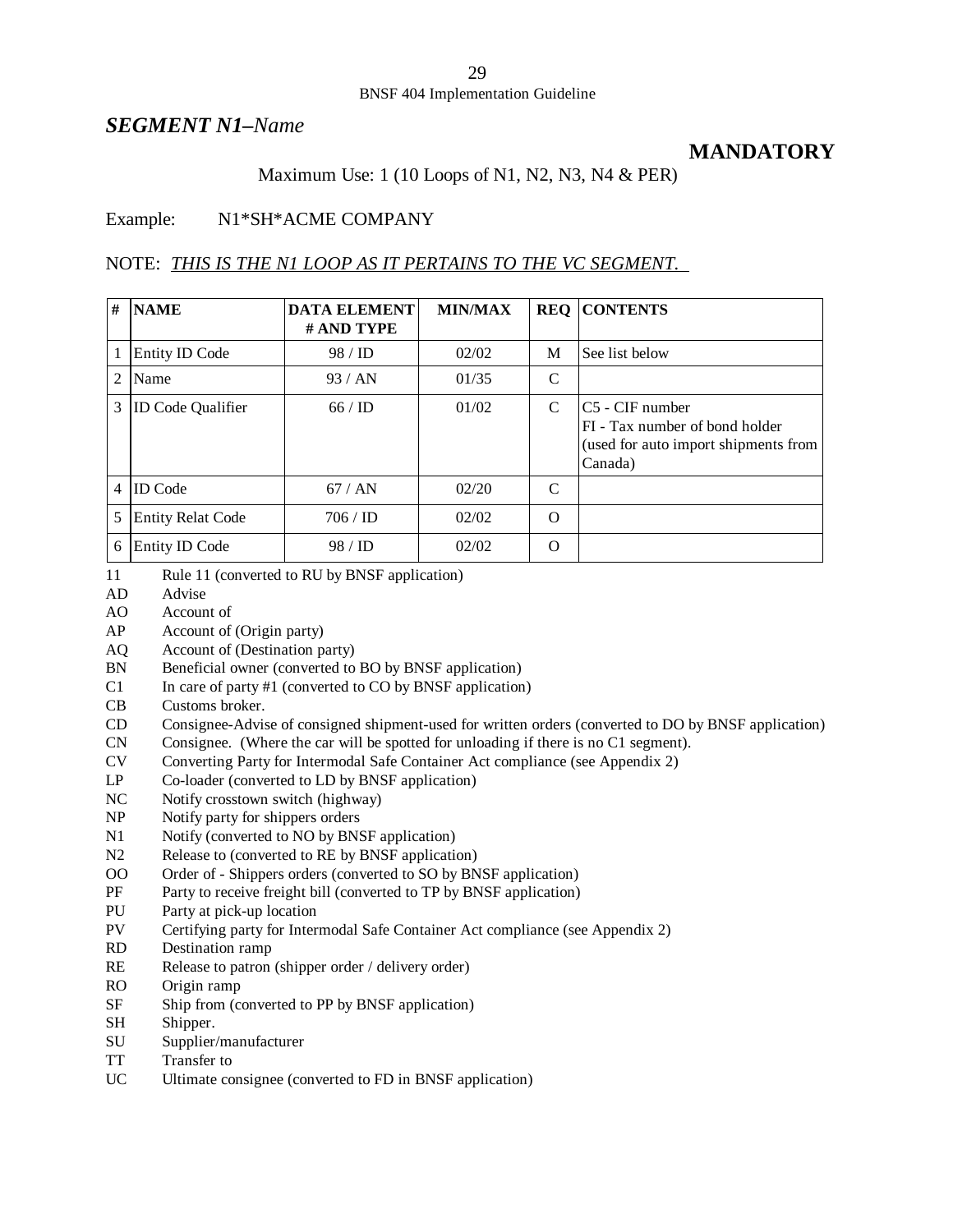## *SEGMENT N1–Name*

**MANDATORY**

Maximum Use: 1 (10 Loops of N1, N2, N3, N4 & PER)

Example: N1*SH*ACME COMPANY

NOTE: ***THIS IS THE N1 LOOP AS IT PERTAINS TO THE VC SEGMENT.***

| # | NAME | DATA ELEMENT # AND TYPE | MIN/MAX | REQ | CONTENTS |
|---|---|---|---|---|---|
| 1 | Entity ID Code | 98 / ID | 02/02 | M | See list below |
| 2 | Name | 93 / AN | 01/35 | C | |
| 3 | ID Code Qualifier | 66 / ID | 01/02 | C | C5 - CIF number<br>FI - Tax number of bond holder (used for auto import shipments from Canada) |
| 4 | ID Code | 67 / AN | 02/20 | C | |
| 5 | Entity Relat Code | 706 / ID | 02/02 | O | |
| 6 | Entity ID Code | 98 / ID | 02/02 | O | |

11 Rule 11 (converted to RU by BNSF application)
AD Advise
AO Account of
AP Account of (Origin party)
AQ Account of (Destination party)
BN Beneficial owner (converted to BO by BNSF application)
C1 In care of party #1 (converted to CO by BNSF application)
CB Customs broker.
CD Consignee-Advise of consigned shipment-used for written orders (converted to DO by BNSF application)
CN Consignee. (Where the car will be spotted for unloading if there is no C1 segment).
CV Converting Party for Intermodal Safe Container Act compliance (see Appendix 2)
LP Co-loader (converted to LD by BNSF application)
NC Notify crosstown switch (highway)
NP Notify party for shippers orders
N1 Notify (converted to NO by BNSF application)
N2 Release to (converted to RE by BNSF application)
OO Order of - Shippers orders (converted to SO by BNSF application)
PF Party to receive freight bill (converted to TP by BNSF application)
PU Party at pick-up location
PV Certifying party for Intermodal Safe Container Act compliance (see Appendix 2)
RD Destination ramp
RE Release to patron (shipper order / delivery order)
RO Origin ramp
SF Ship from (converted to PP by BNSF application)
SH Shipper.
SU Supplier/manufacturer
TT Transfer to
UC Ultimate consignee (converted to FD in BNSF application)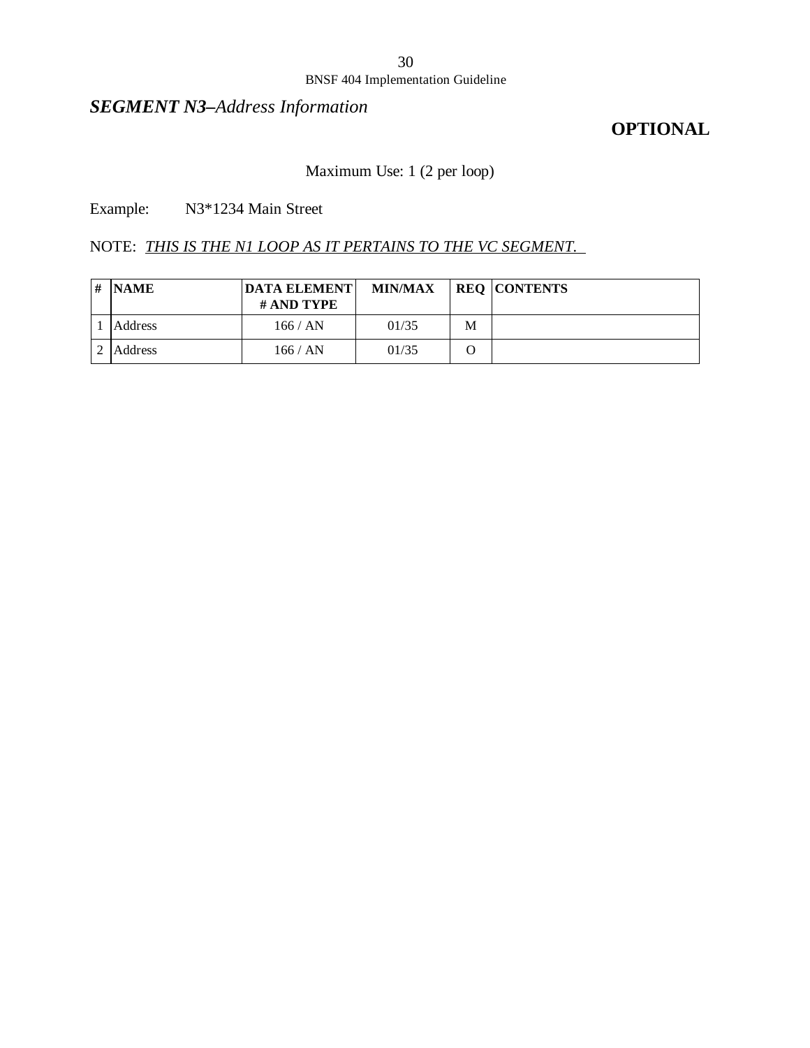## *SEGMENT N3–Address Information*

**OPTIONAL**

Maximum Use: 1 (2 per loop)

Example: N3*1234 Main Street

NOTE: *THIS IS THE N1 LOOP AS IT PERTAINS TO THE VC SEGMENT.*

| # | NAME | DATA ELEMENT # AND TYPE | MIN/MAX | REQ | CONTENTS |
|---|---|---|---|---|---|
| 1 | Address | 166 / AN | 01/35 | M | |
| 2 | Address | 166 / AN | 01/35 | O | |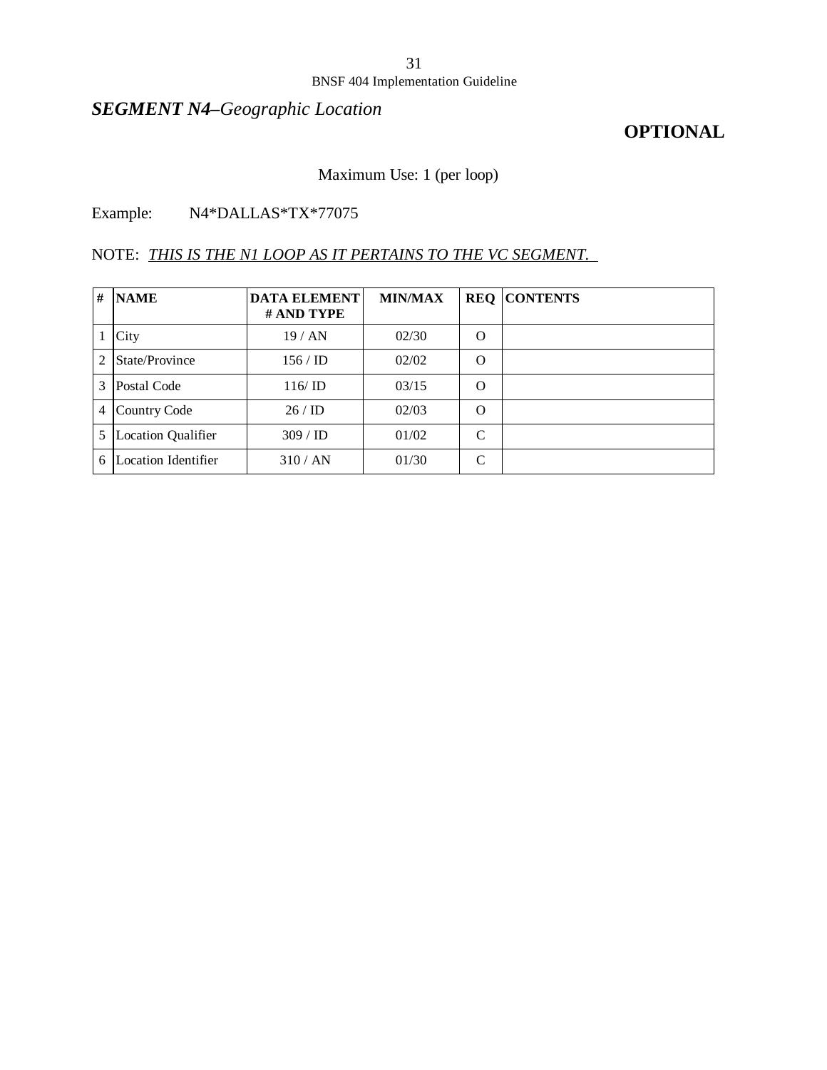## ***SEGMENT N4****–Geographic Location*

**OPTIONAL**

Maximum Use: 1 (per loop)

Example: N4*DALLAS*TX*77075

NOTE: *THIS IS THE N1 LOOP AS IT PERTAINS TO THE VC SEGMENT.*

| # | NAME | DATA ELEMENT # AND TYPE | MIN/MAX | REQ | CONTENTS |
|---|---|---|---|---|---|
| 1 | City | 19 / AN | 02/30 | O | |
| 2 | State/Province | 156 / ID | 02/02 | O | |
| 3 | Postal Code | 116/ ID | 03/15 | O | |
| 4 | Country Code | 26 / ID | 02/03 | O | |
| 5 | Location Qualifier | 309 / ID | 01/02 | C | |
| 6 | Location Identifier | 310 / AN | 01/30 | C | |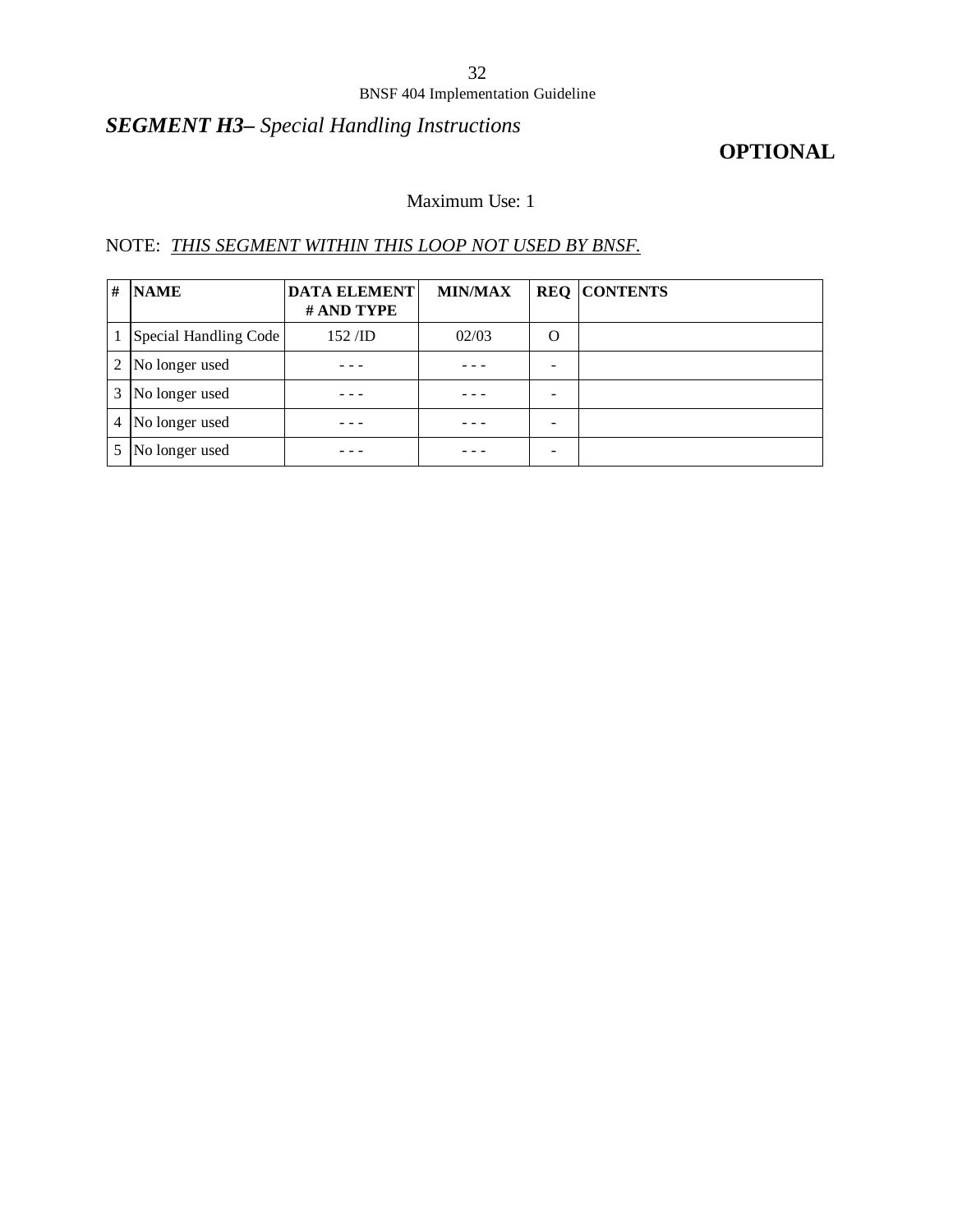## ***SEGMENT H3*** *– Special Handling Instructions*

**OPTIONAL**

Maximum Use: 1

NOTE: *THIS SEGMENT WITHIN THIS LOOP NOT USED BY BNSF.*

| # | NAME | DATA ELEMENT # AND TYPE | MIN/MAX | REQ | CONTENTS |
|---|---|---|---|---|---|
| 1 | Special Handling Code | 152 /ID | 02/03 | O | |
| 2 | No longer used | - - - | - - - | - | |
| 3 | No longer used | - - - | - - - | - | |
| 4 | No longer used | - - - | - - - | - | |
| 5 | No longer used | - - - | - - - | - | |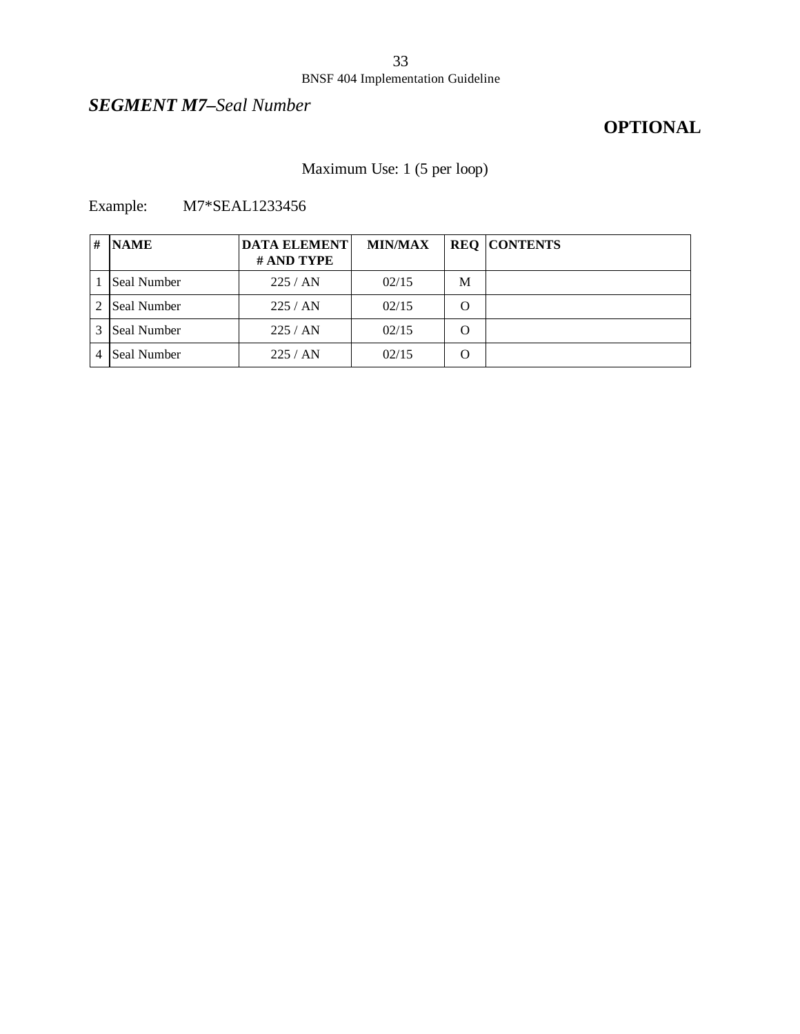## ***SEGMENT M7–Seal Number***

**OPTIONAL**

Maximum Use: 1 (5 per loop)

Example: M7*SEAL1233456

| # | NAME | DATA ELEMENT # AND TYPE | MIN/MAX | REQ | CONTENTS |
|---|---|---|---|---|---|
| 1 | Seal Number | 225 / AN | 02/15 | M | |
| 2 | Seal Number | 225 / AN | 02/15 | O | |
| 3 | Seal Number | 225 / AN | 02/15 | O | |
| 4 | Seal Number | 225 / AN | 02/15 | O | |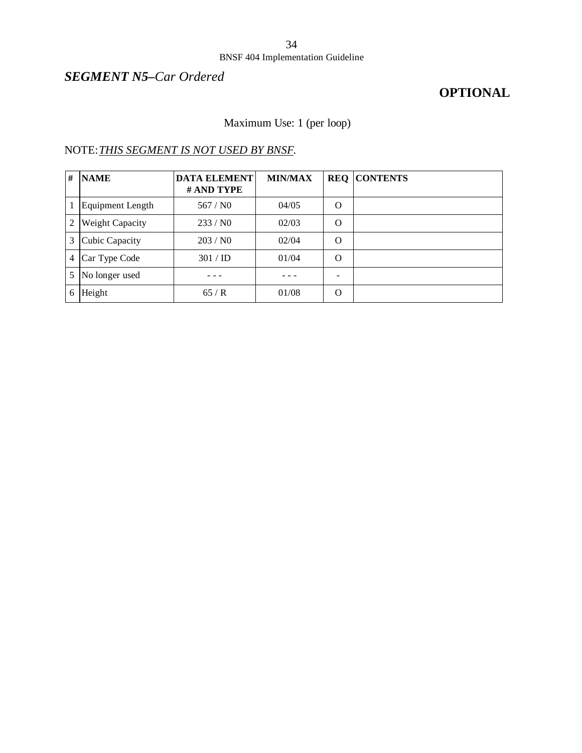## ***SEGMENT N5****–Car Ordered*

**OPTIONAL**

Maximum Use: 1 (per loop)

NOTE: *THIS SEGMENT IS NOT USED BY BNSF.*

| # | NAME | DATA ELEMENT # AND TYPE | MIN/MAX | REQ | CONTENTS |
|---|---|---|---|---|---|
| 1 | Equipment Length | 567 / N0 | 04/05 | O | |
| 2 | Weight Capacity | 233 / N0 | 02/03 | O | |
| 3 | Cubic Capacity | 203 / N0 | 02/04 | O | |
| 4 | Car Type Code | 301 / ID | 01/04 | O | |
| 5 | No longer used | - - - | - - - | - | |
| 6 | Height | 65 / R | 01/08 | O | |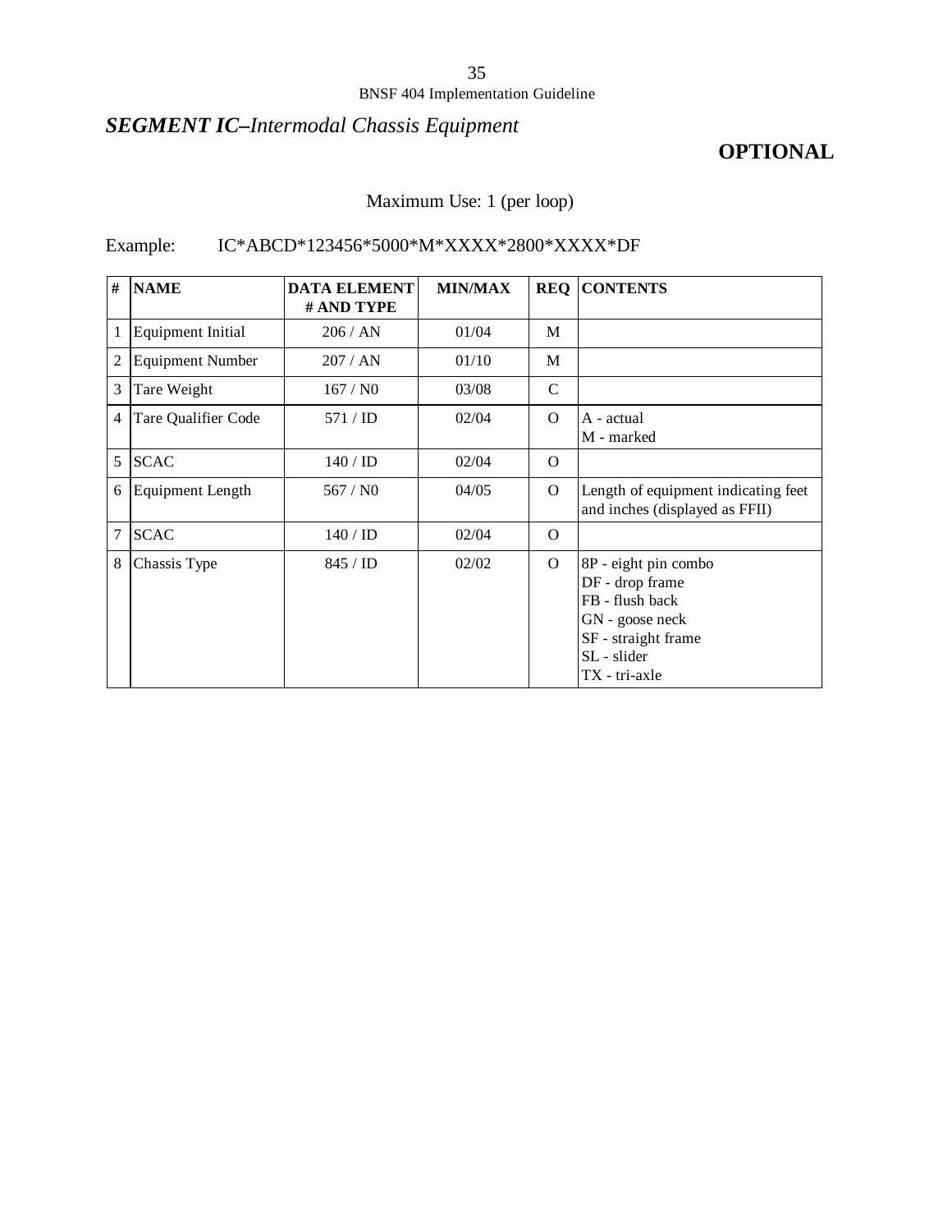## ***SEGMENT IC–Intermodal Chassis Equipment***

**OPTIONAL**

Maximum Use: 1 (per loop)

Example: IC*ABCD*123456*5000*M*XXXX*2800*XXXX*DF

| # | NAME | DATA ELEMENT # AND TYPE | MIN/MAX | REQ | CONTENTS |
|---|---|---|---|---|---|
| 1 | Equipment Initial | 206 / AN | 01/04 | M | |
| 2 | Equipment Number | 207 / AN | 01/10 | M | |
| 3 | Tare Weight | 167 / N0 | 03/08 | C | |
| 4 | Tare Qualifier Code | 571 / ID | 02/04 | O | A - actual<br>M - marked |
| 5 | SCAC | 140 / ID | 02/04 | O | |
| 6 | Equipment Length | 567 / N0 | 04/05 | O | Length of equipment indicating feet and inches (displayed as FFII) |
| 7 | SCAC | 140 / ID | 02/04 | O | |
| 8 | Chassis Type | 845 / ID | 02/02 | O | 8P - eight pin combo<br>DF - drop frame<br>FB - flush back<br>GN - goose neck<br>SF - straight frame<br>SL - slider<br>TX - tri-axle |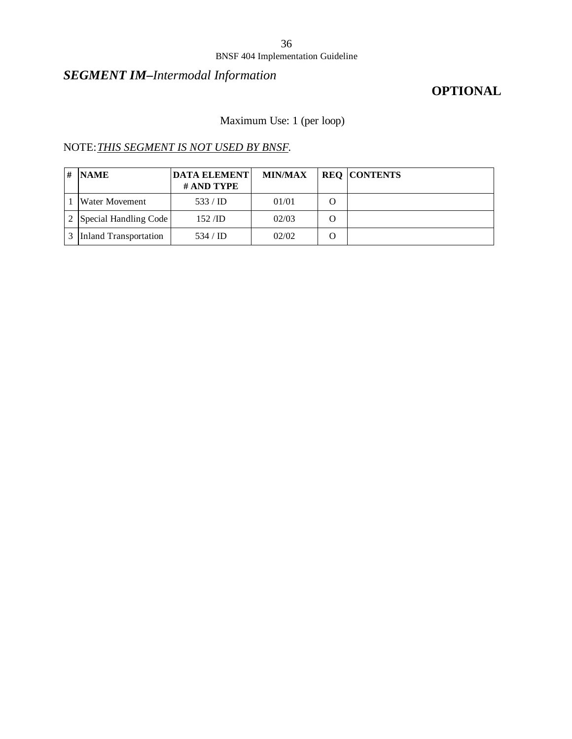## ***SEGMENT IM****–Intermodal Information*

**OPTIONAL**

Maximum Use: 1 (per loop)

NOTE:*THIS SEGMENT IS NOT USED BY BNSF.*

| # | NAME | DATA ELEMENT # AND TYPE | MIN/MAX | REQ | CONTENTS |
|---|---|---|---|---|---|
| 1 | Water Movement | 533 / ID | 01/01 | O | |
| 2 | Special Handling Code | 152 /ID | 02/03 | O | |
| 3 | Inland Transportation | 534 / ID | 02/02 | O | |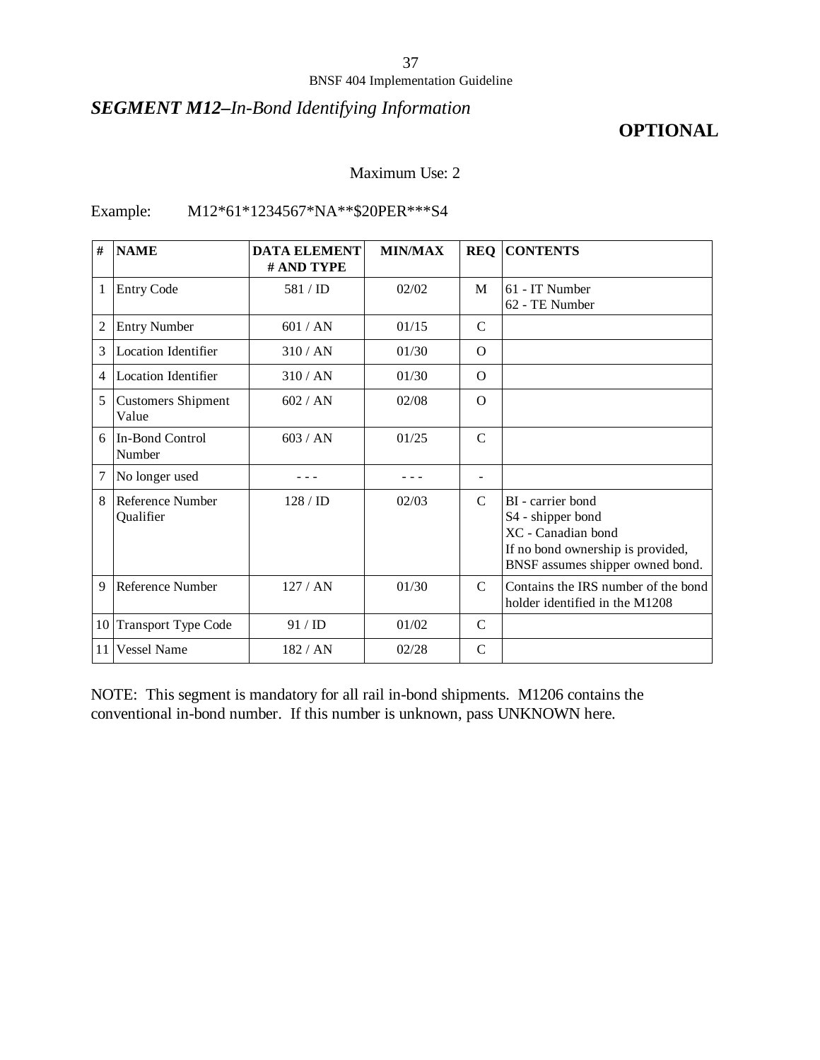## *SEGMENT M12–In-Bond Identifying Information*

**OPTIONAL**

Maximum Use: 2

Example: M12*61*1234567*NA**$20PER***S4

| # | NAME | DATA ELEMENT # AND TYPE | MIN/MAX | REQ | CONTENTS |
|---|---|---|---|---|---|
| 1 | Entry Code | 581 / ID | 02/02 | M | 61 - IT Number<br>62 - TE Number |
| 2 | Entry Number | 601 / AN | 01/15 | C | |
| 3 | Location Identifier | 310 / AN | 01/30 | O | |
| 4 | Location Identifier | 310 / AN | 01/30 | O | |
| 5 | Customers Shipment Value | 602 / AN | 02/08 | O | |
| 6 | In-Bond Control Number | 603 / AN | 01/25 | C | |
| 7 | No longer used | - - - | - - - | - | |
| 8 | Reference Number Qualifier | 128 / ID | 02/03 | C | BI - carrier bond<br>S4 - shipper bond<br>XC - Canadian bond<br>If no bond ownership is provided, BNSF assumes shipper owned bond. |
| 9 | Reference Number | 127 / AN | 01/30 | C | Contains the IRS number of the bond holder identified in the M1208 |
| 10 | Transport Type Code | 91 / ID | 01/02 | C | |
| 11 | Vessel Name | 182 / AN | 02/28 | C | |

NOTE: This segment is mandatory for all rail in-bond shipments. M1206 contains the conventional in-bond number. If this number is unknown, pass UNKNOWN here.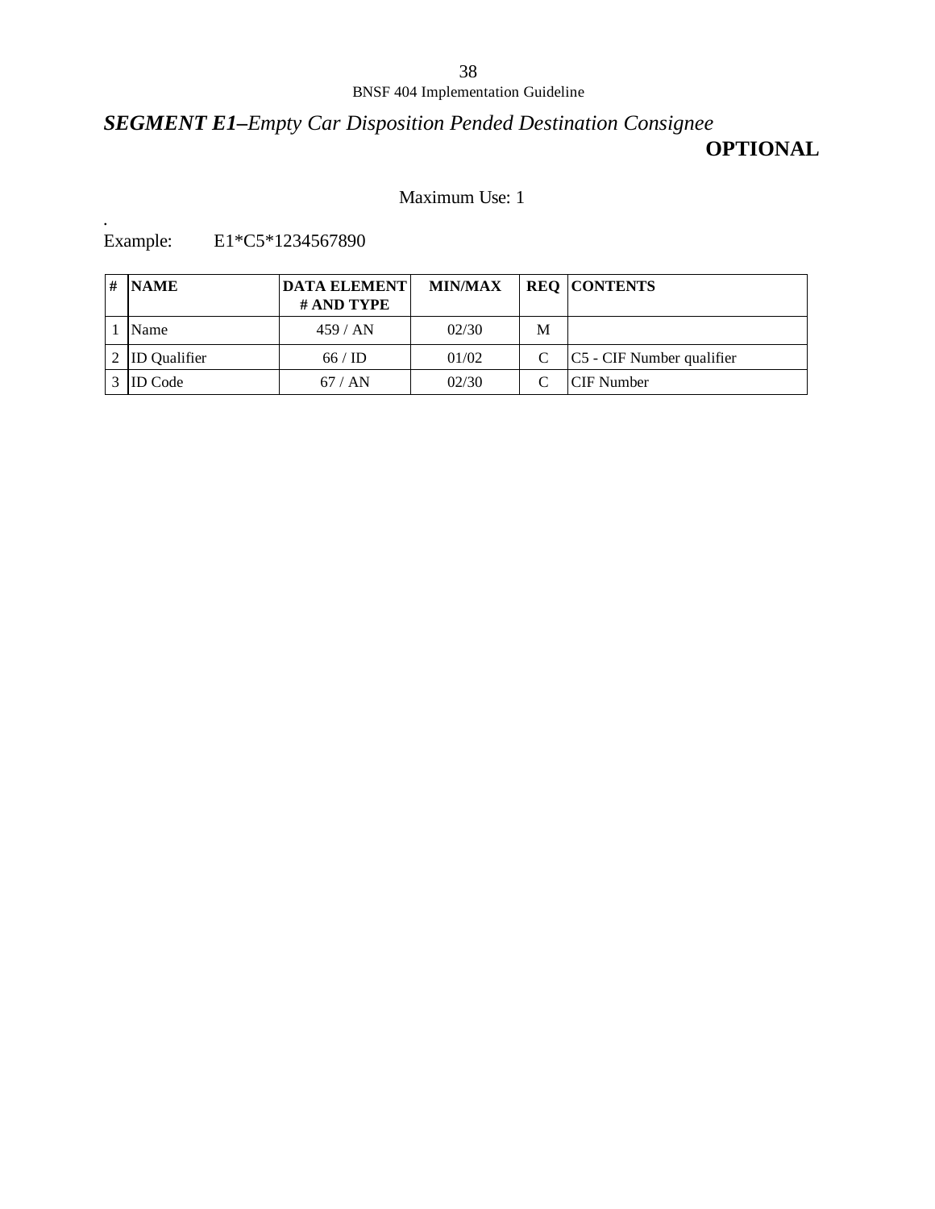## ***SEGMENT E1–Empty Car Disposition Pended Destination Consignee***

**OPTIONAL**

Maximum Use: 1

.

Example: E1*C5*1234567890

| # | NAME | DATA ELEMENT # AND TYPE | MIN/MAX | REQ | CONTENTS |
|---|---|---|---|---|---|
| 1 | Name | 459 / AN | 02/30 | M | |
| 2 | ID Qualifier | 66 / ID | 01/02 | C | C5 - CIF Number qualifier |
| 3 | ID Code | 67 / AN | 02/30 | C | CIF Number |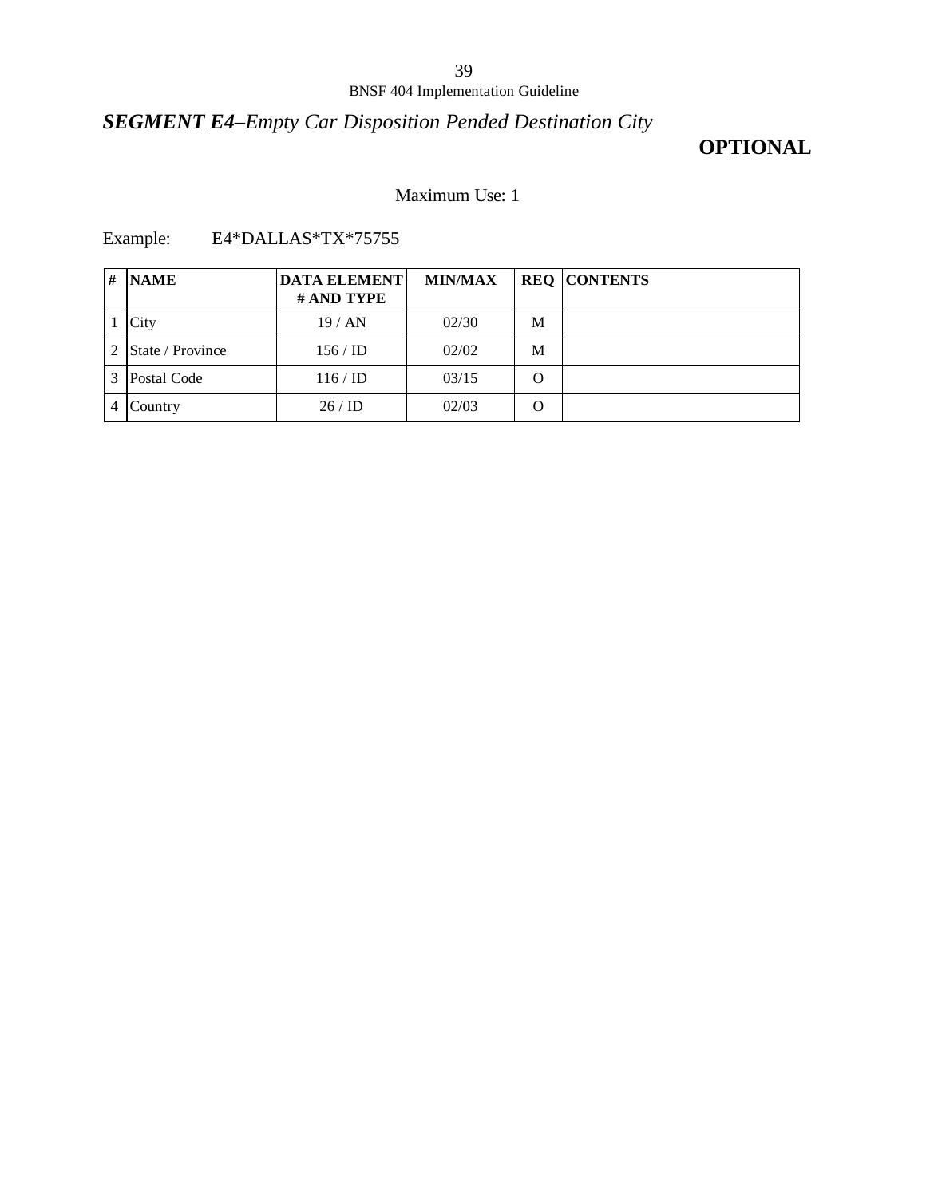## ***SEGMENT E4–Empty Car Disposition Pended Destination City***

**OPTIONAL**

Maximum Use: 1

Example: E4*DALLAS*TX*75755

| # | NAME | DATA ELEMENT # AND TYPE | MIN/MAX | REQ | CONTENTS |
|---|---|---|---|---|---|
| 1 | City | 19 / AN | 02/30 | M | |
| 2 | State / Province | 156 / ID | 02/02 | M | |
| 3 | Postal Code | 116 / ID | 03/15 | O | |
| 4 | Country | 26 / ID | 02/03 | O | |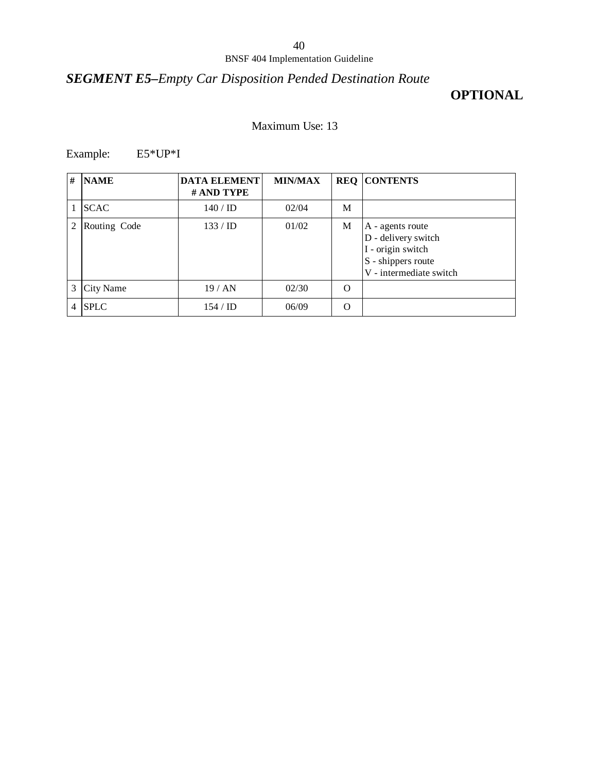## *SEGMENT E5–Empty Car Disposition Pended Destination Route*

**OPTIONAL**

Maximum Use: 13

Example: E5*UP*I

| # | NAME | DATA ELEMENT # AND TYPE | MIN/MAX | REQ | CONTENTS |
|---|---|---|---|---|---|
| 1 | SCAC | 140 / ID | 02/04 | M | |
| 2 | Routing Code | 133 / ID | 01/02 | M | A - agents route<br>D - delivery switch<br>I - origin switch<br>S - shippers route<br>V - intermediate switch |
| 3 | City Name | 19 / AN | 02/30 | O | |
| 4 | SPLC | 154 / ID | 06/09 | O | |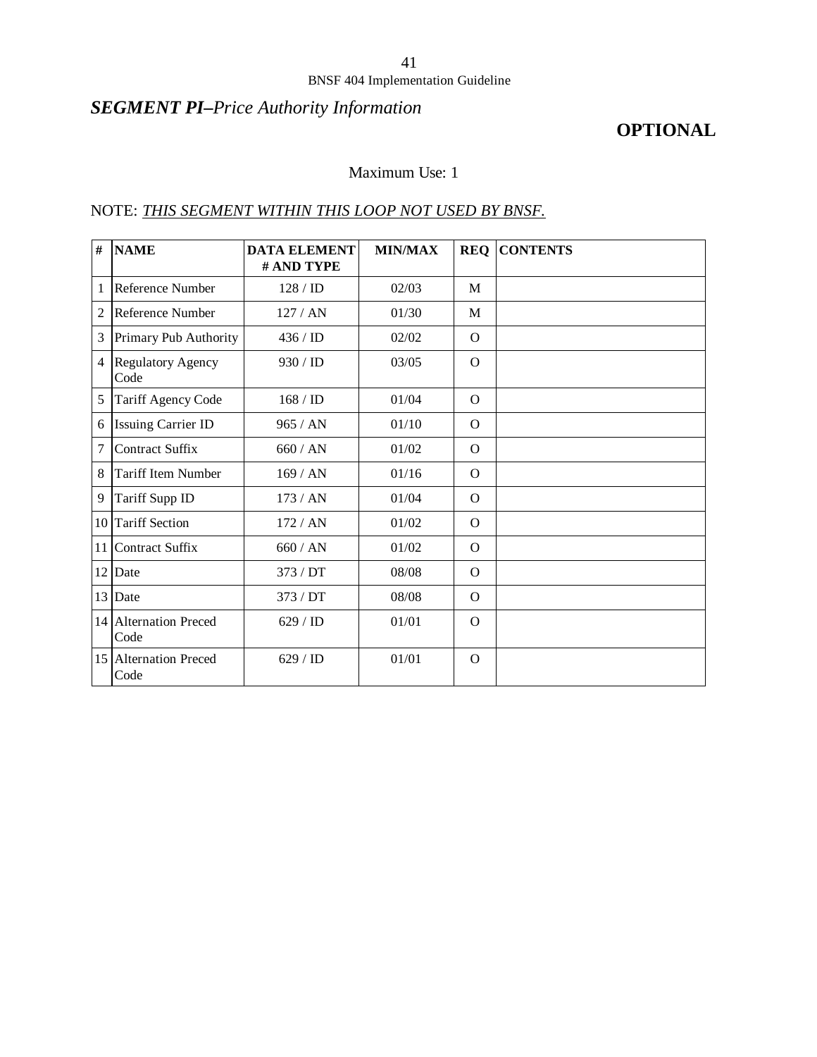## ***SEGMENT PI–*** *Price Authority Information*

**OPTIONAL**

Maximum Use: 1

NOTE: ***THIS SEGMENT WITHIN THIS LOOP NOT USED BY BNSF.***

| # | NAME | DATA ELEMENT # AND TYPE | MIN/MAX | REQ | CONTENTS |
|---|---|---|---|---|---|
| 1 | Reference Number | 128 / ID | 02/03 | M | |
| 2 | Reference Number | 127 / AN | 01/30 | M | |
| 3 | Primary Pub Authority | 436 / ID | 02/02 | O | |
| 4 | Regulatory Agency Code | 930 / ID | 03/05 | O | |
| 5 | Tariff Agency Code | 168 / ID | 01/04 | O | |
| 6 | Issuing Carrier ID | 965 / AN | 01/10 | O | |
| 7 | Contract Suffix | 660 / AN | 01/02 | O | |
| 8 | Tariff Item Number | 169 / AN | 01/16 | O | |
| 9 | Tariff Supp ID | 173 / AN | 01/04 | O | |
| 10 | Tariff Section | 172 / AN | 01/02 | O | |
| 11 | Contract Suffix | 660 / AN | 01/02 | O | |
| 12 | Date | 373 / DT | 08/08 | O | |
| 13 | Date | 373 / DT | 08/08 | O | |
| 14 | Alternation Preced Code | 629 / ID | 01/01 | O | |
| 15 | Alternation Preced Code | 629 / ID | 01/01 | O | |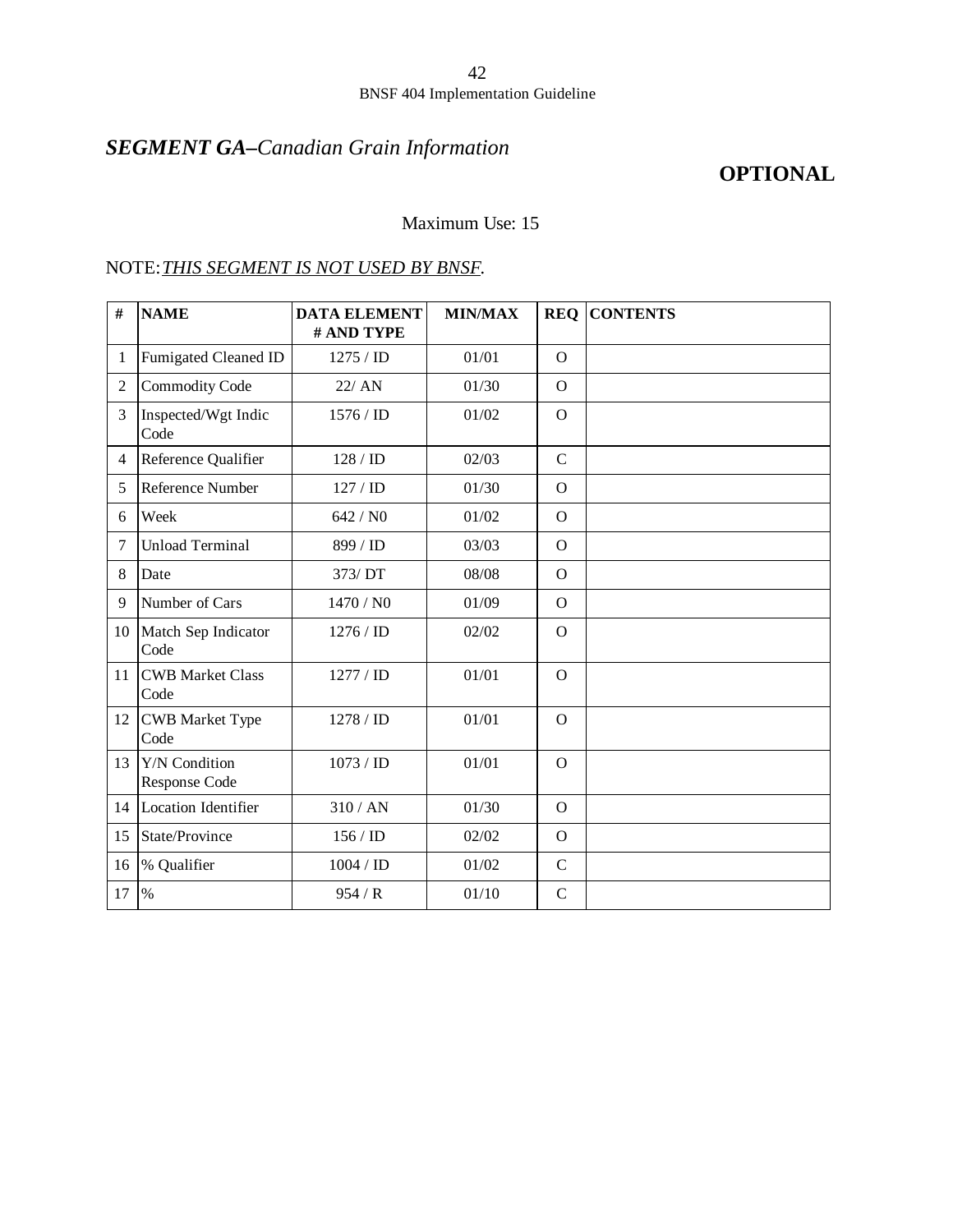## *SEGMENT GA–Canadian Grain Information*

**OPTIONAL**

Maximum Use: 15

NOTE: *THIS SEGMENT IS NOT USED BY BNSF.*

| # | NAME | DATA ELEMENT # AND TYPE | MIN/MAX | REQ | CONTENTS |
|---|---|---|---|---|---|
| 1 | Fumigated Cleaned ID | 1275 / ID | 01/01 | O | |
| 2 | Commodity Code | 22/ AN | 01/30 | O | |
| 3 | Inspected/Wgt Indic Code | 1576 / ID | 01/02 | O | |
| 4 | Reference Qualifier | 128 / ID | 02/03 | C | |
| 5 | Reference Number | 127 / ID | 01/30 | O | |
| 6 | Week | 642 / N0 | 01/02 | O | |
| 7 | Unload Terminal | 899 / ID | 03/03 | O | |
| 8 | Date | 373/ DT | 08/08 | O | |
| 9 | Number of Cars | 1470 / N0 | 01/09 | O | |
| 10 | Match Sep Indicator Code | 1276 / ID | 02/02 | O | |
| 11 | CWB Market Class Code | 1277 / ID | 01/01 | O | |
| 12 | CWB Market Type Code | 1278 / ID | 01/01 | O | |
| 13 | Y/N Condition Response Code | 1073 / ID | 01/01 | O | |
| 14 | Location Identifier | 310 / AN | 01/30 | O | |
| 15 | State/Province | 156 / ID | 02/02 | O | |
| 16 | % Qualifier | 1004 / ID | 01/02 | C | |
| 17 | % | 954 / R | 01/10 | C | |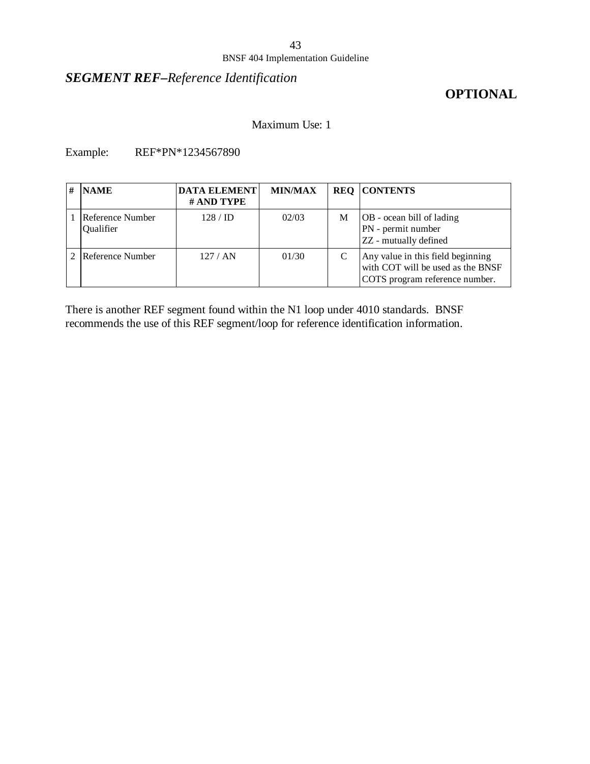## *SEGMENT REF–Reference Identification*

**OPTIONAL**

Maximum Use: 1

Example: REF*PN*1234567890

| # | NAME | DATA ELEMENT # AND TYPE | MIN/MAX | REQ | CONTENTS |
|---|---|---|---|---|---|
| 1 | Reference Number Qualifier | 128 / ID | 02/03 | M | OB - ocean bill of lading<br>PN - permit number<br>ZZ - mutually defined |
| 2 | Reference Number | 127 / AN | 01/30 | C | Any value in this field beginning with COT will be used as the BNSF COTS program reference number. |

There is another REF segment found within the N1 loop under 4010 standards. BNSF recommends the use of this REF segment/loop for reference identification information.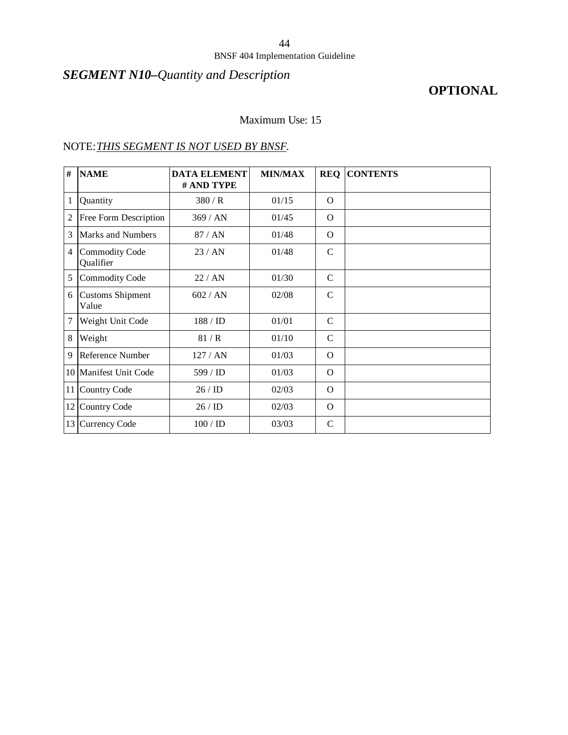## *SEGMENT N10–Quantity and Description*

**OPTIONAL**

Maximum Use: 15

NOTE: *THIS SEGMENT IS NOT USED BY BNSF.*

| # | NAME | DATA ELEMENT # AND TYPE | MIN/MAX | REQ | CONTENTS |
|---|---|---|---|---|---|
| 1 | Quantity | 380 / R | 01/15 | O | |
| 2 | Free Form Description | 369 / AN | 01/45 | O | |
| 3 | Marks and Numbers | 87 / AN | 01/48 | O | |
| 4 | Commodity Code Qualifier | 23 / AN | 01/48 | C | |
| 5 | Commodity Code | 22 / AN | 01/30 | C | |
| 6 | Customs Shipment Value | 602 / AN | 02/08 | C | |
| 7 | Weight Unit Code | 188 / ID | 01/01 | C | |
| 8 | Weight | 81 / R | 01/10 | C | |
| 9 | Reference Number | 127 / AN | 01/03 | O | |
| 10 | Manifest Unit Code | 599 / ID | 01/03 | O | |
| 11 | Country Code | 26 / ID | 02/03 | O | |
| 12 | Country Code | 26 / ID | 02/03 | O | |
| 13 | Currency Code | 100 / ID | 03/03 | C | |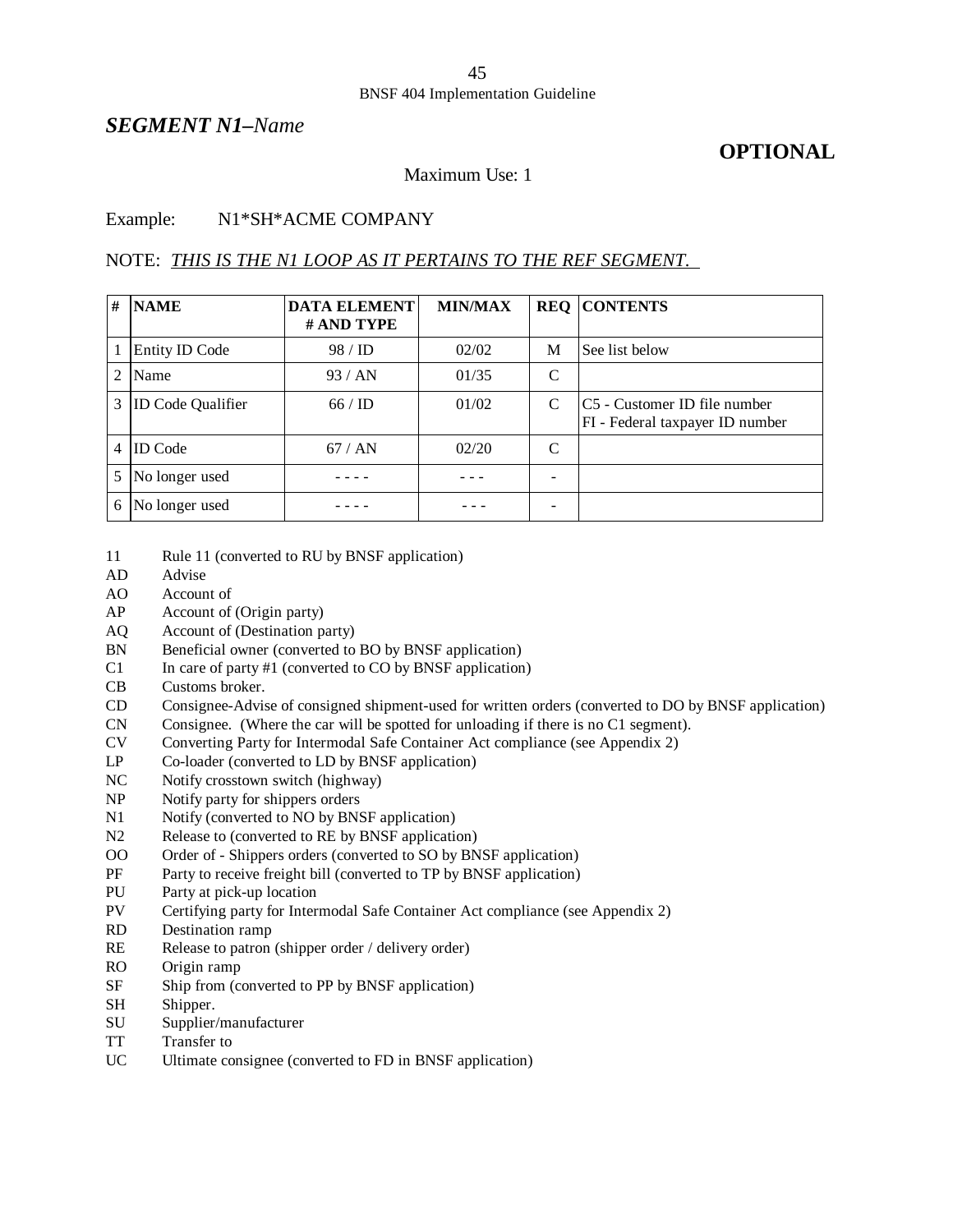## *SEGMENT N1–Name*

**OPTIONAL**

Maximum Use: 1

Example: N1*SH*ACME COMPANY

NOTE: <u>*THIS IS THE N1 LOOP AS IT PERTAINS TO THE REF SEGMENT.*</u>

| # | NAME | DATA ELEMENT # AND TYPE | MIN/MAX | REQ | CONTENTS |
|---|---|---|---|---|---|
| 1 | Entity ID Code | 98 / ID | 02/02 | M | See list below |
| 2 | Name | 93 / AN | 01/35 | C | |
| 3 | ID Code Qualifier | 66 / ID | 01/02 | C | C5 - Customer ID file number<br>FI - Federal taxpayer ID number |
| 4 | ID Code | 67 / AN | 02/20 | C | |
| 5 | No longer used | - - - - | - - - | - | |
| 6 | No longer used | - - - - | - - - | - | |

11 Rule 11 (converted to RU by BNSF application)
AD Advise
AO Account of
AP Account of (Origin party)
AQ Account of (Destination party)
BN Beneficial owner (converted to BO by BNSF application)
C1 In care of party #1 (converted to CO by BNSF application)
CB Customs broker.
CD Consignee-Advise of consigned shipment-used for written orders (converted to DO by BNSF application)
CN Consignee. (Where the car will be spotted for unloading if there is no C1 segment).
CV Converting Party for Intermodal Safe Container Act compliance (see Appendix 2)
LP Co-loader (converted to LD by BNSF application)
NC Notify crosstown switch (highway)
NP Notify party for shippers orders
N1 Notify (converted to NO by BNSF application)
N2 Release to (converted to RE by BNSF application)
OO Order of - Shippers orders (converted to SO by BNSF application)
PF Party to receive freight bill (converted to TP by BNSF application)
PU Party at pick-up location
PV Certifying party for Intermodal Safe Container Act compliance (see Appendix 2)
RD Destination ramp
RE Release to patron (shipper order / delivery order)
RO Origin ramp
SF Ship from (converted to PP by BNSF application)
SH Shipper.
SU Supplier/manufacturer
TT Transfer to
UC Ultimate consignee (converted to FD in BNSF application)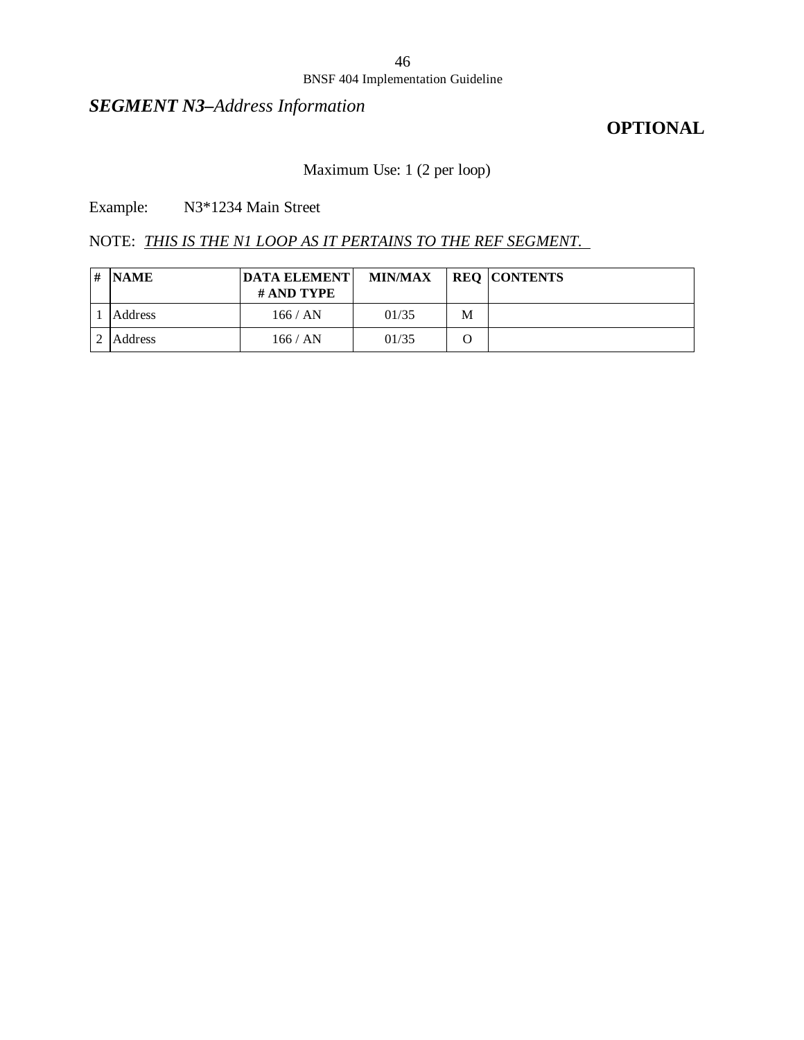## ***SEGMENT N3****–Address Information*

**OPTIONAL**

Maximum Use: 1 (2 per loop)

Example: N3*1234 Main Street

NOTE: *THIS IS THE N1 LOOP AS IT PERTAINS TO THE REF SEGMENT.*

| # | NAME | DATA ELEMENT # AND TYPE | MIN/MAX | REQ | CONTENTS |
|---|---|---|---|---|---|
| 1 | Address | 166 / AN | 01/35 | M | |
| 2 | Address | 166 / AN | 01/35 | O | |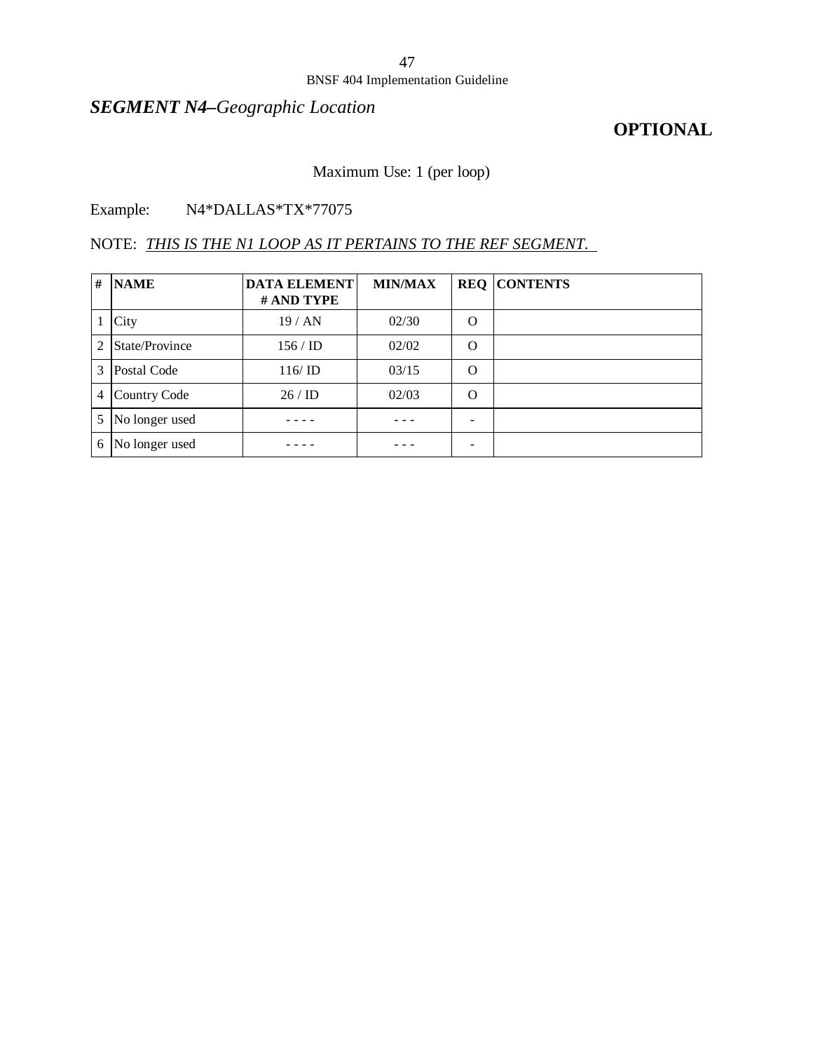## *SEGMENT N4–Geographic Location*

**OPTIONAL**

Maximum Use: 1 (per loop)

Example: N4*DALLAS*TX*77075

NOTE: *THIS IS THE N1 LOOP AS IT PERTAINS TO THE REF SEGMENT.*

| # | NAME | DATA ELEMENT # AND TYPE | MIN/MAX | REQ | CONTENTS |
|---|---|---|---|---|---|
| 1 | City | 19 / AN | 02/30 | O | |
| 2 | State/Province | 156 / ID | 02/02 | O | |
| 3 | Postal Code | 116/ ID | 03/15 | O | |
| 4 | Country Code | 26 / ID | 02/03 | O | |
| 5 | No longer used | - - - - | - - - | - | |
| 6 | No longer used | - - - - | - - - | - | |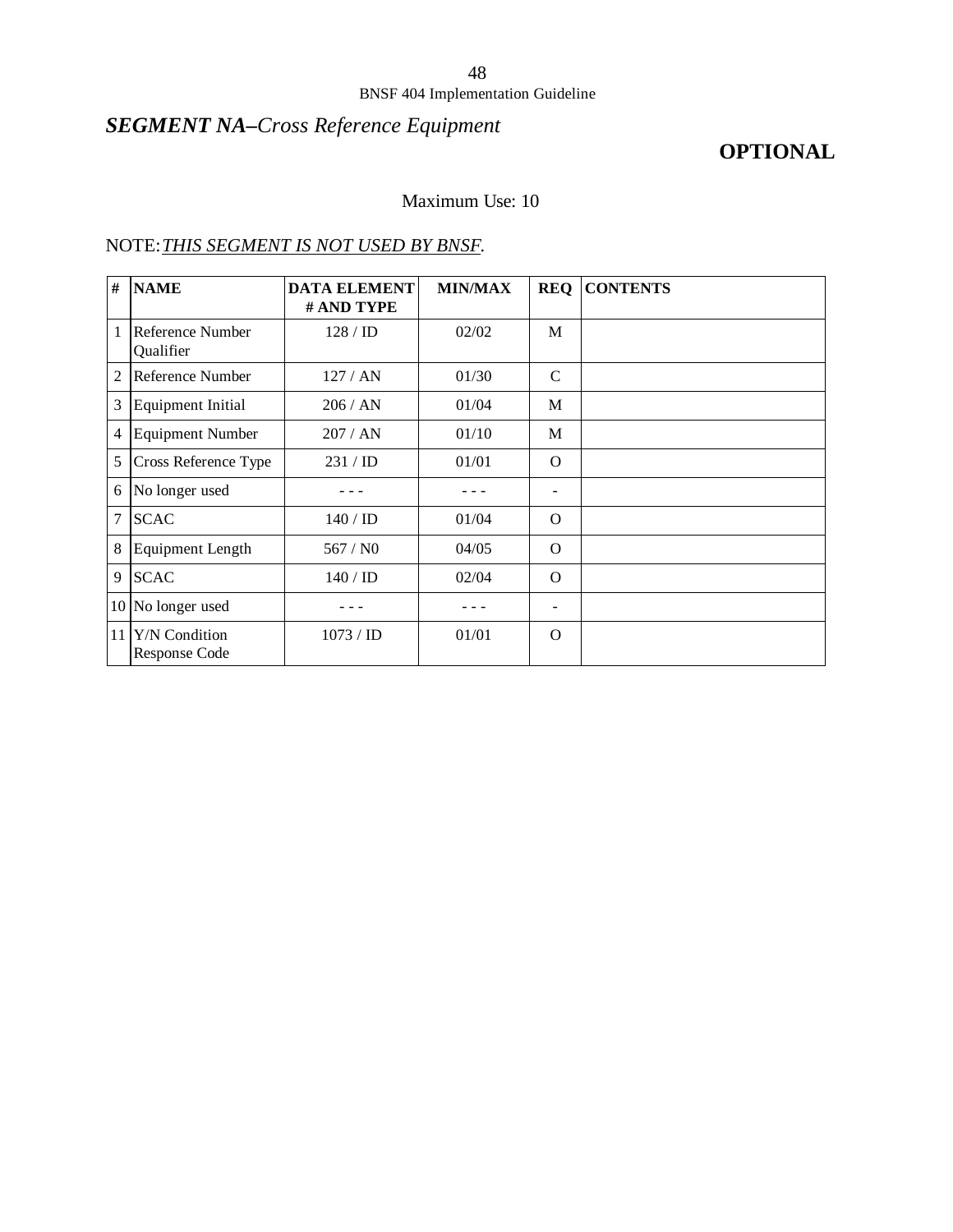## *SEGMENT NA–Cross Reference Equipment*

**OPTIONAL**

Maximum Use: 10

NOTE: *THIS SEGMENT IS NOT USED BY BNSF.*

| # | NAME | DATA ELEMENT # AND TYPE | MIN/MAX | REQ | CONTENTS |
|---|---|---|---|---|---|
| 1 | Reference Number Qualifier | 128 / ID | 02/02 | M | |
| 2 | Reference Number | 127 / AN | 01/30 | C | |
| 3 | Equipment Initial | 206 / AN | 01/04 | M | |
| 4 | Equipment Number | 207 / AN | 01/10 | M | |
| 5 | Cross Reference Type | 231 / ID | 01/01 | O | |
| 6 | No longer used | - - - | - - - | - | |
| 7 | SCAC | 140 / ID | 01/04 | O | |
| 8 | Equipment Length | 567 / N0 | 04/05 | O | |
| 9 | SCAC | 140 / ID | 02/04 | O | |
| 10 | No longer used | - - - | - - - | - | |
| 11 | Y/N Condition Response Code | 1073 / ID | 01/01 | O | |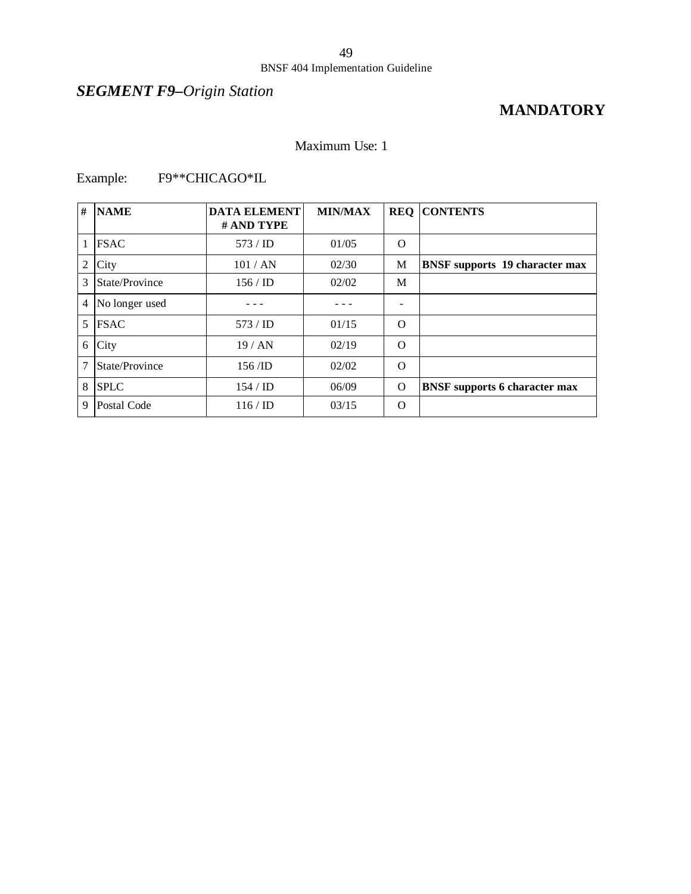## *SEGMENT F9–Origin Station*

**MANDATORY**

Maximum Use: 1

Example: F9**CHICAGO*IL

| # | NAME | DATA ELEMENT # AND TYPE | MIN/MAX | REQ | CONTENTS |
|---|---|---|---|---|---|
| 1 | FSAC | 573 / ID | 01/05 | O | |
| 2 | City | 101 / AN | 02/30 | M | **BNSF supports 19 character max** |
| 3 | State/Province | 156 / ID | 02/02 | M | |
| 4 | No longer used | - - - | - - - | - | |
| 5 | FSAC | 573 / ID | 01/15 | O | |
| 6 | City | 19 / AN | 02/19 | O | |
| 7 | State/Province | 156 /ID | 02/02 | O | |
| 8 | SPLC | 154 / ID | 06/09 | O | **BNSF supports 6 character max** |
| 9 | Postal Code | 116 / ID | 03/15 | O | |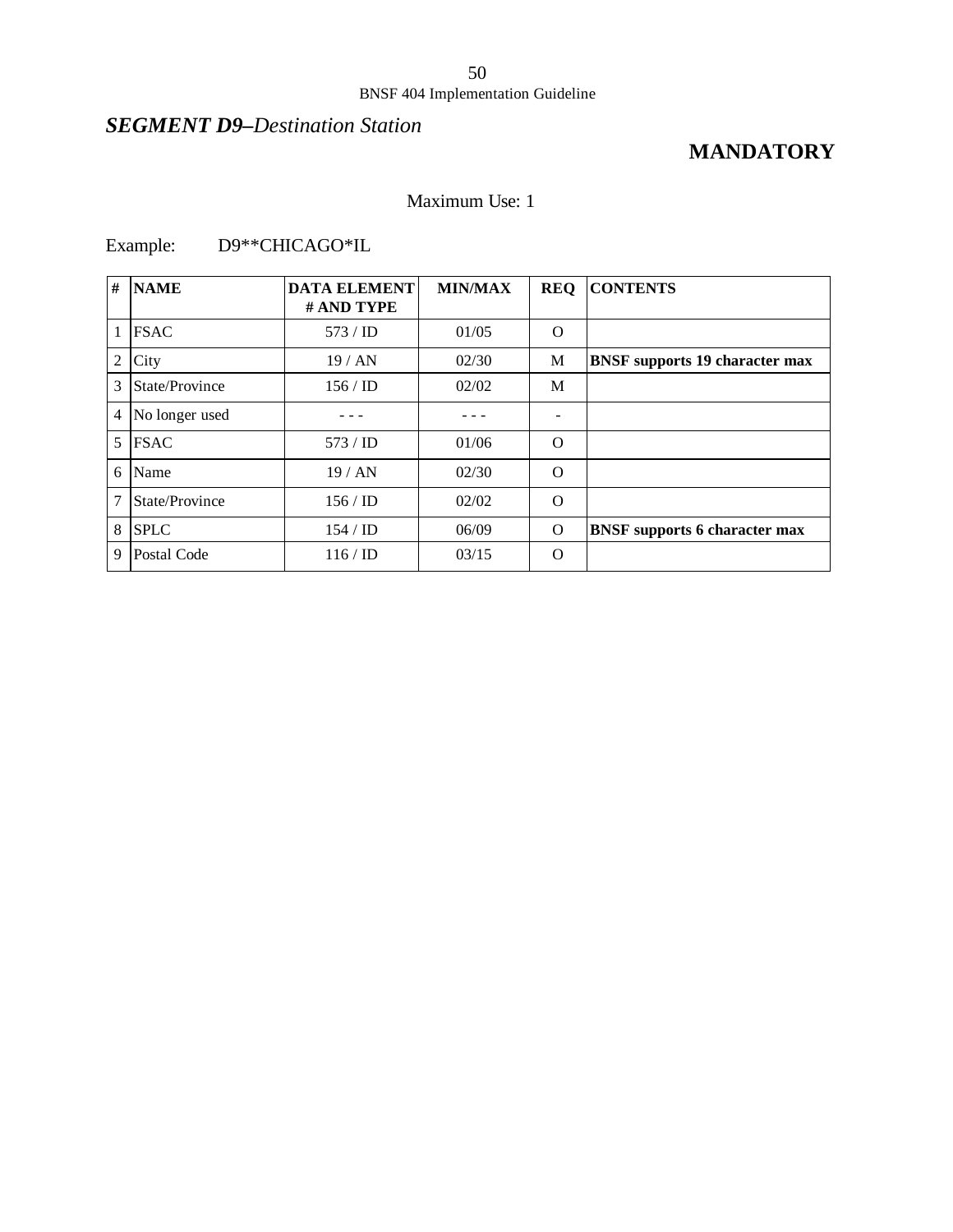## *SEGMENT D9–Destination Station*

**MANDATORY**

Maximum Use: 1

Example: D9**CHICAGO*IL

| # | NAME | DATA ELEMENT # AND TYPE | MIN/MAX | REQ | CONTENTS |
|---|---|---|---|---|---|
| 1 | FSAC | 573 / ID | 01/05 | O | |
| 2 | City | 19 / AN | 02/30 | M | **BNSF supports 19 character max** |
| 3 | State/Province | 156 / ID | 02/02 | M | |
| 4 | No longer used | - - - | - - - | - | |
| 5 | FSAC | 573 / ID | 01/06 | O | |
| 6 | Name | 19 / AN | 02/30 | O | |
| 7 | State/Province | 156 / ID | 02/02 | O | |
| 8 | SPLC | 154 / ID | 06/09 | O | **BNSF supports 6 character max** |
| 9 | Postal Code | 116 / ID | 03/15 | O | |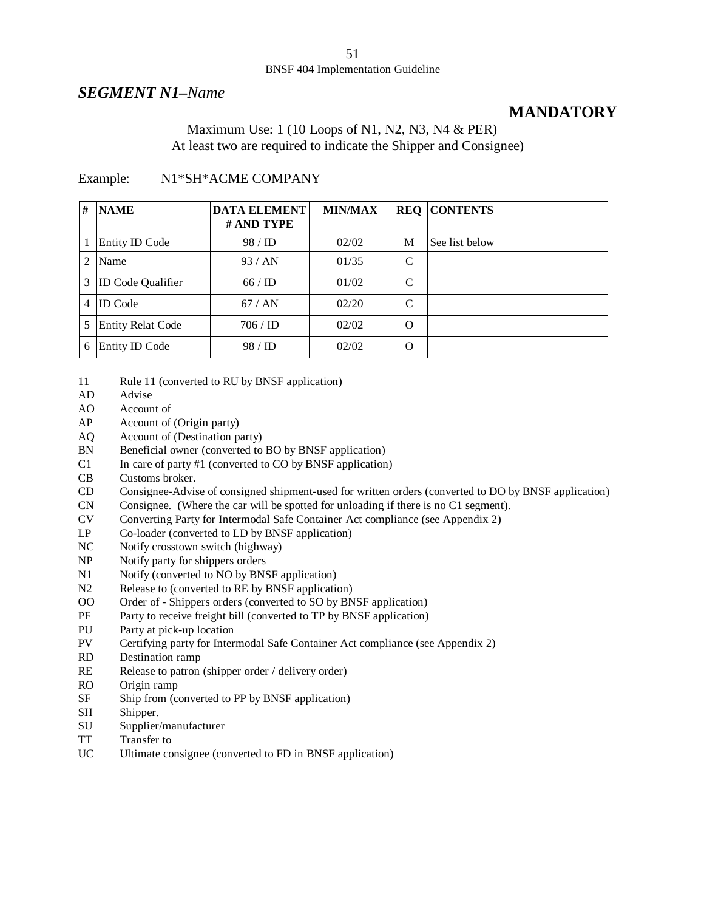## *SEGMENT N1–Name*

**MANDATORY**

Maximum Use: 1 (10 Loops of N1, N2, N3, N4 & PER)
At least two are required to indicate the Shipper and Consignee)

Example: N1*SH*ACME COMPANY

| # | NAME | DATA ELEMENT # AND TYPE | MIN/MAX | REQ | CONTENTS |
|---|---|---|---|---|---|
| 1 | Entity ID Code | 98 / ID | 02/02 | M | See list below |
| 2 | Name | 93 / AN | 01/35 | C | |
| 3 | ID Code Qualifier | 66 / ID | 01/02 | C | |
| 4 | ID Code | 67 / AN | 02/20 | C | |
| 5 | Entity Relat Code | 706 / ID | 02/02 | O | |
| 6 | Entity ID Code | 98 / ID | 02/02 | O | |

- 11 Rule 11 (converted to RU by BNSF application)
- AD Advise
- AO Account of
- AP Account of (Origin party)
- AQ Account of (Destination party)
- BN Beneficial owner (converted to BO by BNSF application)
- C1 In care of party #1 (converted to CO by BNSF application)
- CB Customs broker.
- CD Consignee-Advise of consigned shipment-used for written orders (converted to DO by BNSF application)
- CN Consignee. (Where the car will be spotted for unloading if there is no C1 segment).
- CV Converting Party for Intermodal Safe Container Act compliance (see Appendix 2)
- LP Co-loader (converted to LD by BNSF application)
- NC Notify crosstown switch (highway)
- NP Notify party for shippers orders
- N1 Notify (converted to NO by BNSF application)
- N2 Release to (converted to RE by BNSF application)
- OO Order of - Shippers orders (converted to SO by BNSF application)
- PF Party to receive freight bill (converted to TP by BNSF application)
- PU Party at pick-up location
- PV Certifying party for Intermodal Safe Container Act compliance (see Appendix 2)
- RD Destination ramp
- RE Release to patron (shipper order / delivery order)
- RO Origin ramp
- SF Ship from (converted to PP by BNSF application)
- SH Shipper.
- SU Supplier/manufacturer
- TT Transfer to
- UC Ultimate consignee (converted to FD in BNSF application)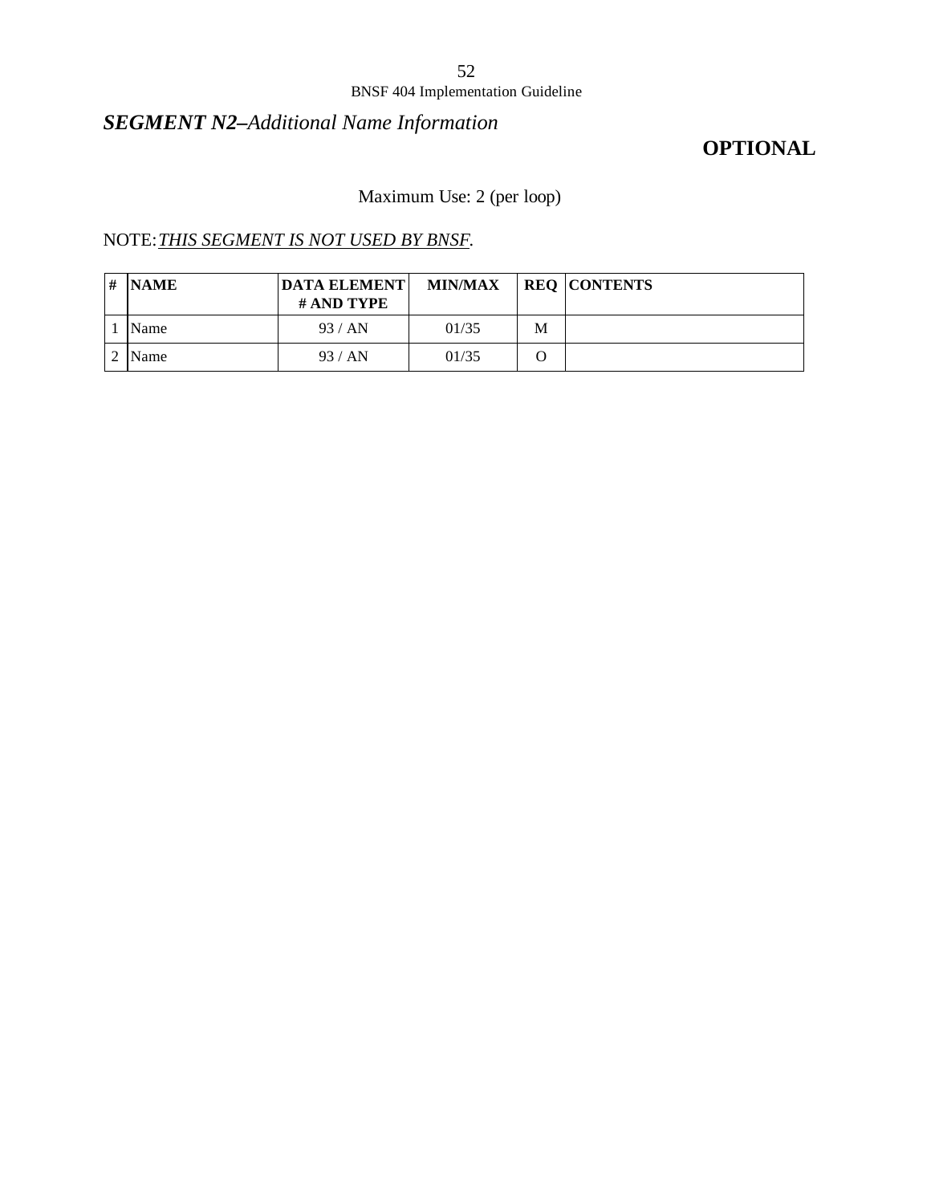## ***SEGMENT N2–****Additional Name Information*

**OPTIONAL**

Maximum Use: 2 (per loop)

NOTE: *THIS SEGMENT IS NOT USED BY BNSF.*

| # | NAME | DATA ELEMENT # AND TYPE | MIN/MAX | REQ | CONTENTS |
|---|---|---|---|---|---|
| 1 | Name | 93 / AN | 01/35 | M | |
| 2 | Name | 93 / AN | 01/35 | O | |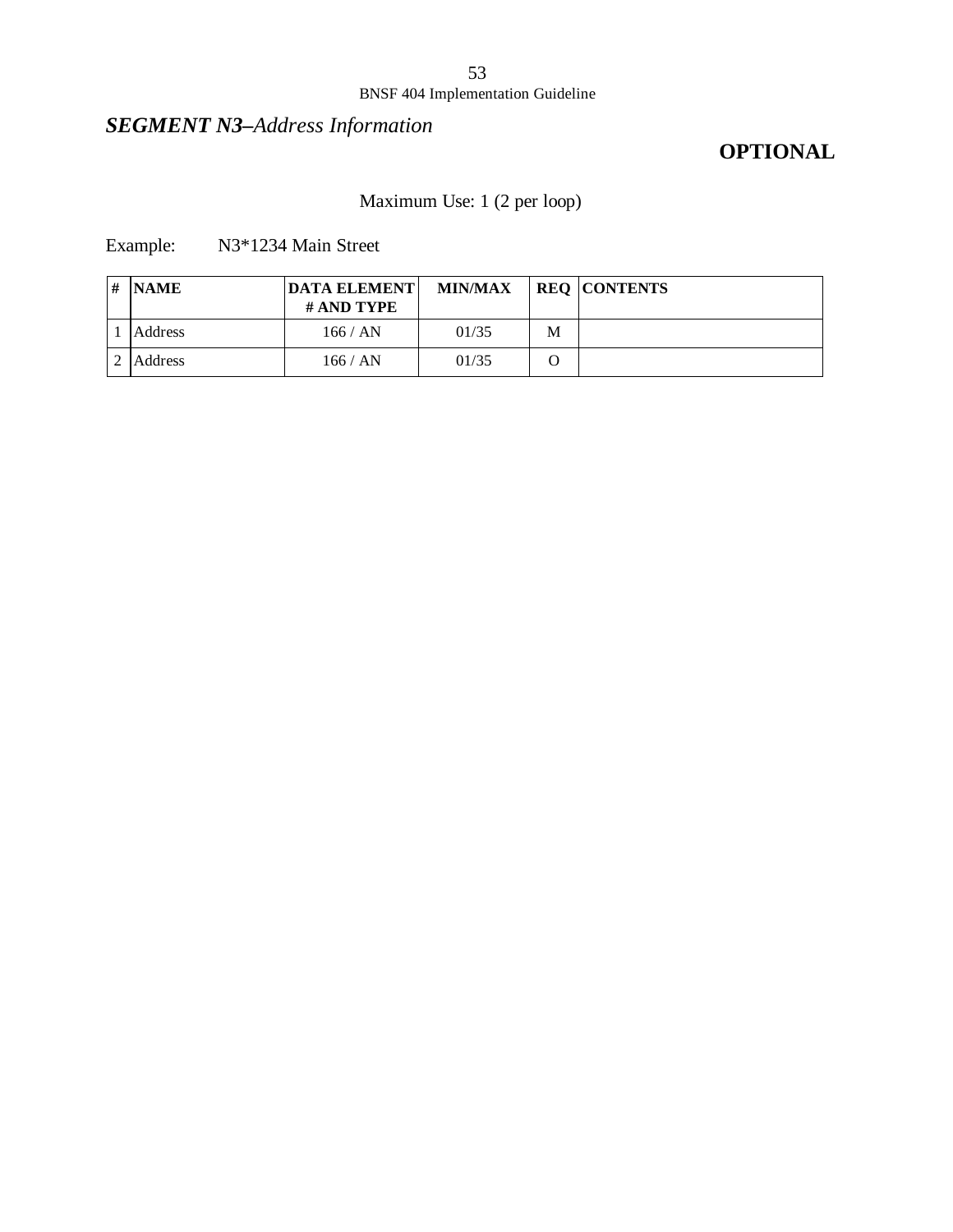## *SEGMENT N3–Address Information*

**OPTIONAL**

Maximum Use: 1 (2 per loop)

Example: N3*1234 Main Street

| # | NAME | DATA ELEMENT # AND TYPE | MIN/MAX | REQ | CONTENTS |
|---|---|---|---|---|---|
| 1 | Address | 166 / AN | 01/35 | M | |
| 2 | Address | 166 / AN | 01/35 | O | |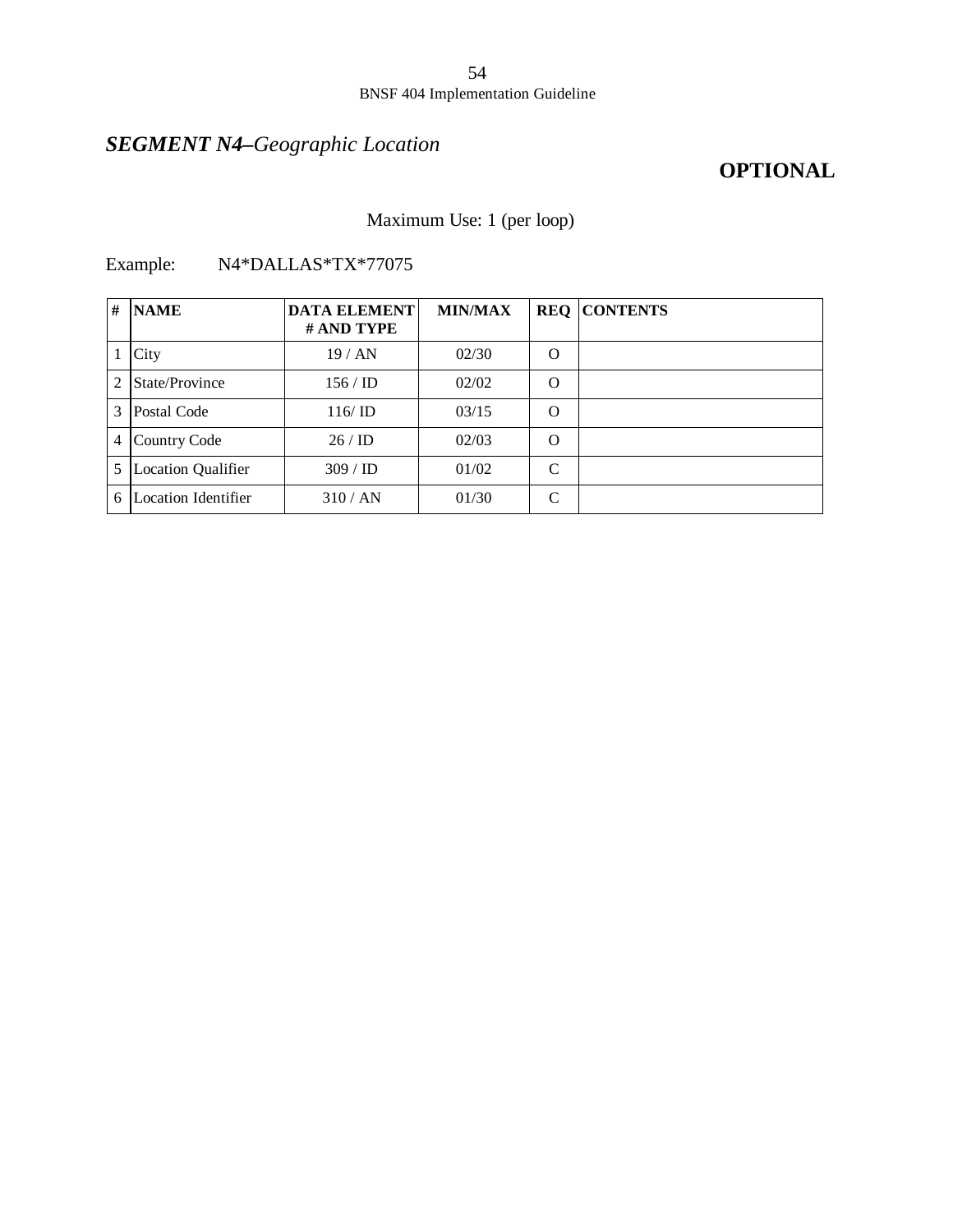## ***SEGMENT N4*–*Geographic Location***

**OPTIONAL**

Maximum Use: 1 (per loop)

Example: N4*DALLAS*TX*77075

| # | NAME | DATA ELEMENT # AND TYPE | MIN/MAX | REQ | CONTENTS |
|---|---|---|---|---|---|
| 1 | City | 19 / AN | 02/30 | O | |
| 2 | State/Province | 156 / ID | 02/02 | O | |
| 3 | Postal Code | 116/ ID | 03/15 | O | |
| 4 | Country Code | 26 / ID | 02/03 | O | |
| 5 | Location Qualifier | 309 / ID | 01/02 | C | |
| 6 | Location Identifier | 310 / AN | 01/30 | C | |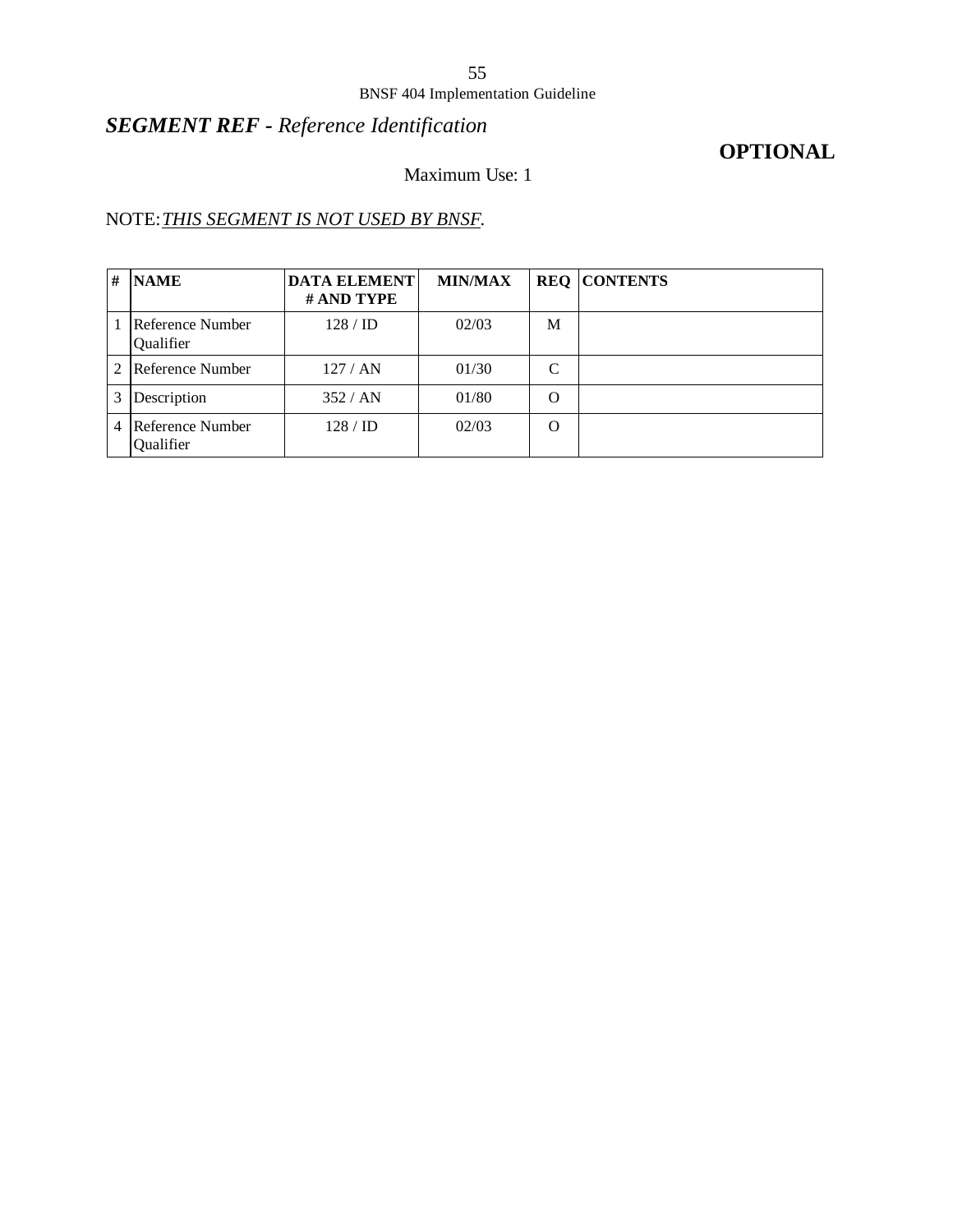## ***SEGMENT REF** - Reference Identification*

**OPTIONAL**

Maximum Use: 1

NOTE: *THIS SEGMENT IS NOT USED BY BNSF.*

| # | NAME | DATA ELEMENT # AND TYPE | MIN/MAX | REQ | CONTENTS |
|---|---|---|---|---|---|
| 1 | Reference Number Qualifier | 128 / ID | 02/03 | M | |
| 2 | Reference Number | 127 / AN | 01/30 | C | |
| 3 | Description | 352 / AN | 01/80 | O | |
| 4 | Reference Number Qualifier | 128 / ID | 02/03 | O | |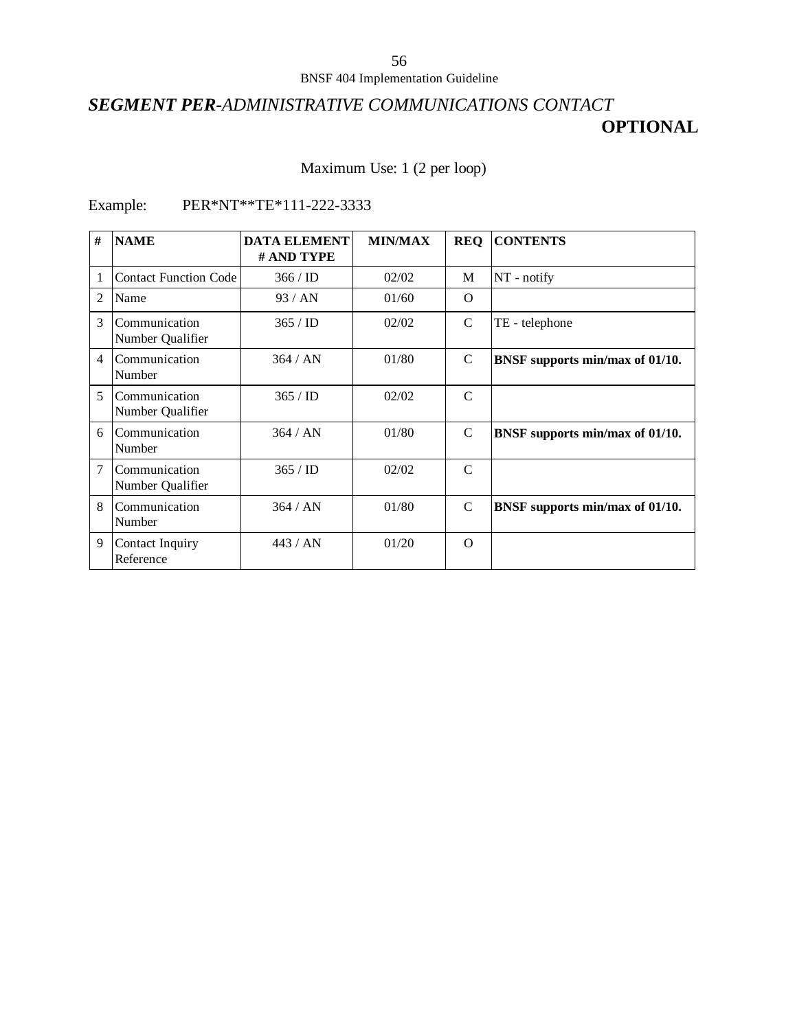## ***SEGMENT PER-*** *ADMINISTRATIVE COMMUNICATIONS CONTACT*

**OPTIONAL**

Maximum Use: 1 (2 per loop)

Example: PER*NT**TE*111-222-3333

| # | NAME | DATA ELEMENT # AND TYPE | MIN/MAX | REQ | CONTENTS |
|---|---|---|---|---|---|
| 1 | Contact Function Code | 366 / ID | 02/02 | M | NT - notify |
| 2 | Name | 93 / AN | 01/60 | O | |
| 3 | Communication Number Qualifier | 365 / ID | 02/02 | C | TE - telephone |
| 4 | Communication Number | 364 / AN | 01/80 | C | **BNSF supports min/max of 01/10.** |
| 5 | Communication Number Qualifier | 365 / ID | 02/02 | C | |
| 6 | Communication Number | 364 / AN | 01/80 | C | **BNSF supports min/max of 01/10.** |
| 7 | Communication Number Qualifier | 365 / ID | 02/02 | C | |
| 8 | Communication Number | 364 / AN | 01/80 | C | **BNSF supports min/max of 01/10.** |
| 9 | Contact Inquiry Reference | 443 / AN | 01/20 | O | |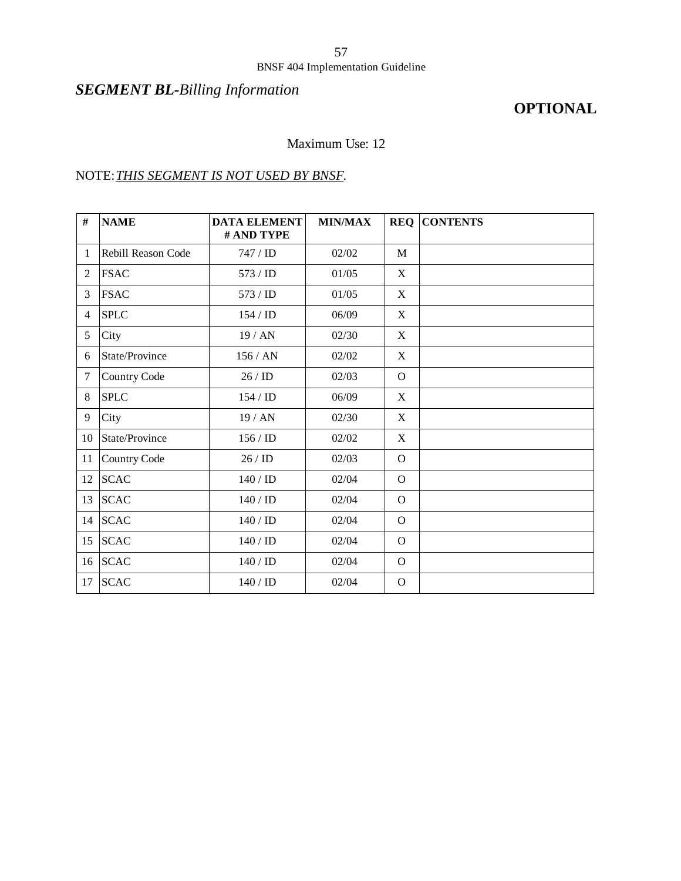## *SEGMENT BL-Billing Information*

**OPTIONAL**

Maximum Use: 12

NOTE: *THIS SEGMENT IS NOT USED BY BNSF.*

| # | NAME | DATA ELEMENT # AND TYPE | MIN/MAX | REQ | CONTENTS |
|---|---|---|---|---|---|
| 1 | Rebill Reason Code | 747 / ID | 02/02 | M | |
| 2 | FSAC | 573 / ID | 01/05 | X | |
| 3 | FSAC | 573 / ID | 01/05 | X | |
| 4 | SPLC | 154 / ID | 06/09 | X | |
| 5 | City | 19 / AN | 02/30 | X | |
| 6 | State/Province | 156 / AN | 02/02 | X | |
| 7 | Country Code | 26 / ID | 02/03 | O | |
| 8 | SPLC | 154 / ID | 06/09 | X | |
| 9 | City | 19 / AN | 02/30 | X | |
| 10 | State/Province | 156 / ID | 02/02 | X | |
| 11 | Country Code | 26 / ID | 02/03 | O | |
| 12 | SCAC | 140 / ID | 02/04 | O | |
| 13 | SCAC | 140 / ID | 02/04 | O | |
| 14 | SCAC | 140 / ID | 02/04 | O | |
| 15 | SCAC | 140 / ID | 02/04 | O | |
| 16 | SCAC | 140 / ID | 02/04 | O | |
| 17 | SCAC | 140 / ID | 02/04 | O | |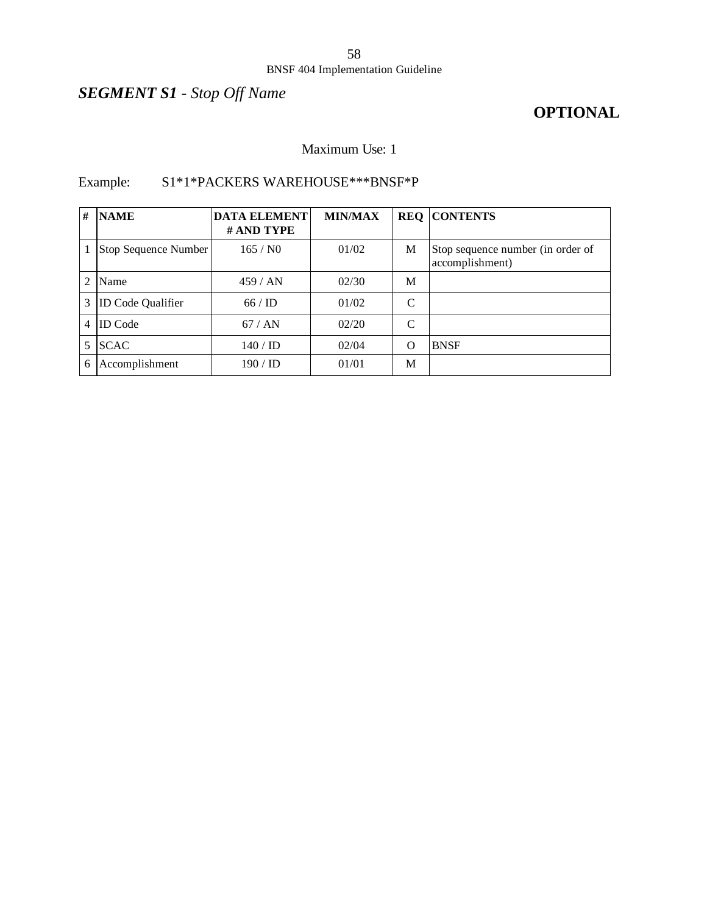## ***SEGMENT S1*** - *Stop Off Name*

**OPTIONAL**

Maximum Use: 1

Example: S1*1*PACKERS WAREHOUSE***BNSF*P

| # | NAME | DATA ELEMENT # AND TYPE | MIN/MAX | REQ | CONTENTS |
|---|---|---|---|---|---|
| 1 | Stop Sequence Number | 165 / N0 | 01/02 | M | Stop sequence number (in order of accomplishment) |
| 2 | Name | 459 / AN | 02/30 | M | |
| 3 | ID Code Qualifier | 66 / ID | 01/02 | C | |
| 4 | ID Code | 67 / AN | 02/20 | C | |
| 5 | SCAC | 140 / ID | 02/04 | O | BNSF |
| 6 | Accomplishment | 190 / ID | 01/01 | M | |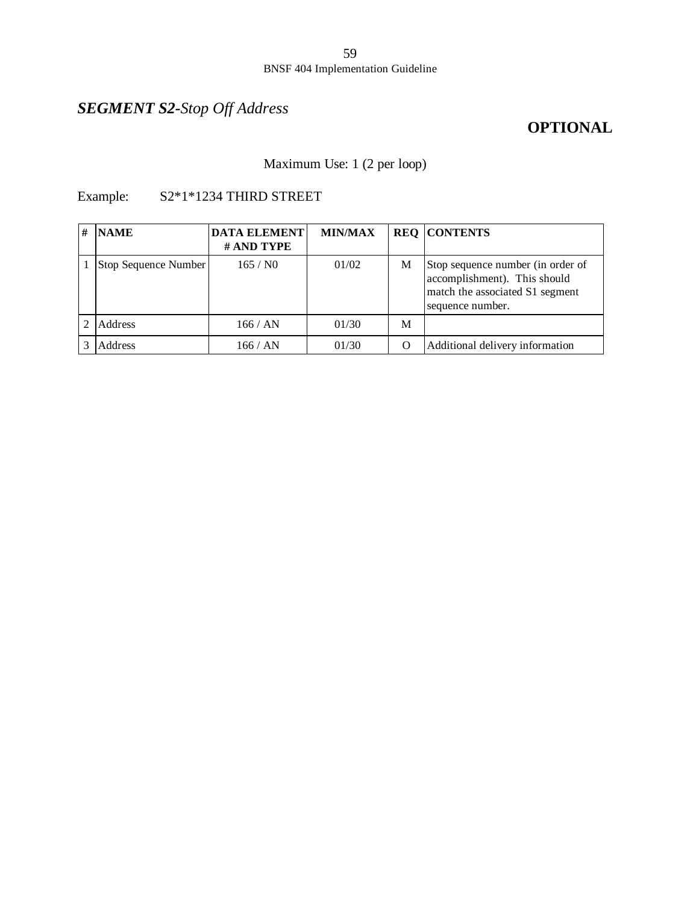## ***SEGMENT S2****-Stop Off Address*

**OPTIONAL**

Maximum Use: 1 (2 per loop)

Example: S2*1*1234 THIRD STREET

| # | NAME | DATA ELEMENT # AND TYPE | MIN/MAX | REQ | CONTENTS |
|---|---|---|---|---|---|
| 1 | Stop Sequence Number | 165 / N0 | 01/02 | M | Stop sequence number (in order of accomplishment). This should match the associated S1 segment sequence number. |
| 2 | Address | 166 / AN | 01/30 | M | |
| 3 | Address | 166 / AN | 01/30 | O | Additional delivery information |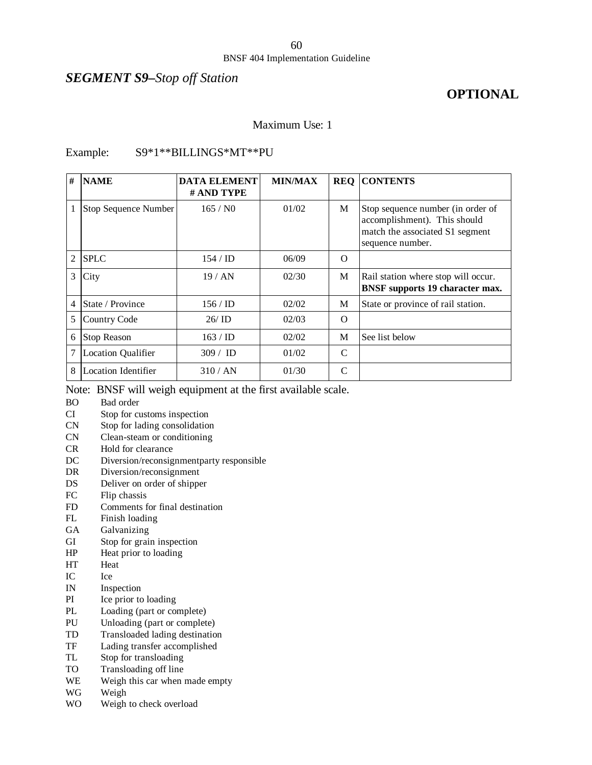## *SEGMENT S9–Stop off Station*

**OPTIONAL**

Maximum Use: 1

Example: S9*1**BILLINGS*MT**PU

| # | NAME | DATA ELEMENT # AND TYPE | MIN/MAX | REQ | CONTENTS |
|---|---|---|---|---|---|
| 1 | Stop Sequence Number | 165 / N0 | 01/02 | M | Stop sequence number (in order of accomplishment). This should match the associated S1 segment sequence number. |
| 2 | SPLC | 154 / ID | 06/09 | O | |
| 3 | City | 19 / AN | 02/30 | M | Rail station where stop will occur. **BNSF supports 19 character max.** |
| 4 | State / Province | 156 / ID | 02/02 | M | State or province of rail station. |
| 5 | Country Code | 26/ ID | 02/03 | O | |
| 6 | Stop Reason | 163 / ID | 02/02 | M | See list below |
| 7 | Location Qualifier | 309 / ID | 01/02 | C | |
| 8 | Location Identifier | 310 / AN | 01/30 | C | |

Note: BNSF will weigh equipment at the first available scale.

BO Bad order
CI Stop for customs inspection
CN Stop for lading consolidation
CN Clean-steam or conditioning
CR Hold for clearance
DC Diversion/reconsignmentparty responsible
DR Diversion/reconsignment
DS Deliver on order of shipper
FC Flip chassis
FD Comments for final destination
FL Finish loading
GA Galvanizing
GI Stop for grain inspection
HP Heat prior to loading
HT Heat
IC Ice
IN Inspection
PI Ice prior to loading
PL Loading (part or complete)
PU Unloading (part or complete)
TD Transloaded lading destination
TF Lading transfer accomplished
TL Stop for transloading
TO Transloading off line
WE Weigh this car when made empty
WG Weigh
WO Weigh to check overload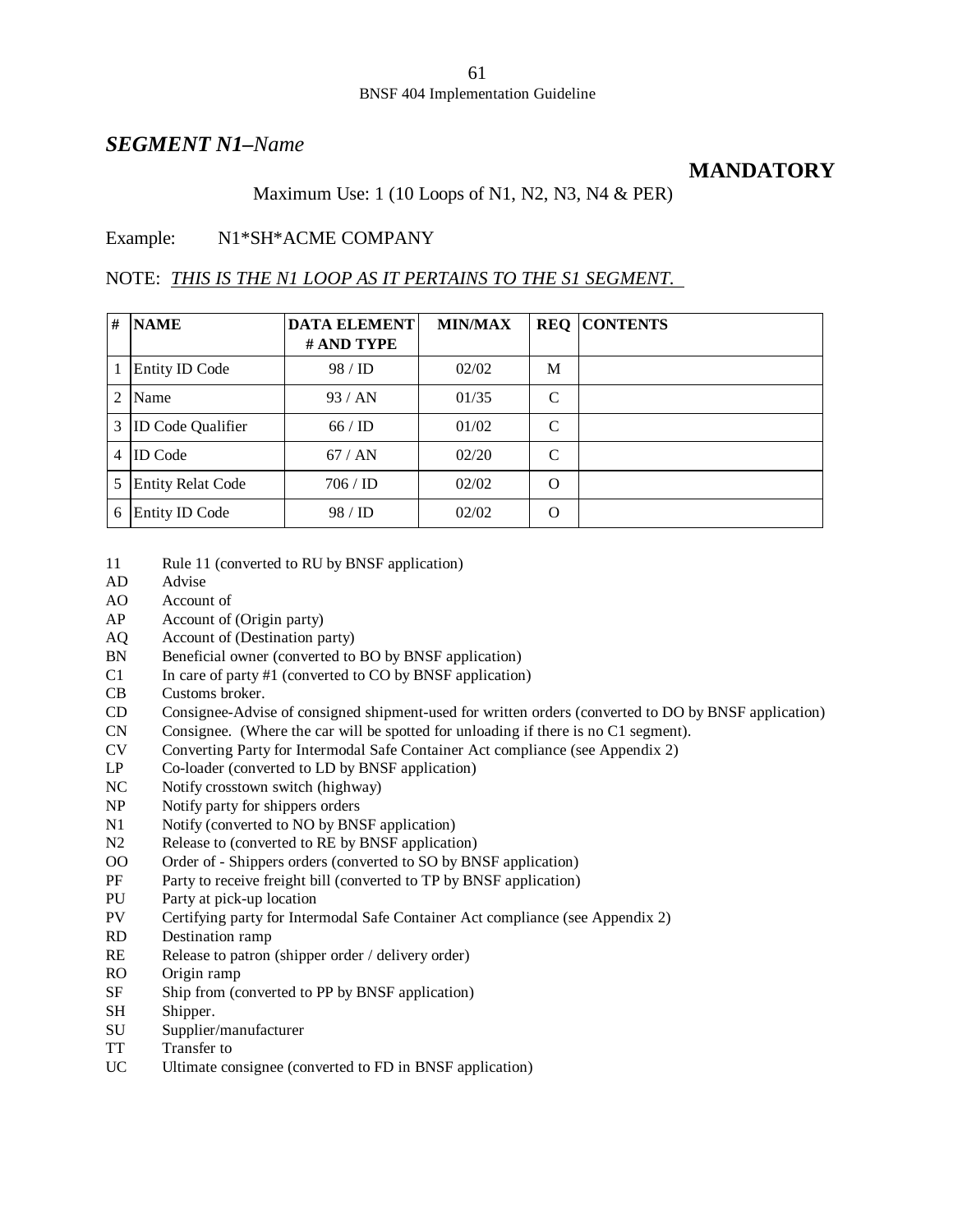## *SEGMENT N1–Name*

**MANDATORY**

Maximum Use: 1 (10 Loops of N1, N2, N3, N4 & PER)

Example: N1*SH*ACME COMPANY

NOTE: *THIS IS THE N1 LOOP AS IT PERTAINS TO THE S1 SEGMENT.*

| # | NAME | DATA ELEMENT # AND TYPE | MIN/MAX | REQ | CONTENTS |
|---|---|---|---|---|---|
| 1 | Entity ID Code | 98 / ID | 02/02 | M | |
| 2 | Name | 93 / AN | 01/35 | C | |
| 3 | ID Code Qualifier | 66 / ID | 01/02 | C | |
| 4 | ID Code | 67 / AN | 02/20 | C | |
| 5 | Entity Relat Code | 706 / ID | 02/02 | O | |
| 6 | Entity ID Code | 98 / ID | 02/02 | O | |

- 11 Rule 11 (converted to RU by BNSF application)
- AD Advise
- AO Account of
- AP Account of (Origin party)
- AQ Account of (Destination party)
- BN Beneficial owner (converted to BO by BNSF application)
- C1 In care of party #1 (converted to CO by BNSF application)
- CB Customs broker.
- CD Consignee-Advise of consigned shipment-used for written orders (converted to DO by BNSF application)
- CN Consignee. (Where the car will be spotted for unloading if there is no C1 segment).
- CV Converting Party for Intermodal Safe Container Act compliance (see Appendix 2)
- LP Co-loader (converted to LD by BNSF application)
- NC Notify crosstown switch (highway)
- NP Notify party for shippers orders
- N1 Notify (converted to NO by BNSF application)
- N2 Release to (converted to RE by BNSF application)
- OO Order of - Shippers orders (converted to SO by BNSF application)
- PF Party to receive freight bill (converted to TP by BNSF application)
- PU Party at pick-up location
- PV Certifying party for Intermodal Safe Container Act compliance (see Appendix 2)
- RD Destination ramp
- RE Release to patron (shipper order / delivery order)
- RO Origin ramp
- SF Ship from (converted to PP by BNSF application)
- SH Shipper.
- SU Supplier/manufacturer
- TT Transfer to
- UC Ultimate consignee (converted to FD in BNSF application)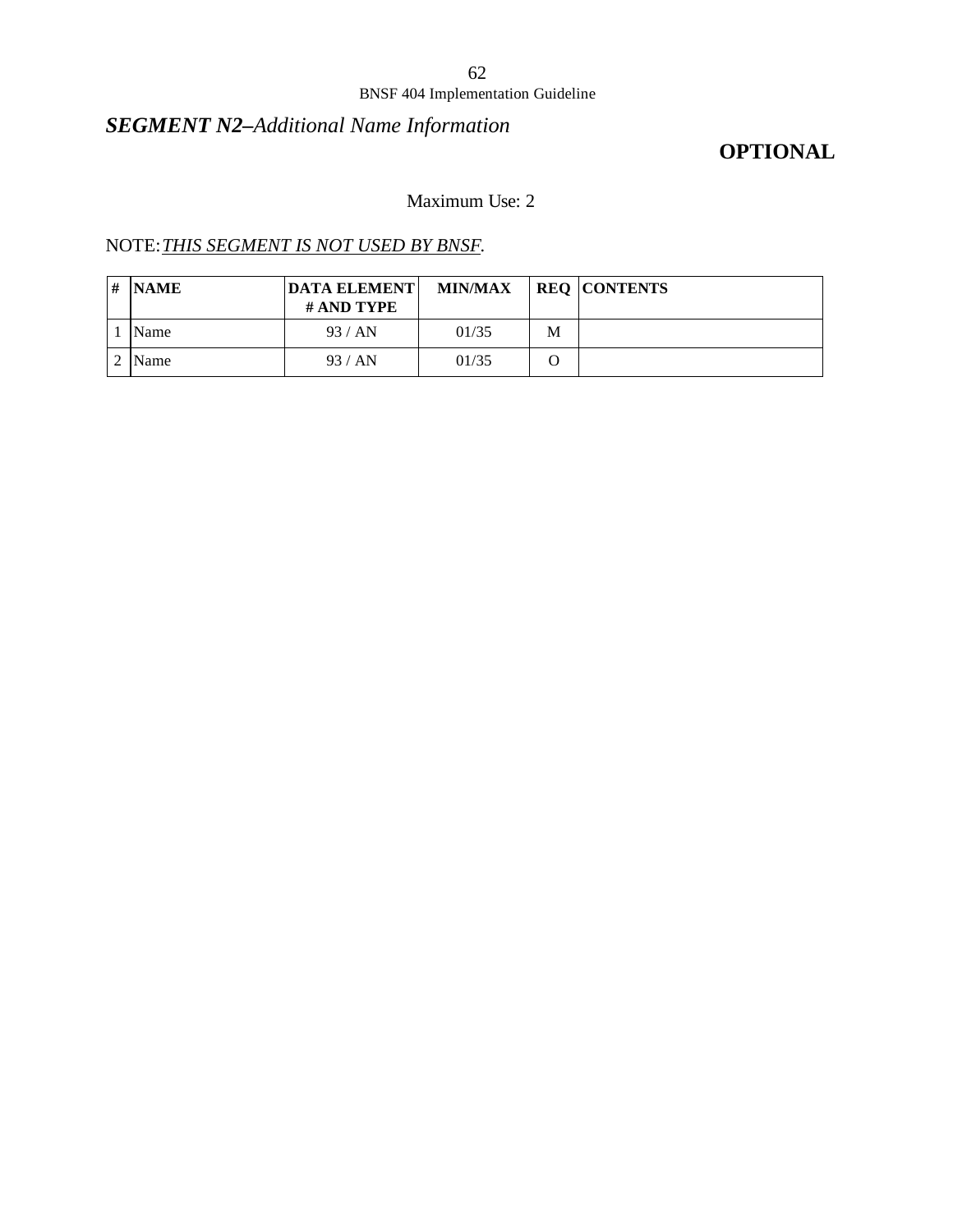## ***SEGMENT N2–****Additional Name Information*

**OPTIONAL**

Maximum Use: 2

NOTE: *THIS SEGMENT IS NOT USED BY BNSF.*

| # | NAME | DATA ELEMENT # AND TYPE | MIN/MAX | REQ | CONTENTS |
|---|---|---|---|---|---|
| 1 | Name | 93 / AN | 01/35 | M | |
| 2 | Name | 93 / AN | 01/35 | O | |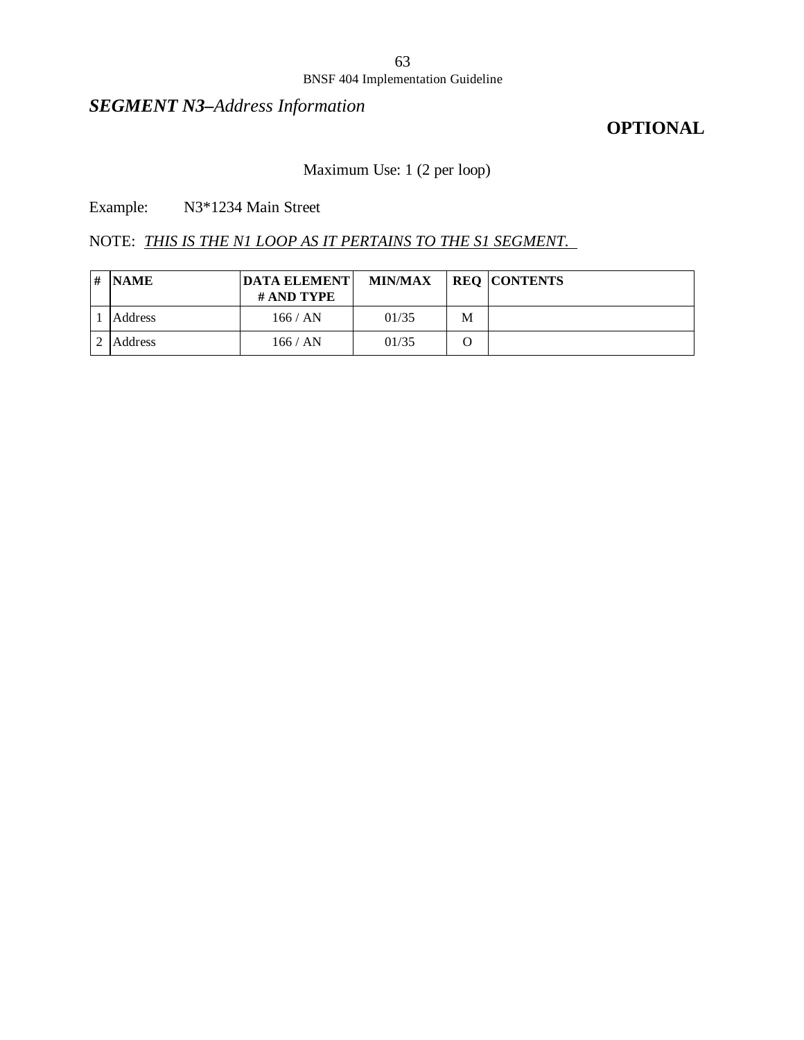## ***SEGMENT N3****–Address Information*

**OPTIONAL**

Maximum Use: 1 (2 per loop)

Example: N3*1234 Main Street

NOTE: *THIS IS THE N1 LOOP AS IT PERTAINS TO THE S1 SEGMENT.*

| # | NAME | DATA ELEMENT # AND TYPE | MIN/MAX | REQ | CONTENTS |
|---|---|---|---|---|---|
| 1 | Address | 166 / AN | 01/35 | M | |
| 2 | Address | 166 / AN | 01/35 | O | |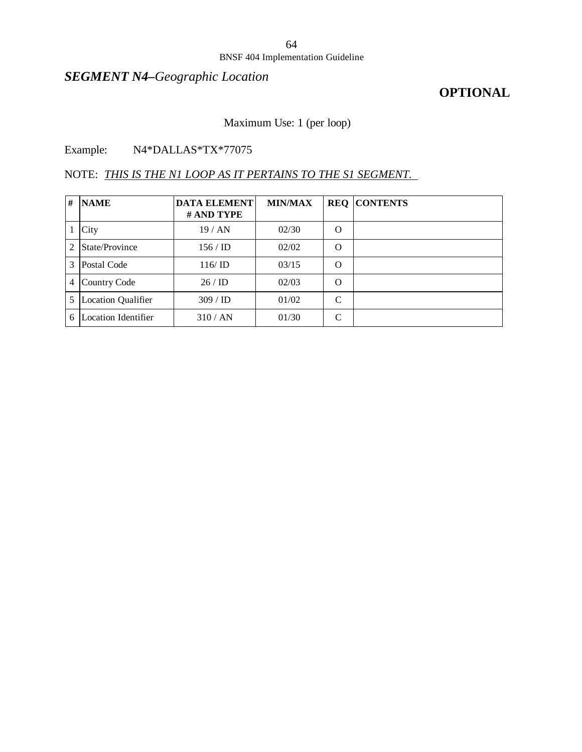## ***SEGMENT N4****–Geographic Location*

**OPTIONAL**

Maximum Use: 1 (per loop)

Example: N4*DALLAS*TX*77075

NOTE: *THIS IS THE N1 LOOP AS IT PERTAINS TO THE S1 SEGMENT.*

| # | NAME | DATA ELEMENT # AND TYPE | MIN/MAX | REQ | CONTENTS |
|---|---|---|---|---|---|
| 1 | City | 19 / AN | 02/30 | O | |
| 2 | State/Province | 156 / ID | 02/02 | O | |
| 3 | Postal Code | 116/ ID | 03/15 | O | |
| 4 | Country Code | 26 / ID | 02/03 | O | |
| 5 | Location Qualifier | 309 / ID | 01/02 | C | |
| 6 | Location Identifier | 310 / AN | 01/30 | C | |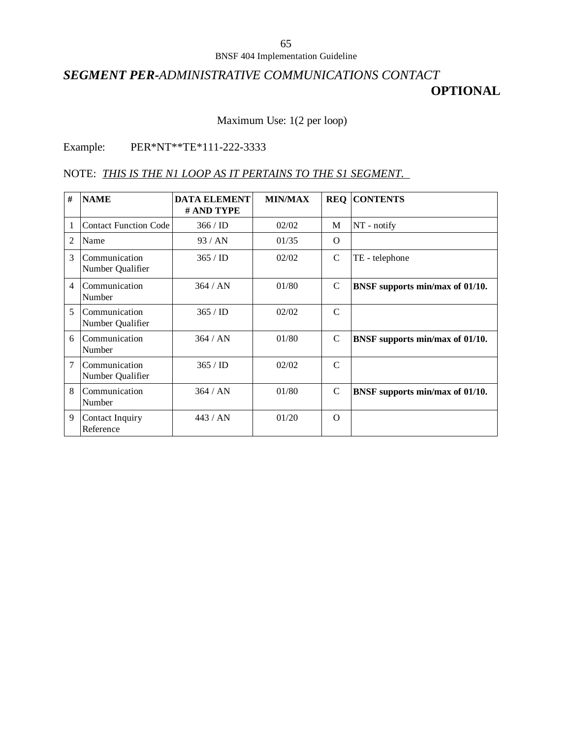## ***SEGMENT PER-*** *ADMINISTRATIVE COMMUNICATIONS CONTACT*

**OPTIONAL**

Maximum Use: 1(2 per loop)

Example: PER*NT**TE*111-222-3333

NOTE: *THIS IS THE N1 LOOP AS IT PERTAINS TO THE S1 SEGMENT.*

| # | NAME | DATA ELEMENT # AND TYPE | MIN/MAX | REQ | CONTENTS |
|---|---|---|---|---|---|
| 1 | Contact Function Code | 366 / ID | 02/02 | M | NT - notify |
| 2 | Name | 93 / AN | 01/35 | O | |
| 3 | Communication Number Qualifier | 365 / ID | 02/02 | C | TE - telephone |
| 4 | Communication Number | 364 / AN | 01/80 | C | **BNSF supports min/max of 01/10.** |
| 5 | Communication Number Qualifier | 365 / ID | 02/02 | C | |
| 6 | Communication Number | 364 / AN | 01/80 | C | **BNSF supports min/max of 01/10.** |
| 7 | Communication Number Qualifier | 365 / ID | 02/02 | C | |
| 8 | Communication Number | 364 / AN | 01/80 | C | **BNSF supports min/max of 01/10.** |
| 9 | Contact Inquiry Reference | 443 / AN | 01/20 | O | |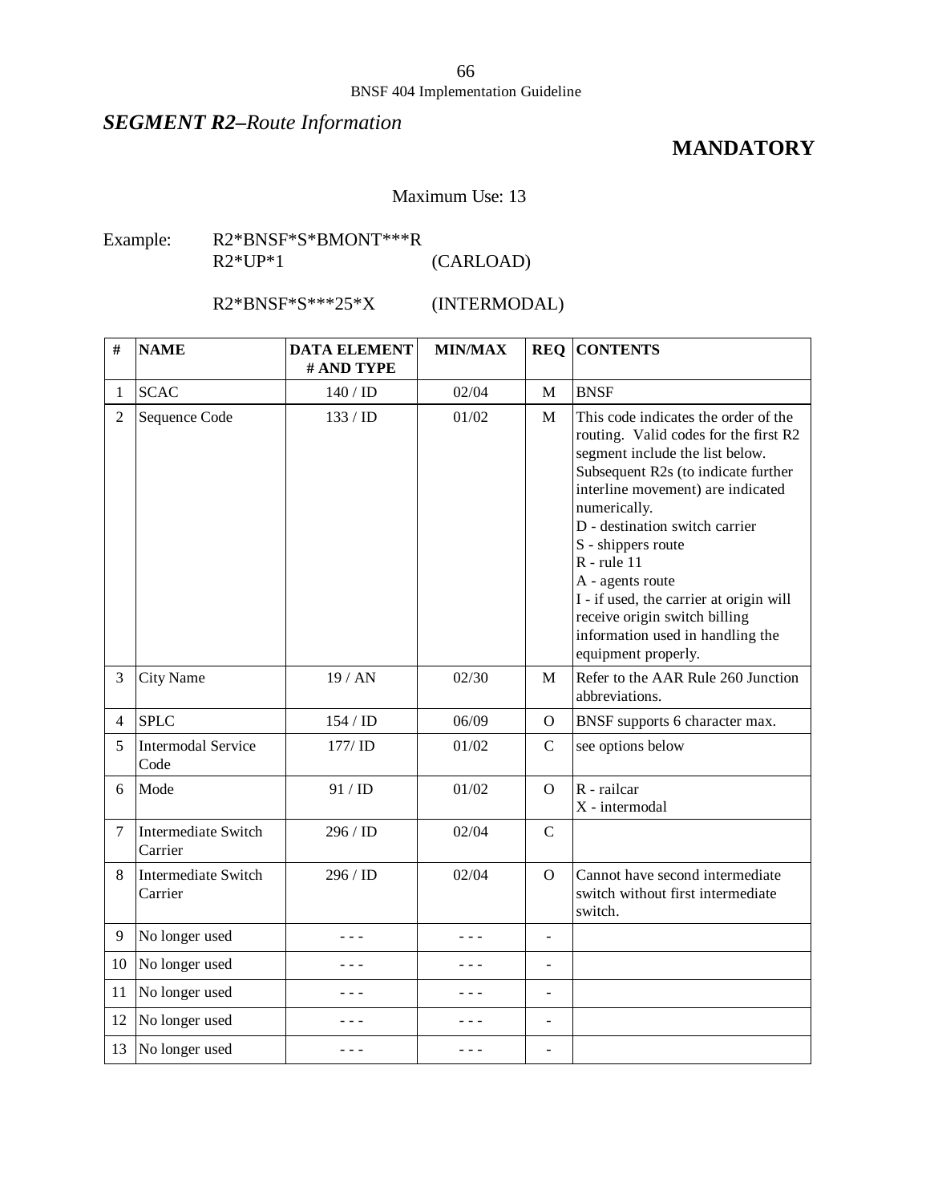## *SEGMENT R2–Route Information*

**MANDATORY**

Maximum Use: 13

Example:
```
R2*BNSF*S*BMONT***R
R2*UP*1                    (CARLOAD)

R2*BNSF*S***25*X           (INTERMODAL)
```

| # | NAME | DATA ELEMENT # AND TYPE | MIN/MAX | REQ | CONTENTS |
|---|---|---|---|---|---|
| 1 | SCAC | 140 / ID | 02/04 | M | BNSF |
| 2 | Sequence Code | 133 / ID | 01/02 | M | This code indicates the order of the routing. Valid codes for the first R2 segment include the list below. Subsequent R2s (to indicate further interline movement) are indicated numerically.<br>D - destination switch carrier<br>S - shippers route<br>R - rule 11<br>A - agents route<br>I - if used, the carrier at origin will receive origin switch billing information used in handling the equipment properly. |
| 3 | City Name | 19 / AN | 02/30 | M | Refer to the AAR Rule 260 Junction abbreviations. |
| 4 | SPLC | 154 / ID | 06/09 | O | BNSF supports 6 character max. |
| 5 | Intermodal Service Code | 177/ ID | 01/02 | C | see options below |
| 6 | Mode | 91 / ID | 01/02 | O | R - railcar<br>X - intermodal |
| 7 | Intermediate Switch Carrier | 296 / ID | 02/04 | C | |
| 8 | Intermediate Switch Carrier | 296 / ID | 02/04 | O | Cannot have second intermediate switch without first intermediate switch. |
| 9 | No longer used | - - - | - - - | - | |
| 10 | No longer used | - - - | - - - | - | |
| 11 | No longer used | - - - | - - - | - | |
| 12 | No longer used | - - - | - - - | - | |
| 13 | No longer used | - - - | - - - | - | |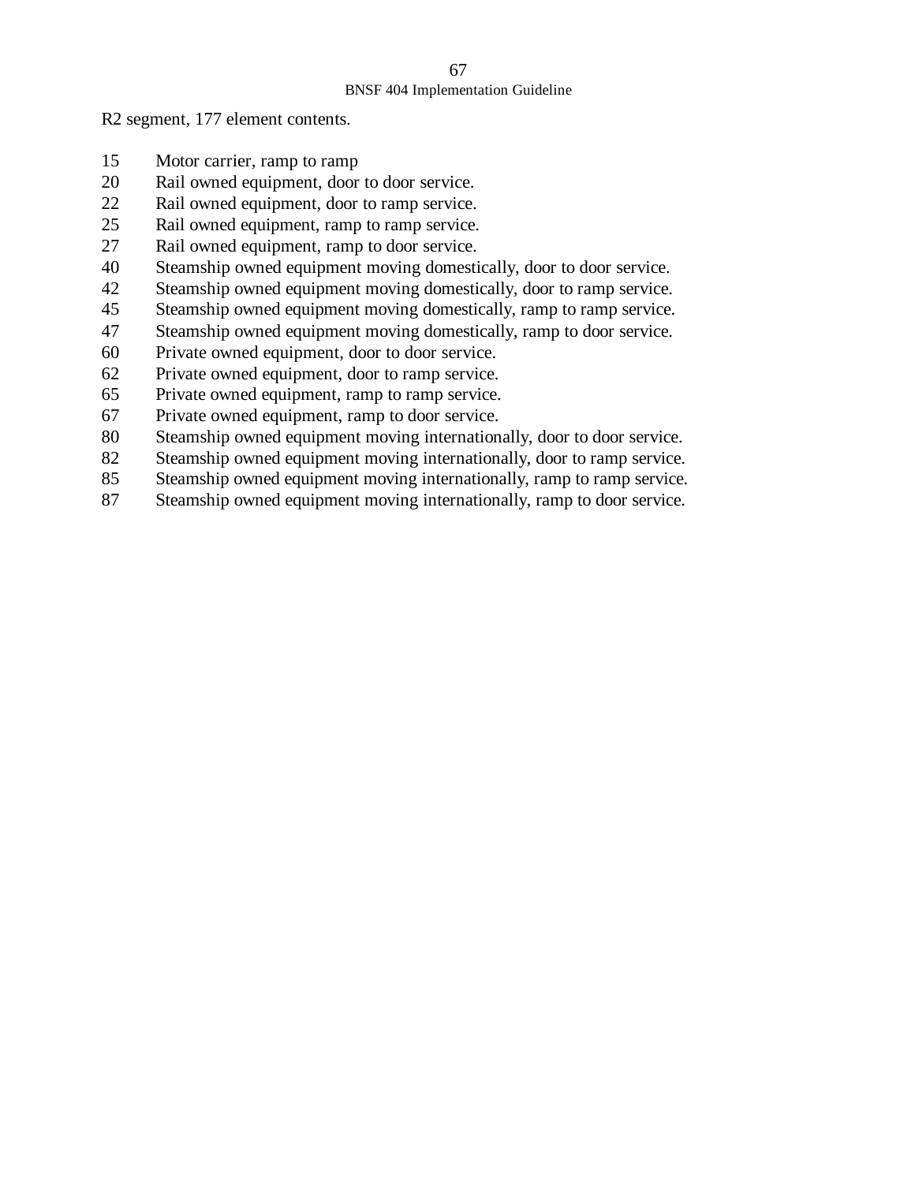R2 segment, 177 element contents.

| | |
|---|---|
| 15 | Motor carrier, ramp to ramp |
| 20 | Rail owned equipment, door to door service. |
| 22 | Rail owned equipment, door to ramp service. |
| 25 | Rail owned equipment, ramp to ramp service. |
| 27 | Rail owned equipment, ramp to door service. |
| 40 | Steamship owned equipment moving domestically, door to door service. |
| 42 | Steamship owned equipment moving domestically, door to ramp service. |
| 45 | Steamship owned equipment moving domestically, ramp to ramp service. |
| 47 | Steamship owned equipment moving domestically, ramp to door service. |
| 60 | Private owned equipment, door to door service. |
| 62 | Private owned equipment, door to ramp service. |
| 65 | Private owned equipment, ramp to ramp service. |
| 67 | Private owned equipment, ramp to door service. |
| 80 | Steamship owned equipment moving internationally, door to door service. |
| 82 | Steamship owned equipment moving internationally, door to ramp service. |
| 85 | Steamship owned equipment moving internationally, ramp to ramp service. |
| 87 | Steamship owned equipment moving internationally, ramp to door service. |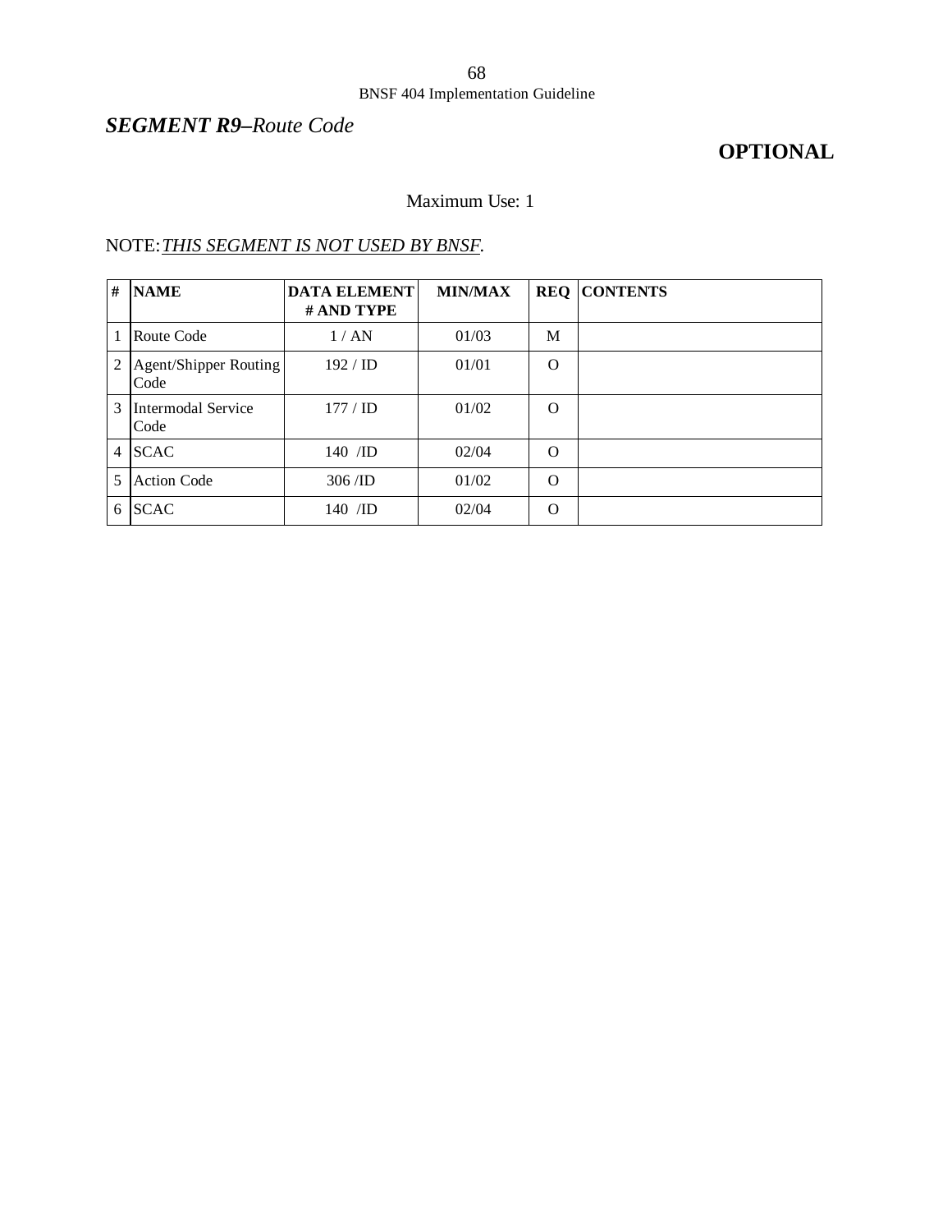## ***SEGMENT R9–****Route Code*

**OPTIONAL**

Maximum Use: 1

NOTE: *THIS SEGMENT IS NOT USED BY BNSF*.

| # | NAME | DATA ELEMENT # AND TYPE | MIN/MAX | REQ | CONTENTS |
|---|---|---|---|---|---|
| 1 | Route Code | 1 / AN | 01/03 | M | |
| 2 | Agent/Shipper Routing Code | 192 / ID | 01/01 | O | |
| 3 | Intermodal Service Code | 177 / ID | 01/02 | O | |
| 4 | SCAC | 140 /ID | 02/04 | O | |
| 5 | Action Code | 306 /ID | 01/02 | O | |
| 6 | SCAC | 140 /ID | 02/04 | O | |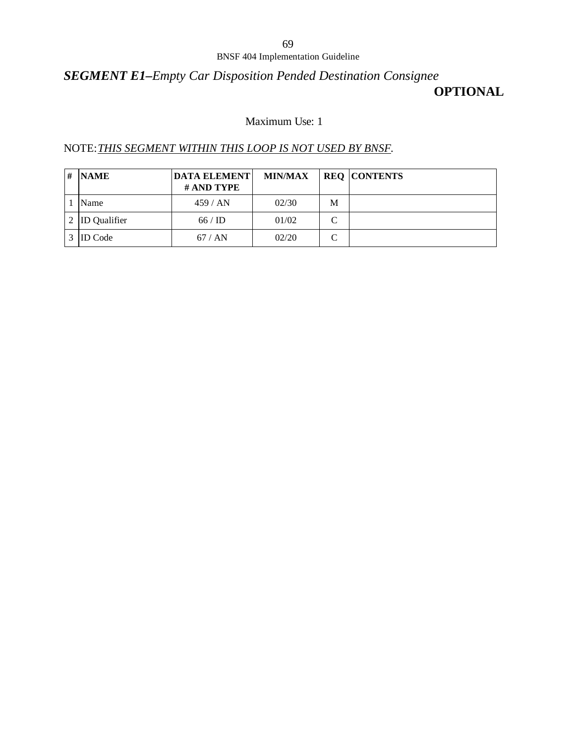## *SEGMENT E1–Empty Car Disposition Pended Destination Consignee*

**OPTIONAL**

Maximum Use: 1

NOTE: *THIS SEGMENT WITHIN THIS LOOP IS NOT USED BY BNSF*.

| # | NAME | DATA ELEMENT # AND TYPE | MIN/MAX | REQ | CONTENTS |
|---|---|---|---|---|---|
| 1 | Name | 459 / AN | 02/30 | M | |
| 2 | ID Qualifier | 66 / ID | 01/02 | C | |
| 3 | ID Code | 67 / AN | 02/20 | C | |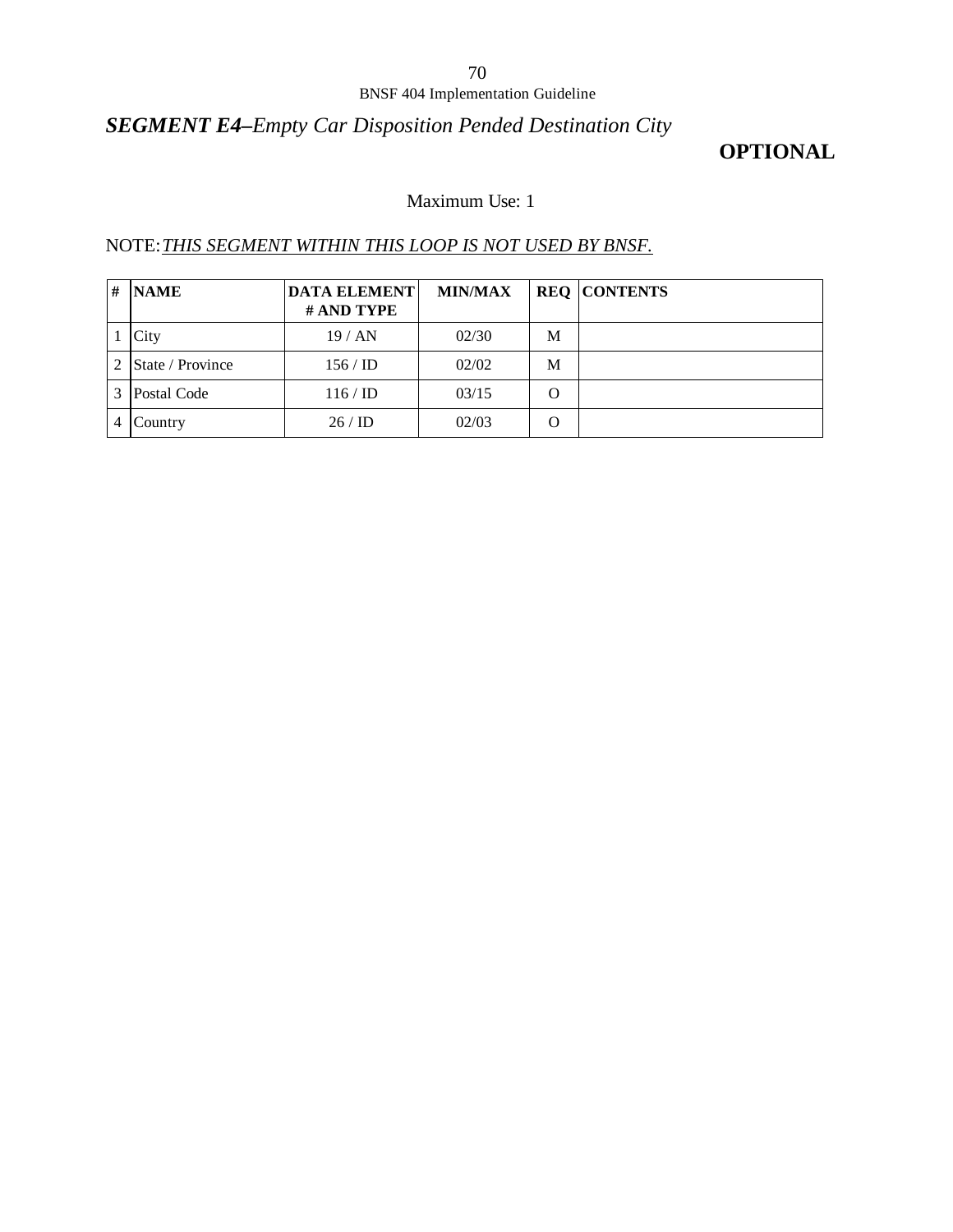## ***SEGMENT E4–Empty Car Disposition Pended Destination City***

**OPTIONAL**

Maximum Use: 1

NOTE: *THIS SEGMENT WITHIN THIS LOOP IS NOT USED BY BNSF.*

| # | NAME | DATA ELEMENT # AND TYPE | MIN/MAX | REQ | CONTENTS |
|---|---|---|---|---|---|
| 1 | City | 19 / AN | 02/30 | M | |
| 2 | State / Province | 156 / ID | 02/02 | M | |
| 3 | Postal Code | 116 / ID | 03/15 | O | |
| 4 | Country | 26 / ID | 02/03 | O | |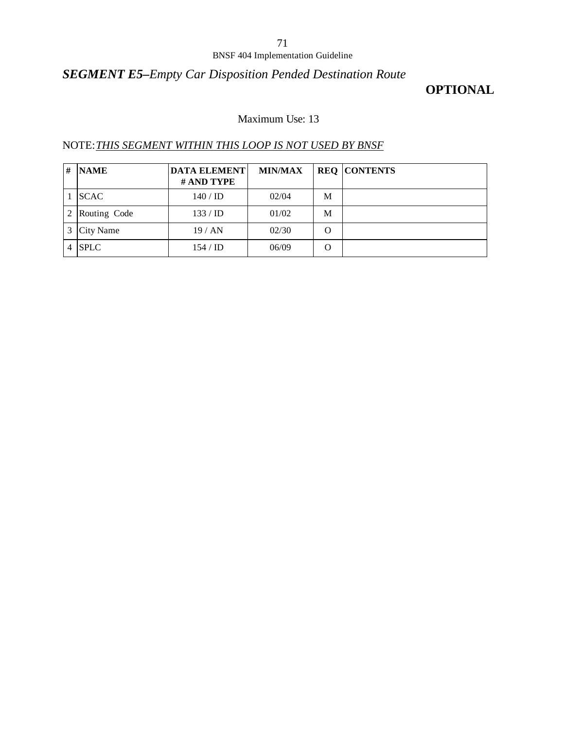## ***SEGMENT E5–Empty Car Disposition Pended Destination Route***

**OPTIONAL**

Maximum Use: 13

NOTE: *THIS SEGMENT WITHIN THIS LOOP IS NOT USED BY BNSF*

| # | NAME | DATA ELEMENT # AND TYPE | MIN/MAX | REQ | CONTENTS |
|---|---|---|---|---|---|
| 1 | SCAC | 140 / ID | 02/04 | M | |
| 2 | Routing Code | 133 / ID | 01/02 | M | |
| 3 | City Name | 19 / AN | 02/30 | O | |
| 4 | SPLC | 154 / ID | 06/09 | O | |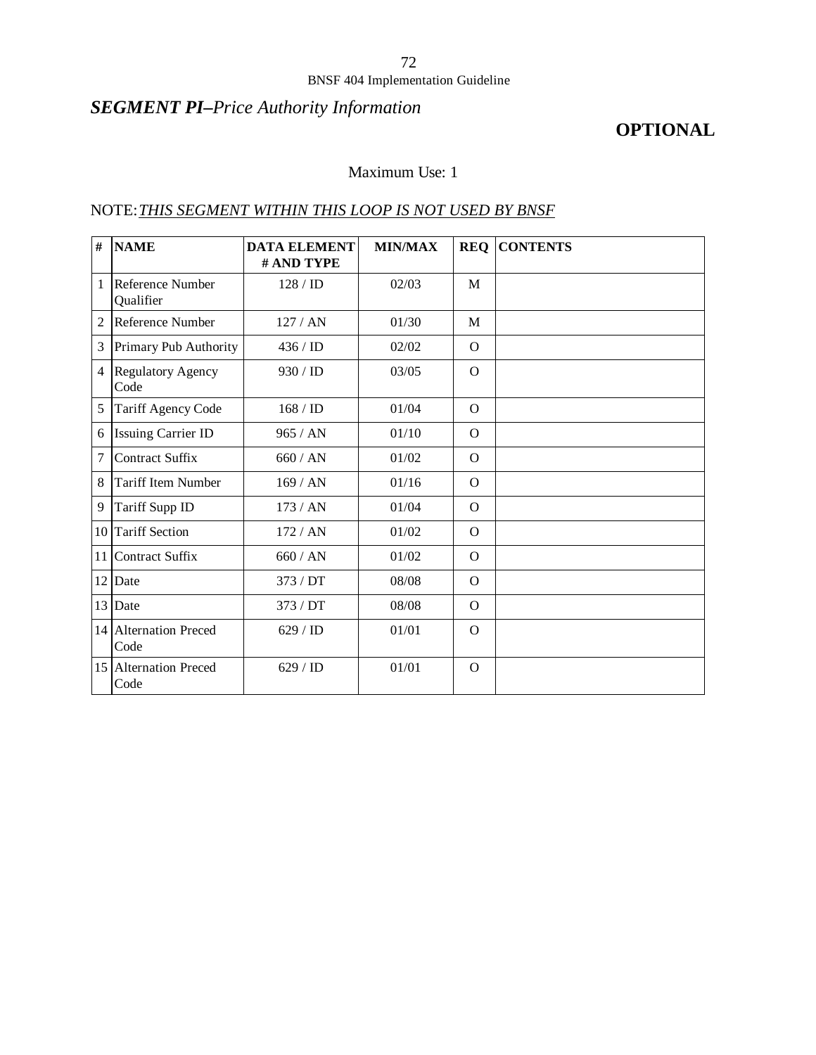## ***SEGMENT PI–****Price Authority Information*

**OPTIONAL**

Maximum Use: 1

NOTE: *THIS SEGMENT WITHIN THIS LOOP IS NOT USED BY BNSF*

| # | NAME | DATA ELEMENT # AND TYPE | MIN/MAX | REQ | CONTENTS |
|---|---|---|---|---|---|
| 1 | Reference Number Qualifier | 128 / ID | 02/03 | M | |
| 2 | Reference Number | 127 / AN | 01/30 | M | |
| 3 | Primary Pub Authority | 436 / ID | 02/02 | O | |
| 4 | Regulatory Agency Code | 930 / ID | 03/05 | O | |
| 5 | Tariff Agency Code | 168 / ID | 01/04 | O | |
| 6 | Issuing Carrier ID | 965 / AN | 01/10 | O | |
| 7 | Contract Suffix | 660 / AN | 01/02 | O | |
| 8 | Tariff Item Number | 169 / AN | 01/16 | O | |
| 9 | Tariff Supp ID | 173 / AN | 01/04 | O | |
| 10 | Tariff Section | 172 / AN | 01/02 | O | |
| 11 | Contract Suffix | 660 / AN | 01/02 | O | |
| 12 | Date | 373 / DT | 08/08 | O | |
| 13 | Date | 373 / DT | 08/08 | O | |
| 14 | Alternation Preced Code | 629 / ID | 01/01 | O | |
| 15 | Alternation Preced Code | 629 / ID | 01/01 | O | |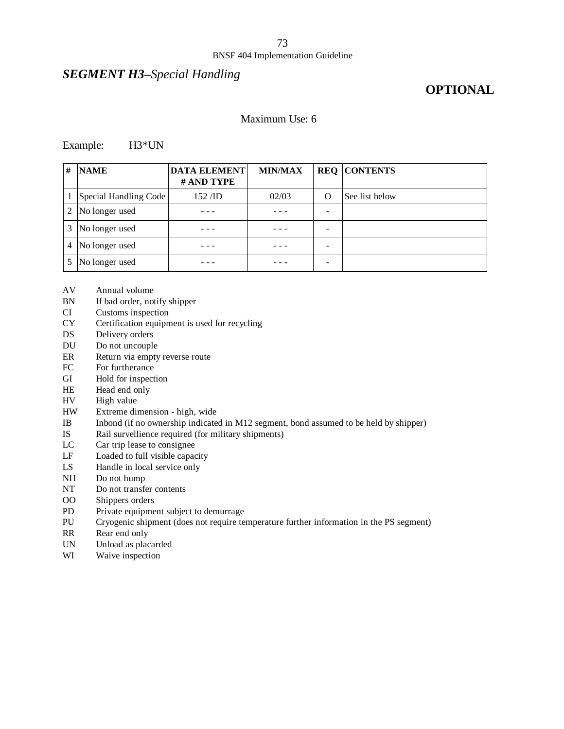## *SEGMENT H3–Special Handling*

**OPTIONAL**

Maximum Use: 6

Example: H3*UN

| # | NAME | DATA ELEMENT # AND TYPE | MIN/MAX | REQ | CONTENTS |
|---|---|---|---|---|---|
| 1 | Special Handling Code | 152 /ID | 02/03 | O | See list below |
| 2 | No longer used | - - - | - - - | - | |
| 3 | No longer used | - - - | - - - | - | |
| 4 | No longer used | - - - | - - - | - | |
| 5 | No longer used | - - - | - - - | - | |

AV Annual volume
BN If bad order, notify shipper
CI Customs inspection
CY Certification equipment is used for recycling
DS Delivery orders
DU Do not uncouple
ER Return via empty reverse route
FC For furtherance
GI Hold for inspection
HE Head end only
HV High value
HW Extreme dimension - high, wide
IB Inbond (if no ownership indicated in M12 segment, bond assumed to be held by shipper)
IS Rail survellience required (for military shipments)
LC Car trip lease to consignee
LF Loaded to full visible capacity
LS Handle in local service only
NH Do not hump
NT Do not transfer contents
OO Shippers orders
PD Private equipment subject to demurrage
PU Cryogenic shipment (does not require temperature further information in the PS segment)
RR Rear end only
UN Unload as placarded
WI Waive inspection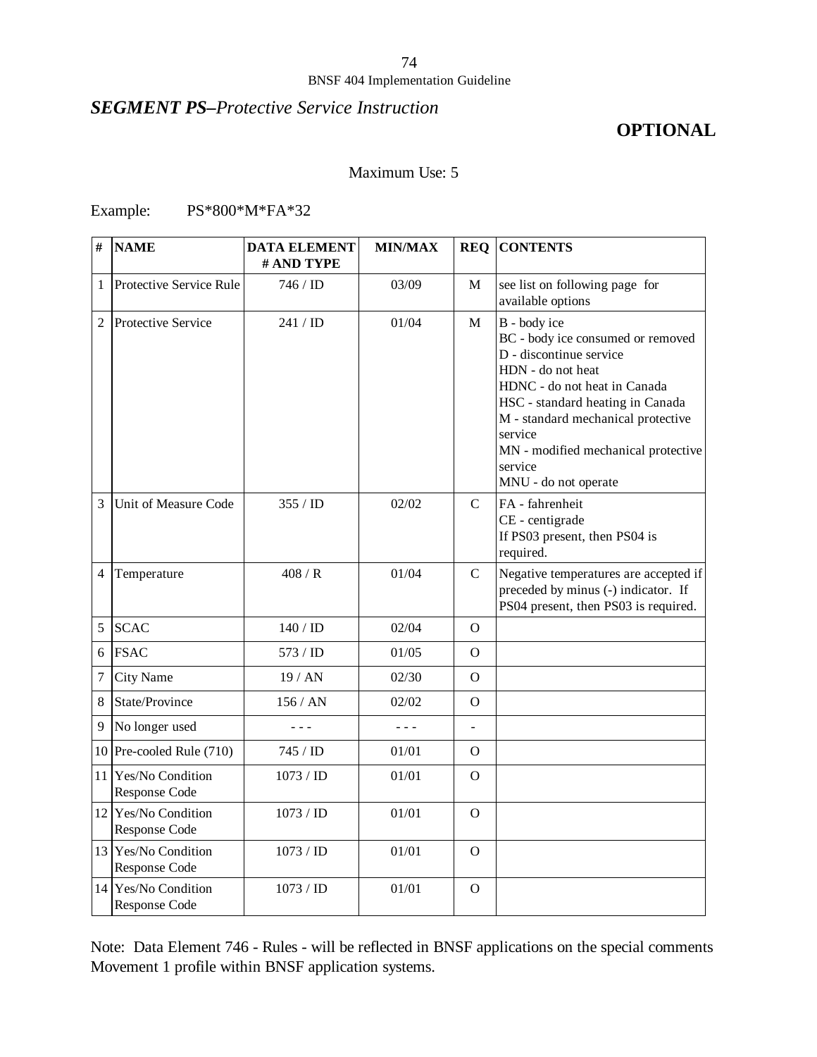## *SEGMENT PS–Protective Service Instruction*

**OPTIONAL**

Maximum Use: 5

Example: PS*800*M*FA*32

| # | NAME | DATA ELEMENT # AND TYPE | MIN/MAX | REQ | CONTENTS |
|---|---|---|---|---|---|
| 1 | Protective Service Rule | 746 / ID | 03/09 | M | see list on following page for available options |
| 2 | Protective Service | 241 / ID | 01/04 | M | B - body ice<br>BC - body ice consumed or removed<br>D - discontinue service<br>HDN - do not heat<br>HDNC - do not heat in Canada<br>HSC - standard heating in Canada<br>M - standard mechanical protective service<br>MN - modified mechanical protective service<br>MNU - do not operate |
| 3 | Unit of Measure Code | 355 / ID | 02/02 | C | FA - fahrenheit<br>CE - centigrade<br>If PS03 present, then PS04 is required. |
| 4 | Temperature | 408 / R | 01/04 | C | Negative temperatures are accepted if preceded by minus (-) indicator. If PS04 present, then PS03 is required. |
| 5 | SCAC | 140 / ID | 02/04 | O | |
| 6 | FSAC | 573 / ID | 01/05 | O | |
| 7 | City Name | 19 / AN | 02/30 | O | |
| 8 | State/Province | 156 / AN | 02/02 | O | |
| 9 | No longer used | - - - | - - - | - | |
| 10 | Pre-cooled Rule (710) | 745 / ID | 01/01 | O | |
| 11 | Yes/No Condition Response Code | 1073 / ID | 01/01 | O | |
| 12 | Yes/No Condition Response Code | 1073 / ID | 01/01 | O | |
| 13 | Yes/No Condition Response Code | 1073 / ID | 01/01 | O | |
| 14 | Yes/No Condition Response Code | 1073 / ID | 01/01 | O | |

Note: Data Element 746 - Rules - will be reflected in BNSF applications on the special comments Movement 1 profile within BNSF application systems.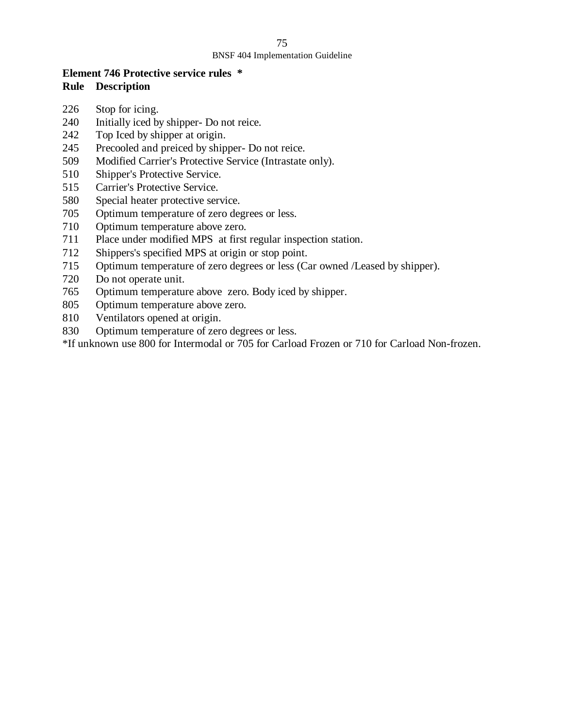**Element 746 Protective service rules ***

| Rule | Description |
|---|---|
| 226 | Stop for icing. |
| 240 | Initially iced by shipper- Do not reice. |
| 242 | Top Iced by shipper at origin. |
| 245 | Precooled and preiced by shipper- Do not reice. |
| 509 | Modified Carrier's Protective Service (Intrastate only). |
| 510 | Shipper's Protective Service. |
| 515 | Carrier's Protective Service. |
| 580 | Special heater protective service. |
| 705 | Optimum temperature of zero degrees or less. |
| 710 | Optimum temperature above zero. |
| 711 | Place under modified MPS at first regular inspection station. |
| 712 | Shippers's specified MPS at origin or stop point. |
| 715 | Optimum temperature of zero degrees or less (Car owned /Leased by shipper). |
| 720 | Do not operate unit. |
| 765 | Optimum temperature above zero. Body iced by shipper. |
| 805 | Optimum temperature above zero. |
| 810 | Ventilators opened at origin. |
| 830 | Optimum temperature of zero degrees or less. |

*If unknown use 800 for Intermodal or 705 for Carload Frozen or 710 for Carload Non-frozen.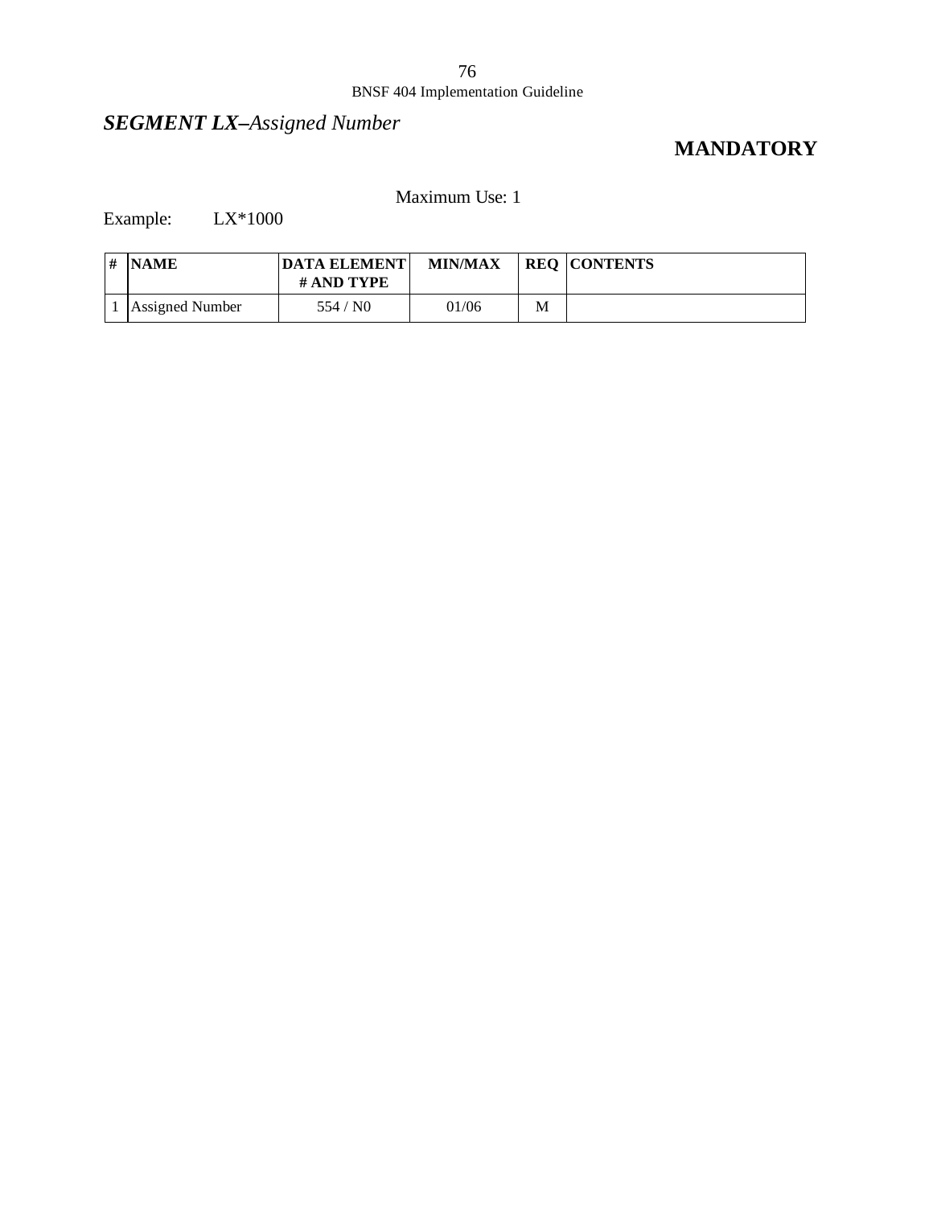## *SEGMENT LX–Assigned Number*

**MANDATORY**

Maximum Use: 1

Example: LX*1000

| # | NAME | DATA ELEMENT # AND TYPE | MIN/MAX | REQ | CONTENTS |
|---|---|---|---|---|---|
| 1 | Assigned Number | 554 / N0 | 01/06 | M | |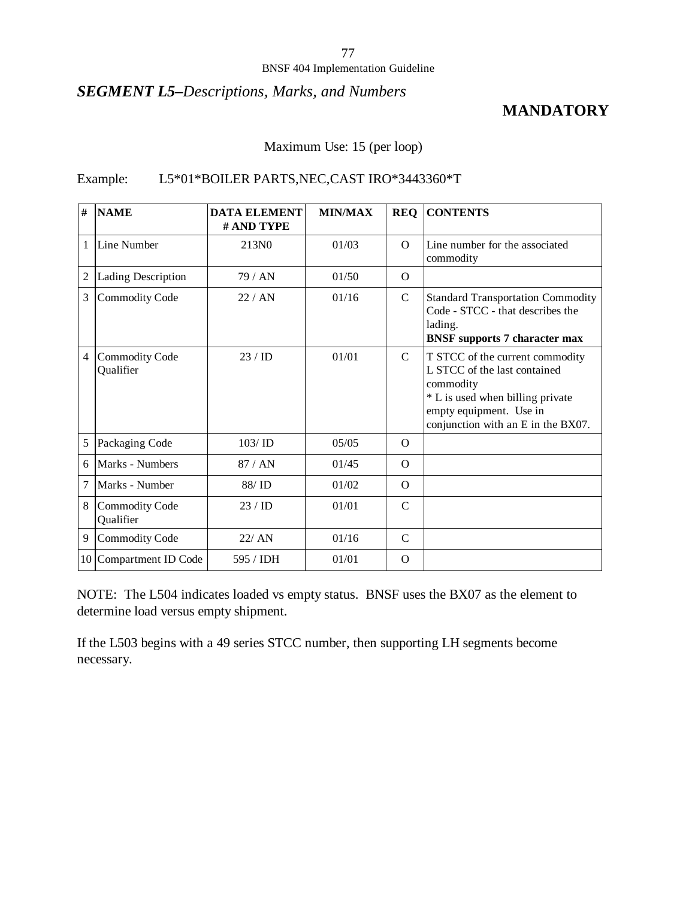## *SEGMENT L5–Descriptions, Marks, and Numbers*

**MANDATORY**

Maximum Use: 15 (per loop)

Example: L5*01*BOILER PARTS,NEC,CAST IRO*3443360*T

| # | NAME | DATA ELEMENT # AND TYPE | MIN/MAX | REQ | CONTENTS |
|---|---|---|---|---|---|
| 1 | Line Number | 213N0 | 01/03 | O | Line number for the associated commodity |
| 2 | Lading Description | 79 / AN | 01/50 | O | |
| 3 | Commodity Code | 22 / AN | 01/16 | C | Standard Transportation Commodity Code - STCC - that describes the lading. **BNSF supports 7 character max** |
| 4 | Commodity Code Qualifier | 23 / ID | 01/01 | C | T STCC of the current commodity L STCC of the last contained commodity * L is used when billing private empty equipment. Use in conjunction with an E in the BX07. |
| 5 | Packaging Code | 103/ ID | 05/05 | O | |
| 6 | Marks - Numbers | 87 / AN | 01/45 | O | |
| 7 | Marks - Number | 88/ ID | 01/02 | O | |
| 8 | Commodity Code Qualifier | 23 / ID | 01/01 | C | |
| 9 | Commodity Code | 22/ AN | 01/16 | C | |
| 10 | Compartment ID Code | 595 / IDH | 01/01 | O | |

NOTE: The L504 indicates loaded vs empty status. BNSF uses the BX07 as the element to determine load versus empty shipment.

If the L503 begins with a 49 series STCC number, then supporting LH segments become necessary.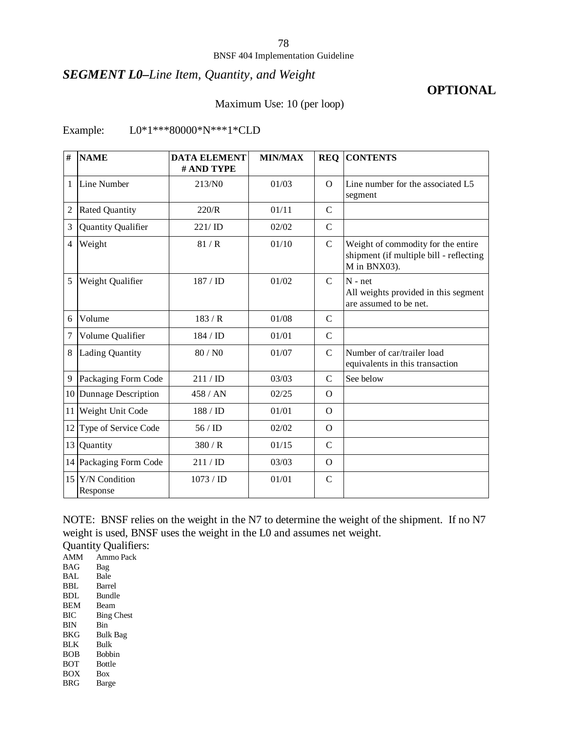## *SEGMENT L0–Line Item, Quantity, and Weight*

**OPTIONAL**

Maximum Use: 10 (per loop)

Example: L0*1***80000*N***1*CLD

| # | NAME | DATA ELEMENT # AND TYPE | MIN/MAX | REQ | CONTENTS |
|---|---|---|---|---|---|
| 1 | Line Number | 213/N0 | 01/03 | O | Line number for the associated L5 segment |
| 2 | Rated Quantity | 220/R | 01/11 | C | |
| 3 | Quantity Qualifier | 221/ ID | 02/02 | C | |
| 4 | Weight | 81 / R | 01/10 | C | Weight of commodity for the entire shipment (if multiple bill - reflecting M in BNX03). |
| 5 | Weight Qualifier | 187 / ID | 01/02 | C | N - net<br>All weights provided in this segment are assumed to be net. |
| 6 | Volume | 183 / R | 01/08 | C | |
| 7 | Volume Qualifier | 184 / ID | 01/01 | C | |
| 8 | Lading Quantity | 80 / N0 | 01/07 | C | Number of car/trailer load equivalents in this transaction |
| 9 | Packaging Form Code | 211 / ID | 03/03 | C | See below |
| 10 | Dunnage Description | 458 / AN | 02/25 | O | |
| 11 | Weight Unit Code | 188 / ID | 01/01 | O | |
| 12 | Type of Service Code | 56 / ID | 02/02 | O | |
| 13 | Quantity | 380 / R | 01/15 | C | |
| 14 | Packaging Form Code | 211 / ID | 03/03 | O | |
| 15 | Y/N Condition Response | 1073 / ID | 01/01 | C | |

NOTE: BNSF relies on the weight in the N7 to determine the weight of the shipment. If no N7 weight is used, BNSF uses the weight in the L0 and assumes net weight.

Quantity Qualifiers:

AMM Ammo Pack
BAG Bag
BAL Bale
BBL Barrel
BDL Bundle
BEM Beam
BIC Bing Chest
BIN Bin
BKG Bulk Bag
BLK Bulk
BOB Bobbin
BOT Bottle
BOX Box
BRG Barge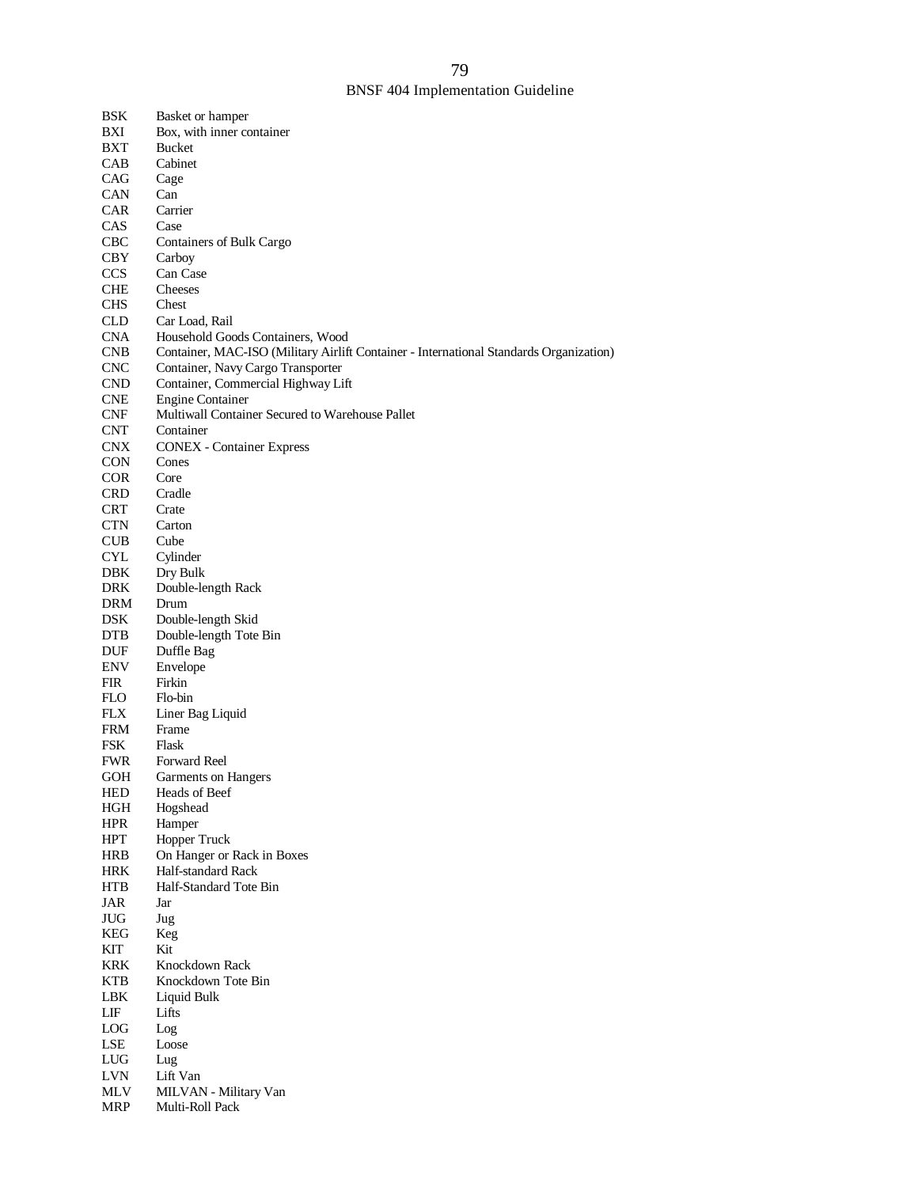BSK Basket or hamper
BXI Box, with inner container
BXT Bucket
CAB Cabinet
CAG Cage
CAN Can
CAR Carrier
CAS Case
CBC Containers of Bulk Cargo
CBY Carboy
CCS Can Case
CHE Cheeses
CHS Chest
CLD Car Load, Rail
CNA Household Goods Containers, Wood
CNB Container, MAC-ISO (Military Airlift Container - International Standards Organization)
CNC Container, Navy Cargo Transporter
CND Container, Commercial Highway Lift
CNE Engine Container
CNF Multiwall Container Secured to Warehouse Pallet
CNT Container
CNX CONEX - Container Express
CON Cones
COR Core
CRD Cradle
CRT Crate
CTN Carton
CUB Cube
CYL Cylinder
DBK Dry Bulk
DRK Double-length Rack
DRM Drum
DSK Double-length Skid
DTB Double-length Tote Bin
DUF Duffle Bag
ENV Envelope
FIR Firkin
FLO Flo-bin
FLX Liner Bag Liquid
FRM Frame
FSK Flask
FWR Forward Reel
GOH Garments on Hangers
HED Heads of Beef
HGH Hogshead
HPR Hamper
HPT Hopper Truck
HRB On Hanger or Rack in Boxes
HRK Half-standard Rack
HTB Half-Standard Tote Bin
JAR Jar
JUG Jug
KEG Keg
KIT Kit
KRK Knockdown Rack
KTB Knockdown Tote Bin
LBK Liquid Bulk
LIF Lifts
LOG Log
LSE Loose
LUG Lug
LVN Lift Van
MLV MILVAN - Military Van
MRP Multi-Roll Pack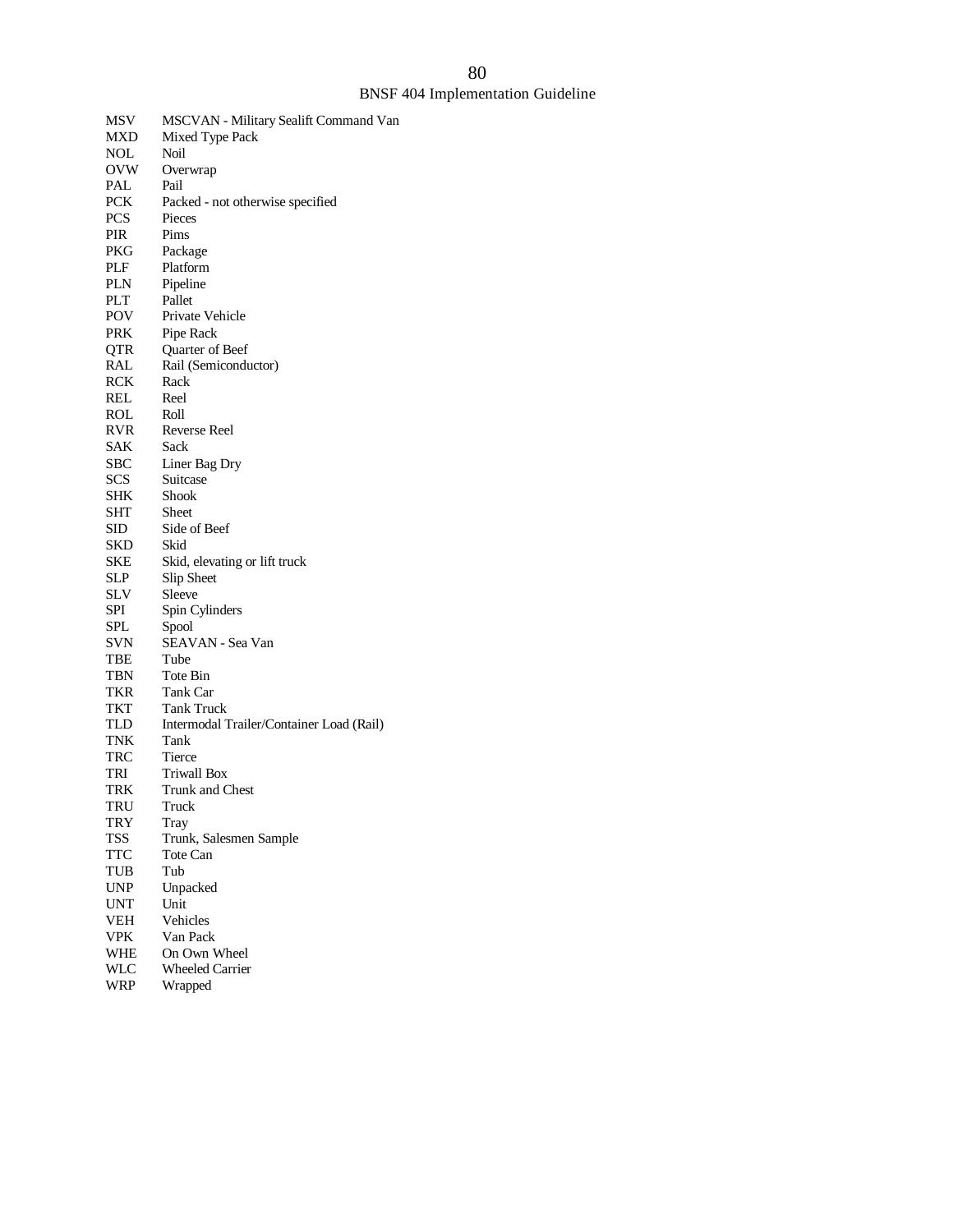| | |
|---|---|
| MSV | MSCVAN - Military Sealift Command Van |
| MXD | Mixed Type Pack |
| NOL | Noil |
| OVW | Overwrap |
| PAL | Pail |
| PCK | Packed - not otherwise specified |
| PCS | Pieces |
| PIR | Pims |
| PKG | Package |
| PLF | Platform |
| PLN | Pipeline |
| PLT | Pallet |
| POV | Private Vehicle |
| PRK | Pipe Rack |
| QTR | Quarter of Beef |
| RAL | Rail (Semiconductor) |
| RCK | Rack |
| REL | Reel |
| ROL | Roll |
| RVR | Reverse Reel |
| SAK | Sack |
| SBC | Liner Bag Dry |
| SCS | Suitcase |
| SHK | Shook |
| SHT | Sheet |
| SID | Side of Beef |
| SKD | Skid |
| SKE | Skid, elevating or lift truck |
| SLP | Slip Sheet |
| SLV | Sleeve |
| SPI | Spin Cylinders |
| SPL | Spool |
| SVN | SEAVAN - Sea Van |
| TBE | Tube |
| TBN | Tote Bin |
| TKR | Tank Car |
| TKT | Tank Truck |
| TLD | Intermodal Trailer/Container Load (Rail) |
| TNK | Tank |
| TRC | Tierce |
| TRI | Triwall Box |
| TRK | Trunk and Chest |
| TRU | Truck |
| TRY | Tray |
| TSS | Trunk, Salesmen Sample |
| TTC | Tote Can |
| TUB | Tub |
| UNP | Unpacked |
| UNT | Unit |
| VEH | Vehicles |
| VPK | Van Pack |
| WHE | On Own Wheel |
| WLC | Wheeled Carrier |
| WRP | Wrapped |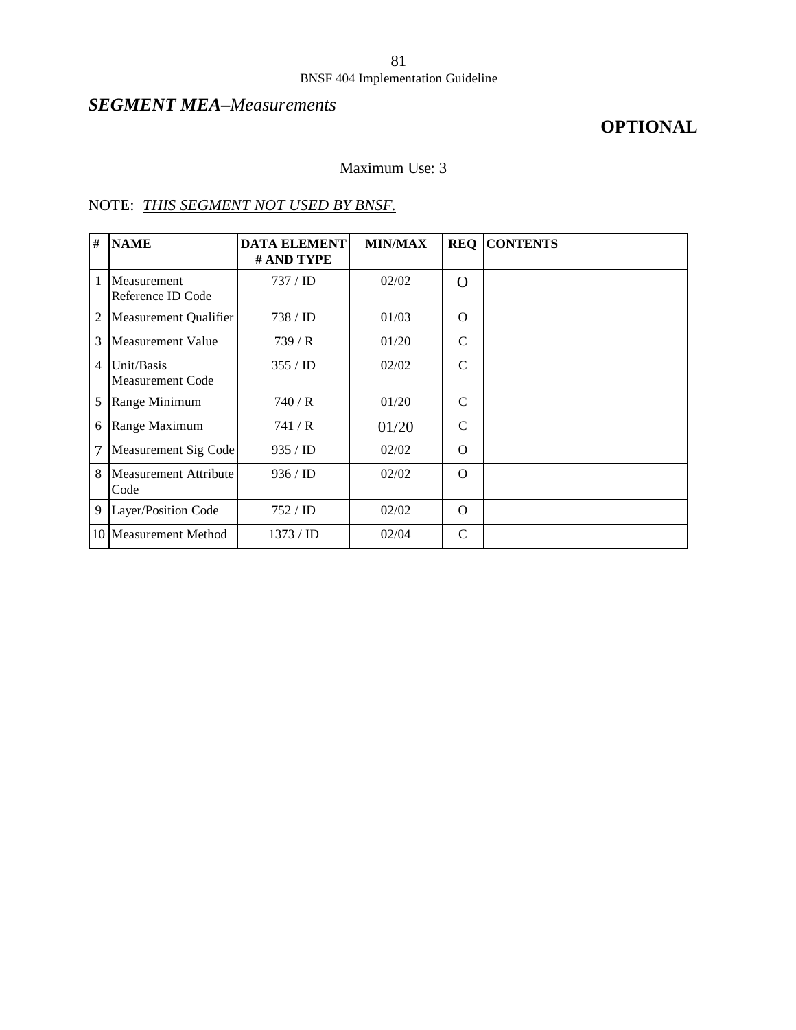## *SEGMENT MEA–Measurements*

**OPTIONAL**

Maximum Use: 3

NOTE: *THIS SEGMENT NOT USED BY BNSF.*

| # | NAME | DATA ELEMENT # AND TYPE | MIN/MAX | REQ | CONTENTS |
|---|---|---|---|---|---|
| 1 | Measurement Reference ID Code | 737 / ID | 02/02 | O | |
| 2 | Measurement Qualifier | 738 / ID | 01/03 | O | |
| 3 | Measurement Value | 739 / R | 01/20 | C | |
| 4 | Unit/Basis Measurement Code | 355 / ID | 02/02 | C | |
| 5 | Range Minimum | 740 / R | 01/20 | C | |
| 6 | Range Maximum | 741 / R | 01/20 | C | |
| 7 | Measurement Sig Code | 935 / ID | 02/02 | O | |
| 8 | Measurement Attribute Code | 936 / ID | 02/02 | O | |
| 9 | Layer/Position Code | 752 / ID | 02/02 | O | |
| 10 | Measurement Method | 1373 / ID | 02/04 | C | |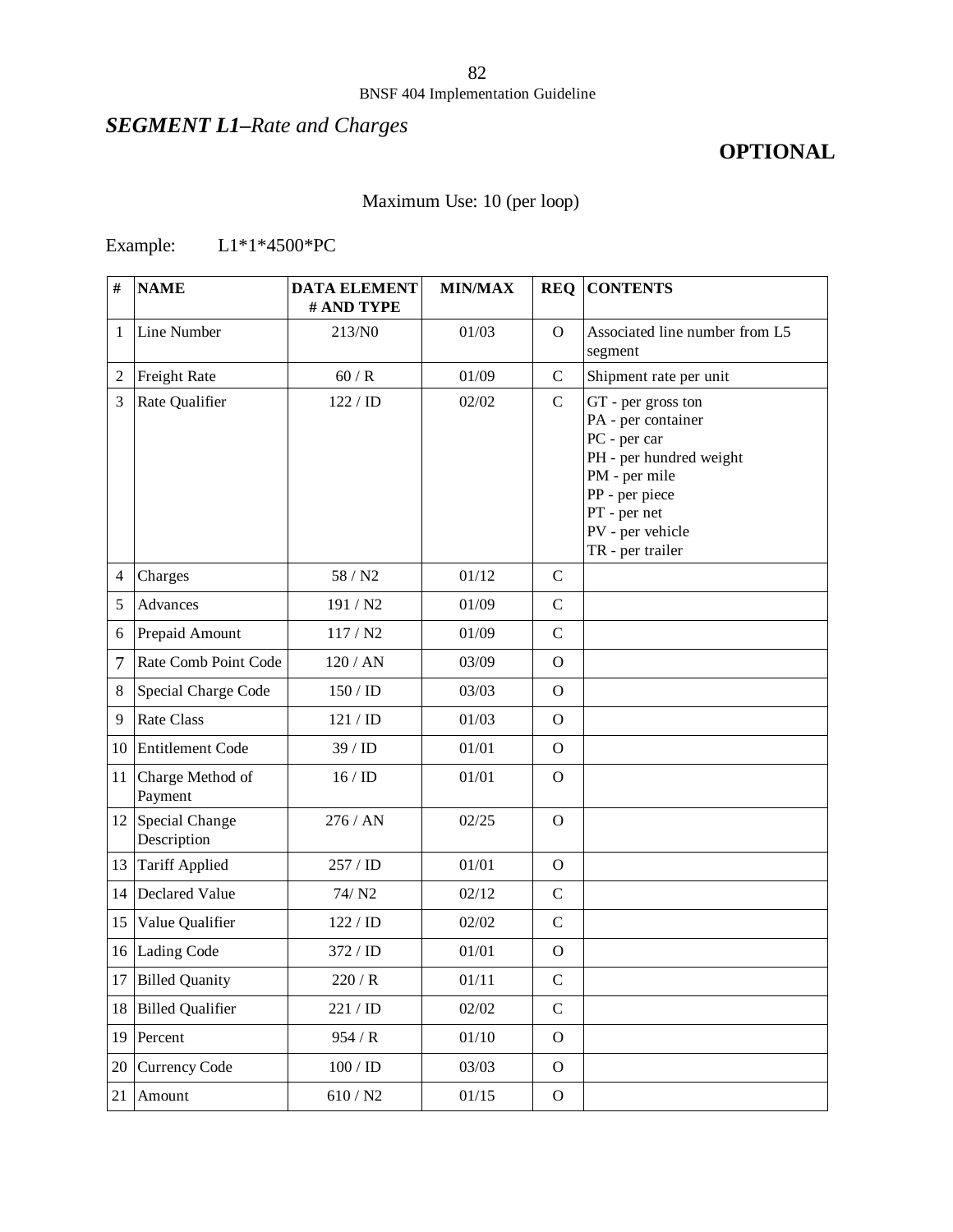## ***SEGMENT L1–****Rate and Charges*

**OPTIONAL**

Maximum Use: 10 (per loop)

Example: L1*1*4500*PC

| # | NAME | DATA ELEMENT # AND TYPE | MIN/MAX | REQ | CONTENTS |
|---|---|---|---|---|---|
| 1 | Line Number | 213/N0 | 01/03 | O | Associated line number from L5 segment |
| 2 | Freight Rate | 60 / R | 01/09 | C | Shipment rate per unit |
| 3 | Rate Qualifier | 122 / ID | 02/02 | C | GT - per gross ton<br>PA - per container<br>PC - per car<br>PH - per hundred weight<br>PM - per mile<br>PP - per piece<br>PT - per net<br>PV - per vehicle<br>TR - per trailer |
| 4 | Charges | 58 / N2 | 01/12 | C | |
| 5 | Advances | 191 / N2 | 01/09 | C | |
| 6 | Prepaid Amount | 117 / N2 | 01/09 | C | |
| 7 | Rate Comb Point Code | 120 / AN | 03/09 | O | |
| 8 | Special Charge Code | 150 / ID | 03/03 | O | |
| 9 | Rate Class | 121 / ID | 01/03 | O | |
| 10 | Entitlement Code | 39 / ID | 01/01 | O | |
| 11 | Charge Method of Payment | 16 / ID | 01/01 | O | |
| 12 | Special Change Description | 276 / AN | 02/25 | O | |
| 13 | Tariff Applied | 257 / ID | 01/01 | O | |
| 14 | Declared Value | 74/ N2 | 02/12 | C | |
| 15 | Value Qualifier | 122 / ID | 02/02 | C | |
| 16 | Lading Code | 372 / ID | 01/01 | O | |
| 17 | Billed Quanity | 220 / R | 01/11 | C | |
| 18 | Billed Qualifier | 221 / ID | 02/02 | C | |
| 19 | Percent | 954 / R | 01/10 | O | |
| 20 | Currency Code | 100 / ID | 03/03 | O | |
| 21 | Amount | 610 / N2 | 01/15 | O | |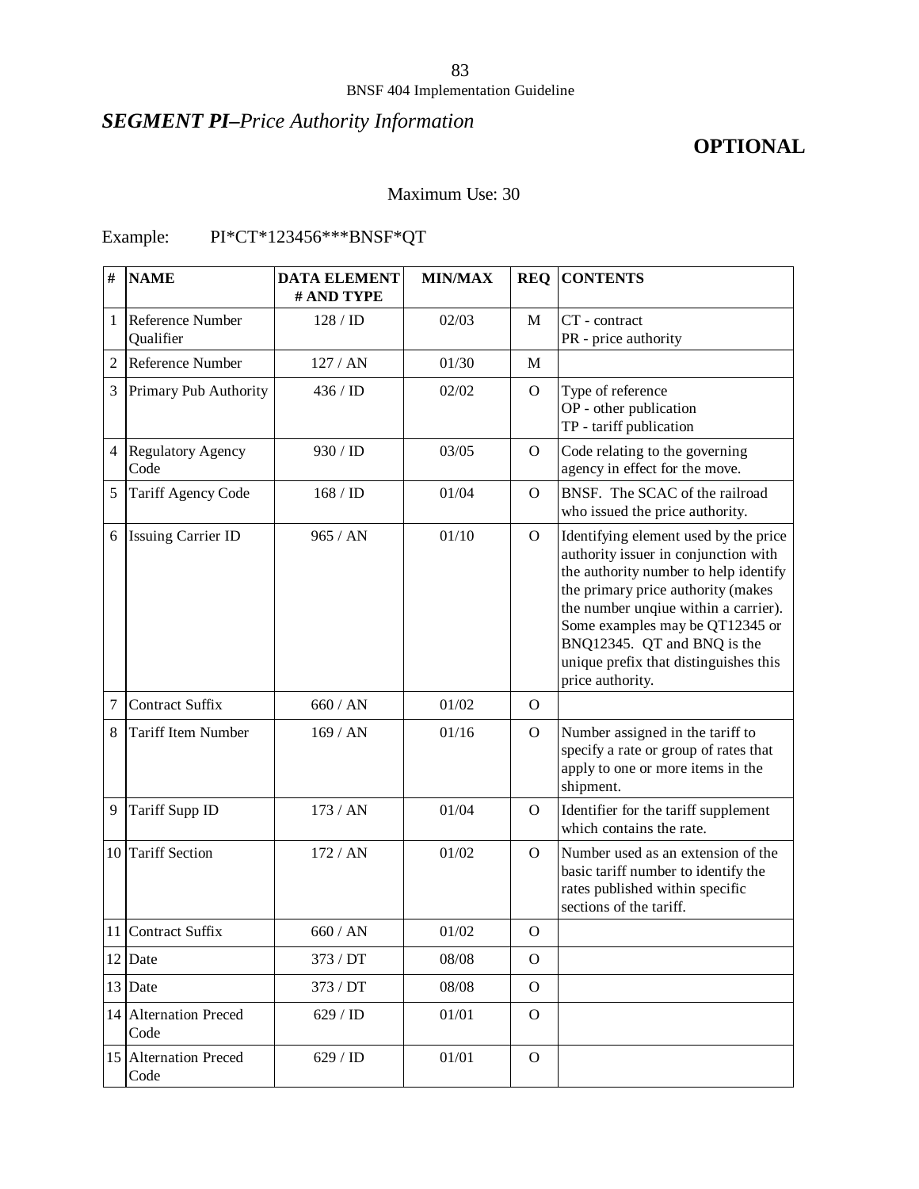## *SEGMENT PI–Price Authority Information*

**OPTIONAL**

Maximum Use: 30

Example: PI*CT*123456***BNSF*QT

| # | NAME | DATA ELEMENT # AND TYPE | MIN/MAX | REQ | CONTENTS |
|---|---|---|---|---|---|
| 1 | Reference Number Qualifier | 128 / ID | 02/03 | M | CT - contract<br>PR - price authority |
| 2 | Reference Number | 127 / AN | 01/30 | M | |
| 3 | Primary Pub Authority | 436 / ID | 02/02 | O | Type of reference<br>OP - other publication<br>TP - tariff publication |
| 4 | Regulatory Agency Code | 930 / ID | 03/05 | O | Code relating to the governing agency in effect for the move. |
| 5 | Tariff Agency Code | 168 / ID | 01/04 | O | BNSF. The SCAC of the railroad who issued the price authority. |
| 6 | Issuing Carrier ID | 965 / AN | 01/10 | O | Identifying element used by the price authority issuer in conjunction with the authority number to help identify the primary price authority (makes the number unqiue within a carrier). Some examples may be QT12345 or BNQ12345. QT and BNQ is the unique prefix that distinguishes this price authority. |
| 7 | Contract Suffix | 660 / AN | 01/02 | O | |
| 8 | Tariff Item Number | 169 / AN | 01/16 | O | Number assigned in the tariff to specify a rate or group of rates that apply to one or more items in the shipment. |
| 9 | Tariff Supp ID | 173 / AN | 01/04 | O | Identifier for the tariff supplement which contains the rate. |
| 10 | Tariff Section | 172 / AN | 01/02 | O | Number used as an extension of the basic tariff number to identify the rates published within specific sections of the tariff. |
| 11 | Contract Suffix | 660 / AN | 01/02 | O | |
| 12 | Date | 373 / DT | 08/08 | O | |
| 13 | Date | 373 / DT | 08/08 | O | |
| 14 | Alternation Preced Code | 629 / ID | 01/01 | O | |
| 15 | Alternation Preced Code | 629 / ID | 01/01 | O | |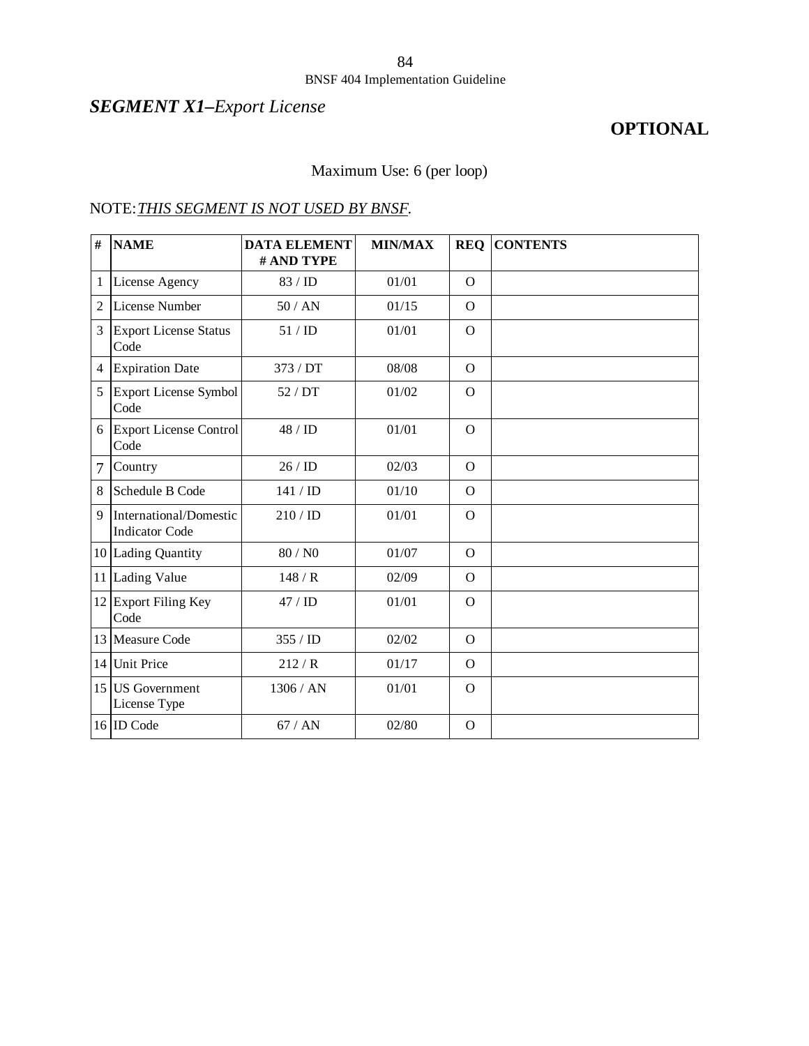## *SEGMENT X1–Export License*

**OPTIONAL**

Maximum Use: 6 (per loop)

NOTE: *THIS SEGMENT IS NOT USED BY BNSF.*

| # | NAME | DATA ELEMENT # AND TYPE | MIN/MAX | REQ | CONTENTS |
|---|---|---|---|---|---|
| 1 | License Agency | 83 / ID | 01/01 | O | |
| 2 | License Number | 50 / AN | 01/15 | O | |
| 3 | Export License Status Code | 51 / ID | 01/01 | O | |
| 4 | Expiration Date | 373 / DT | 08/08 | O | |
| 5 | Export License Symbol Code | 52 / DT | 01/02 | O | |
| 6 | Export License Control Code | 48 / ID | 01/01 | O | |
| 7 | Country | 26 / ID | 02/03 | O | |
| 8 | Schedule B Code | 141 / ID | 01/10 | O | |
| 9 | International/Domestic Indicator Code | 210 / ID | 01/01 | O | |
| 10 | Lading Quantity | 80 / N0 | 01/07 | O | |
| 11 | Lading Value | 148 / R | 02/09 | O | |
| 12 | Export Filing Key Code | 47 / ID | 01/01 | O | |
| 13 | Measure Code | 355 / ID | 02/02 | O | |
| 14 | Unit Price | 212 / R | 01/17 | O | |
| 15 | US Government License Type | 1306 / AN | 01/01 | O | |
| 16 | ID Code | 67 / AN | 02/80 | O | |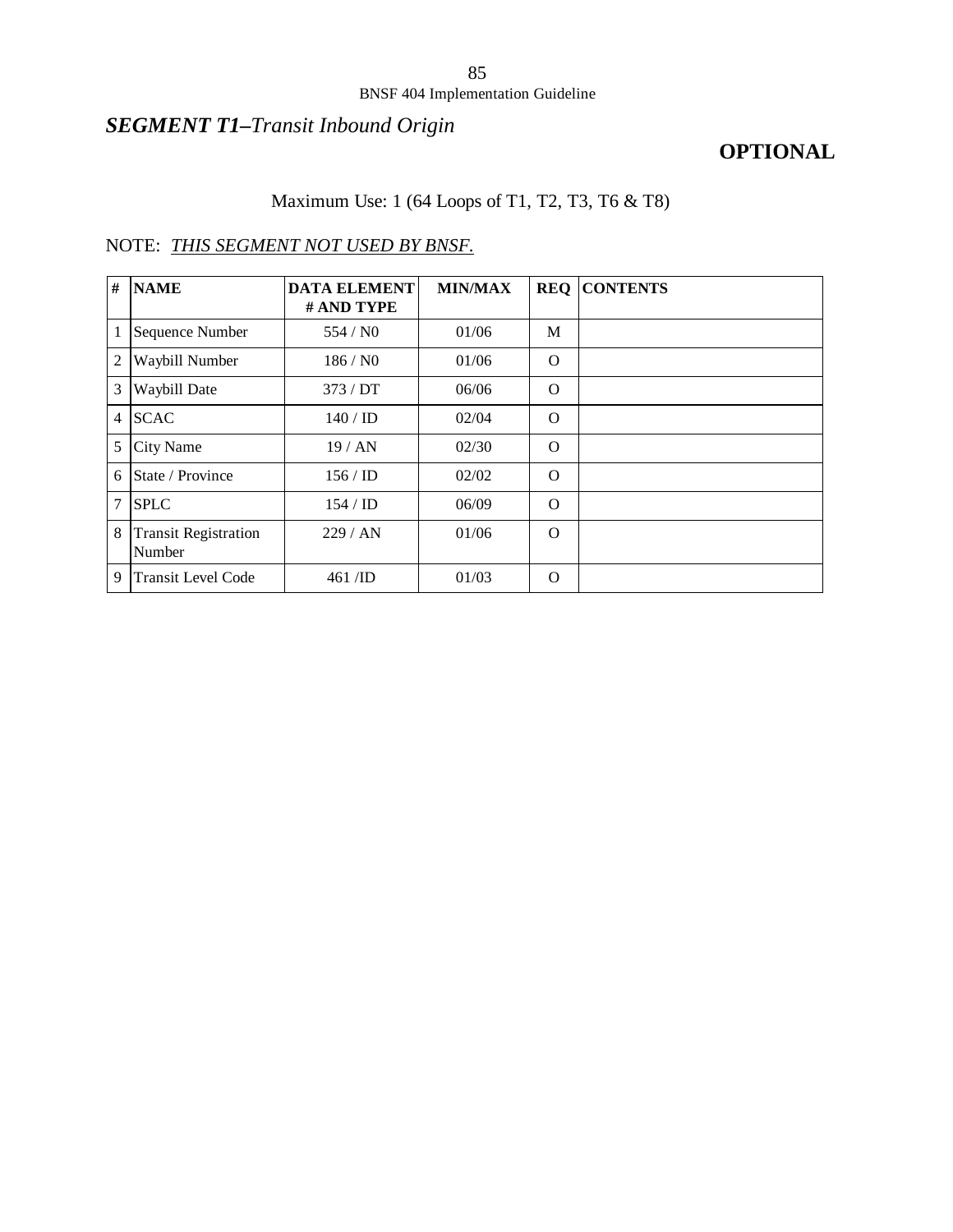## *SEGMENT T1–Transit Inbound Origin*

**OPTIONAL**

Maximum Use: 1 (64 Loops of T1, T2, T3, T6 & T8)

NOTE: *THIS SEGMENT NOT USED BY BNSF.*

| # | NAME | DATA ELEMENT # AND TYPE | MIN/MAX | REQ | CONTENTS |
|---|---|---|---|---|---|
| 1 | Sequence Number | 554 / N0 | 01/06 | M | |
| 2 | Waybill Number | 186 / N0 | 01/06 | O | |
| 3 | Waybill Date | 373 / DT | 06/06 | O | |
| 4 | SCAC | 140 / ID | 02/04 | O | |
| 5 | City Name | 19 / AN | 02/30 | O | |
| 6 | State / Province | 156 / ID | 02/02 | O | |
| 7 | SPLC | 154 / ID | 06/09 | O | |
| 8 | Transit Registration Number | 229 / AN | 01/06 | O | |
| 9 | Transit Level Code | 461 /ID | 01/03 | O | |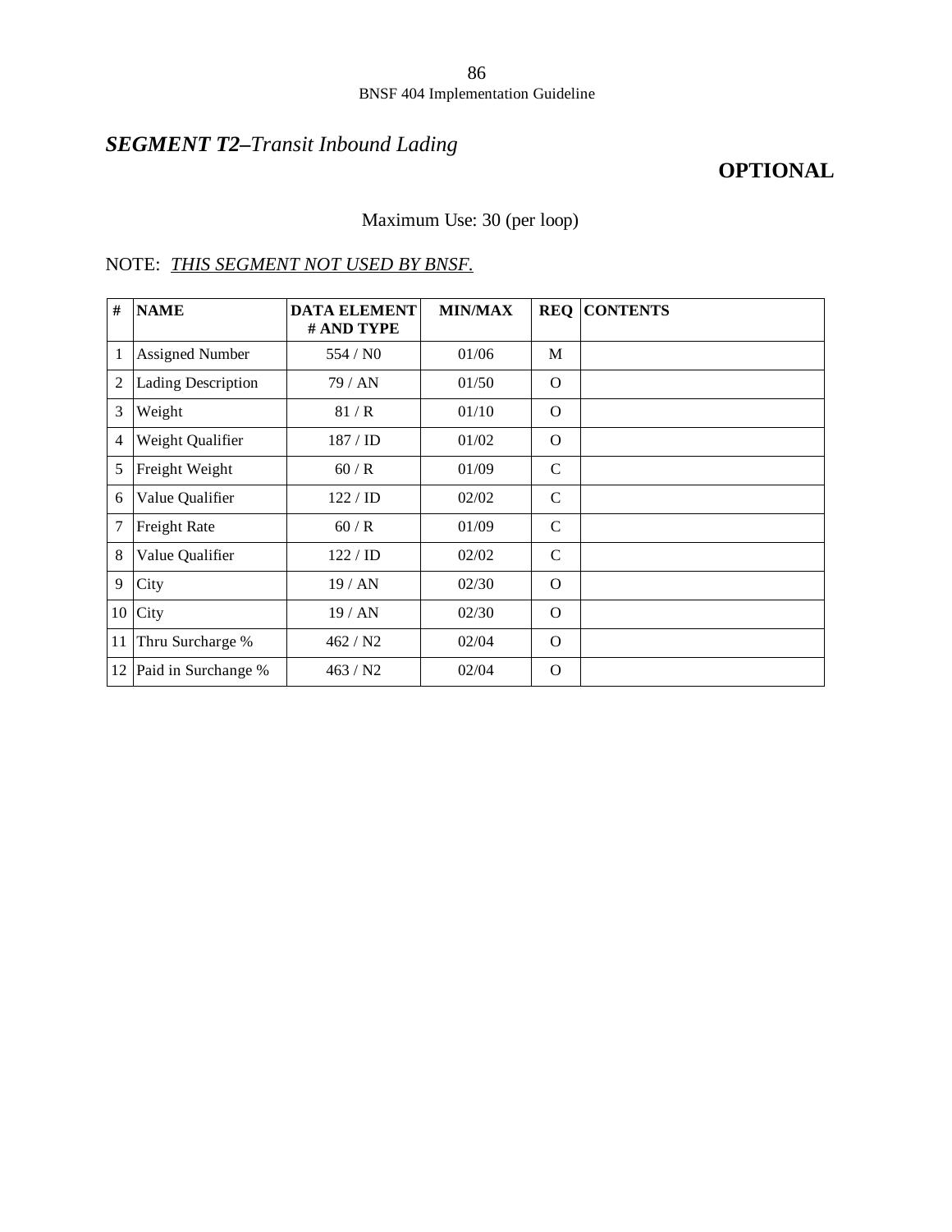## ***SEGMENT T2–****Transit Inbound Lading*

**OPTIONAL**

Maximum Use: 30 (per loop)

NOTE: *THIS SEGMENT NOT USED BY BNSF.*

| # | NAME | DATA ELEMENT # AND TYPE | MIN/MAX | REQ | CONTENTS |
|---|---|---|---|---|---|
| 1 | Assigned Number | 554 / N0 | 01/06 | M | |
| 2 | Lading Description | 79 / AN | 01/50 | O | |
| 3 | Weight | 81 / R | 01/10 | O | |
| 4 | Weight Qualifier | 187 / ID | 01/02 | O | |
| 5 | Freight Weight | 60 / R | 01/09 | C | |
| 6 | Value Qualifier | 122 / ID | 02/02 | C | |
| 7 | Freight Rate | 60 / R | 01/09 | C | |
| 8 | Value Qualifier | 122 / ID | 02/02 | C | |
| 9 | City | 19 / AN | 02/30 | O | |
| 10 | City | 19 / AN | 02/30 | O | |
| 11 | Thru Surcharge % | 462 / N2 | 02/04 | O | |
| 12 | Paid in Surchange % | 463 / N2 | 02/04 | O | |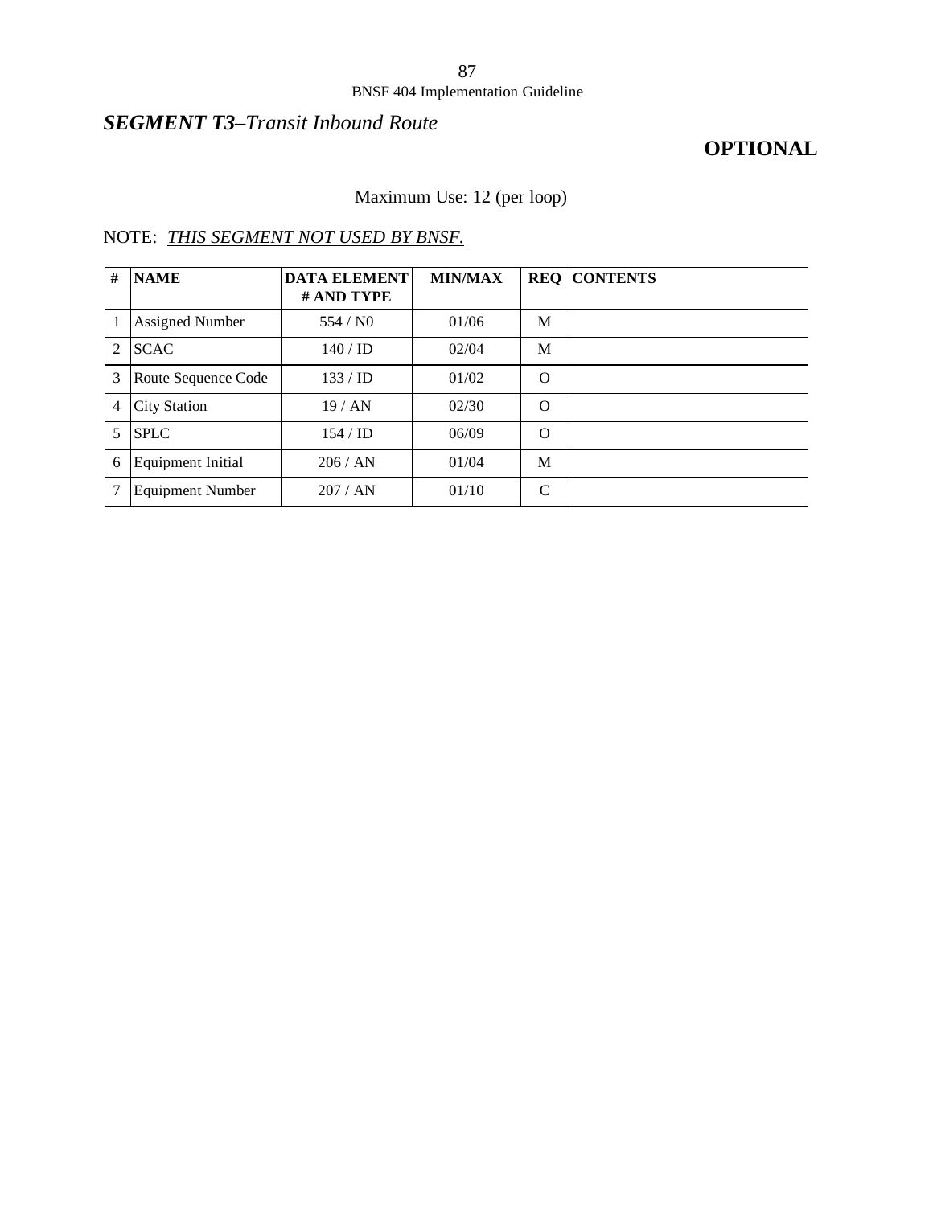## *SEGMENT T3–Transit Inbound Route*

**OPTIONAL**

Maximum Use: 12 (per loop)

NOTE: *THIS SEGMENT NOT USED BY BNSF.*

| # | NAME | DATA ELEMENT # AND TYPE | MIN/MAX | REQ | CONTENTS |
|---|---|---|---|---|---|
| 1 | Assigned Number | 554 / N0 | 01/06 | M | |
| 2 | SCAC | 140 / ID | 02/04 | M | |
| 3 | Route Sequence Code | 133 / ID | 01/02 | O | |
| 4 | City Station | 19 / AN | 02/30 | O | |
| 5 | SPLC | 154 / ID | 06/09 | O | |
| 6 | Equipment Initial | 206 / AN | 01/04 | M | |
| 7 | Equipment Number | 207 / AN | 01/10 | C | |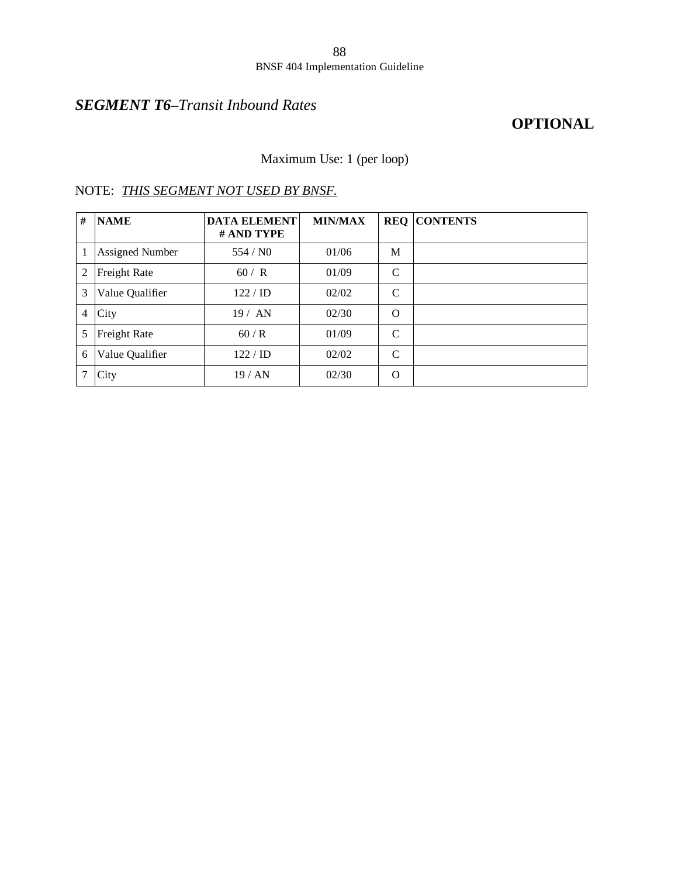## ***SEGMENT T6–****Transit Inbound Rates*

**OPTIONAL**

Maximum Use: 1 (per loop)

NOTE: *THIS SEGMENT NOT USED BY BNSF.*

| # | NAME | DATA ELEMENT # AND TYPE | MIN/MAX | REQ | CONTENTS |
|---|---|---|---|---|---|
| 1 | Assigned Number | 554 / N0 | 01/06 | M | |
| 2 | Freight Rate | 60 / R | 01/09 | C | |
| 3 | Value Qualifier | 122 / ID | 02/02 | C | |
| 4 | City | 19 / AN | 02/30 | O | |
| 5 | Freight Rate | 60 / R | 01/09 | C | |
| 6 | Value Qualifier | 122 / ID | 02/02 | C | |
| 7 | City | 19 / AN | 02/30 | O | |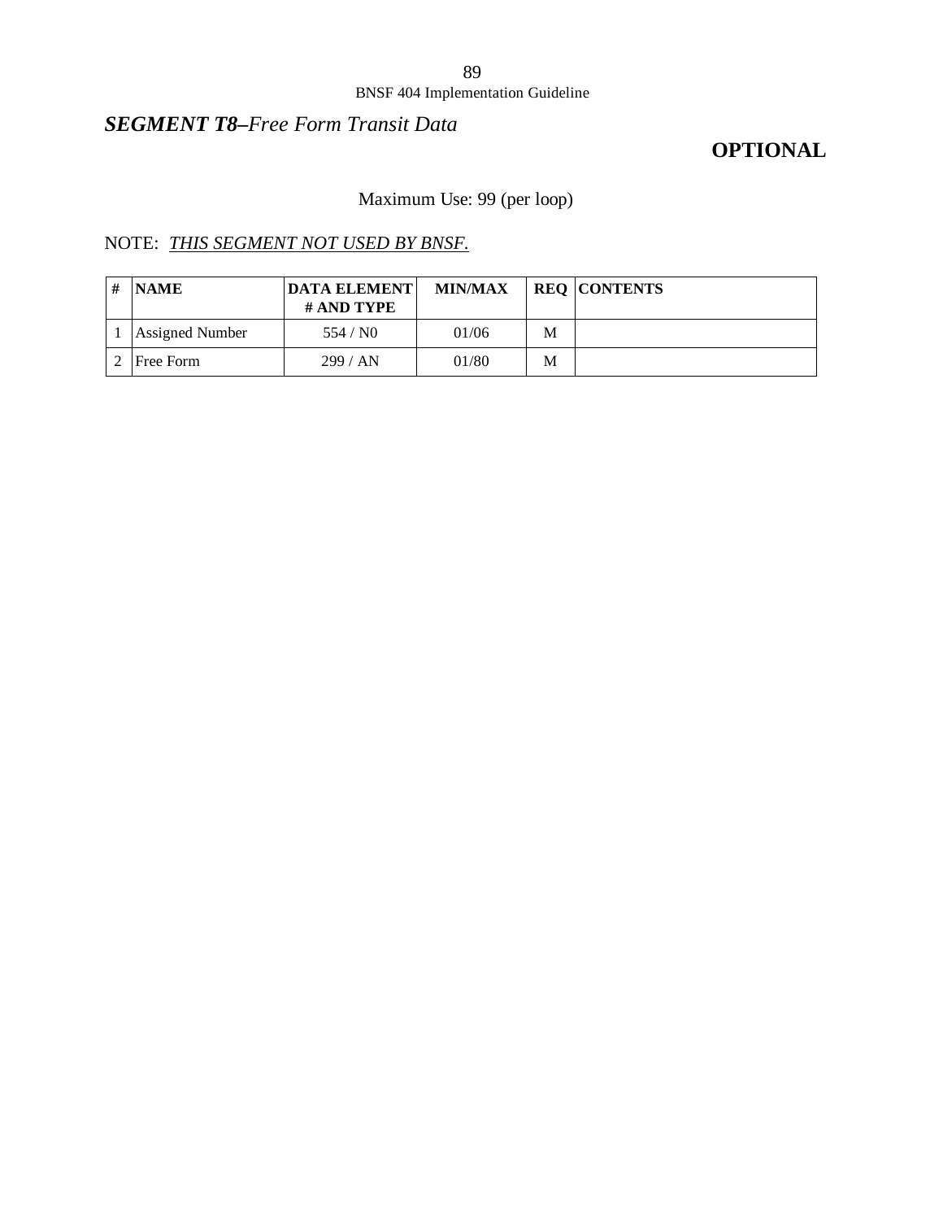## *SEGMENT T8–Free Form Transit Data*

**OPTIONAL**

Maximum Use: 99 (per loop)

NOTE: *THIS SEGMENT NOT USED BY BNSF.*

| # | NAME | DATA ELEMENT # AND TYPE | MIN/MAX | REQ | CONTENTS |
|---|---|---|---|---|---|
| 1 | Assigned Number | 554 / N0 | 01/06 | M | |
| 2 | Free Form | 299 / AN | 01/80 | M | |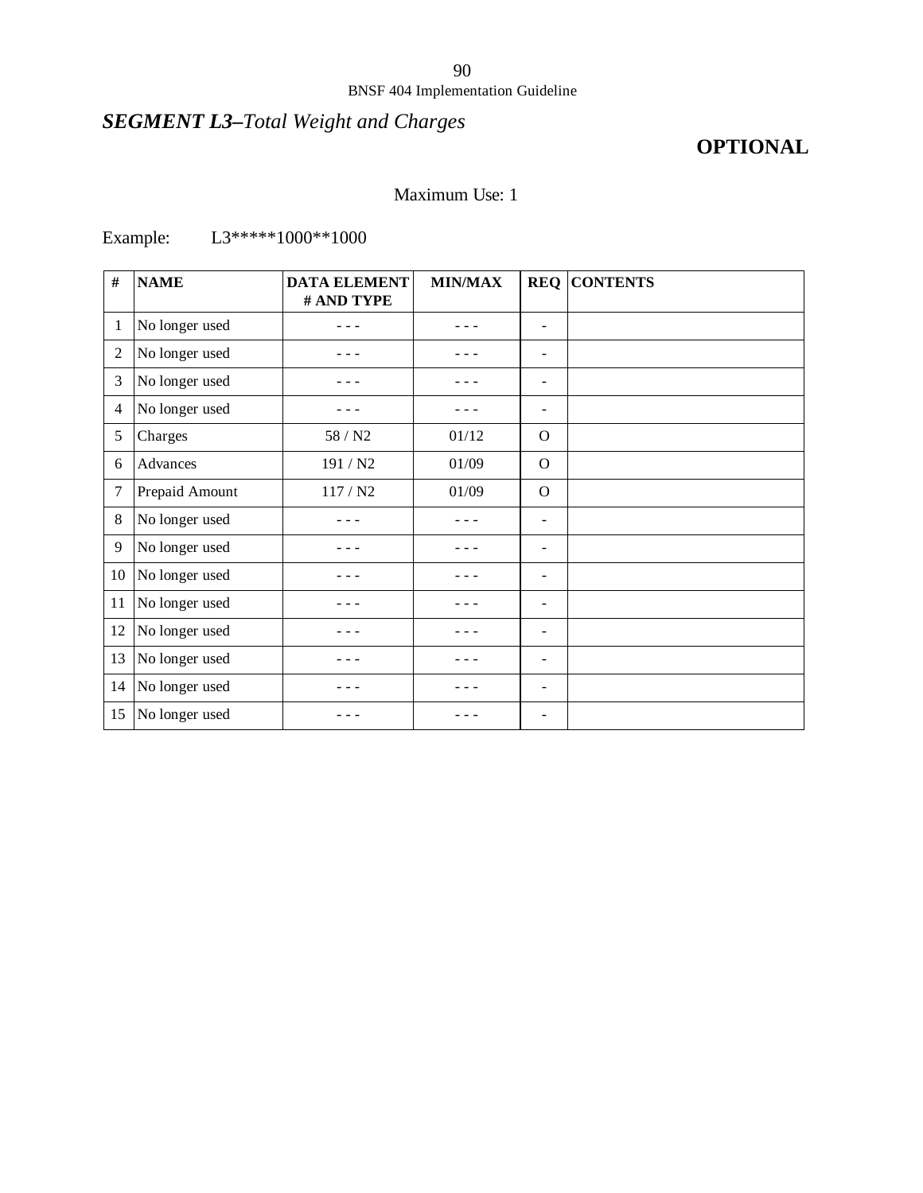## *SEGMENT L3–Total Weight and Charges*

**OPTIONAL**

Maximum Use: 1

Example: L3*****1000**1000

| # | NAME | DATA ELEMENT # AND TYPE | MIN/MAX | REQ | CONTENTS |
|---|---|---|---|---|---|
| 1 | No longer used | - - - | - - - | - | |
| 2 | No longer used | - - - | - - - | - | |
| 3 | No longer used | - - - | - - - | - | |
| 4 | No longer used | - - - | - - - | - | |
| 5 | Charges | 58 / N2 | 01/12 | O | |
| 6 | Advances | 191 / N2 | 01/09 | O | |
| 7 | Prepaid Amount | 117 / N2 | 01/09 | O | |
| 8 | No longer used | - - - | - - - | - | |
| 9 | No longer used | - - - | - - - | - | |
| 10 | No longer used | - - - | - - - | - | |
| 11 | No longer used | - - - | - - - | - | |
| 12 | No longer used | - - - | - - - | - | |
| 13 | No longer used | - - - | - - - | - | |
| 14 | No longer used | - - - | - - - | - | |
| 15 | No longer used | - - - | - - - | - | |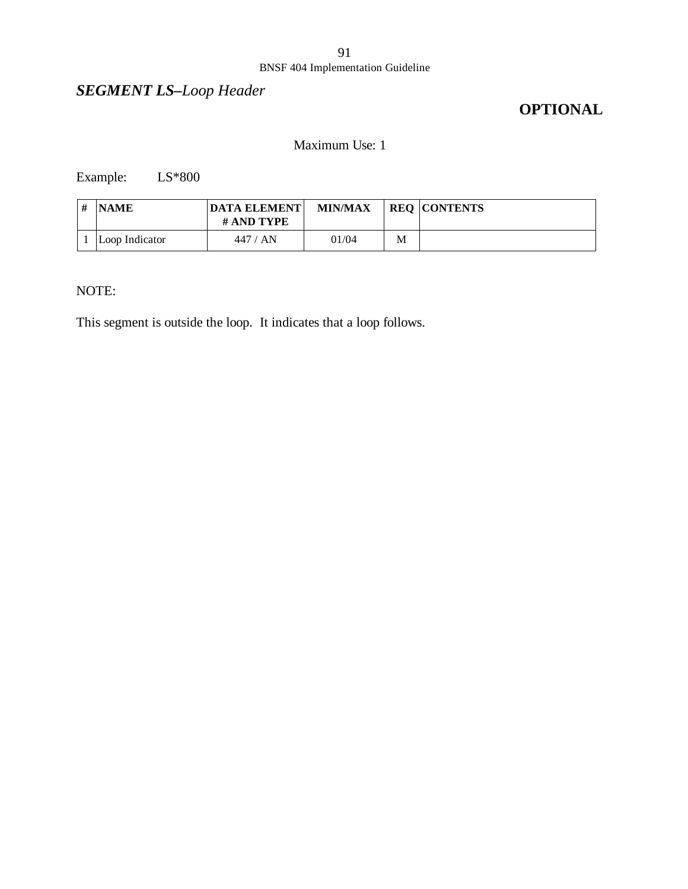## *SEGMENT LS–Loop Header*

**OPTIONAL**

Maximum Use: 1

Example: LS*800

| # | NAME | DATA ELEMENT # AND TYPE | MIN/MAX | REQ | CONTENTS |
|---|---|---|---|---|---|
| 1 | Loop Indicator | 447 / AN | 01/04 | M | |

NOTE:

This segment is outside the loop. It indicates that a loop follows.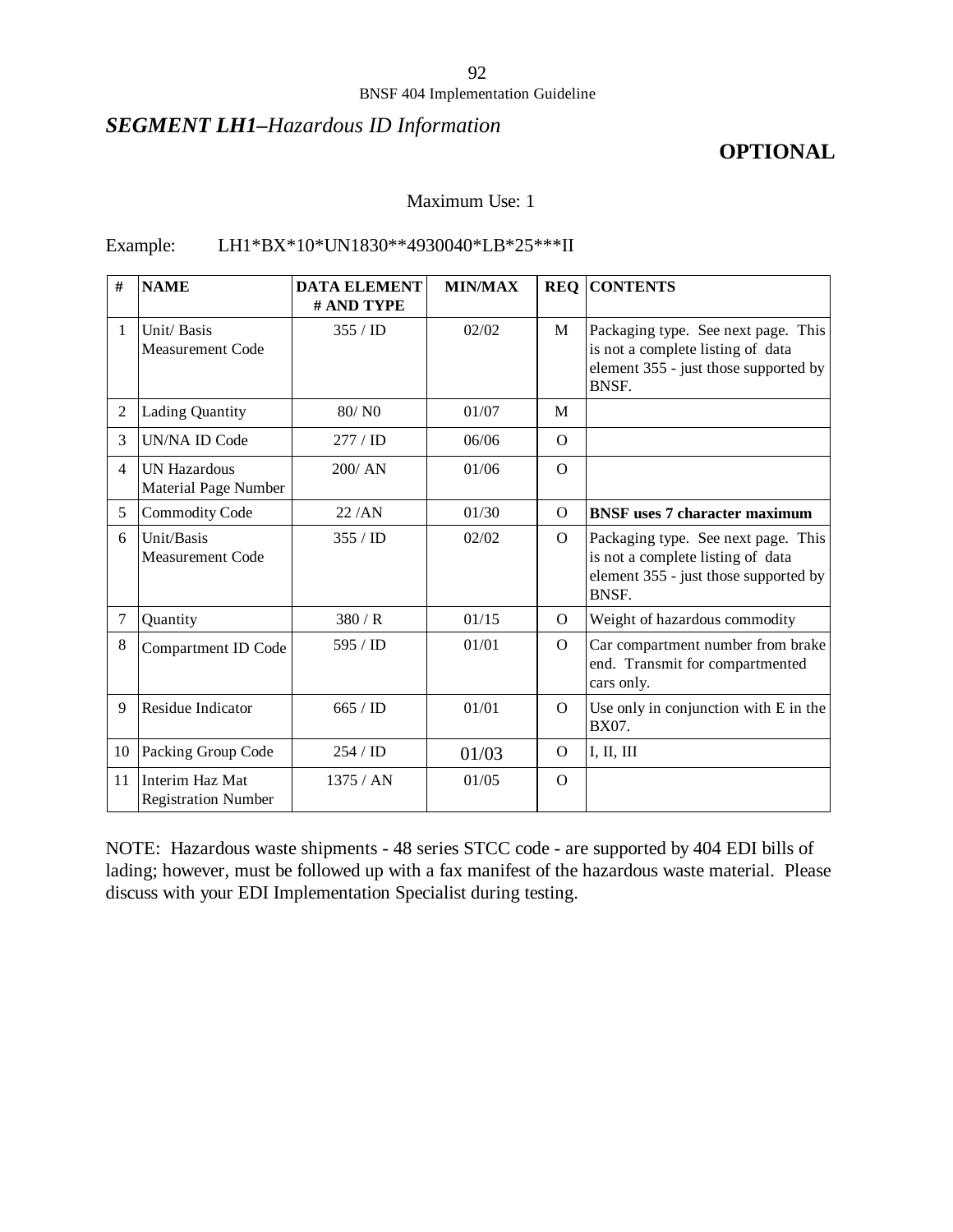## *SEGMENT LH1–Hazardous ID Information*

**OPTIONAL**

Maximum Use: 1

Example: LH1*BX*10*UN1830**4930040*LB*25***II

| # | NAME | DATA ELEMENT # AND TYPE | MIN/MAX | REQ | CONTENTS |
|---|---|---|---|---|---|
| 1 | Unit/ Basis Measurement Code | 355 / ID | 02/02 | M | Packaging type. See next page. This is not a complete listing of data element 355 - just those supported by BNSF. |
| 2 | Lading Quantity | 80/ N0 | 01/07 | M | |
| 3 | UN/NA ID Code | 277 / ID | 06/06 | O | |
| 4 | UN Hazardous Material Page Number | 200/ AN | 01/06 | O | |
| 5 | Commodity Code | 22 /AN | 01/30 | O | **BNSF uses 7 character maximum** |
| 6 | Unit/Basis Measurement Code | 355 / ID | 02/02 | O | Packaging type. See next page. This is not a complete listing of data element 355 - just those supported by BNSF. |
| 7 | Quantity | 380 / R | 01/15 | O | Weight of hazardous commodity |
| 8 | Compartment ID Code | 595 / ID | 01/01 | O | Car compartment number from brake end. Transmit for compartmented cars only. |
| 9 | Residue Indicator | 665 / ID | 01/01 | O | Use only in conjunction with E in the BX07. |
| 10 | Packing Group Code | 254 / ID | 01/03 | O | I, II, III |
| 11 | Interim Haz Mat Registration Number | 1375 / AN | 01/05 | O | |

NOTE: Hazardous waste shipments - 48 series STCC code - are supported by 404 EDI bills of lading; however, must be followed up with a fax manifest of the hazardous waste material. Please discuss with your EDI Implementation Specialist during testing.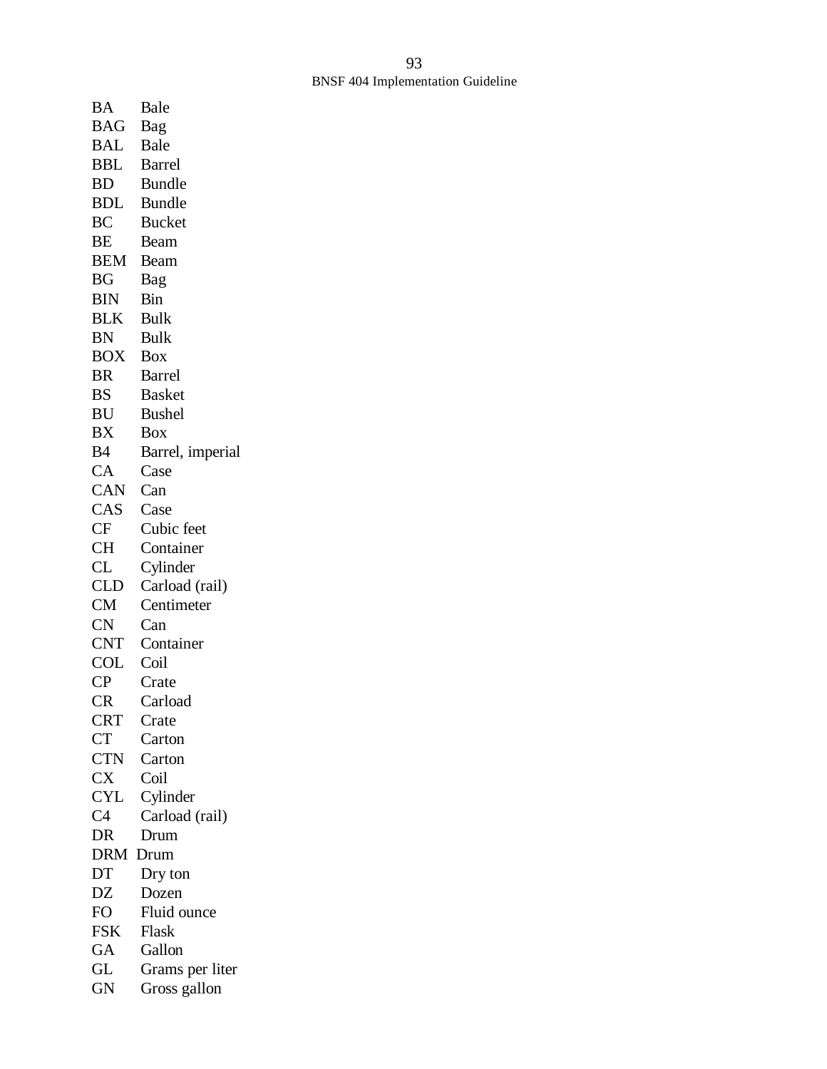BA Bale
BAG Bag
BAL Bale
BBL Barrel
BD Bundle
BDL Bundle
BC Bucket
BE Beam
BEM Beam
BG Bag
BIN Bin
BLK Bulk
BN Bulk
BOX Box
BR Barrel
BS Basket
BU Bushel
BX Box
B4 Barrel, imperial
CA Case
CAN Can
CAS Case
CF Cubic feet
CH Container
CL Cylinder
CLD Carload (rail)
CM Centimeter
CN Can
CNT Container
COL Coil
CP Crate
CR Carload
CRT Crate
CT Carton
CTN Carton
CX Coil
CYL Cylinder
C4 Carload (rail)
DR Drum
DRM Drum
DT Dry ton
DZ Dozen
FO Fluid ounce
FSK Flask
GA Gallon
GL Grams per liter
GN Gross gallon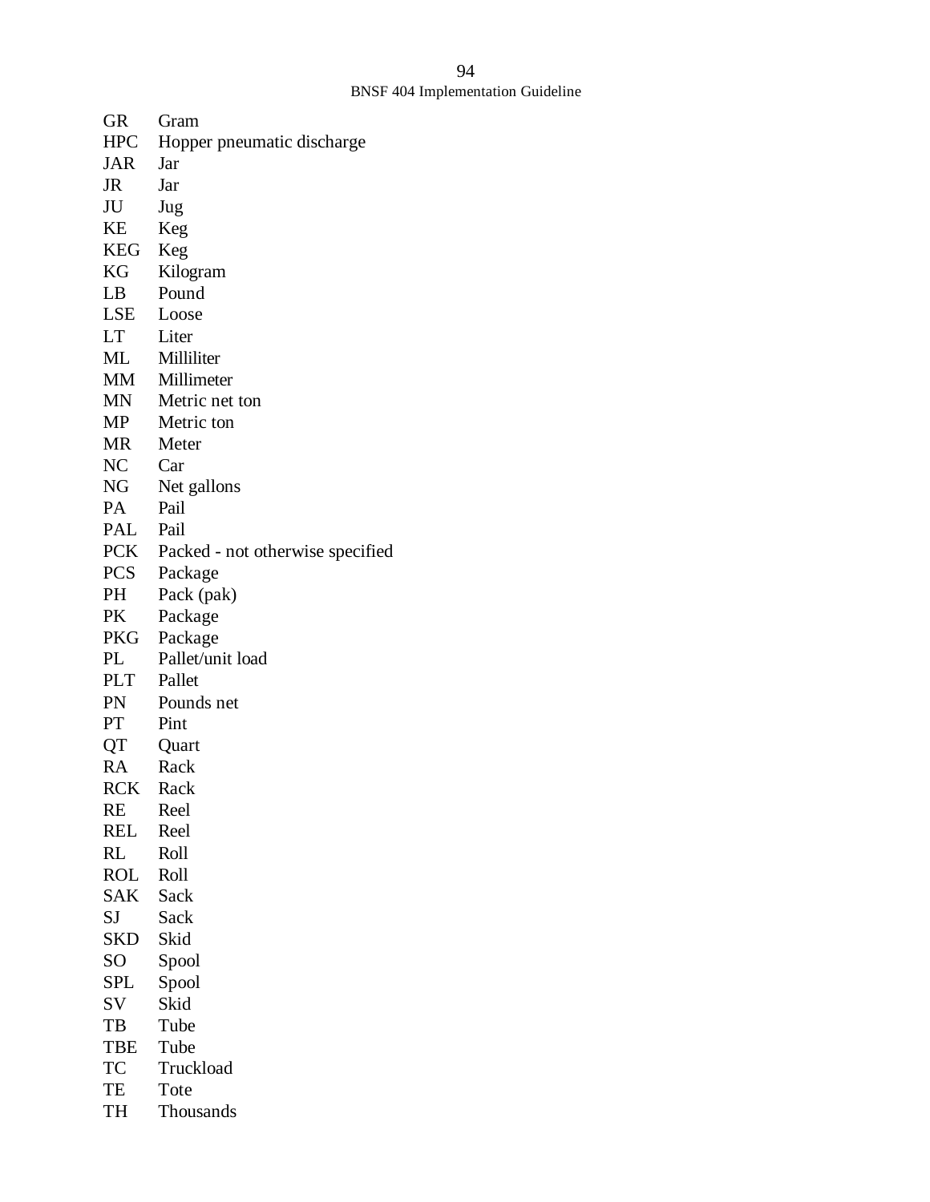| | |
|---|---|
| GR | Gram |
| HPC | Hopper pneumatic discharge |
| JAR | Jar |
| JR | Jar |
| JU | Jug |
| KE | Keg |
| KEG | Keg |
| KG | Kilogram |
| LB | Pound |
| LSE | Loose |
| LT | Liter |
| ML | Milliliter |
| MM | Millimeter |
| MN | Metric net ton |
| MP | Metric ton |
| MR | Meter |
| NC | Car |
| NG | Net gallons |
| PA | Pail |
| PAL | Pail |
| PCK | Packed - not otherwise specified |
| PCS | Package |
| PH | Pack (pak) |
| PK | Package |
| PKG | Package |
| PL | Pallet/unit load |
| PLT | Pallet |
| PN | Pounds net |
| PT | Pint |
| QT | Quart |
| RA | Rack |
| RCK | Rack |
| RE | Reel |
| REL | Reel |
| RL | Roll |
| ROL | Roll |
| SAK | Sack |
| SJ | Sack |
| SKD | Skid |
| SO | Spool |
| SPL | Spool |
| SV | Skid |
| TB | Tube |
| TBE | Tube |
| TC | Truckload |
| TE | Tote |
| TH | Thousands |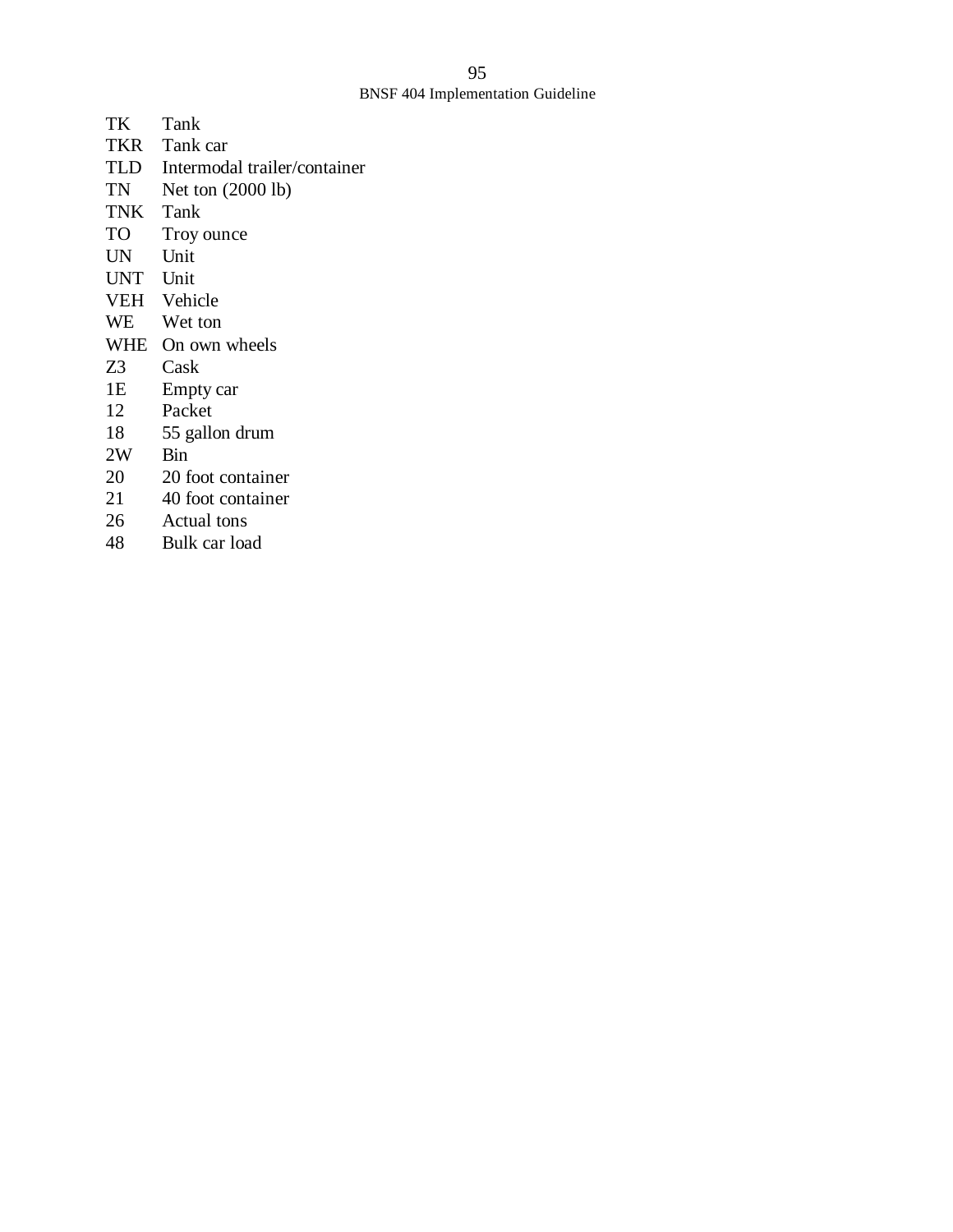TK Tank
TKR Tank car
TLD Intermodal trailer/container
TN Net ton (2000 lb)
TNK Tank
TO Troy ounce
UN Unit
UNT Unit
VEH Vehicle
WE Wet ton
WHE On own wheels
Z3 Cask
1E Empty car
12 Packet
18 55 gallon drum
2W Bin
20 20 foot container
21 40 foot container
26 Actual tons
48 Bulk car load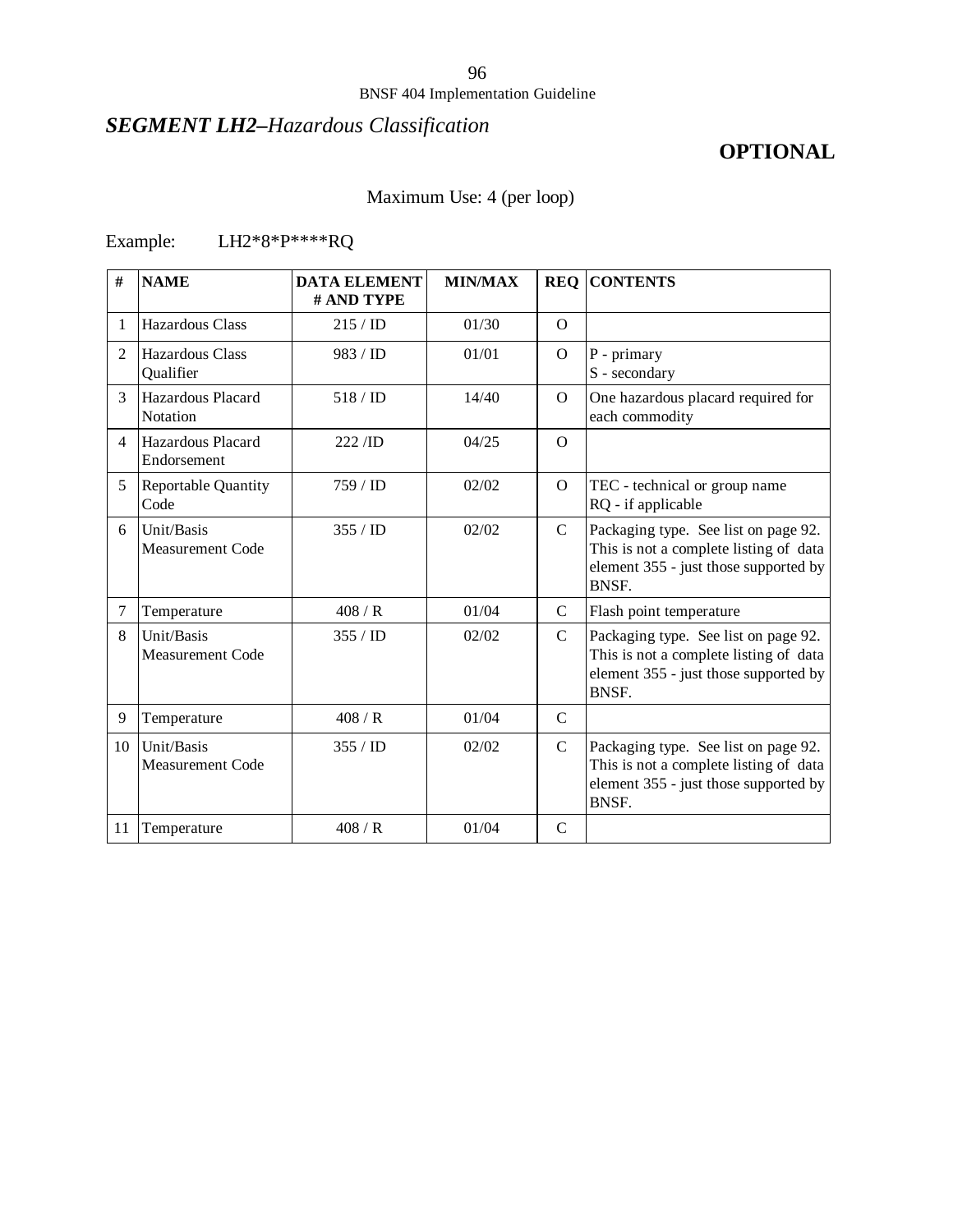## *SEGMENT LH2–Hazardous Classification*

**OPTIONAL**

Maximum Use: 4 (per loop)

Example: LH2*8*P****RQ

| # | NAME | DATA ELEMENT # AND TYPE | MIN/MAX | REQ | CONTENTS |
|---|---|---|---|---|---|
| 1 | Hazardous Class | 215 / ID | 01/30 | O | |
| 2 | Hazardous Class Qualifier | 983 / ID | 01/01 | O | P - primary<br>S - secondary |
| 3 | Hazardous Placard Notation | 518 / ID | 14/40 | O | One hazardous placard required for each commodity |
| 4 | Hazardous Placard Endorsement | 222 /ID | 04/25 | O | |
| 5 | Reportable Quantity Code | 759 / ID | 02/02 | O | TEC - technical or group name<br>RQ - if applicable |
| 6 | Unit/Basis Measurement Code | 355 / ID | 02/02 | C | Packaging type. See list on page 92. This is not a complete listing of data element 355 - just those supported by BNSF. |
| 7 | Temperature | 408 / R | 01/04 | C | Flash point temperature |
| 8 | Unit/Basis Measurement Code | 355 / ID | 02/02 | C | Packaging type. See list on page 92. This is not a complete listing of data element 355 - just those supported by BNSF. |
| 9 | Temperature | 408 / R | 01/04 | C | |
| 10 | Unit/Basis Measurement Code | 355 / ID | 02/02 | C | Packaging type. See list on page 92. This is not a complete listing of data element 355 - just those supported by BNSF. |
| 11 | Temperature | 408 / R | 01/04 | C | |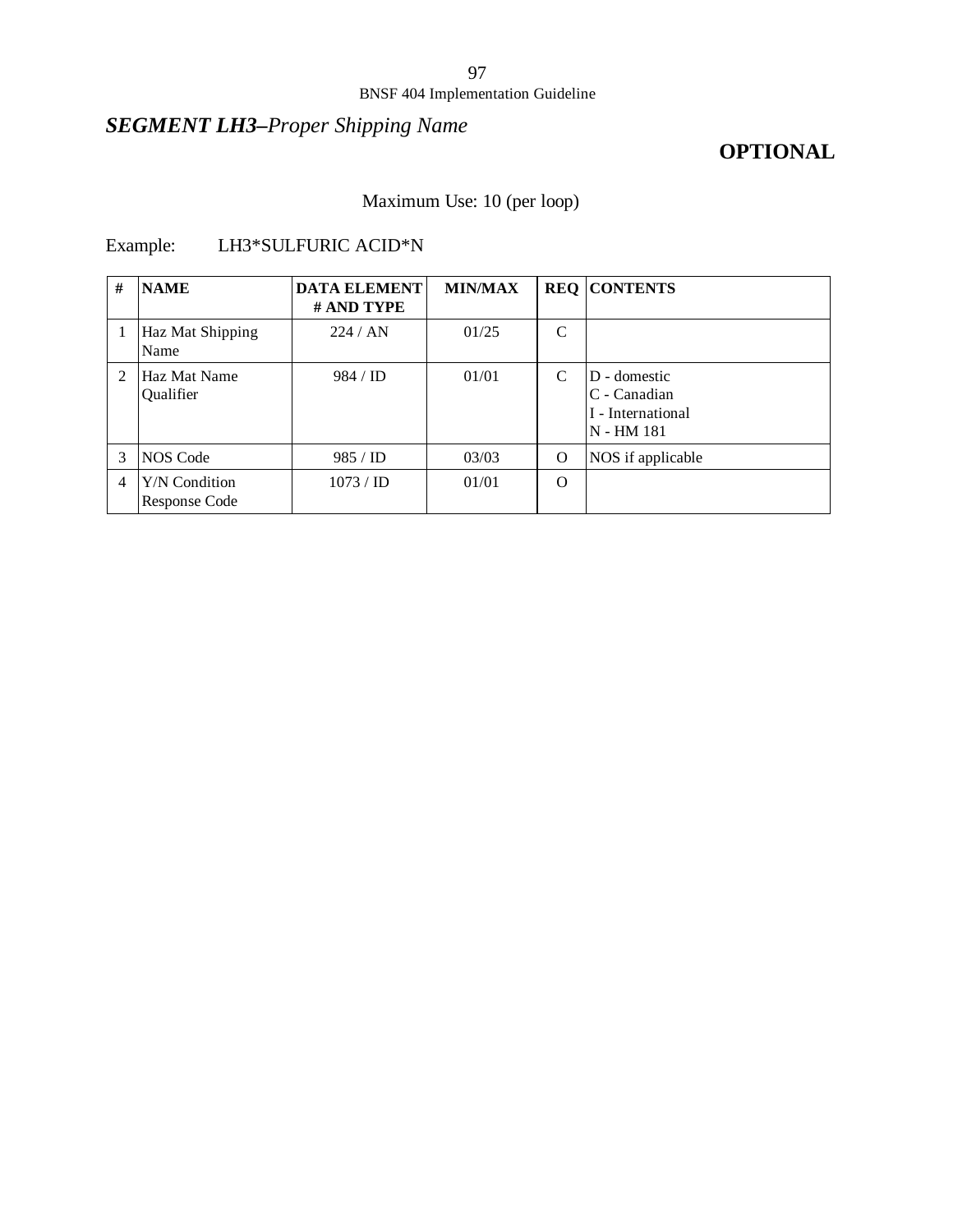## ***SEGMENT LH3–****Proper Shipping Name*

**OPTIONAL**

Maximum Use: 10 (per loop)

Example: LH3*SULFURIC ACID*N

| # | NAME | DATA ELEMENT # AND TYPE | MIN/MAX | REQ | CONTENTS |
|---|---|---|---|---|---|
| 1 | Haz Mat Shipping Name | 224 / AN | 01/25 | C | |
| 2 | Haz Mat Name Qualifier | 984 / ID | 01/01 | C | D - domestic<br>C - Canadian<br>I - International<br>N - HM 181 |
| 3 | NOS Code | 985 / ID | 03/03 | O | NOS if applicable |
| 4 | Y/N Condition Response Code | 1073 / ID | 01/01 | O | |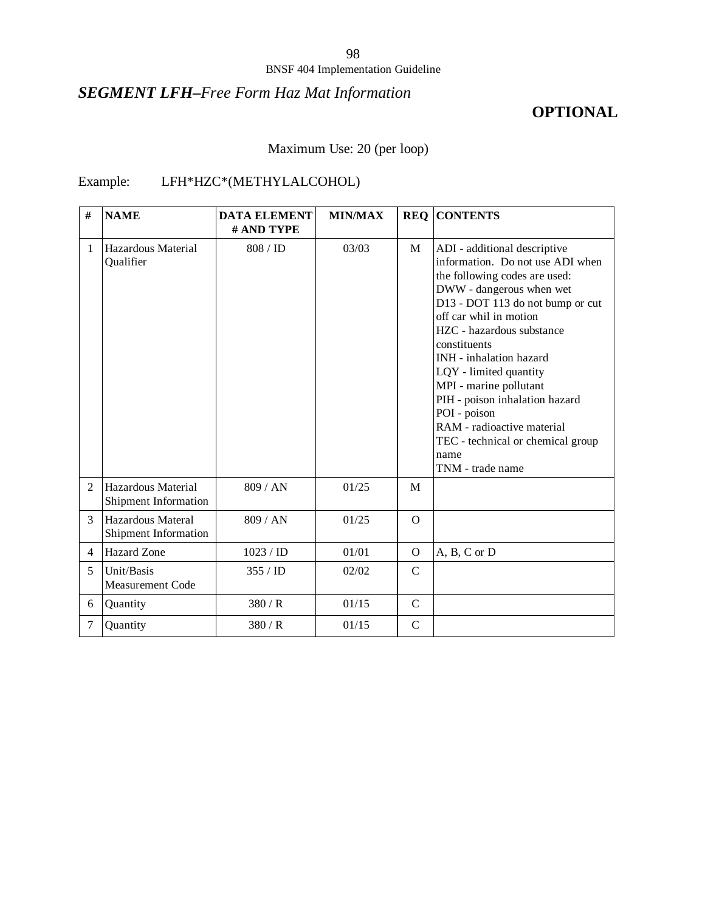## ***SEGMENT LFH–Free Form Haz Mat Information***

**OPTIONAL**

Maximum Use: 20 (per loop)

Example: LFH*HZC*(METHYLALCOHOL)

| # | NAME | DATA ELEMENT # AND TYPE | MIN/MAX | REQ | CONTENTS |
|---|---|---|---|---|---|
| 1 | Hazardous Material Qualifier | 808 / ID | 03/03 | M | ADI - additional descriptive information. Do not use ADI when the following codes are used:<br>DWW - dangerous when wet<br>D13 - DOT 113 do not bump or cut off car whil in motion<br>HZC - hazardous substance constituents<br>INH - inhalation hazard<br>LQY - limited quantity<br>MPI - marine pollutant<br>PIH - poison inhalation hazard<br>POI - poison<br>RAM - radioactive material<br>TEC - technical or chemical group name<br>TNM - trade name |
| 2 | Hazardous Material Shipment Information | 809 / AN | 01/25 | M | |
| 3 | Hazardous Materal Shipment Information | 809 / AN | 01/25 | O | |
| 4 | Hazard Zone | 1023 / ID | 01/01 | O | A, B, C or D |
| 5 | Unit/Basis Measurement Code | 355 / ID | 02/02 | C | |
| 6 | Quantity | 380 / R | 01/15 | C | |
| 7 | Quantity | 380 / R | 01/15 | C | |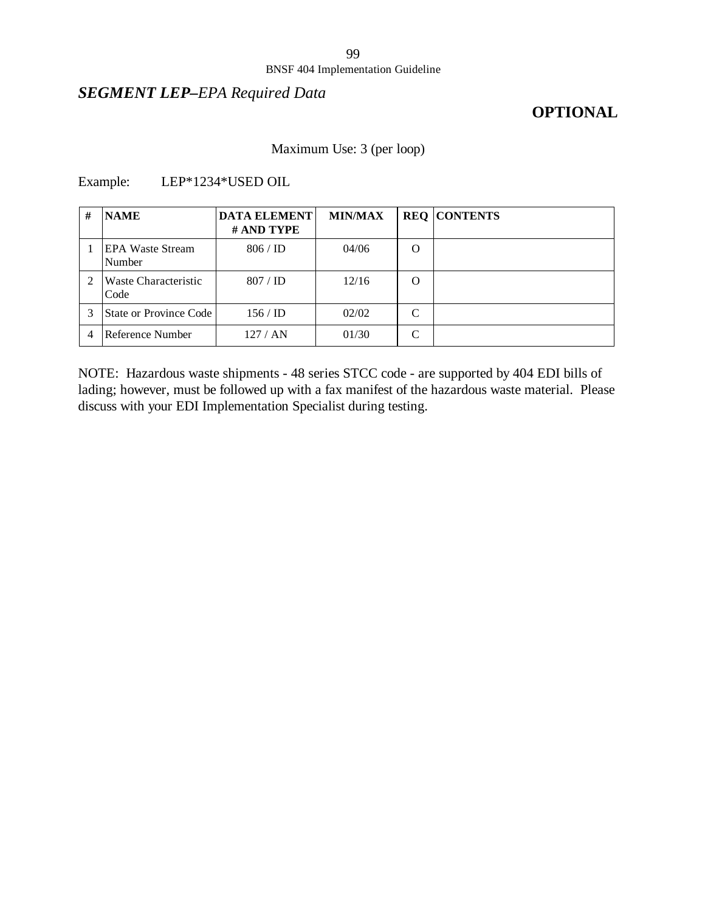## ***SEGMENT LEP****–EPA Required Data*

**OPTIONAL**

Maximum Use: 3 (per loop)

Example: LEP*1234*USED OIL

| # | NAME | DATA ELEMENT # AND TYPE | MIN/MAX | REQ | CONTENTS |
|---|---|---|---|---|---|
| 1 | EPA Waste Stream Number | 806 / ID | 04/06 | O | |
| 2 | Waste Characteristic Code | 807 / ID | 12/16 | O | |
| 3 | State or Province Code | 156 / ID | 02/02 | C | |
| 4 | Reference Number | 127 / AN | 01/30 | C | |

NOTE: Hazardous waste shipments - 48 series STCC code - are supported by 404 EDI bills of lading; however, must be followed up with a fax manifest of the hazardous waste material. Please discuss with your EDI Implementation Specialist during testing.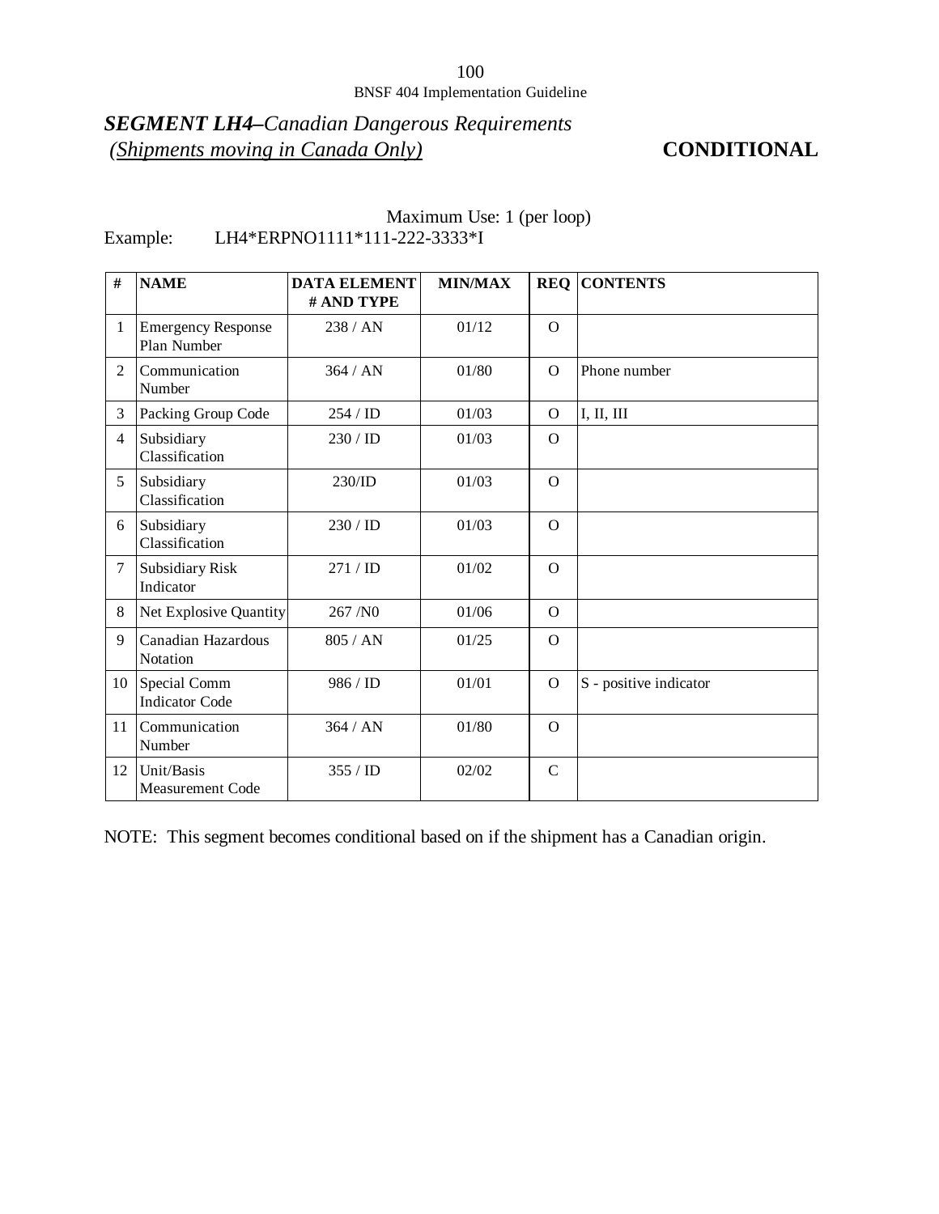## *SEGMENT LH4–Canadian Dangerous Requirements*
## *(Shipments moving in Canada Only)* **CONDITIONAL**

Maximum Use: 1 (per loop)

Example: LH4*ERPNO1111*111-222-3333*I

| # | NAME | DATA ELEMENT # AND TYPE | MIN/MAX | REQ | CONTENTS |
|---|---|---|---|---|---|
| 1 | Emergency Response Plan Number | 238 / AN | 01/12 | O | |
| 2 | Communication Number | 364 / AN | 01/80 | O | Phone number |
| 3 | Packing Group Code | 254 / ID | 01/03 | O | I, II, III |
| 4 | Subsidiary Classification | 230 / ID | 01/03 | O | |
| 5 | Subsidiary Classification | 230/ID | 01/03 | O | |
| 6 | Subsidiary Classification | 230 / ID | 01/03 | O | |
| 7 | Subsidiary Risk Indicator | 271 / ID | 01/02 | O | |
| 8 | Net Explosive Quantity | 267 /N0 | 01/06 | O | |
| 9 | Canadian Hazardous Notation | 805 / AN | 01/25 | O | |
| 10 | Special Comm Indicator Code | 986 / ID | 01/01 | O | S - positive indicator |
| 11 | Communication Number | 364 / AN | 01/80 | O | |
| 12 | Unit/Basis Measurement Code | 355 / ID | 02/02 | C | |

NOTE: This segment becomes conditional based on if the shipment has a Canadian origin.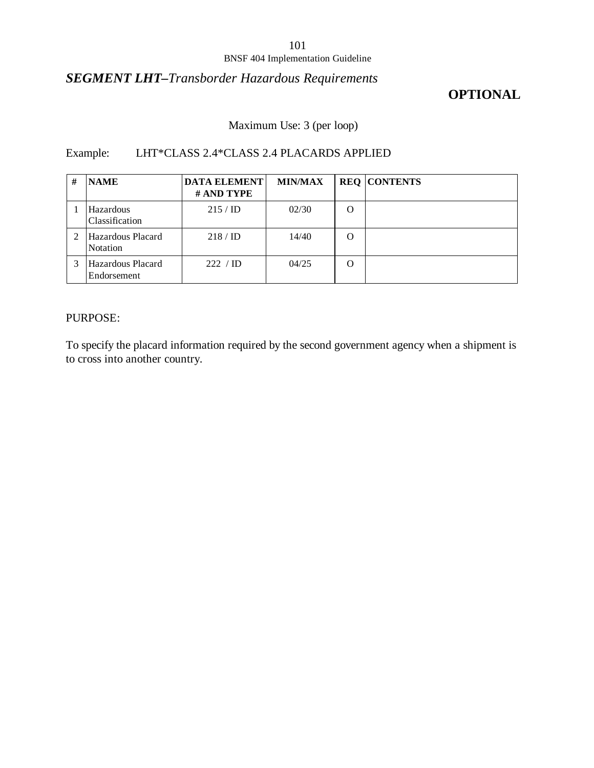## *SEGMENT LHT–Transborder Hazardous Requirements*

**OPTIONAL**

Maximum Use: 3 (per loop)

Example: LHT*CLASS 2.4*CLASS 2.4 PLACARDS APPLIED

| # | NAME | DATA ELEMENT # AND TYPE | MIN/MAX | REQ | CONTENTS |
|---|---|---|---|---|---|
| 1 | Hazardous Classification | 215 / ID | 02/30 | O | |
| 2 | Hazardous Placard Notation | 218 / ID | 14/40 | O | |
| 3 | Hazardous Placard Endorsement | 222 / ID | 04/25 | O | |

PURPOSE:

To specify the placard information required by the second government agency when a shipment is to cross into another country.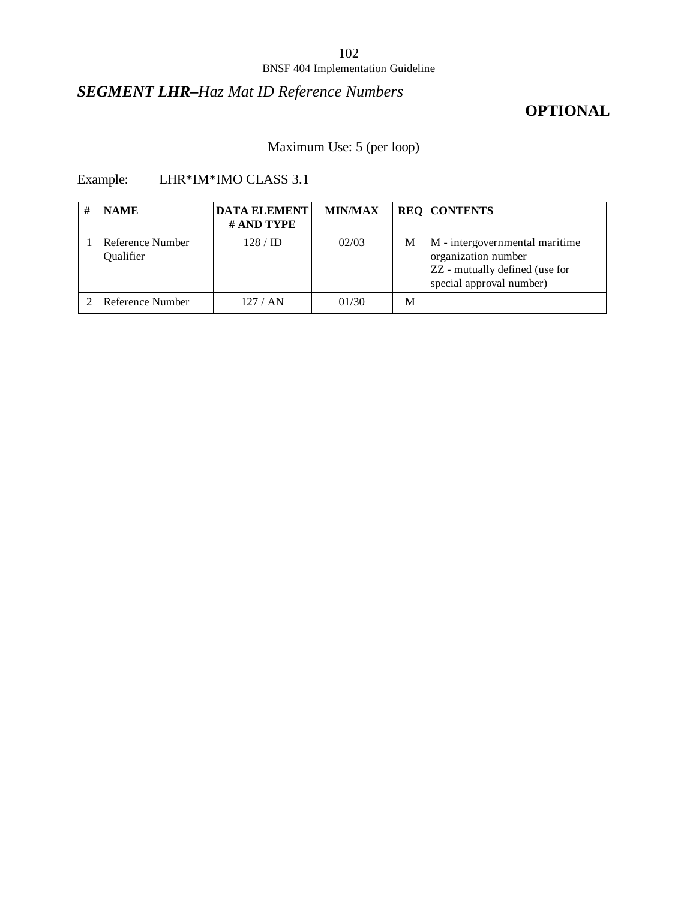## *SEGMENT LHR–Haz Mat ID Reference Numbers*

**OPTIONAL**

Maximum Use: 5 (per loop)

Example: LHR*IM*IMO CLASS 3.1

| # | NAME | DATA ELEMENT # AND TYPE | MIN/MAX | REQ | CONTENTS |
|---|---|---|---|---|---|
| 1 | Reference Number Qualifier | 128 / ID | 02/03 | M | M - intergovernmental maritime organization number<br>ZZ - mutually defined (use for special approval number) |
| 2 | Reference Number | 127 / AN | 01/30 | M | |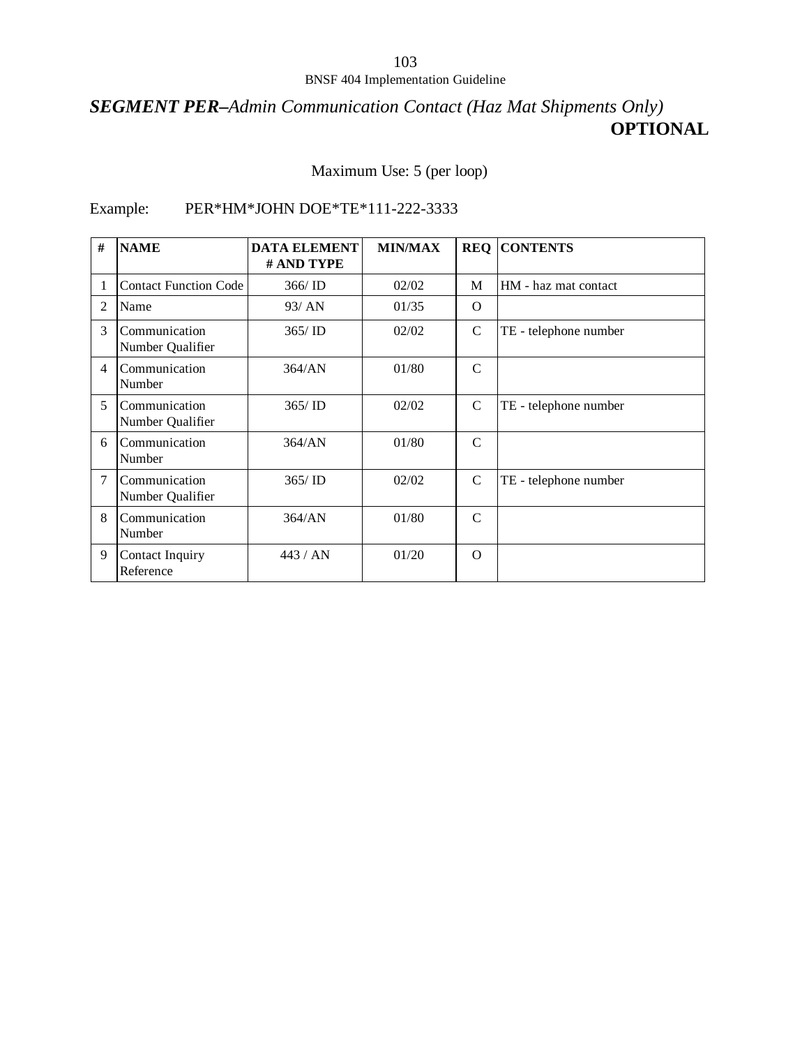## ***SEGMENT PER****–Admin Communication Contact (Haz Mat Shipments Only)*

**OPTIONAL**

Maximum Use: 5 (per loop)

Example: PER*HM*JOHN DOE*TE*111-222-3333

| # | NAME | DATA ELEMENT # AND TYPE | MIN/MAX | REQ | CONTENTS |
|---|---|---|---|---|---|
| 1 | Contact Function Code | 366/ ID | 02/02 | M | HM - haz mat contact |
| 2 | Name | 93/ AN | 01/35 | O | |
| 3 | Communication Number Qualifier | 365/ ID | 02/02 | C | TE - telephone number |
| 4 | Communication Number | 364/AN | 01/80 | C | |
| 5 | Communication Number Qualifier | 365/ ID | 02/02 | C | TE - telephone number |
| 6 | Communication Number | 364/AN | 01/80 | C | |
| 7 | Communication Number Qualifier | 365/ ID | 02/02 | C | TE - telephone number |
| 8 | Communication Number | 364/AN | 01/80 | C | |
| 9 | Contact Inquiry Reference | 443 / AN | 01/20 | O | |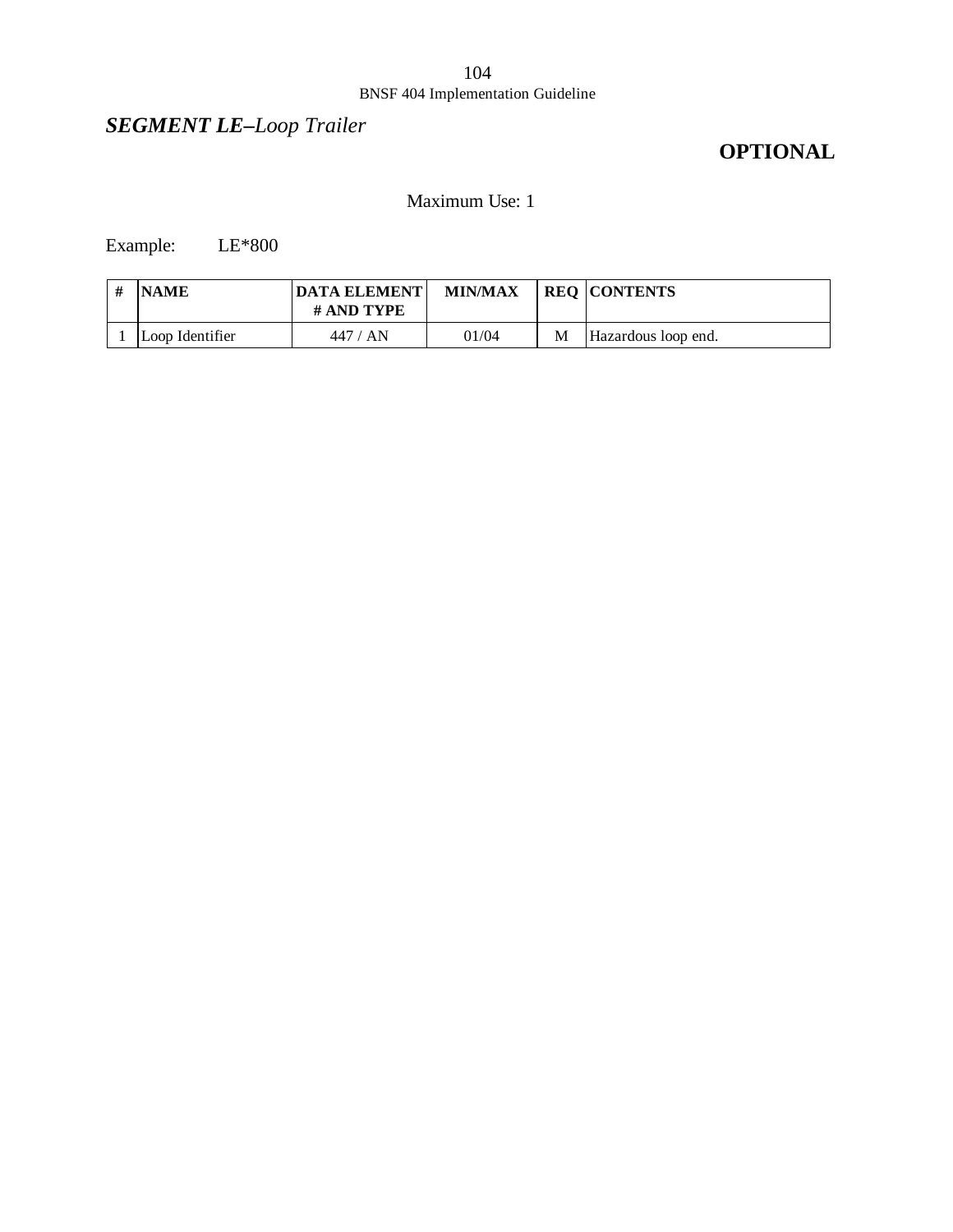## *SEGMENT LE–Loop Trailer*

**OPTIONAL**

Maximum Use: 1

Example: LE*800

| # | NAME | DATA ELEMENT # AND TYPE | MIN/MAX | REQ | CONTENTS |
|---|---|---|---|---|---|
| 1 | Loop Identifier | 447 / AN | 01/04 | M | Hazardous loop end. |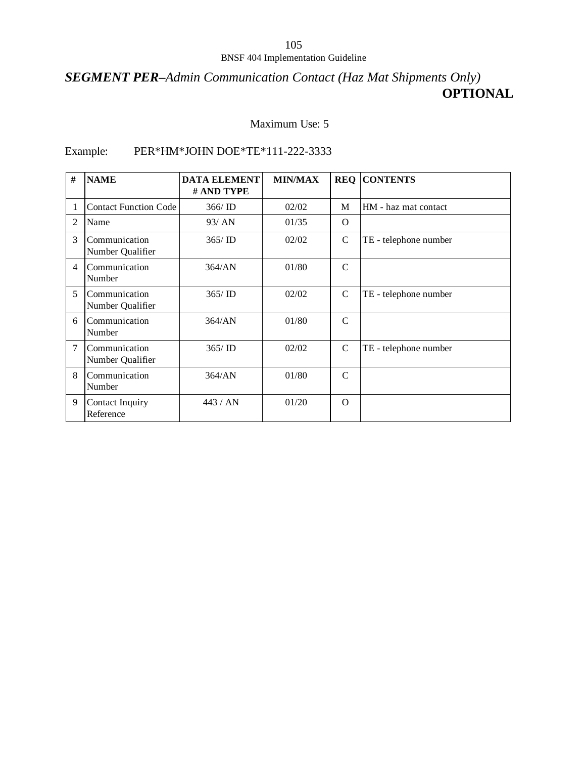## ***SEGMENT PER****–Admin Communication Contact (Haz Mat Shipments Only)*

**OPTIONAL**

Maximum Use: 5

Example: PER*HM*JOHN DOE*TE*111-222-3333

| # | NAME | DATA ELEMENT # AND TYPE | MIN/MAX | REQ | CONTENTS |
|---|---|---|---|---|---|
| 1 | Contact Function Code | 366/ ID | 02/02 | M | HM - haz mat contact |
| 2 | Name | 93/ AN | 01/35 | O | |
| 3 | Communication Number Qualifier | 365/ ID | 02/02 | C | TE - telephone number |
| 4 | Communication Number | 364/AN | 01/80 | C | |
| 5 | Communication Number Qualifier | 365/ ID | 02/02 | C | TE - telephone number |
| 6 | Communication Number | 364/AN | 01/80 | C | |
| 7 | Communication Number Qualifier | 365/ ID | 02/02 | C | TE - telephone number |
| 8 | Communication Number | 364/AN | 01/80 | C | |
| 9 | Contact Inquiry Reference | 443 / AN | 01/20 | O | |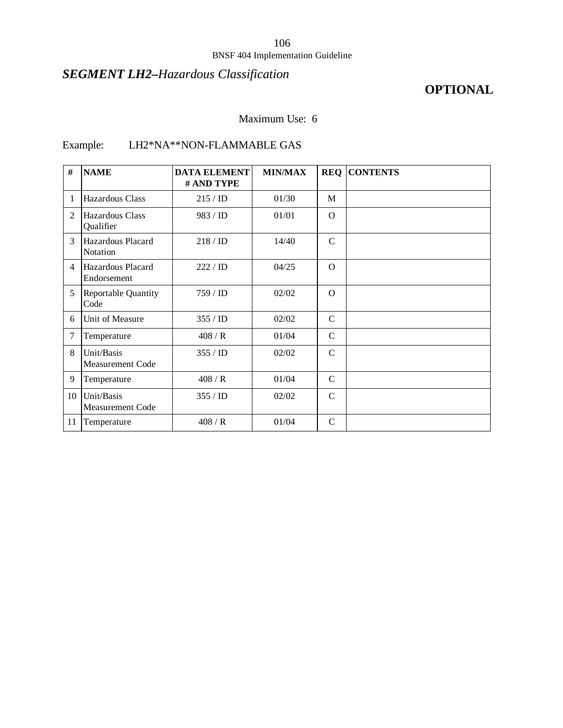## ***SEGMENT LH2–*** *Hazardous Classification*

**OPTIONAL**

Maximum Use: 6

Example: LH2*NA**NON-FLAMMABLE GAS

| # | NAME | DATA ELEMENT # AND TYPE | MIN/MAX | REQ | CONTENTS |
|---|---|---|---|---|---|
| 1 | Hazardous Class | 215 / ID | 01/30 | M | |
| 2 | Hazardous Class Qualifier | 983 / ID | 01/01 | O | |
| 3 | Hazardous Placard Notation | 218 / ID | 14/40 | C | |
| 4 | Hazardous Placard Endorsement | 222 / ID | 04/25 | O | |
| 5 | Reportable Quantity Code | 759 / ID | 02/02 | O | |
| 6 | Unit of Measure | 355 / ID | 02/02 | C | |
| 7 | Temperature | 408 / R | 01/04 | C | |
| 8 | Unit/Basis Measurement Code | 355 / ID | 02/02 | C | |
| 9 | Temperature | 408 / R | 01/04 | C | |
| 10 | Unit/Basis Measurement Code | 355 / ID | 02/02 | C | |
| 11 | Temperature | 408 / R | 01/04 | C | |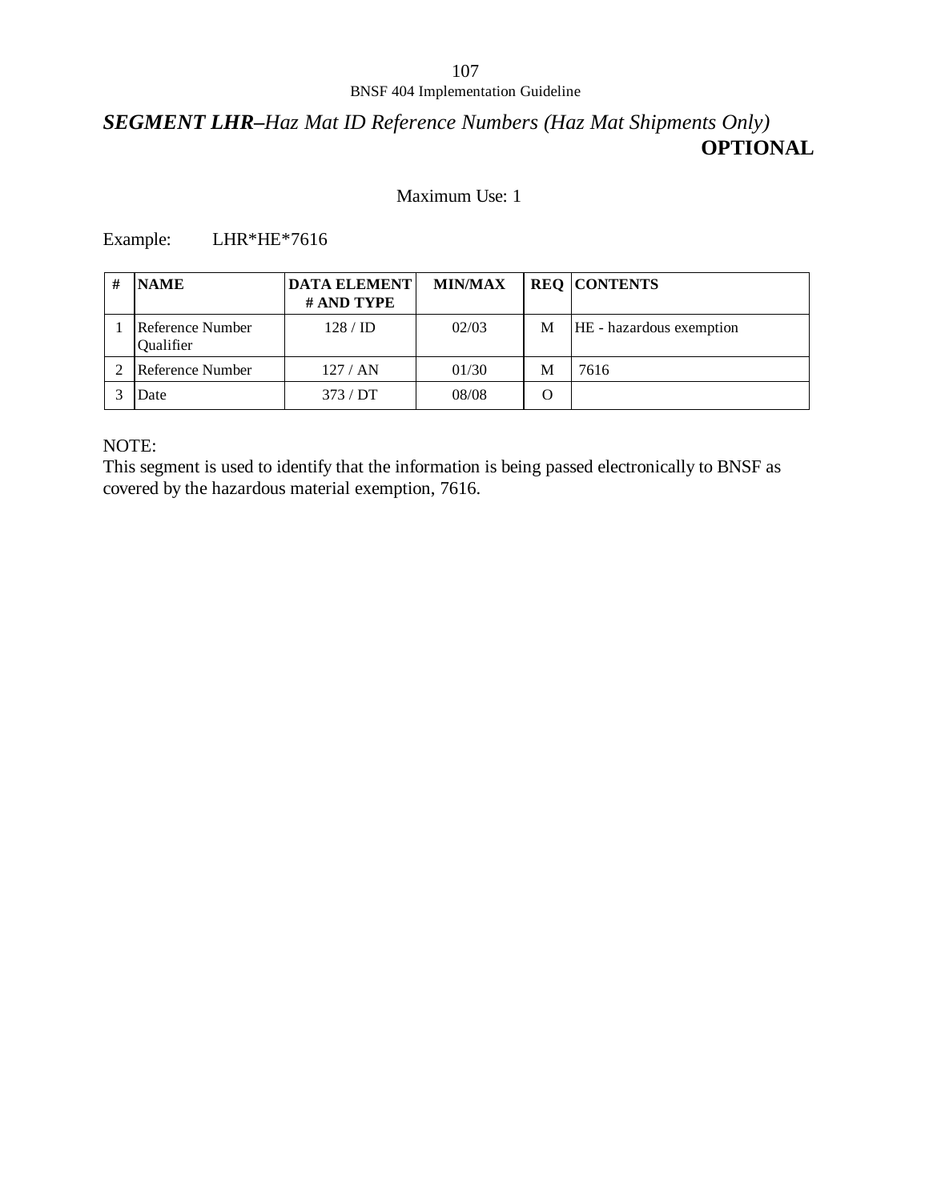## ***SEGMENT LHR–*** *Haz Mat ID Reference Numbers (Haz Mat Shipments Only)*

**OPTIONAL**

Maximum Use: 1

Example: LHR*HE*7616

| # | NAME | DATA ELEMENT # AND TYPE | MIN/MAX | REQ | CONTENTS |
|---|---|---|---|---|---|
| 1 | Reference Number Qualifier | 128 / ID | 02/03 | M | HE - hazardous exemption |
| 2 | Reference Number | 127 / AN | 01/30 | M | 7616 |
| 3 | Date | 373 / DT | 08/08 | O | |

NOTE:
This segment is used to identify that the information is being passed electronically to BNSF as covered by the hazardous material exemption, 7616.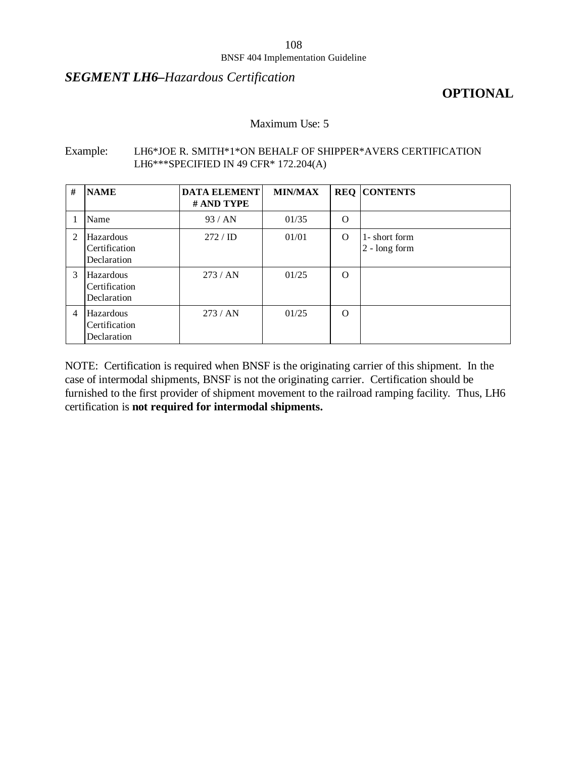## ***SEGMENT LH6–Hazardous Certification***

**OPTIONAL**

Maximum Use: 5

Example: LH6*JOE R. SMITH*1*ON BEHALF OF SHIPPER*AVERS CERTIFICATION
LH6***SPECIFIED IN 49 CFR* 172.204(A)

| # | NAME | DATA ELEMENT # AND TYPE | MIN/MAX | REQ | CONTENTS |
|---|---|---|---|---|---|
| 1 | Name | 93 / AN | 01/35 | O | |
| 2 | Hazardous Certification Declaration | 272 / ID | 01/01 | O | 1- short form<br>2 - long form |
| 3 | Hazardous Certification Declaration | 273 / AN | 01/25 | O | |
| 4 | Hazardous Certification Declaration | 273 / AN | 01/25 | O | |

NOTE: Certification is required when BNSF is the originating carrier of this shipment. In the case of intermodal shipments, BNSF is not the originating carrier. Certification should be furnished to the first provider of shipment movement to the railroad ramping facility. Thus, LH6 certification is **not required for intermodal shipments.**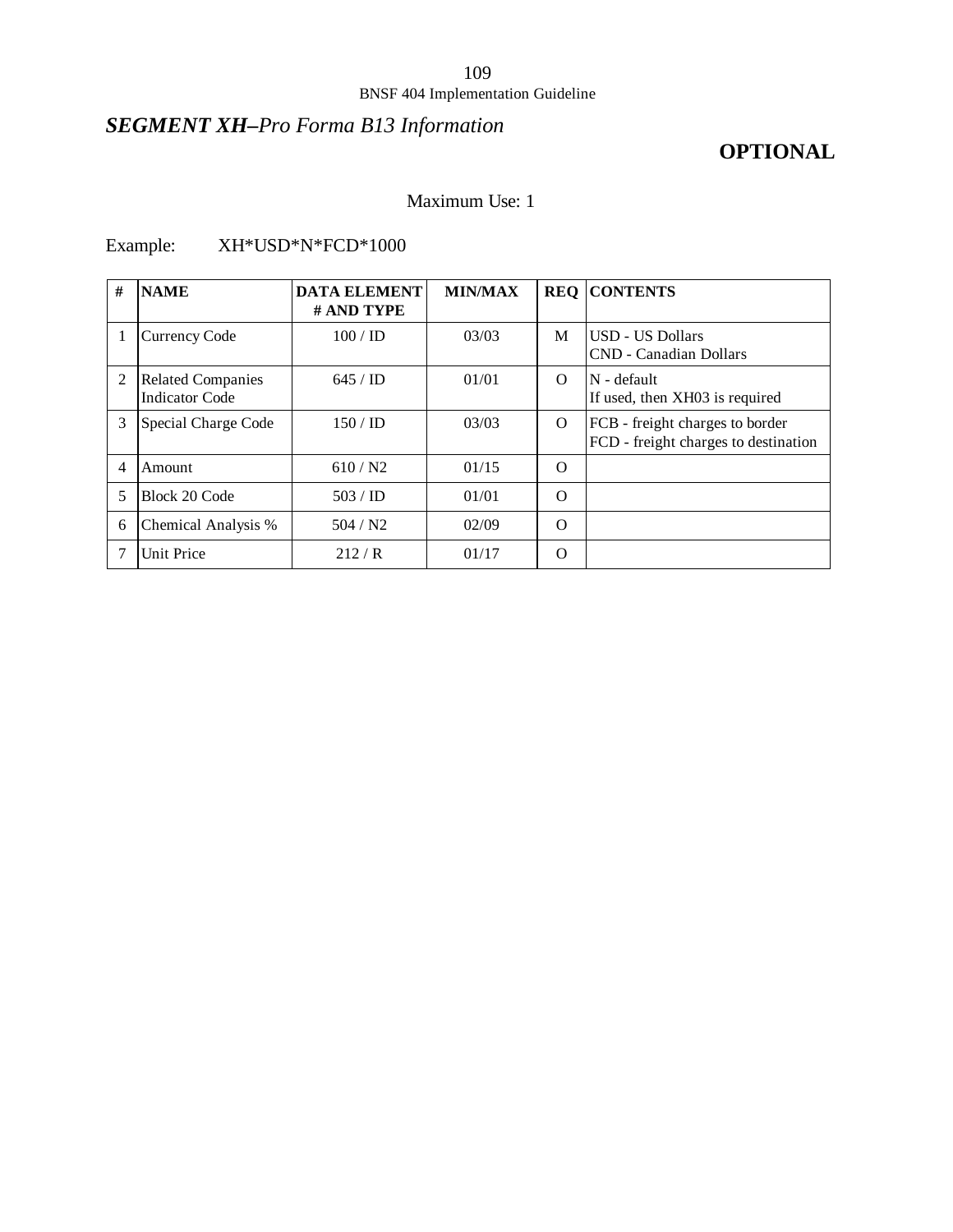## *SEGMENT XH–Pro Forma B13 Information*

**OPTIONAL**

Maximum Use: 1

Example: XH*USD*N*FCD*1000

| # | NAME | DATA ELEMENT # AND TYPE | MIN/MAX | REQ | CONTENTS |
|---|---|---|---|---|---|
| 1 | Currency Code | 100 / ID | 03/03 | M | USD - US Dollars<br>CND - Canadian Dollars |
| 2 | Related Companies Indicator Code | 645 / ID | 01/01 | O | N - default<br>If used, then XH03 is required |
| 3 | Special Charge Code | 150 / ID | 03/03 | O | FCB - freight charges to border<br>FCD - freight charges to destination |
| 4 | Amount | 610 / N2 | 01/15 | O | |
| 5 | Block 20 Code | 503 / ID | 01/01 | O | |
| 6 | Chemical Analysis % | 504 / N2 | 02/09 | O | |
| 7 | Unit Price | 212 / R | 01/17 | O | |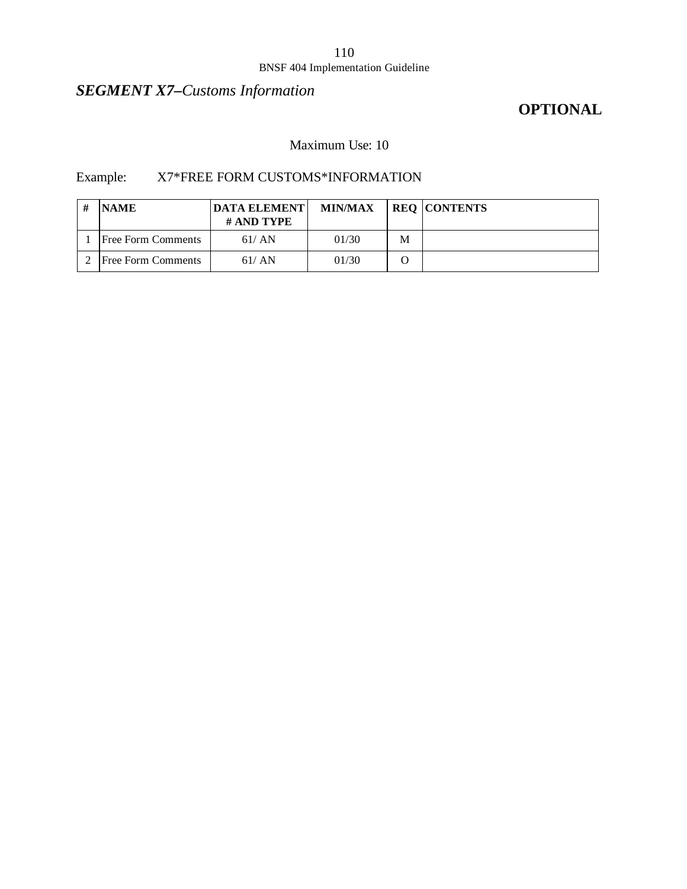## ***SEGMENT X7–Customs Information***

**OPTIONAL**

Maximum Use: 10

Example: X7*FREE FORM CUSTOMS*INFORMATION

| # | NAME | DATA ELEMENT # AND TYPE | MIN/MAX | REQ | CONTENTS |
|---|---|---|---|---|---|
| 1 | Free Form Comments | 61/ AN | 01/30 | M | |
| 2 | Free Form Comments | 61/ AN | 01/30 | O | |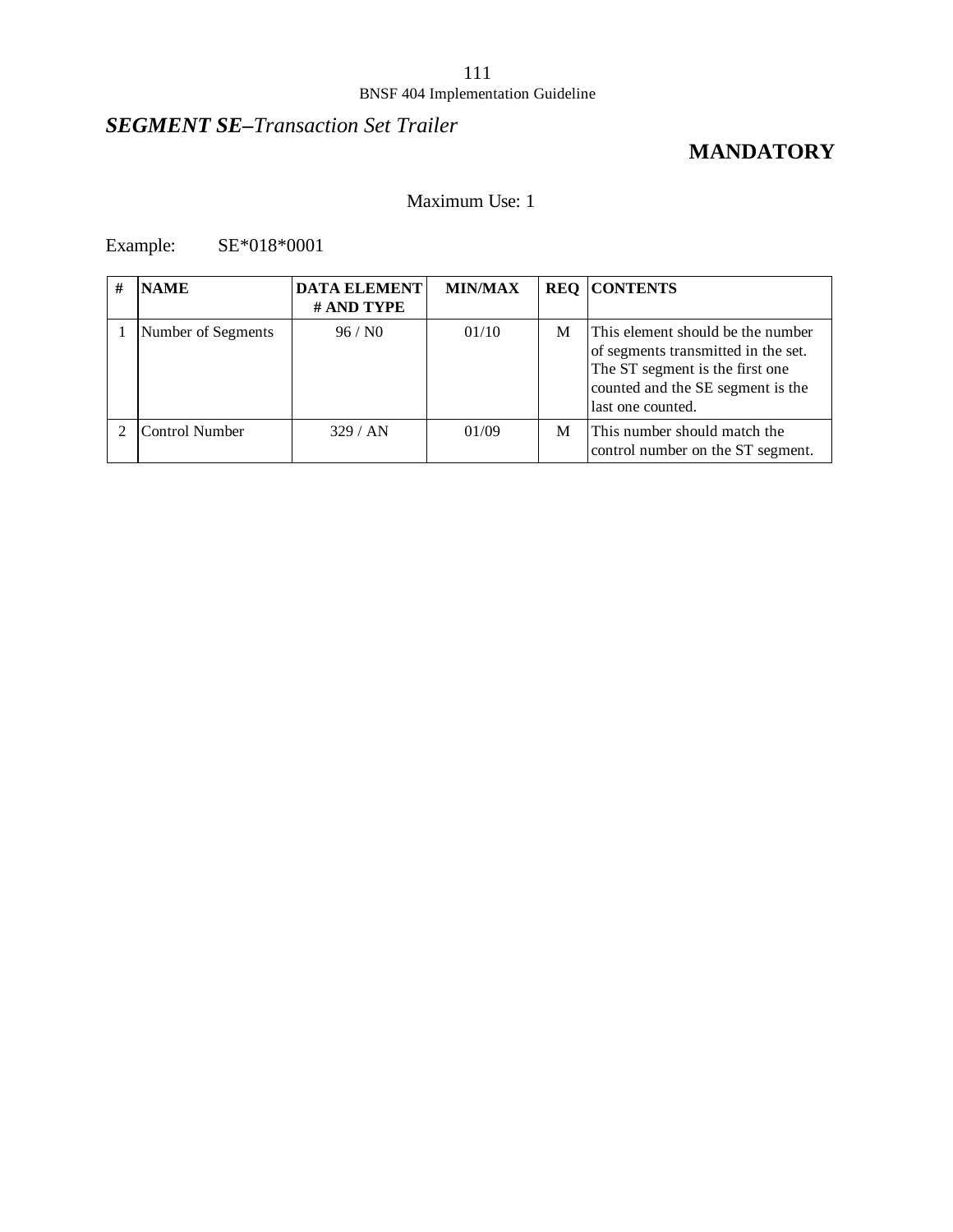## ***SEGMENT SE–Transaction Set Trailer***

**MANDATORY**

Maximum Use: 1

Example: SE*018*0001

| # | NAME | DATA ELEMENT # AND TYPE | MIN/MAX | REQ | CONTENTS |
|---|---|---|---|---|---|
| 1 | Number of Segments | 96 / N0 | 01/10 | M | This element should be the number of segments transmitted in the set. The ST segment is the first one counted and the SE segment is the last one counted. |
| 2 | Control Number | 329 / AN | 01/09 | M | This number should match the control number on the ST segment. |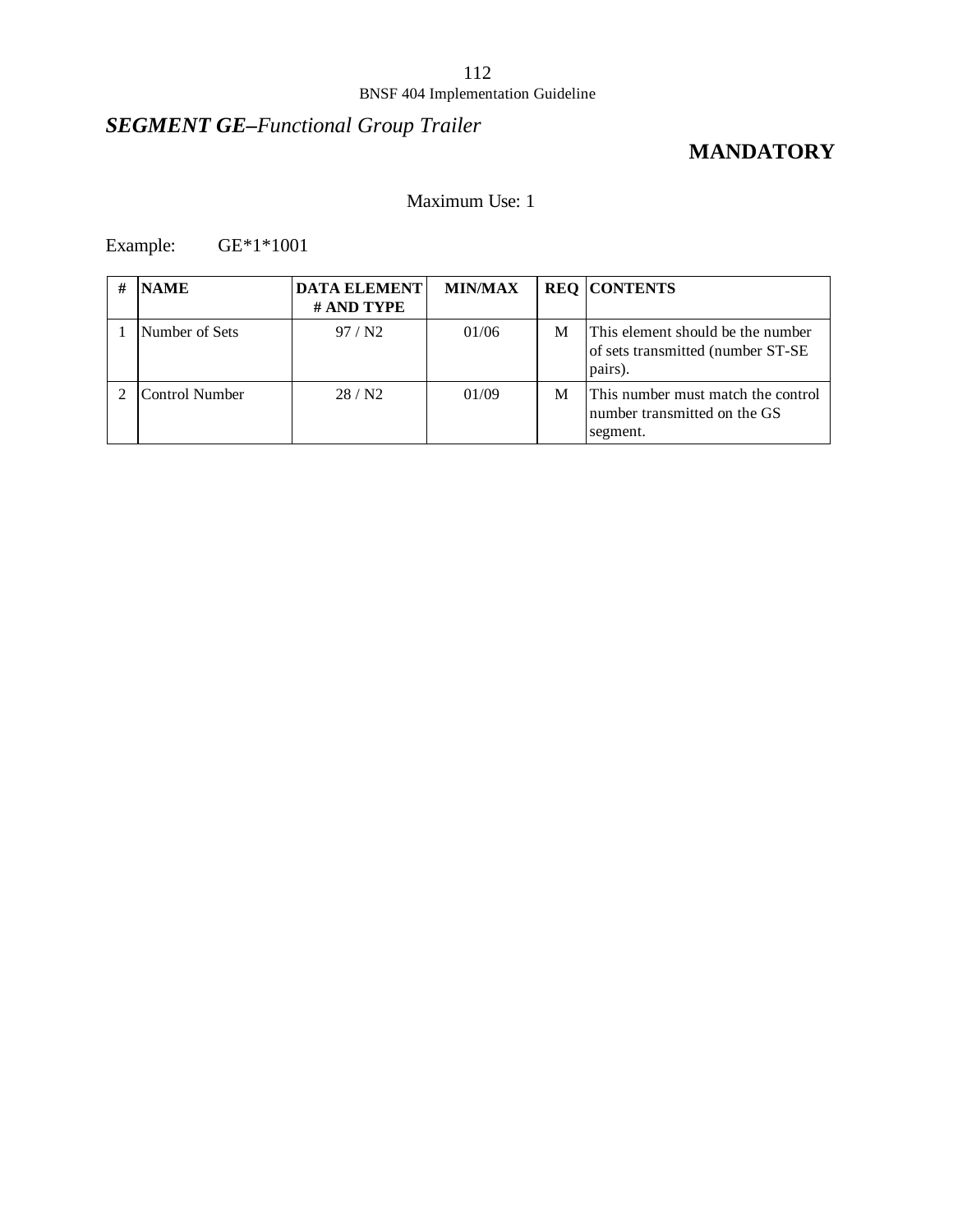## ***SEGMENT GE–Functional Group Trailer***

**MANDATORY**

Maximum Use: 1

Example: GE*1*1001

| # | NAME | DATA ELEMENT # AND TYPE | MIN/MAX | REQ | CONTENTS |
|---|---|---|---|---|---|
| 1 | Number of Sets | 97 / N2 | 01/06 | M | This element should be the number of sets transmitted (number ST-SE pairs). |
| 2 | Control Number | 28 / N2 | 01/09 | M | This number must match the control number transmitted on the GS segment. |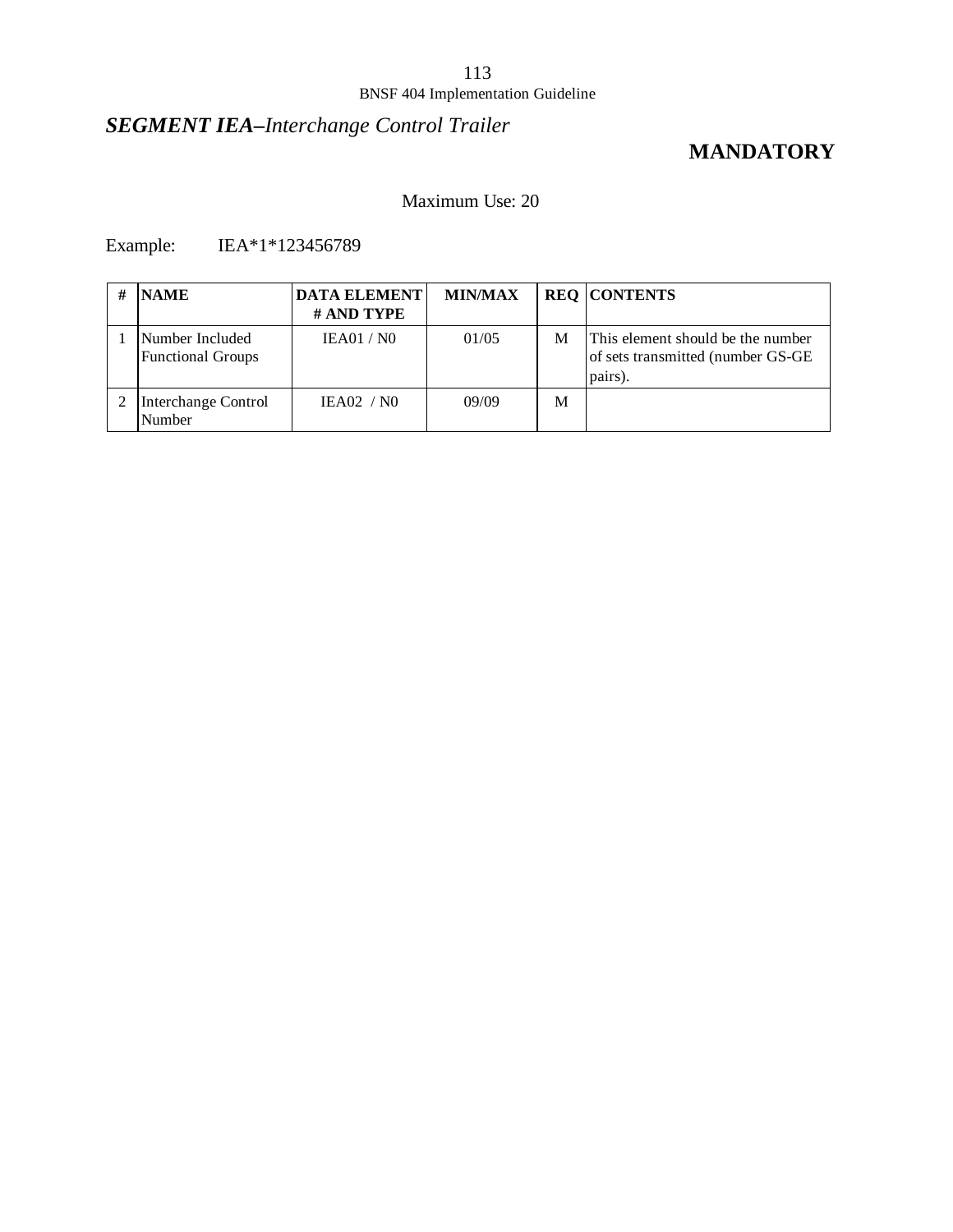## ***SEGMENT IEA–Interchange Control Trailer***

**MANDATORY**

Maximum Use: 20

Example: IEA*1*123456789

| # | NAME | DATA ELEMENT # AND TYPE | MIN/MAX | REQ | CONTENTS |
|---|---|---|---|---|---|
| 1 | Number Included Functional Groups | IEA01 / N0 | 01/05 | M | This element should be the number of sets transmitted (number GS-GE pairs). |
| 2 | Interchange Control Number | IEA02 / N0 | 09/09 | M | |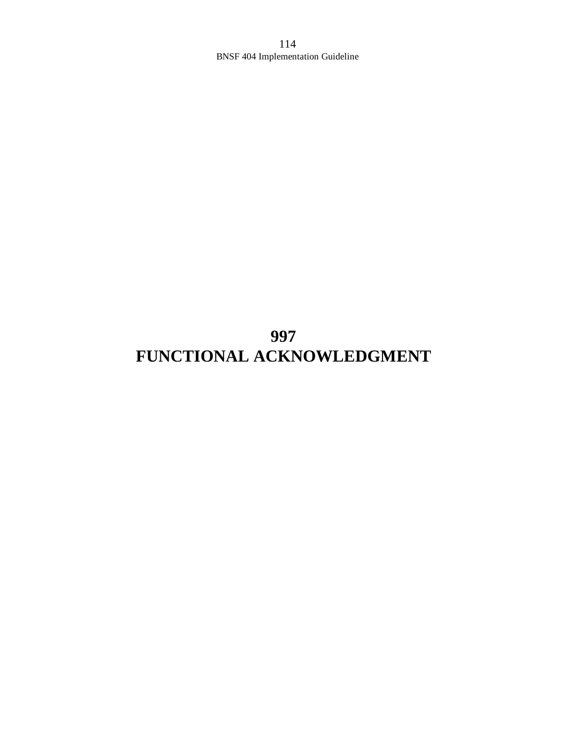# 997
# FUNCTIONAL ACKNOWLEDGMENT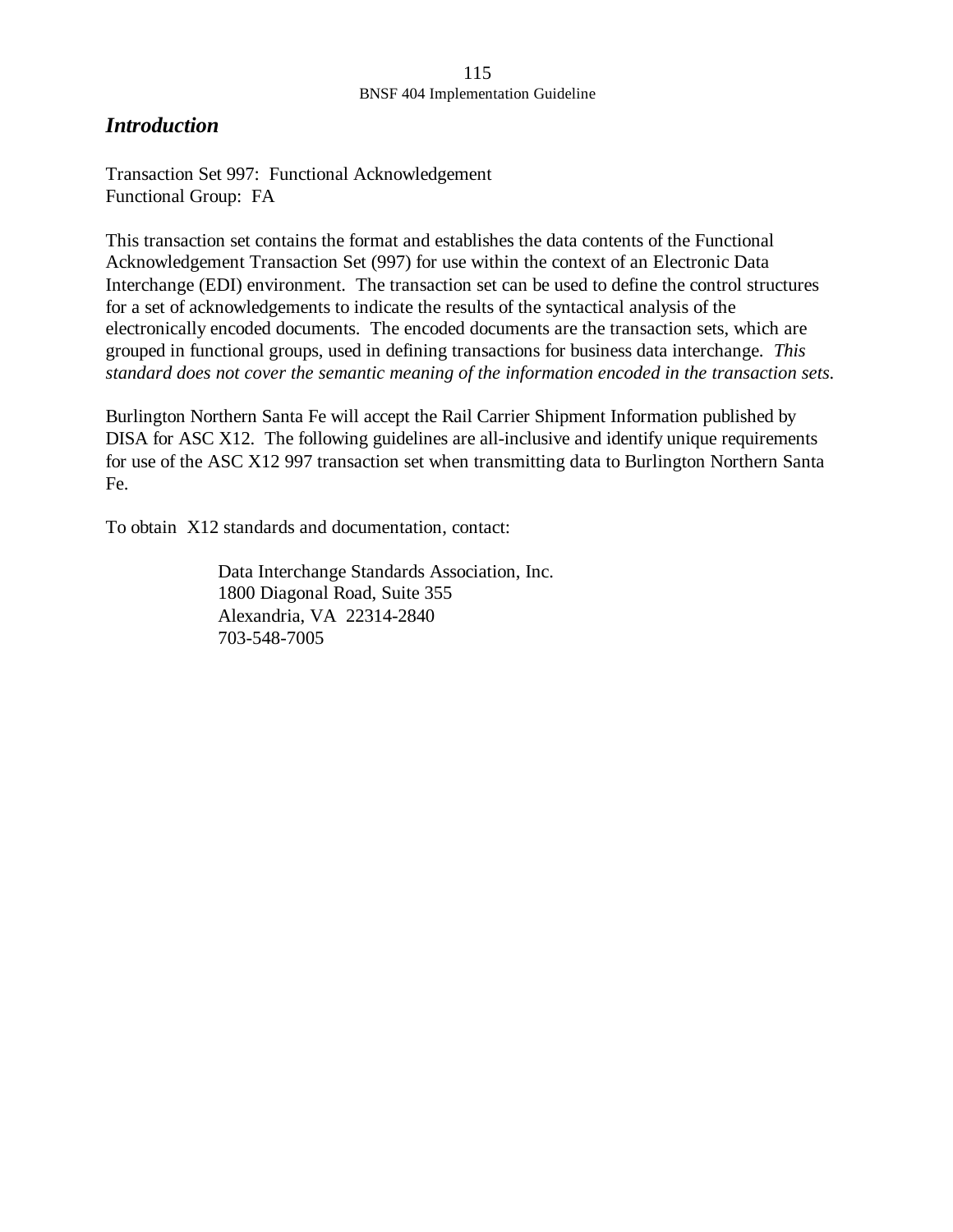## *Introduction*

Transaction Set 997: Functional Acknowledgement
Functional Group: FA

This transaction set contains the format and establishes the data contents of the Functional Acknowledgement Transaction Set (997) for use within the context of an Electronic Data Interchange (EDI) environment. The transaction set can be used to define the control structures for a set of acknowledgements to indicate the results of the syntactical analysis of the electronically encoded documents. The encoded documents are the transaction sets, which are grouped in functional groups, used in defining transactions for business data interchange. *This standard does not cover the semantic meaning of the information encoded in the transaction sets.*

Burlington Northern Santa Fe will accept the Rail Carrier Shipment Information published by DISA for ASC X12. The following guidelines are all-inclusive and identify unique requirements for use of the ASC X12 997 transaction set when transmitting data to Burlington Northern Santa Fe.

To obtain X12 standards and documentation, contact:

> Data Interchange Standards Association, Inc.
> 1800 Diagonal Road, Suite 355
> Alexandria, VA 22314-2840
> 703-548-7005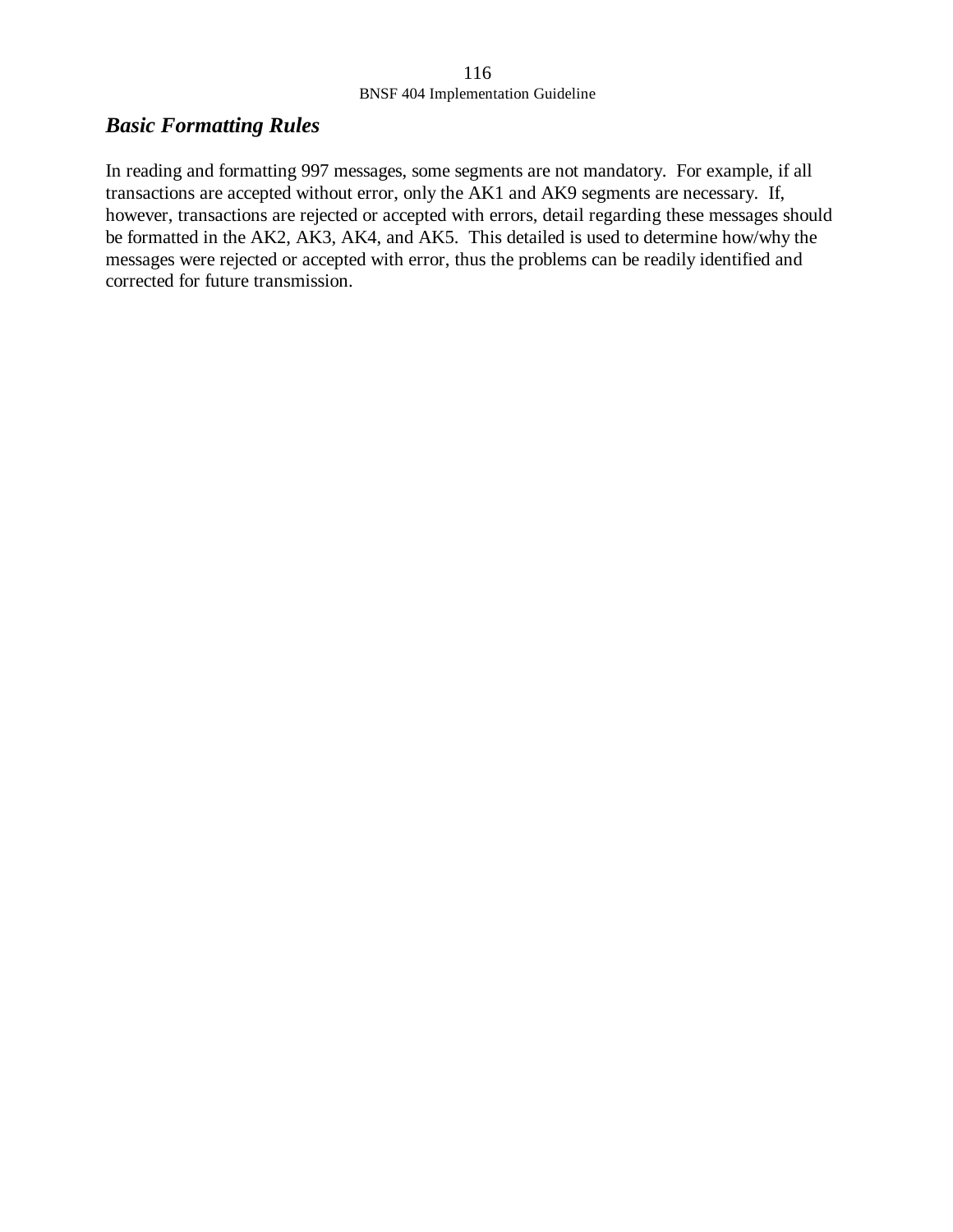## *Basic Formatting Rules*

In reading and formatting 997 messages, some segments are not mandatory. For example, if all transactions are accepted without error, only the AK1 and AK9 segments are necessary. If, however, transactions are rejected or accepted with errors, detail regarding these messages should be formatted in the AK2, AK3, AK4, and AK5. This detailed is used to determine how/why the messages were rejected or accepted with error, thus the problems can be readily identified and corrected for future transmission.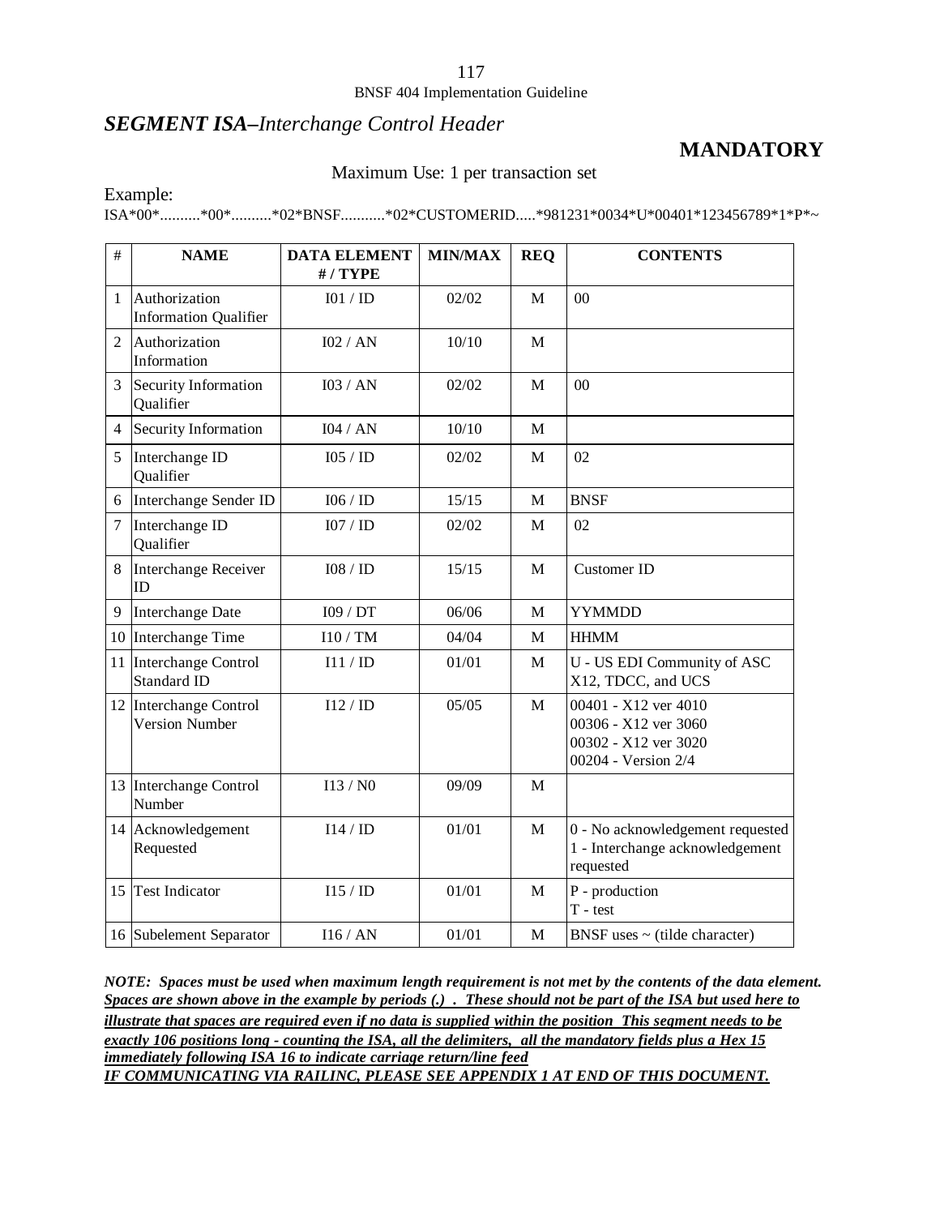## ***SEGMENT ISA****–Interchange Control Header*

**MANDATORY**

Maximum Use: 1 per transaction set

Example:

ISA*00*..........*00*..........*02*BNSF...........*02*CUSTOMERID.....*981231*0034*U*00401*123456789*1*P*~

| # | NAME | DATA ELEMENT # / TYPE | MIN/MAX | REQ | CONTENTS |
|---|---|---|---|---|---|
| 1 | Authorization Information Qualifier | I01 / ID | 02/02 | M | 00 |
| 2 | Authorization Information | I02 / AN | 10/10 | M | |
| 3 | Security Information Qualifier | I03 / AN | 02/02 | M | 00 |
| 4 | Security Information | I04 / AN | 10/10 | M | |
| 5 | Interchange ID Qualifier | I05 / ID | 02/02 | M | 02 |
| 6 | Interchange Sender ID | I06 / ID | 15/15 | M | BNSF |
| 7 | Interchange ID Qualifier | I07 / ID | 02/02 | M | 02 |
| 8 | Interchange Receiver ID | I08 / ID | 15/15 | M | Customer ID |
| 9 | Interchange Date | I09 / DT | 06/06 | M | YYMMDD |
| 10 | Interchange Time | I10 / TM | 04/04 | M | HHMM |
| 11 | Interchange Control Standard ID | I11 / ID | 01/01 | M | U - US EDI Community of ASC X12, TDCC, and UCS |
| 12 | Interchange Control Version Number | I12 / ID | 05/05 | M | 00401 - X12 ver 4010<br>00306 - X12 ver 3060<br>00302 - X12 ver 3020<br>00204 - Version 2/4 |
| 13 | Interchange Control Number | I13 / N0 | 09/09 | M | |
| 14 | Acknowledgement Requested | I14 / ID | 01/01 | M | 0 - No acknowledgement requested<br>1 - Interchange acknowledgement requested |
| 15 | Test Indicator | I15 / ID | 01/01 | M | P - production<br>T - test |
| 16 | Subelement Separator | I16 / AN | 01/01 | M | BNSF uses ~ (tilde character) |

***NOTE: Spaces must be used when maximum length requirement is not met by the contents of the data element. Spaces are shown above in the example by periods (.) . These should not be part of the ISA but used here to illustrate that spaces are required even if no data is supplied within the position This segment needs to be exactly 106 positions long - counting the ISA, all the delimiters, all the mandatory fields plus a Hex 15 immediately following ISA 16 to indicate carriage return/line feed***

***IF COMMUNICATING VIA RAILINC, PLEASE SEE APPENDIX 1 AT END OF THIS DOCUMENT.***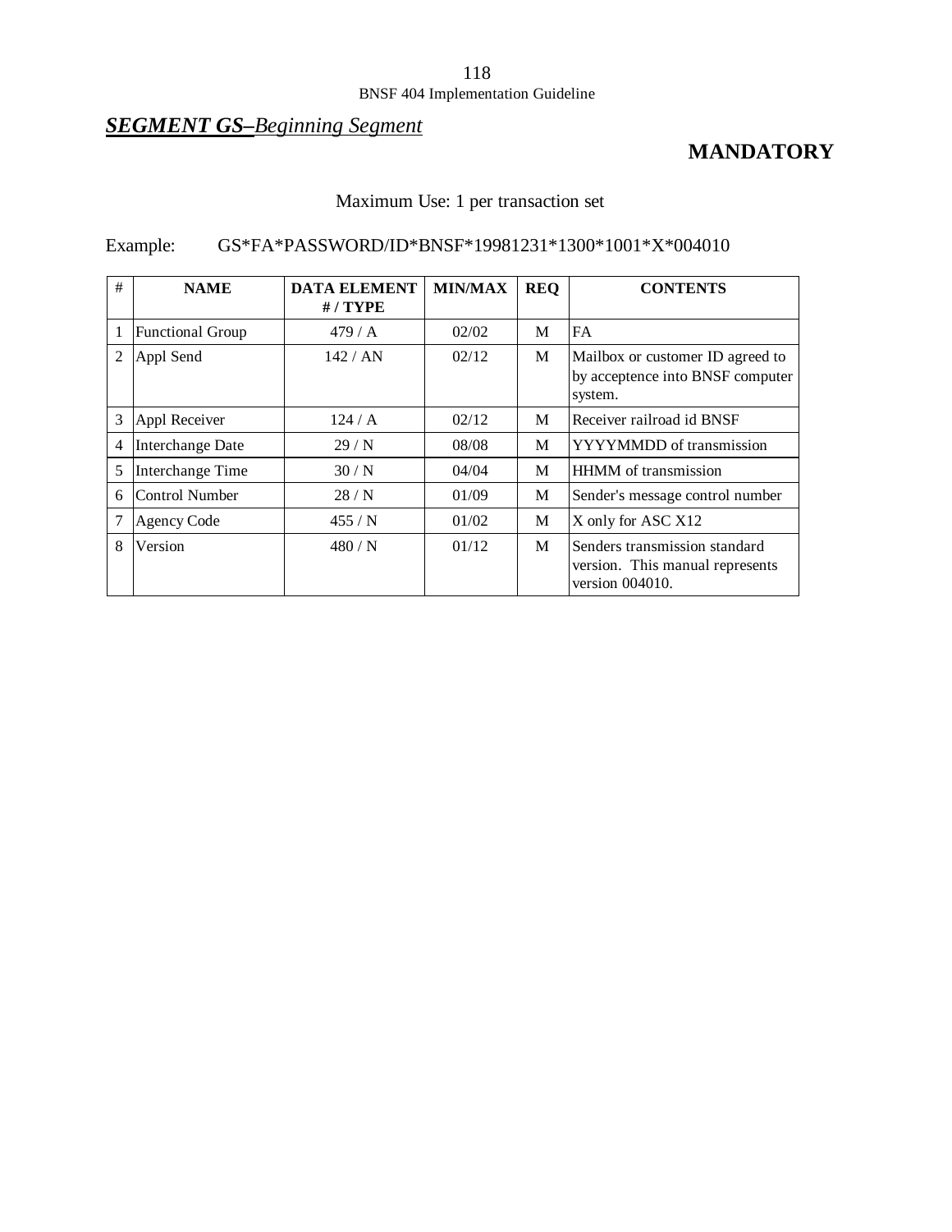## ***SEGMENT GS–Beginning Segment***

**MANDATORY**

Maximum Use: 1 per transaction set

Example: GS*FA*PASSWORD/ID*BNSF*19981231*1300*1001*X*004010

| # | NAME | DATA ELEMENT # / TYPE | MIN/MAX | REQ | CONTENTS |
|---|---|---|---|---|---|
| 1 | Functional Group | 479 / A | 02/02 | M | FA |
| 2 | Appl Send | 142 / AN | 02/12 | M | Mailbox or customer ID agreed to by acceptence into BNSF computer system. |
| 3 | Appl Receiver | 124 / A | 02/12 | M | Receiver railroad id BNSF |
| 4 | Interchange Date | 29 / N | 08/08 | M | YYYYMMDD of transmission |
| 5 | Interchange Time | 30 / N | 04/04 | M | HHMM of transmission |
| 6 | Control Number | 28 / N | 01/09 | M | Sender's message control number |
| 7 | Agency Code | 455 / N | 01/02 | M | X only for ASC X12 |
| 8 | Version | 480 / N | 01/12 | M | Senders transmission standard version. This manual represents version 004010. |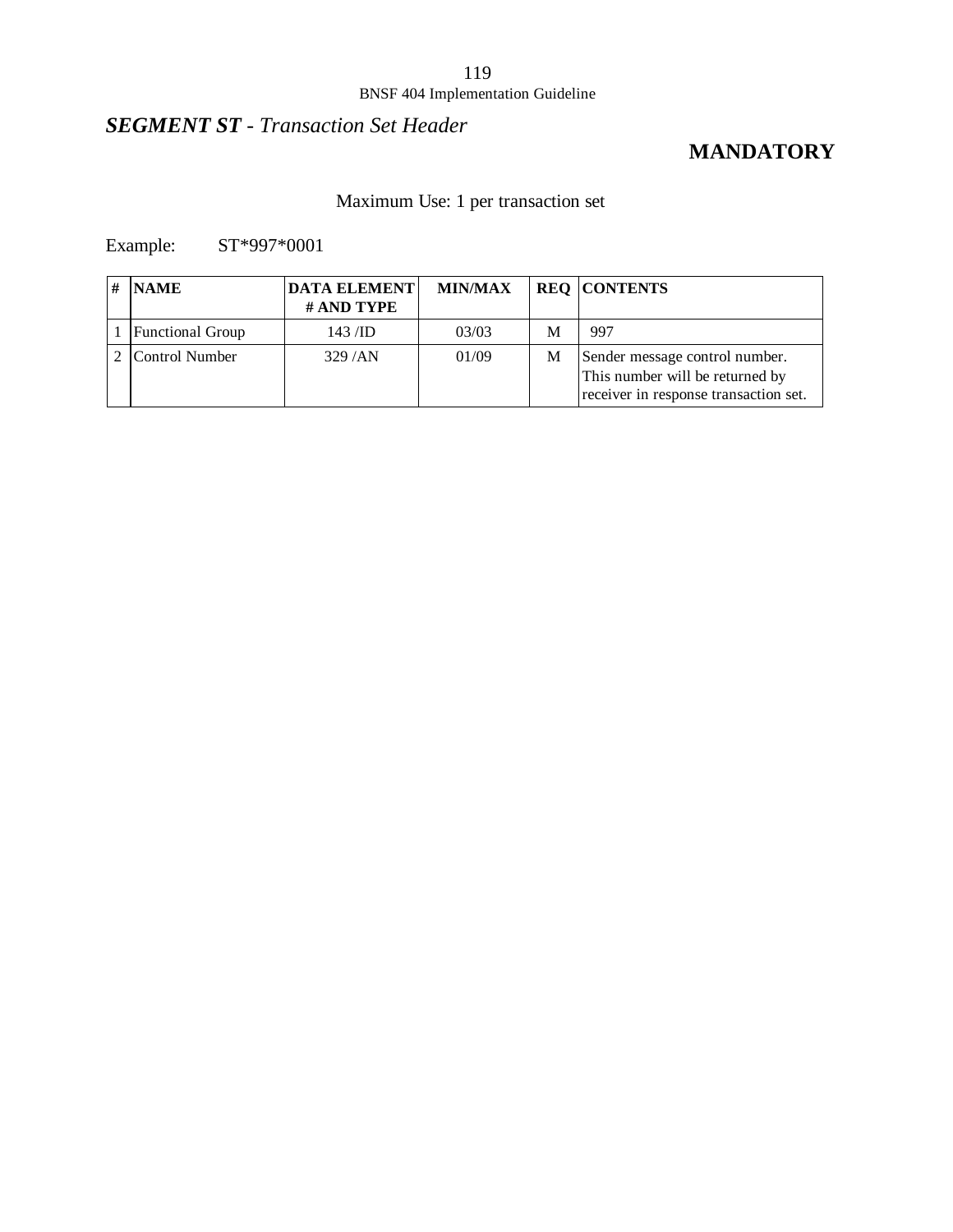## ***SEGMENT ST** - Transaction Set Header*

**MANDATORY**

Maximum Use: 1 per transaction set

Example: ST*997*0001

| # | NAME | DATA ELEMENT # AND TYPE | MIN/MAX | REQ | CONTENTS |
|---|---|---|---|---|---|
| 1 | Functional Group | 143 /ID | 03/03 | M | 997 |
| 2 | Control Number | 329 /AN | 01/09 | M | Sender message control number. This number will be returned by receiver in response transaction set. |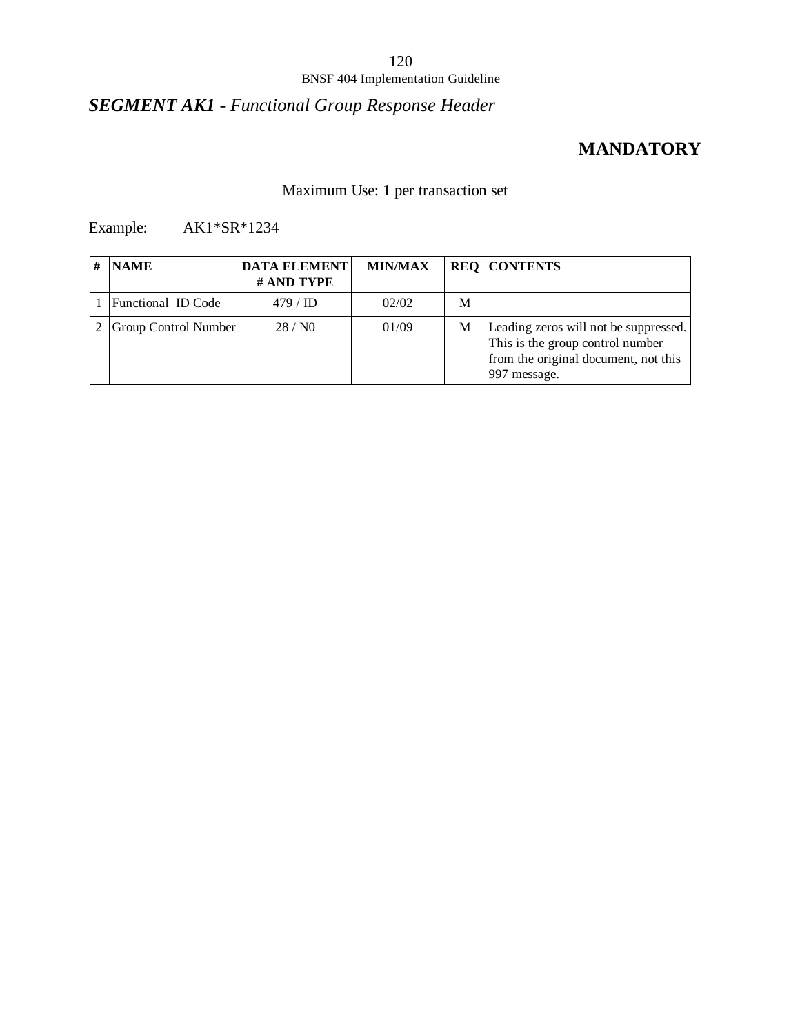## *SEGMENT AK1 - Functional Group Response Header*

**MANDATORY**

Maximum Use: 1 per transaction set

Example: AK1*SR*1234

| # | NAME | DATA ELEMENT # AND TYPE | MIN/MAX | REQ | CONTENTS |
|---|---|---|---|---|---|
| 1 | Functional ID Code | 479 / ID | 02/02 | M | |
| 2 | Group Control Number | 28 / N0 | 01/09 | M | Leading zeros will not be suppressed. This is the group control number from the original document, not this 997 message. |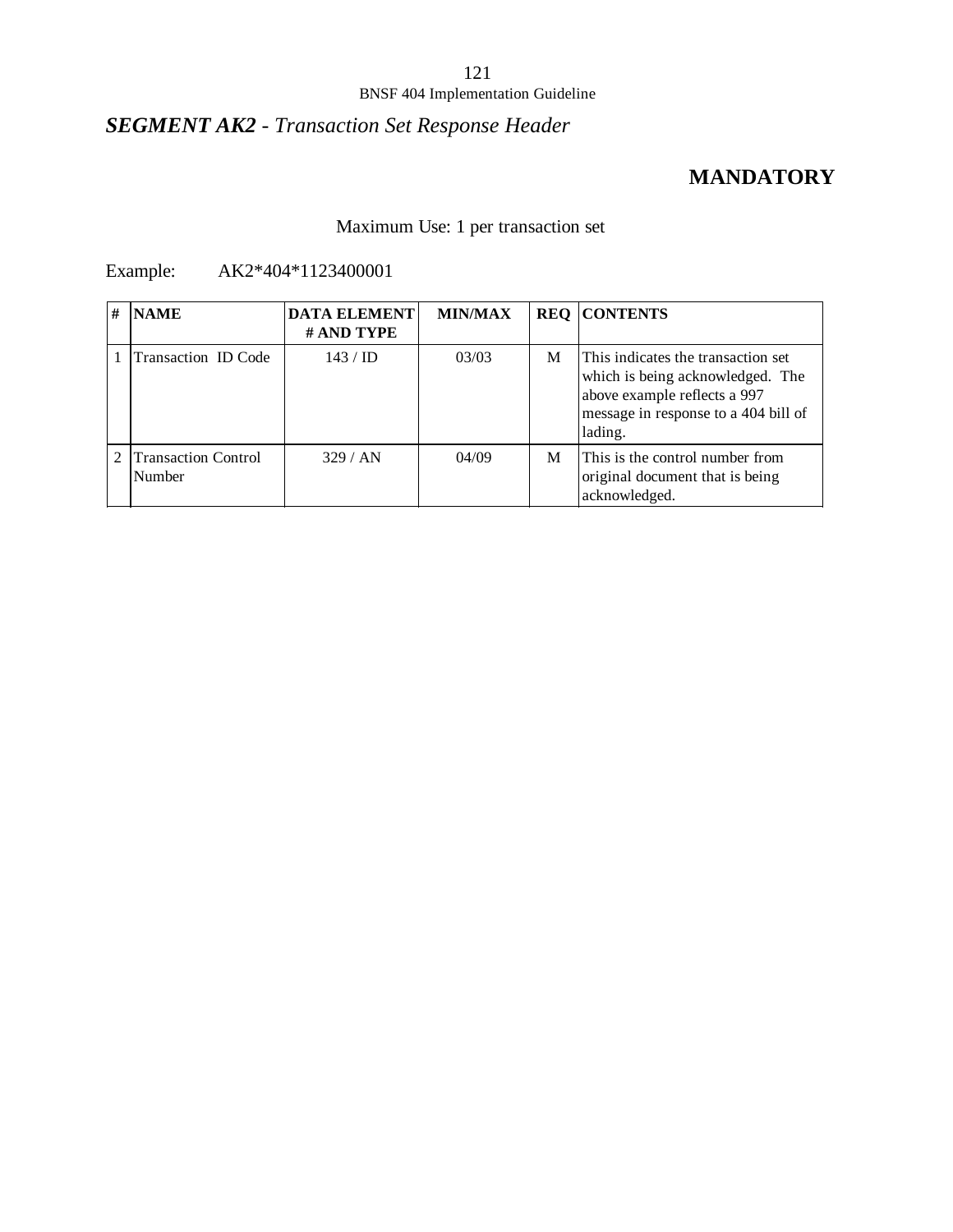## ***SEGMENT AK2** - Transaction Set Response Header*

**MANDATORY**

Maximum Use: 1 per transaction set

Example: AK2*404*1123400001

| # | NAME | DATA ELEMENT # AND TYPE | MIN/MAX | REQ | CONTENTS |
|---|---|---|---|---|---|
| 1 | Transaction ID Code | 143 / ID | 03/03 | M | This indicates the transaction set which is being acknowledged. The above example reflects a 997 message in response to a 404 bill of lading. |
| 2 | Transaction Control Number | 329 / AN | 04/09 | M | This is the control number from original document that is being acknowledged. |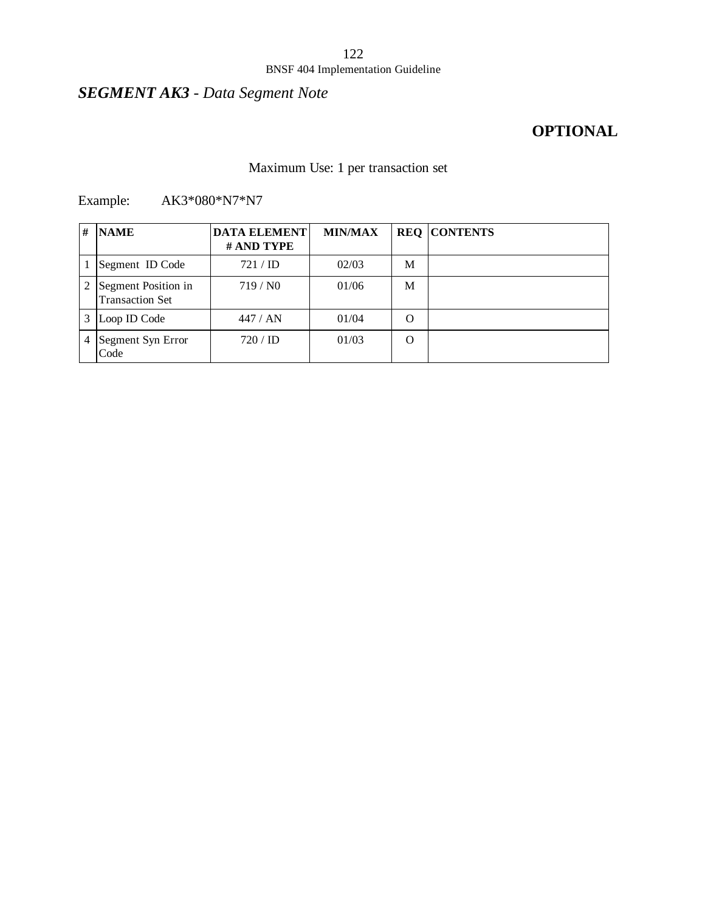## *SEGMENT AK3 - Data Segment Note*

**OPTIONAL**

Maximum Use: 1 per transaction set

Example: AK3*080*N7*N7

| # | NAME | DATA ELEMENT # AND TYPE | MIN/MAX | REQ | CONTENTS |
|---|---|---|---|---|---|
| 1 | Segment ID Code | 721 / ID | 02/03 | M | |
| 2 | Segment Position in Transaction Set | 719 / N0 | 01/06 | M | |
| 3 | Loop ID Code | 447 / AN | 01/04 | O | |
| 4 | Segment Syn Error Code | 720 / ID | 01/03 | O | |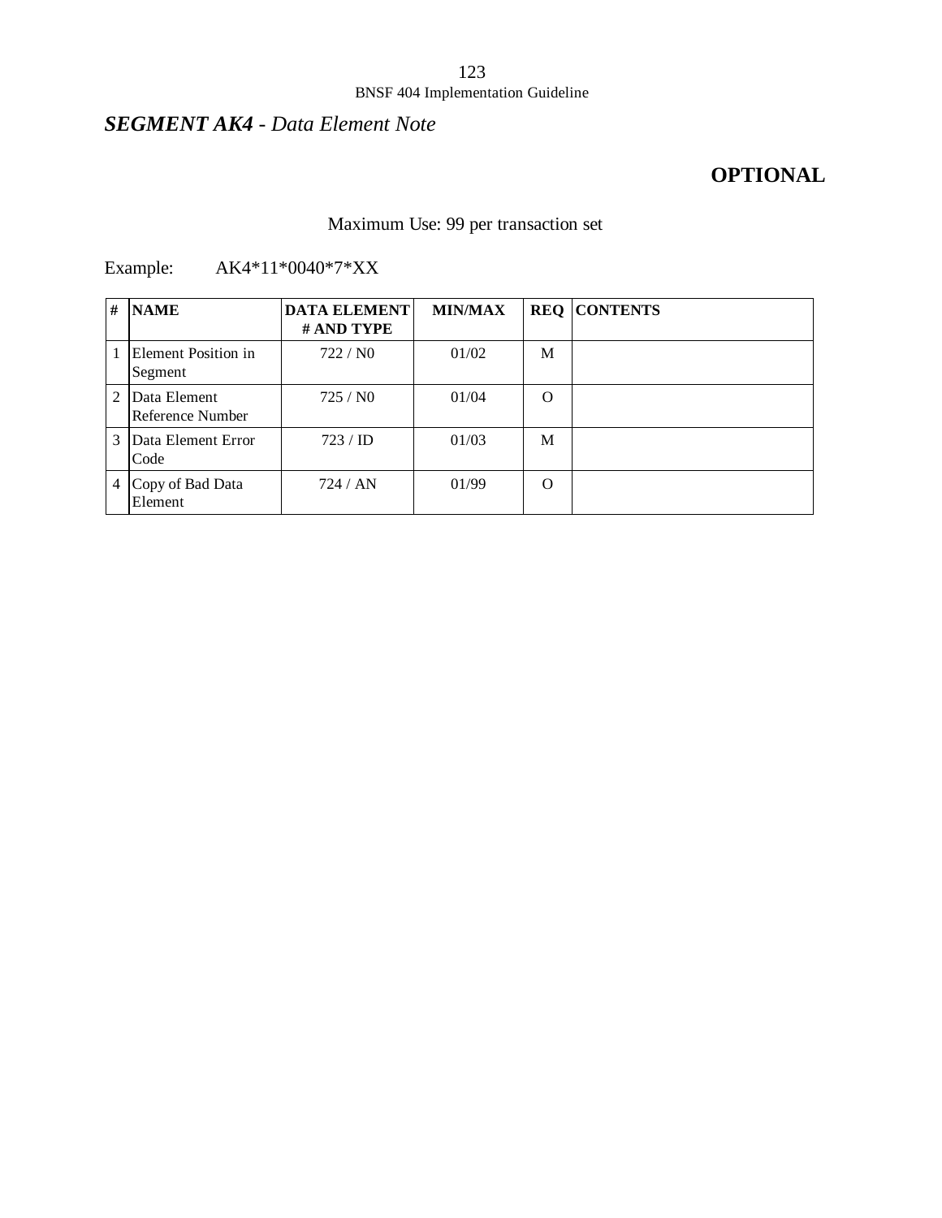## ***SEGMENT AK4*** *- Data Element Note*

**OPTIONAL**

Maximum Use: 99 per transaction set

Example: AK4*11*0040*7*XX

| # | NAME | DATA ELEMENT # AND TYPE | MIN/MAX | REQ | CONTENTS |
|---|---|---|---|---|---|
| 1 | Element Position in Segment | 722 / N0 | 01/02 | M | |
| 2 | Data Element Reference Number | 725 / N0 | 01/04 | O | |
| 3 | Data Element Error Code | 723 / ID | 01/03 | M | |
| 4 | Copy of Bad Data Element | 724 / AN | 01/99 | O | |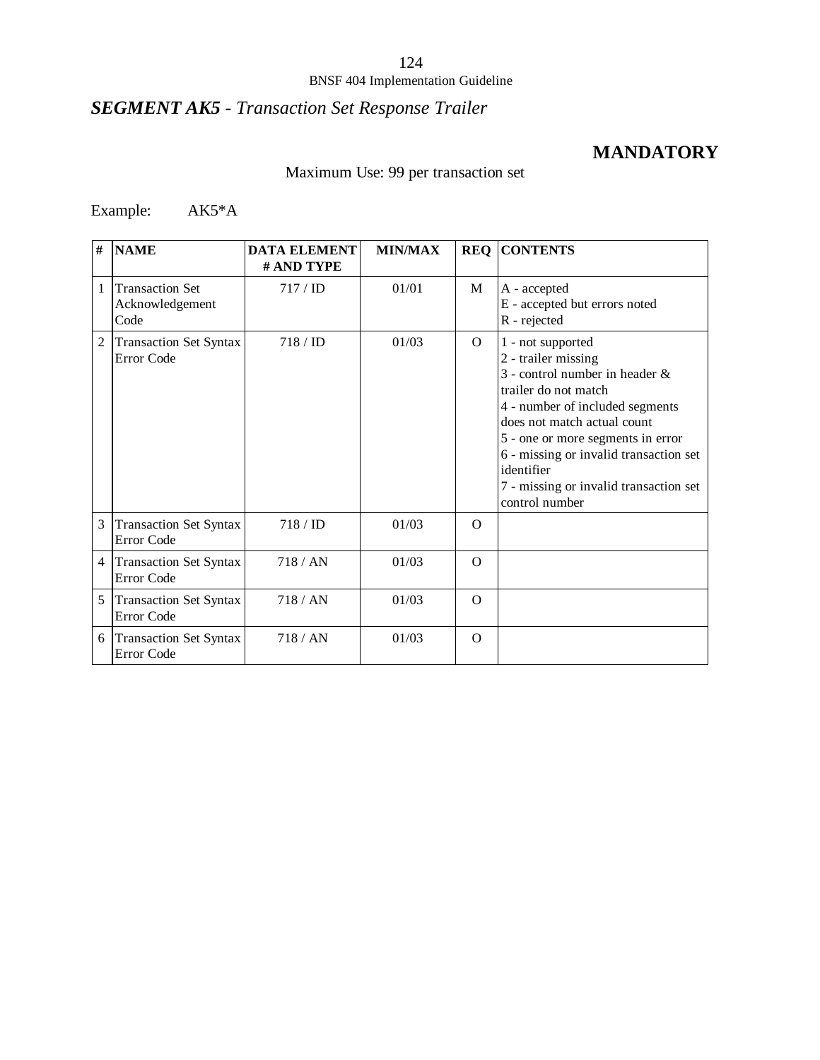## *SEGMENT AK5 - Transaction Set Response Trailer*

**MANDATORY**

Maximum Use: 99 per transaction set

Example: AK5*A

| # | NAME | DATA ELEMENT # AND TYPE | MIN/MAX | REQ | CONTENTS |
|---|---|---|---|---|---|
| 1 | Transaction Set Acknowledgement Code | 717 / ID | 01/01 | M | A - accepted<br>E - accepted but errors noted<br>R - rejected |
| 2 | Transaction Set Syntax Error Code | 718 / ID | 01/03 | O | 1 - not supported<br>2 - trailer missing<br>3 - control number in header & trailer do not match<br>4 - number of included segments does not match actual count<br>5 - one or more segments in error<br>6 - missing or invalid transaction set identifier<br>7 - missing or invalid transaction set control number |
| 3 | Transaction Set Syntax Error Code | 718 / ID | 01/03 | O | |
| 4 | Transaction Set Syntax Error Code | 718 / AN | 01/03 | O | |
| 5 | Transaction Set Syntax Error Code | 718 / AN | 01/03 | O | |
| 6 | Transaction Set Syntax Error Code | 718 / AN | 01/03 | O | |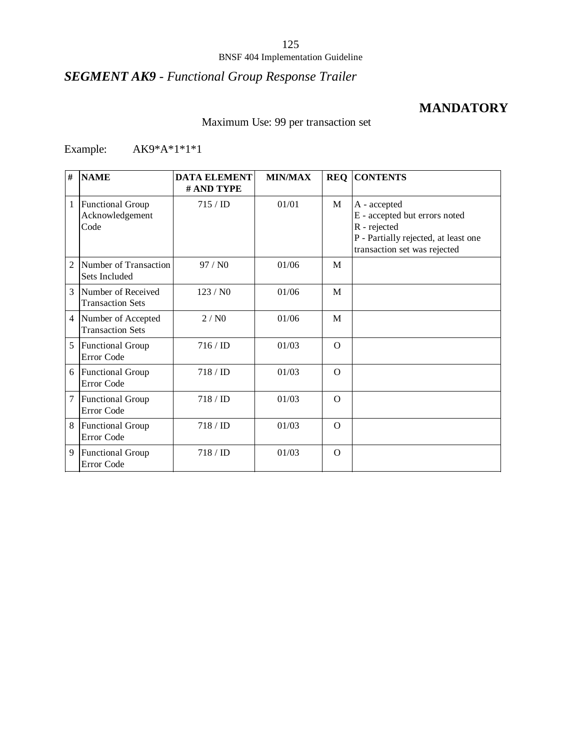## *SEGMENT AK9 - Functional Group Response Trailer*

**MANDATORY**

Maximum Use: 99 per transaction set

Example: AK9*A*1*1*1

| # | NAME | DATA ELEMENT # AND TYPE | MIN/MAX | REQ | CONTENTS |
|---|---|---|---|---|---|
| 1 | Functional Group Acknowledgement Code | 715 / ID | 01/01 | M | A - accepted<br>E - accepted but errors noted<br>R - rejected<br>P - Partially rejected, at least one transaction set was rejected |
| 2 | Number of Transaction Sets Included | 97 / N0 | 01/06 | M | |
| 3 | Number of Received Transaction Sets | 123 / N0 | 01/06 | M | |
| 4 | Number of Accepted Transaction Sets | 2 / N0 | 01/06 | M | |
| 5 | Functional Group Error Code | 716 / ID | 01/03 | O | |
| 6 | Functional Group Error Code | 718 / ID | 01/03 | O | |
| 7 | Functional Group Error Code | 718 / ID | 01/03 | O | |
| 8 | Functional Group Error Code | 718 / ID | 01/03 | O | |
| 9 | Functional Group Error Code | 718 / ID | 01/03 | O | |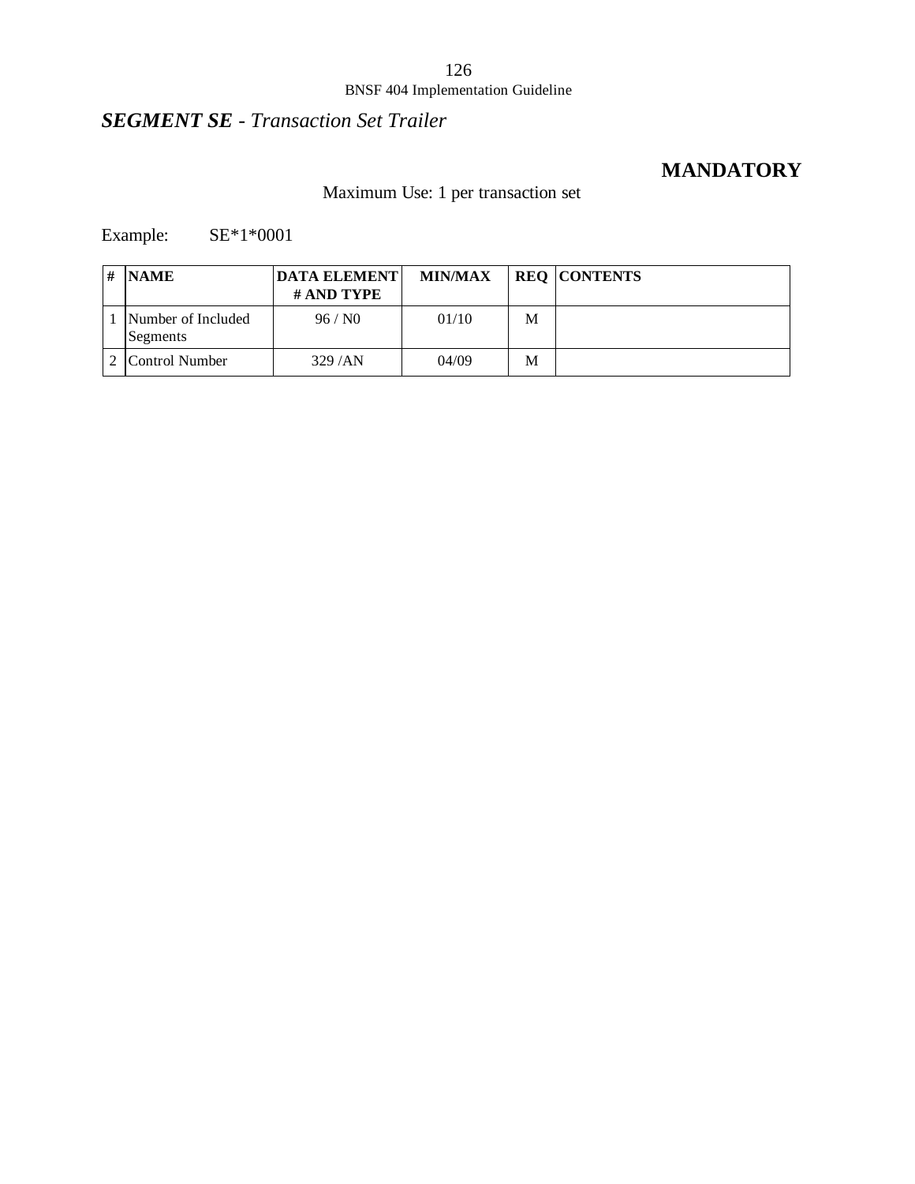## ***SEGMENT SE*** *- Transaction Set Trailer*

**MANDATORY**

Maximum Use: 1 per transaction set

Example: SE*1*0001

| # | NAME | DATA ELEMENT # AND TYPE | MIN/MAX | REQ | CONTENTS |
|---|---|---|---|---|---|
| 1 | Number of Included Segments | 96 / N0 | 01/10 | M | |
| 2 | Control Number | 329 /AN | 04/09 | M | |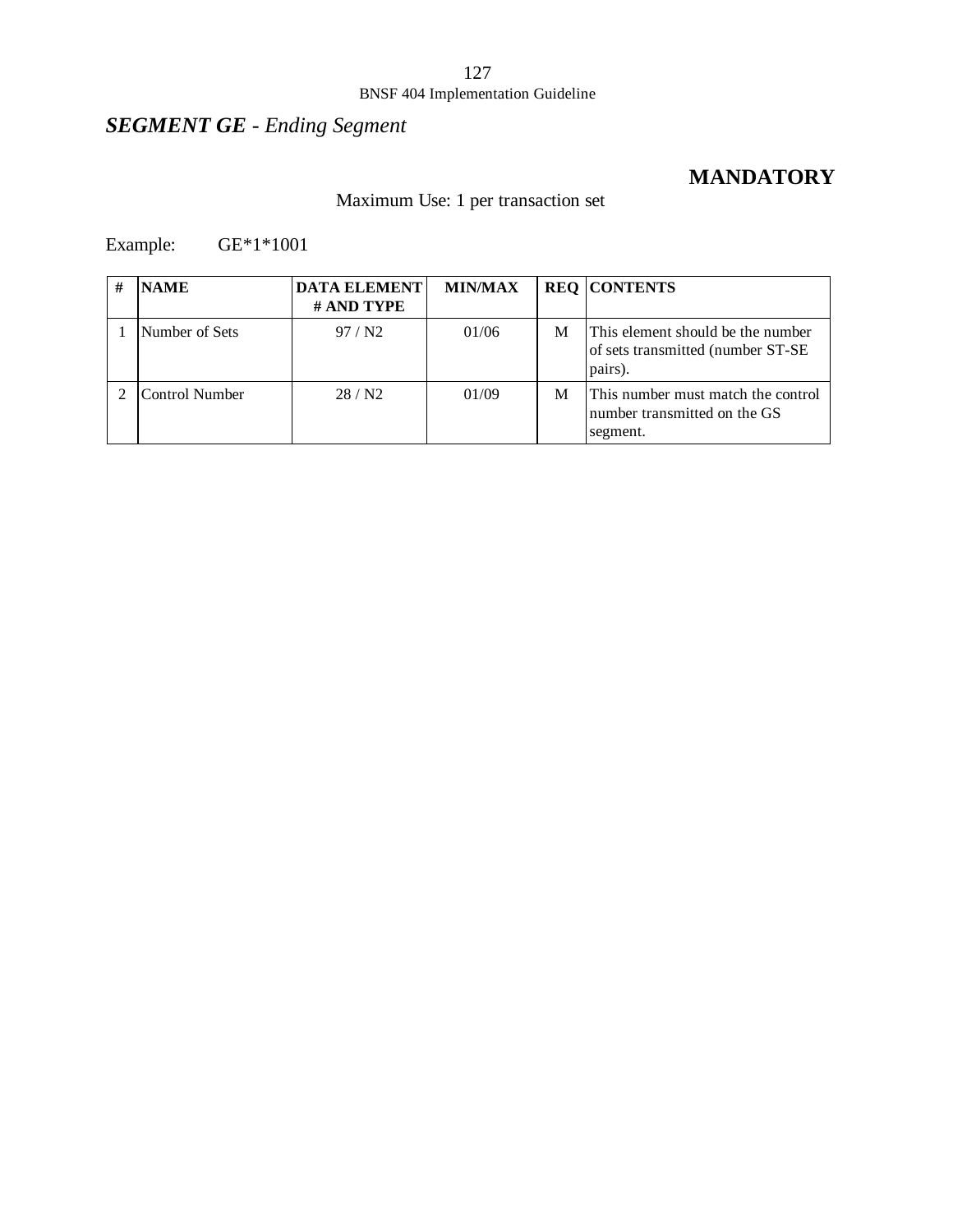## *SEGMENT GE - Ending Segment*

**MANDATORY**

Maximum Use: 1 per transaction set

Example: GE*1*1001

| # | NAME | DATA ELEMENT # AND TYPE | MIN/MAX | REQ | CONTENTS |
|---|---|---|---|---|---|
| 1 | Number of Sets | 97 / N2 | 01/06 | M | This element should be the number of sets transmitted (number ST-SE pairs). |
| 2 | Control Number | 28 / N2 | 01/09 | M | This number must match the control number transmitted on the GS segment. |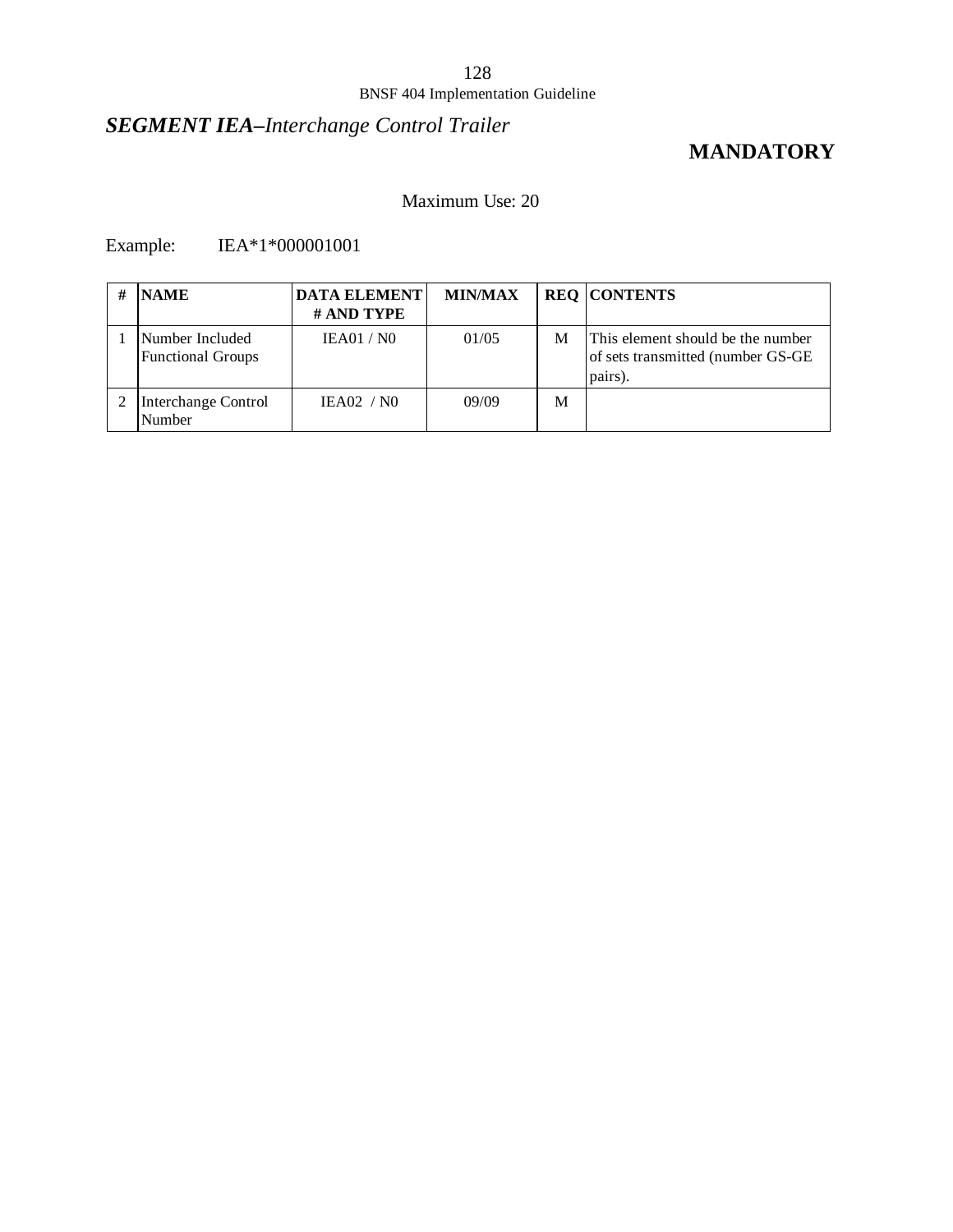## ***SEGMENT IEA–Interchange Control Trailer***

**MANDATORY**

Maximum Use: 20

Example: IEA*1*000001001

| # | NAME | DATA ELEMENT # AND TYPE | MIN/MAX | REQ | CONTENTS |
|---|---|---|---|---|---|
| 1 | Number Included Functional Groups | IEA01 / N0 | 01/05 | M | This element should be the number of sets transmitted (number GS-GE pairs). |
| 2 | Interchange Control Number | IEA02 / N0 | 09/09 | M | |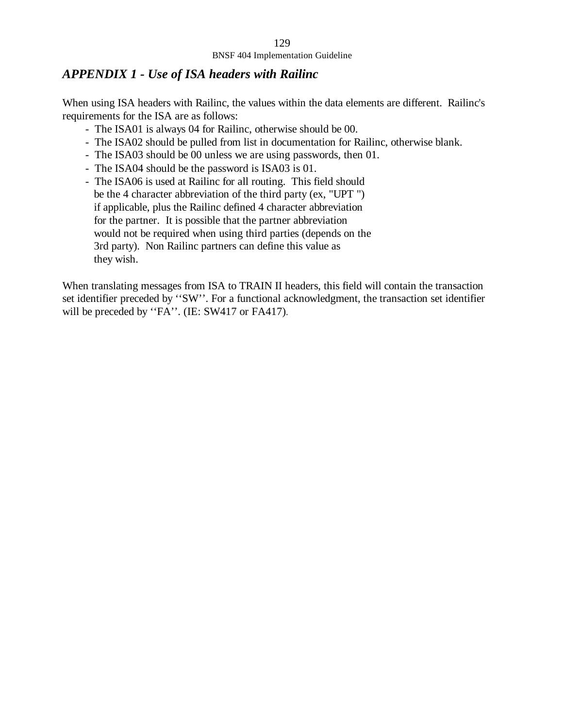## *APPENDIX 1 - Use of ISA headers with Railinc*

When using ISA headers with Railinc, the values within the data elements are different. Railinc's requirements for the ISA are as follows:

- The ISA01 is always 04 for Railinc, otherwise should be 00.
- The ISA02 should be pulled from list in documentation for Railinc, otherwise blank.
- The ISA03 should be 00 unless we are using passwords, then 01.
- The ISA04 should be the password is ISA03 is 01.
- The ISA06 is used at Railinc for all routing. This field should be the 4 character abbreviation of the third party (ex, "UPT ") if applicable, plus the Railinc defined 4 character abbreviation for the partner. It is possible that the partner abbreviation would not be required when using third parties (depends on the 3rd party). Non Railinc partners can define this value as they wish.

When translating messages from ISA to TRAIN II headers, this field will contain the transaction set identifier preceded by ‘‘SW’’. For a functional acknowledgment, the transaction set identifier will be preceded by ‘‘FA’’. (IE: SW417 or FA417).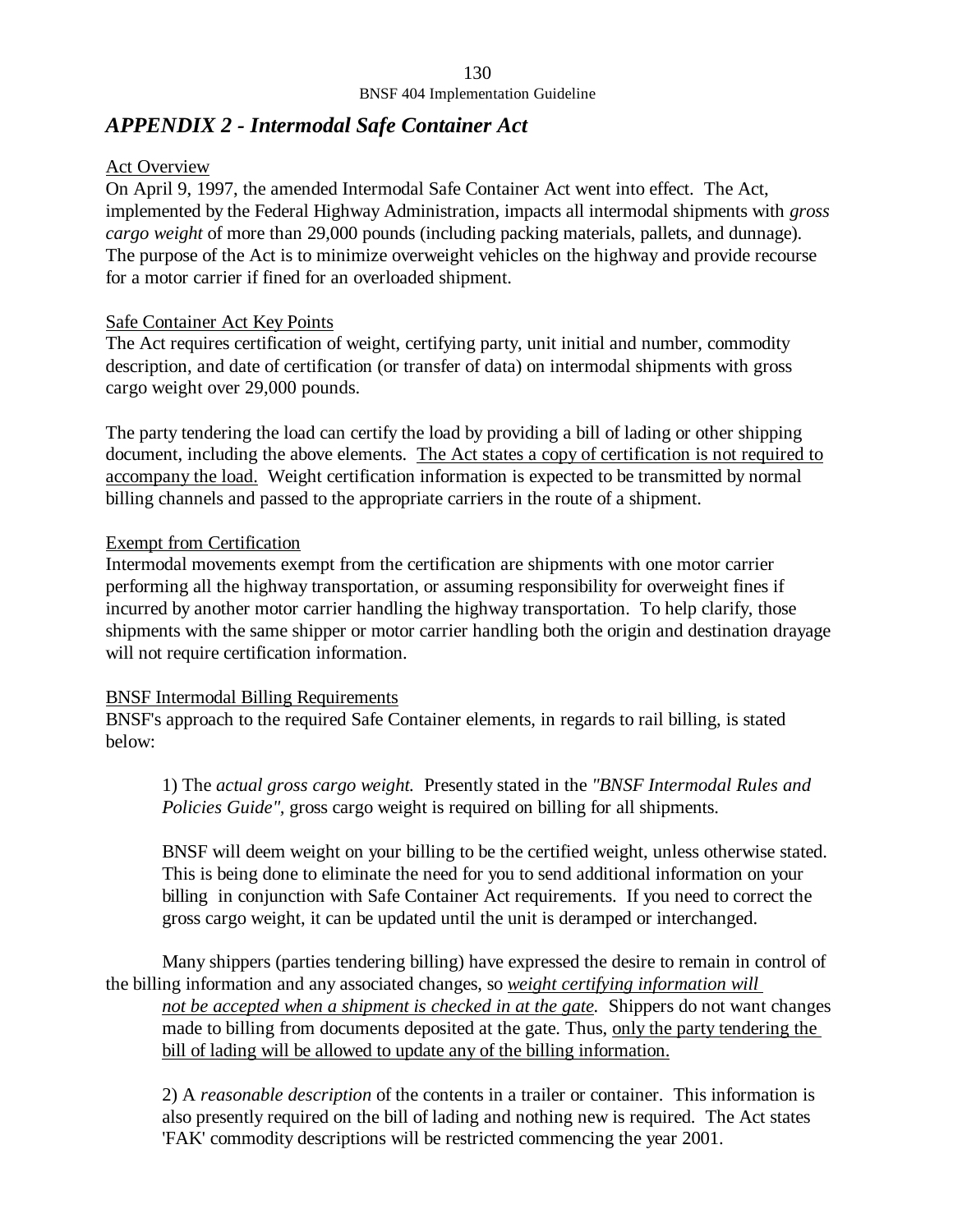## *APPENDIX 2 - Intermodal Safe Container Act*

<u>Act Overview</u>

On April 9, 1997, the amended Intermodal Safe Container Act went into effect. The Act, implemented by the Federal Highway Administration, impacts all intermodal shipments with *gross cargo weight* of more than 29,000 pounds (including packing materials, pallets, and dunnage). The purpose of the Act is to minimize overweight vehicles on the highway and provide recourse for a motor carrier if fined for an overloaded shipment.

<u>Safe Container Act Key Points</u>

The Act requires certification of weight, certifying party, unit initial and number, commodity description, and date of certification (or transfer of data) on intermodal shipments with gross cargo weight over 29,000 pounds.

The party tendering the load can certify the load by providing a bill of lading or other shipping document, including the above elements. <u>The Act states a copy of certification is not required to accompany the load.</u> Weight certification information is expected to be transmitted by normal billing channels and passed to the appropriate carriers in the route of a shipment.

<u>Exempt from Certification</u>

Intermodal movements exempt from the certification are shipments with one motor carrier performing all the highway transportation, or assuming responsibility for overweight fines if incurred by another motor carrier handling the highway transportation. To help clarify, those shipments with the same shipper or motor carrier handling both the origin and destination drayage will not require certification information.

<u>BNSF Intermodal Billing Requirements</u>

BNSF's approach to the required Safe Container elements, in regards to rail billing, is stated below:

1) The *actual gross cargo weight.* Presently stated in the *"BNSF Intermodal Rules and Policies Guide"*, gross cargo weight is required on billing for all shipments.

BNSF will deem weight on your billing to be the certified weight, unless otherwise stated. This is being done to eliminate the need for you to send additional information on your billing in conjunction with Safe Container Act requirements. If you need to correct the gross cargo weight, it can be updated until the unit is deramped or interchanged.

Many shippers (parties tendering billing) have expressed the desire to remain in control of the billing information and any associated changes, so <u>*weight certifying information will not be accepted when a shipment is checked in at the gate.*</u> Shippers do not want changes made to billing from documents deposited at the gate. Thus, <u>only the party tendering the bill of lading will be allowed to update any of the billing information.</u>

2) A *reasonable description* of the contents in a trailer or container. This information is also presently required on the bill of lading and nothing new is required. The Act states 'FAK' commodity descriptions will be restricted commencing the year 2001.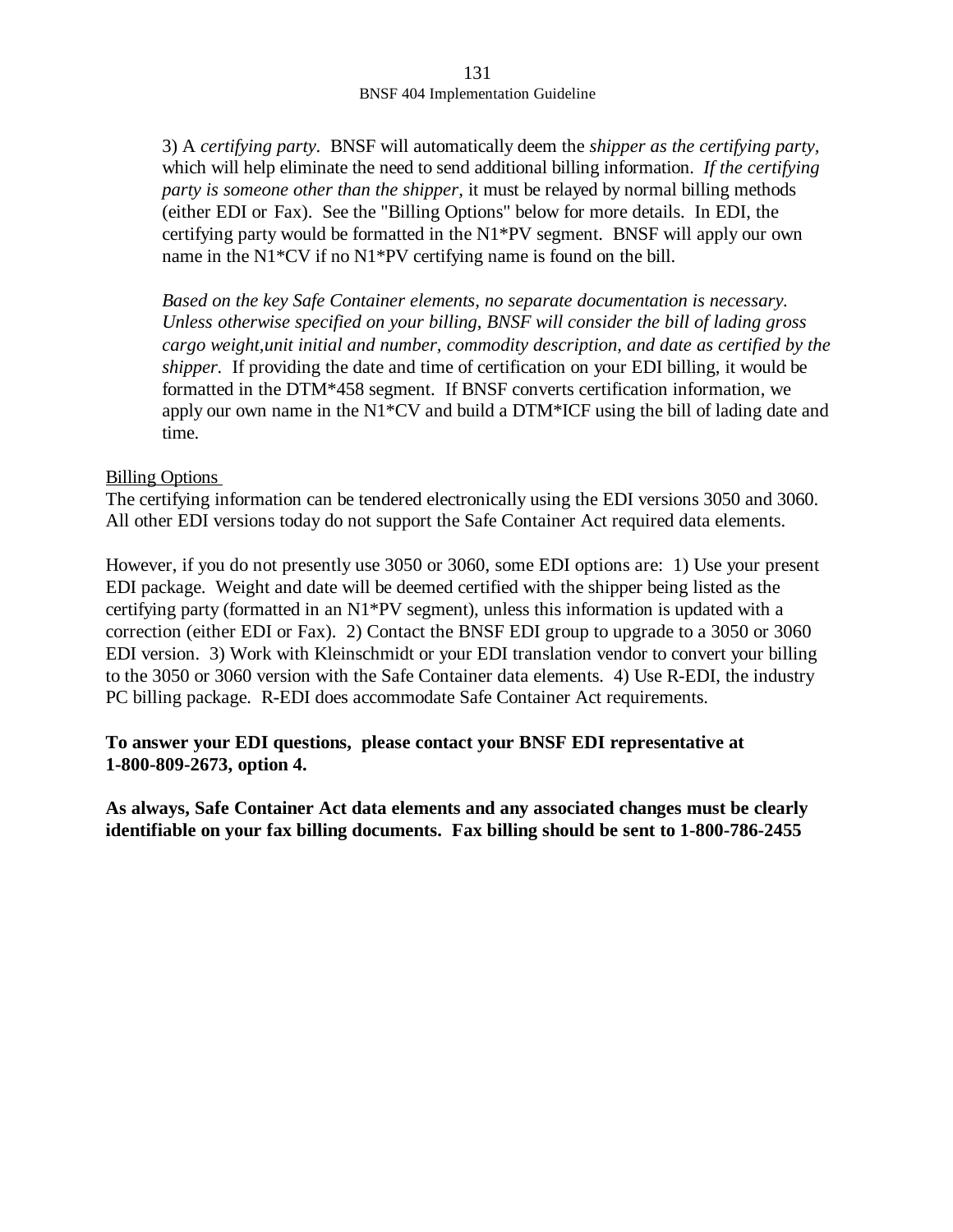3) A *certifying party*. BNSF will automatically deem the *shipper as the certifying party*, which will help eliminate the need to send additional billing information. *If the certifying party is someone other than the shipper*, it must be relayed by normal billing methods (either EDI or Fax). See the "Billing Options" below for more details. In EDI, the certifying party would be formatted in the N1*PV segment. BNSF will apply our own name in the N1*CV if no N1*PV certifying name is found on the bill.

*Based on the key Safe Container elements, no separate documentation is necessary. Unless otherwise specified on your billing, BNSF will consider the bill of lading gross cargo weight,unit initial and number, commodity description, and date as certified by the shipper.* If providing the date and time of certification on your EDI billing, it would be formatted in the DTM*458 segment. If BNSF converts certification information, we apply our own name in the N1*CV and build a DTM*ICF using the bill of lading date and time.

Billing Options

The certifying information can be tendered electronically using the EDI versions 3050 and 3060. All other EDI versions today do not support the Safe Container Act required data elements.

However, if you do not presently use 3050 or 3060, some EDI options are: 1) Use your present EDI package. Weight and date will be deemed certified with the shipper being listed as the certifying party (formatted in an N1*PV segment), unless this information is updated with a correction (either EDI or Fax). 2) Contact the BNSF EDI group to upgrade to a 3050 or 3060 EDI version. 3) Work with Kleinschmidt or your EDI translation vendor to convert your billing to the 3050 or 3060 version with the Safe Container data elements. 4) Use R-EDI, the industry PC billing package. R-EDI does accommodate Safe Container Act requirements.

**To answer your EDI questions, please contact your BNSF EDI representative at 1-800-809-2673, option 4.**

**As always, Safe Container Act data elements and any associated changes must be clearly identifiable on your fax billing documents. Fax billing should be sent to 1-800-786-2455**